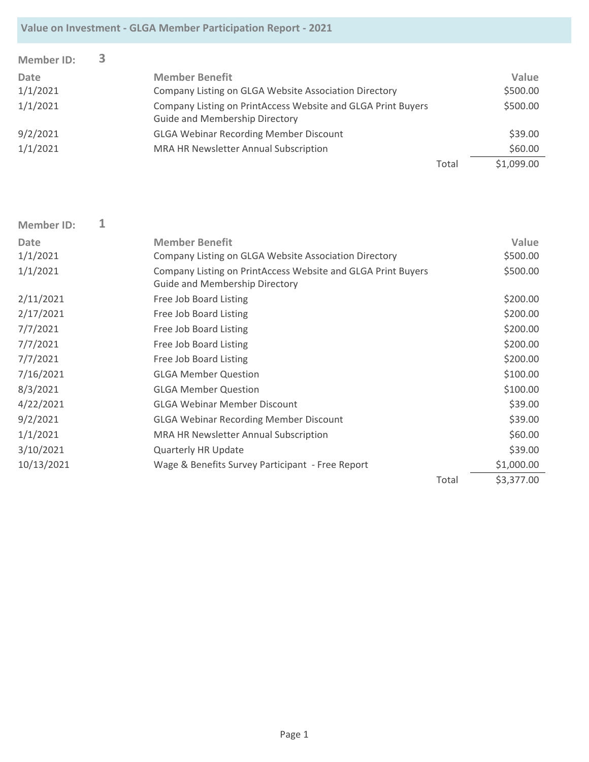## Value on Investment - GLGA Member Participation Report - 2021

**Member ID:** 3

| Date | Member Benefit | | Value |
|---|---|---|---|
| 1/1/2021 | Company Listing on GLGA Website Association Directory | | $500.00 |
| 1/1/2021 | Company Listing on PrintAccess Website and GLGA Print Buyers Guide and Membership Directory | | $500.00 |
| 9/2/2021 | GLGA Webinar Recording Member Discount | | $39.00 |
| 1/1/2021 | MRA HR Newsletter Annual Subscription | | $60.00 |
| | | Total | $1,099.00 |

**Member ID:** 1

| Date | Member Benefit | | Value |
|---|---|---|---|
| 1/1/2021 | Company Listing on GLGA Website Association Directory | | $500.00 |
| 1/1/2021 | Company Listing on PrintAccess Website and GLGA Print Buyers Guide and Membership Directory | | $500.00 |
| 2/11/2021 | Free Job Board Listing | | $200.00 |
| 2/17/2021 | Free Job Board Listing | | $200.00 |
| 7/7/2021 | Free Job Board Listing | | $200.00 |
| 7/7/2021 | Free Job Board Listing | | $200.00 |
| 7/7/2021 | Free Job Board Listing | | $200.00 |
| 7/16/2021 | GLGA Member Question | | $100.00 |
| 8/3/2021 | GLGA Member Question | | $100.00 |
| 4/22/2021 | GLGA Webinar Member Discount | | $39.00 |
| 9/2/2021 | GLGA Webinar Recording Member Discount | | $39.00 |
| 1/1/2021 | MRA HR Newsletter Annual Subscription | | $60.00 |
| 3/10/2021 | Quarterly HR Update | | $39.00 |
| 10/13/2021 | Wage & Benefits Survey Participant - Free Report | | $1,000.00 |
| | | Total | $3,377.00 |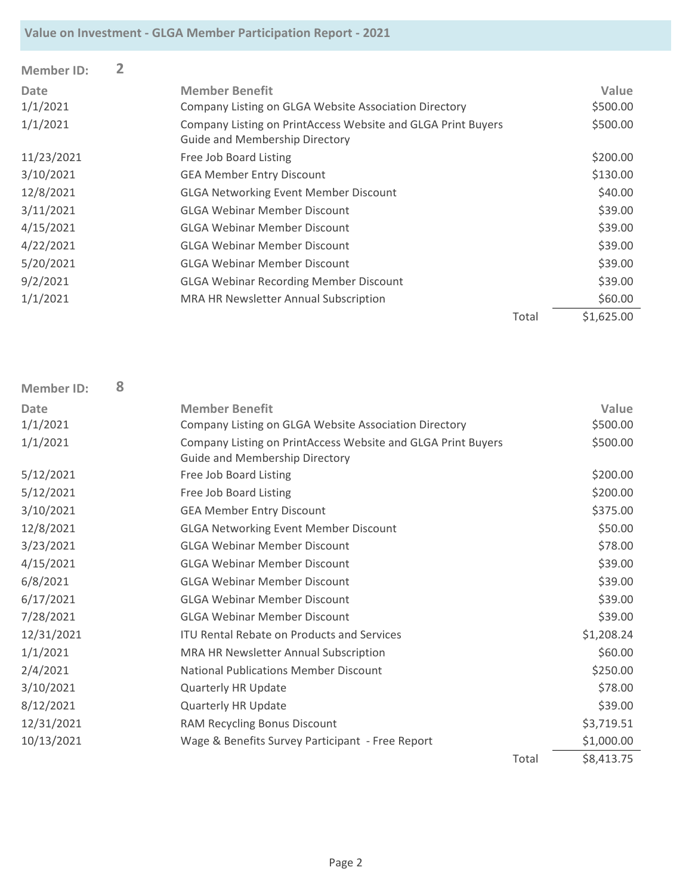## Value on Investment - GLGA Member Participation Report - 2021

**Member ID:** 2

| Date | Member Benefit | | Value |
|---|---|---|---|
| 1/1/2021 | Company Listing on GLGA Website Association Directory | | $500.00 |
| 1/1/2021 | Company Listing on PrintAccess Website and GLGA Print Buyers Guide and Membership Directory | | $500.00 |
| 11/23/2021 | Free Job Board Listing | | $200.00 |
| 3/10/2021 | GEA Member Entry Discount | | $130.00 |
| 12/8/2021 | GLGA Networking Event Member Discount | | $40.00 |
| 3/11/2021 | GLGA Webinar Member Discount | | $39.00 |
| 4/15/2021 | GLGA Webinar Member Discount | | $39.00 |
| 4/22/2021 | GLGA Webinar Member Discount | | $39.00 |
| 5/20/2021 | GLGA Webinar Member Discount | | $39.00 |
| 9/2/2021 | GLGA Webinar Recording Member Discount | | $39.00 |
| 1/1/2021 | MRA HR Newsletter Annual Subscription | | $60.00 |
| | | Total | $1,625.00 |

**Member ID:** 8

| Date | Member Benefit | | Value |
|---|---|---|---|
| 1/1/2021 | Company Listing on GLGA Website Association Directory | | $500.00 |
| 1/1/2021 | Company Listing on PrintAccess Website and GLGA Print Buyers Guide and Membership Directory | | $500.00 |
| 5/12/2021 | Free Job Board Listing | | $200.00 |
| 5/12/2021 | Free Job Board Listing | | $200.00 |
| 3/10/2021 | GEA Member Entry Discount | | $375.00 |
| 12/8/2021 | GLGA Networking Event Member Discount | | $50.00 |
| 3/23/2021 | GLGA Webinar Member Discount | | $78.00 |
| 4/15/2021 | GLGA Webinar Member Discount | | $39.00 |
| 6/8/2021 | GLGA Webinar Member Discount | | $39.00 |
| 6/17/2021 | GLGA Webinar Member Discount | | $39.00 |
| 7/28/2021 | GLGA Webinar Member Discount | | $39.00 |
| 12/31/2021 | ITU Rental Rebate on Products and Services | | $1,208.24 |
| 1/1/2021 | MRA HR Newsletter Annual Subscription | | $60.00 |
| 2/4/2021 | National Publications Member Discount | | $250.00 |
| 3/10/2021 | Quarterly HR Update | | $78.00 |
| 8/12/2021 | Quarterly HR Update | | $39.00 |
| 12/31/2021 | RAM Recycling Bonus Discount | | $3,719.51 |
| 10/13/2021 | Wage & Benefits Survey Participant - Free Report | | $1,000.00 |
| | | Total | $8,413.75 |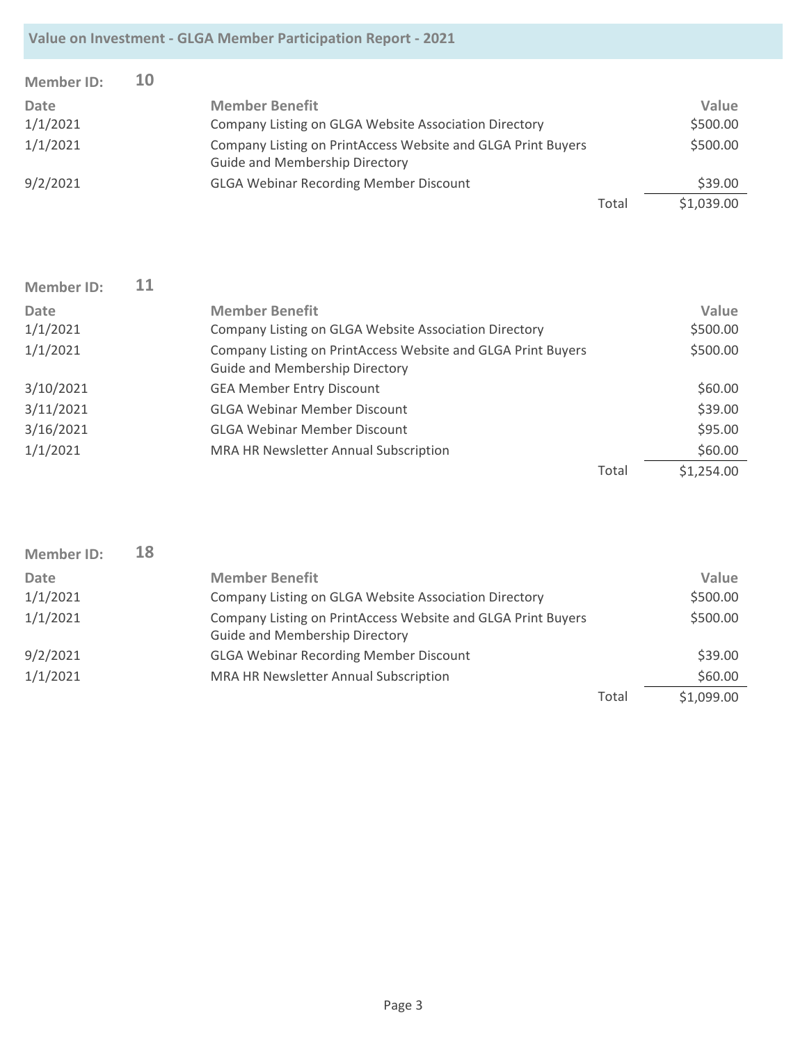## Value on Investment - GLGA Member Participation Report - 2021

**Member ID:** **10**

| Date | Member Benefit | | Value |
|---|---|---|---|
| 1/1/2021 | Company Listing on GLGA Website Association Directory | | $500.00 |
| 1/1/2021 | Company Listing on PrintAccess Website and GLGA Print Buyers Guide and Membership Directory | | $500.00 |
| 9/2/2021 | GLGA Webinar Recording Member Discount | | $39.00 |
| | | Total | $1,039.00 |

**Member ID:** **11**

| Date | Member Benefit | | Value |
|---|---|---|---|
| 1/1/2021 | Company Listing on GLGA Website Association Directory | | $500.00 |
| 1/1/2021 | Company Listing on PrintAccess Website and GLGA Print Buyers Guide and Membership Directory | | $500.00 |
| 3/10/2021 | GEA Member Entry Discount | | $60.00 |
| 3/11/2021 | GLGA Webinar Member Discount | | $39.00 |
| 3/16/2021 | GLGA Webinar Member Discount | | $95.00 |
| 1/1/2021 | MRA HR Newsletter Annual Subscription | | $60.00 |
| | | Total | $1,254.00 |

**Member ID:** **18**

| Date | Member Benefit | | Value |
|---|---|---|---|
| 1/1/2021 | Company Listing on GLGA Website Association Directory | | $500.00 |
| 1/1/2021 | Company Listing on PrintAccess Website and GLGA Print Buyers Guide and Membership Directory | | $500.00 |
| 9/2/2021 | GLGA Webinar Recording Member Discount | | $39.00 |
| 1/1/2021 | MRA HR Newsletter Annual Subscription | | $60.00 |
| | | Total | $1,099.00 |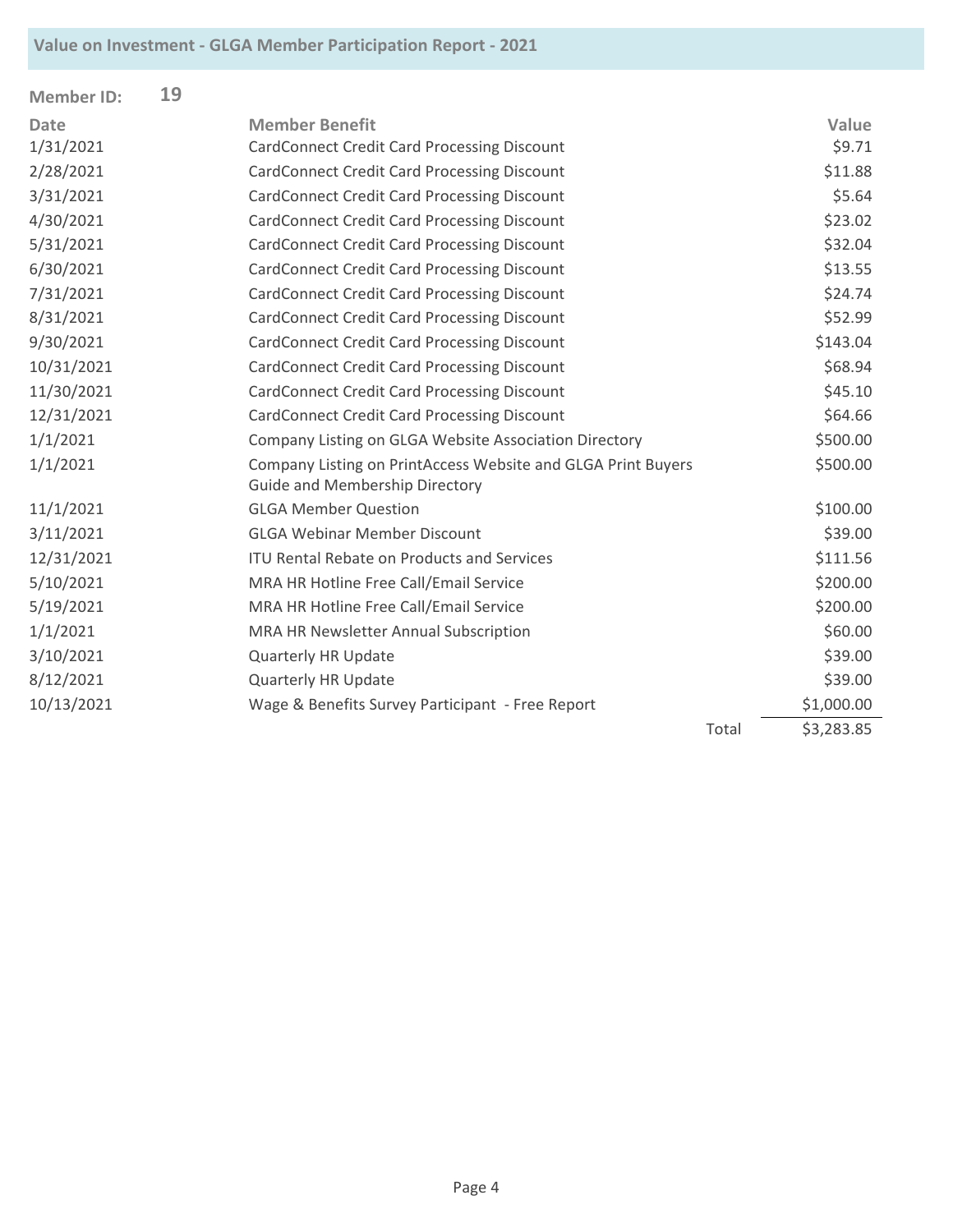## Value on Investment - GLGA Member Participation Report - 2021

**Member ID:** **19**

| Date | Member Benefit | Value |
|---|---|---|
| 1/31/2021 | CardConnect Credit Card Processing Discount | $9.71 |
| 2/28/2021 | CardConnect Credit Card Processing Discount | $11.88 |
| 3/31/2021 | CardConnect Credit Card Processing Discount | $5.64 |
| 4/30/2021 | CardConnect Credit Card Processing Discount | $23.02 |
| 5/31/2021 | CardConnect Credit Card Processing Discount | $32.04 |
| 6/30/2021 | CardConnect Credit Card Processing Discount | $13.55 |
| 7/31/2021 | CardConnect Credit Card Processing Discount | $24.74 |
| 8/31/2021 | CardConnect Credit Card Processing Discount | $52.99 |
| 9/30/2021 | CardConnect Credit Card Processing Discount | $143.04 |
| 10/31/2021 | CardConnect Credit Card Processing Discount | $68.94 |
| 11/30/2021 | CardConnect Credit Card Processing Discount | $45.10 |
| 12/31/2021 | CardConnect Credit Card Processing Discount | $64.66 |
| 1/1/2021 | Company Listing on GLGA Website Association Directory | $500.00 |
| 1/1/2021 | Company Listing on PrintAccess Website and GLGA Print Buyers Guide and Membership Directory | $500.00 |
| 11/1/2021 | GLGA Member Question | $100.00 |
| 3/11/2021 | GLGA Webinar Member Discount | $39.00 |
| 12/31/2021 | ITU Rental Rebate on Products and Services | $111.56 |
| 5/10/2021 | MRA HR Hotline Free Call/Email Service | $200.00 |
| 5/19/2021 | MRA HR Hotline Free Call/Email Service | $200.00 |
| 1/1/2021 | MRA HR Newsletter Annual Subscription | $60.00 |
| 3/10/2021 | Quarterly HR Update | $39.00 |
| 8/12/2021 | Quarterly HR Update | $39.00 |
| 10/13/2021 | Wage & Benefits Survey Participant - Free Report | $1,000.00 |
| | Total | $3,283.85 |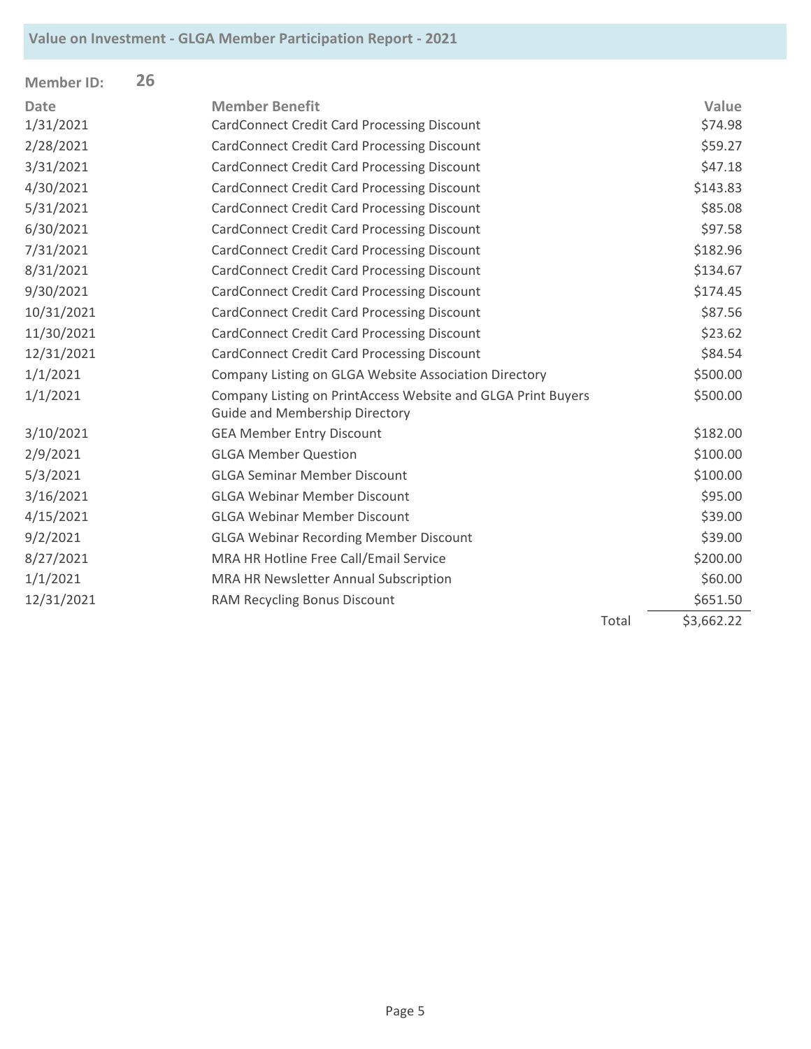## Value on Investment - GLGA Member Participation Report - 2021

**Member ID:** 26

| Date | Member Benefit | Value |
|---|---|---|
| 1/31/2021 | CardConnect Credit Card Processing Discount | $74.98 |
| 2/28/2021 | CardConnect Credit Card Processing Discount | $59.27 |
| 3/31/2021 | CardConnect Credit Card Processing Discount | $47.18 |
| 4/30/2021 | CardConnect Credit Card Processing Discount | $143.83 |
| 5/31/2021 | CardConnect Credit Card Processing Discount | $85.08 |
| 6/30/2021 | CardConnect Credit Card Processing Discount | $97.58 |
| 7/31/2021 | CardConnect Credit Card Processing Discount | $182.96 |
| 8/31/2021 | CardConnect Credit Card Processing Discount | $134.67 |
| 9/30/2021 | CardConnect Credit Card Processing Discount | $174.45 |
| 10/31/2021 | CardConnect Credit Card Processing Discount | $87.56 |
| 11/30/2021 | CardConnect Credit Card Processing Discount | $23.62 |
| 12/31/2021 | CardConnect Credit Card Processing Discount | $84.54 |
| 1/1/2021 | Company Listing on GLGA Website Association Directory | $500.00 |
| 1/1/2021 | Company Listing on PrintAccess Website and GLGA Print Buyers Guide and Membership Directory | $500.00 |
| 3/10/2021 | GEA Member Entry Discount | $182.00 |
| 2/9/2021 | GLGA Member Question | $100.00 |
| 5/3/2021 | GLGA Seminar Member Discount | $100.00 |
| 3/16/2021 | GLGA Webinar Member Discount | $95.00 |
| 4/15/2021 | GLGA Webinar Member Discount | $39.00 |
| 9/2/2021 | GLGA Webinar Recording Member Discount | $39.00 |
| 8/27/2021 | MRA HR Hotline Free Call/Email Service | $200.00 |
| 1/1/2021 | MRA HR Newsletter Annual Subscription | $60.00 |
| 12/31/2021 | RAM Recycling Bonus Discount | $651.50 |
| | Total | $3,662.22 |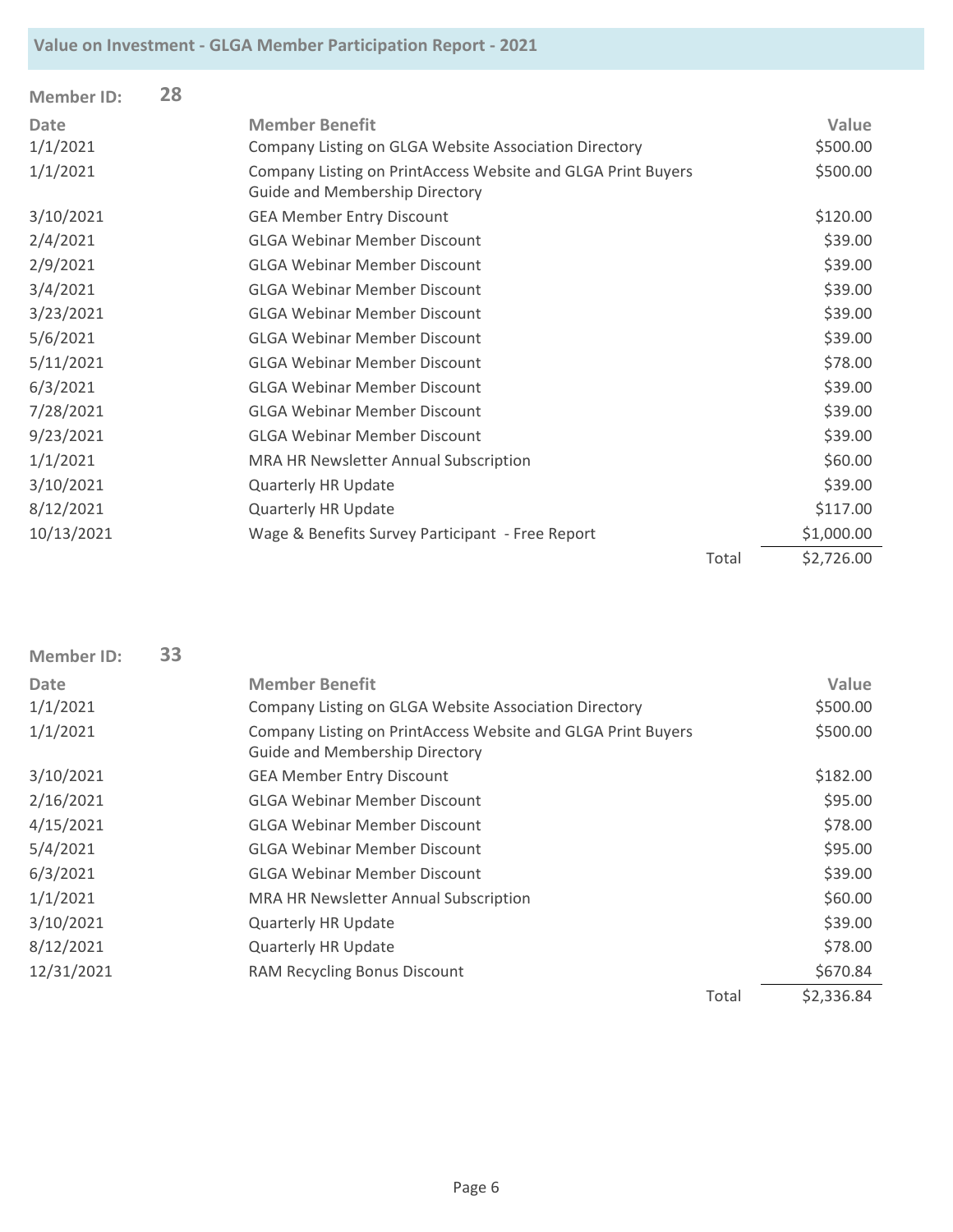## Value on Investment - GLGA Member Participation Report - 2021

**Member ID:** **28**

| Date | Member Benefit | Value |
|---|---|---|
| 1/1/2021 | Company Listing on GLGA Website Association Directory | $500.00 |
| 1/1/2021 | Company Listing on PrintAccess Website and GLGA Print Buyers Guide and Membership Directory | $500.00 |
| 3/10/2021 | GEA Member Entry Discount | $120.00 |
| 2/4/2021 | GLGA Webinar Member Discount | $39.00 |
| 2/9/2021 | GLGA Webinar Member Discount | $39.00 |
| 3/4/2021 | GLGA Webinar Member Discount | $39.00 |
| 3/23/2021 | GLGA Webinar Member Discount | $39.00 |
| 5/6/2021 | GLGA Webinar Member Discount | $39.00 |
| 5/11/2021 | GLGA Webinar Member Discount | $78.00 |
| 6/3/2021 | GLGA Webinar Member Discount | $39.00 |
| 7/28/2021 | GLGA Webinar Member Discount | $39.00 |
| 9/23/2021 | GLGA Webinar Member Discount | $39.00 |
| 1/1/2021 | MRA HR Newsletter Annual Subscription | $60.00 |
| 3/10/2021 | Quarterly HR Update | $39.00 |
| 8/12/2021 | Quarterly HR Update | $117.00 |
| 10/13/2021 | Wage & Benefits Survey Participant - Free Report | $1,000.00 |
| | Total | $2,726.00 |

**Member ID:** **33**

| Date | Member Benefit | Value |
|---|---|---|
| 1/1/2021 | Company Listing on GLGA Website Association Directory | $500.00 |
| 1/1/2021 | Company Listing on PrintAccess Website and GLGA Print Buyers Guide and Membership Directory | $500.00 |
| 3/10/2021 | GEA Member Entry Discount | $182.00 |
| 2/16/2021 | GLGA Webinar Member Discount | $95.00 |
| 4/15/2021 | GLGA Webinar Member Discount | $78.00 |
| 5/4/2021 | GLGA Webinar Member Discount | $95.00 |
| 6/3/2021 | GLGA Webinar Member Discount | $39.00 |
| 1/1/2021 | MRA HR Newsletter Annual Subscription | $60.00 |
| 3/10/2021 | Quarterly HR Update | $39.00 |
| 8/12/2021 | Quarterly HR Update | $78.00 |
| 12/31/2021 | RAM Recycling Bonus Discount | $670.84 |
| | Total | $2,336.84 |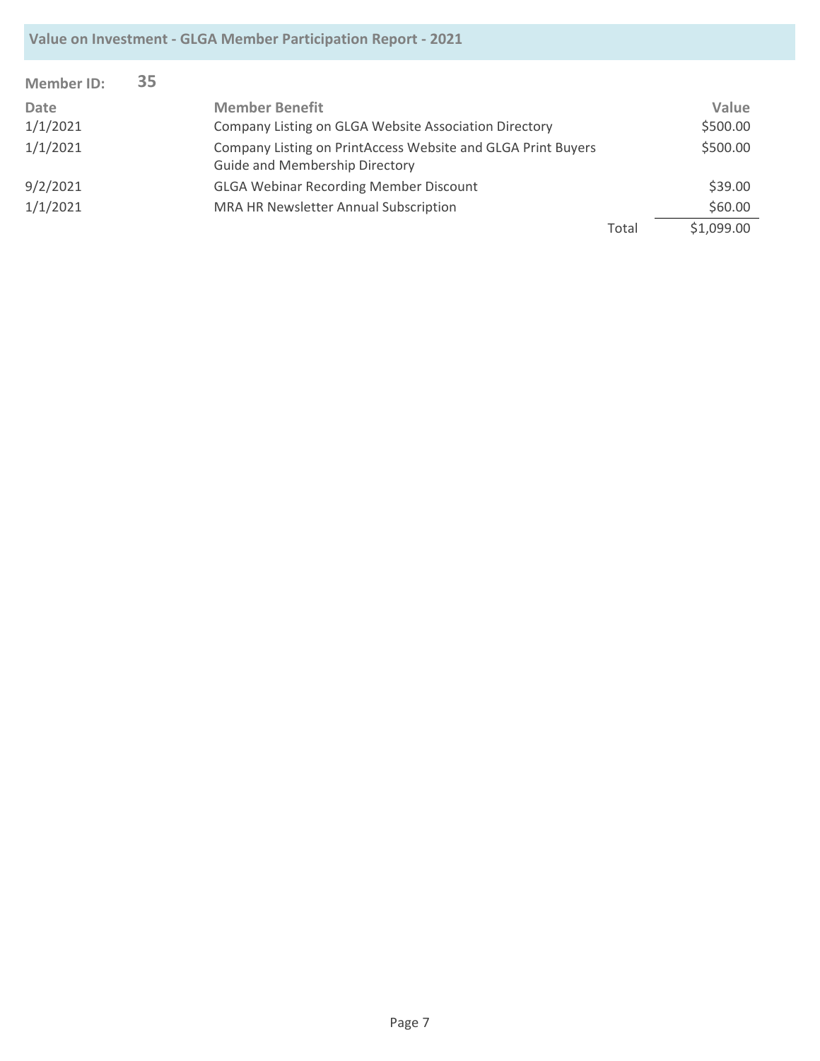## Value on Investment - GLGA Member Participation Report - 2021

**Member ID:** **35**

| Date | Member Benefit | | Value |
|---|---|---|---|
| 1/1/2021 | Company Listing on GLGA Website Association Directory | | $500.00 |
| 1/1/2021 | Company Listing on PrintAccess Website and GLGA Print Buyers Guide and Membership Directory | | $500.00 |
| 9/2/2021 | GLGA Webinar Recording Member Discount | | $39.00 |
| 1/1/2021 | MRA HR Newsletter Annual Subscription | | $60.00 |
| | | Total | $1,099.00 |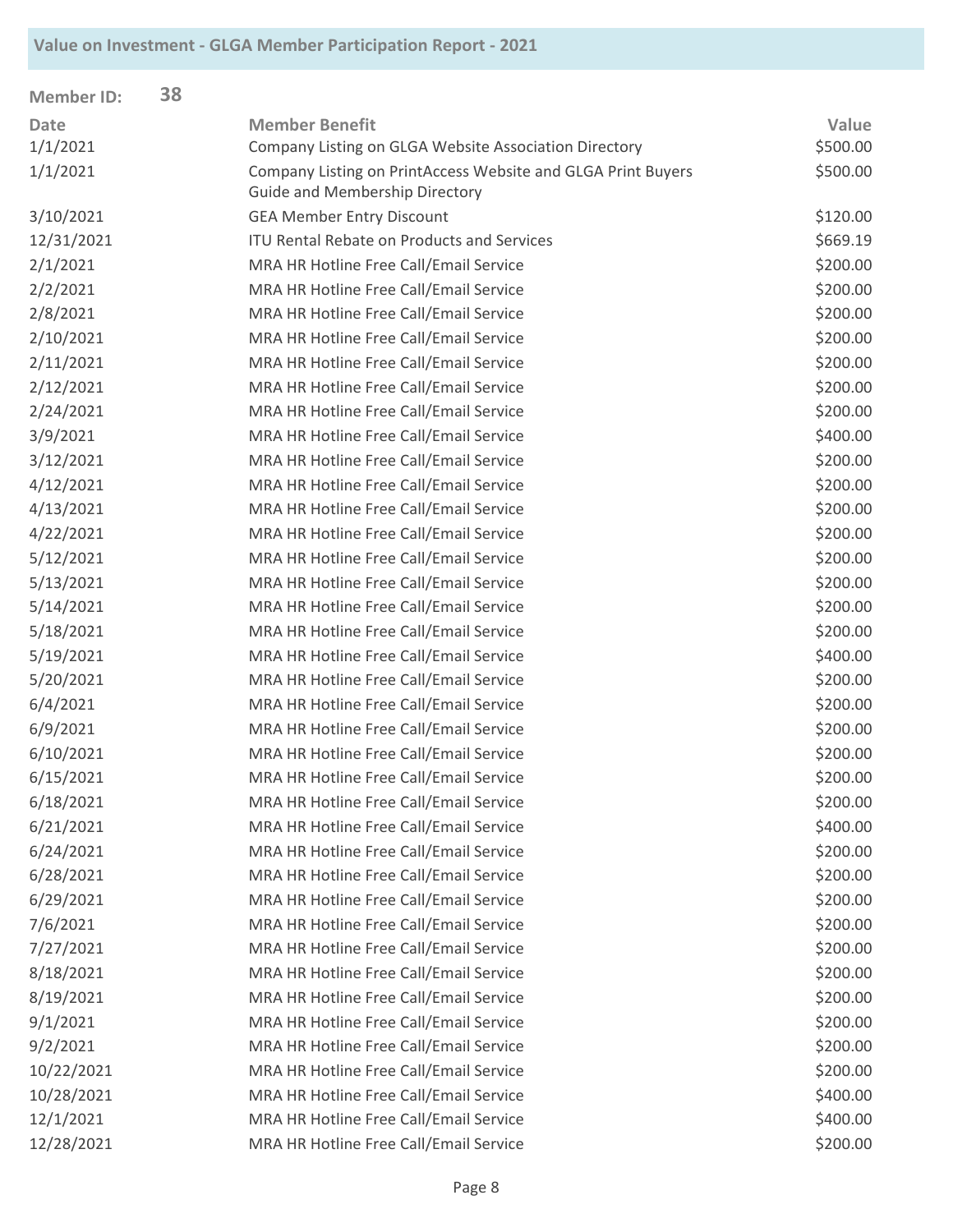## Value on Investment - GLGA Member Participation Report - 2021

**Member ID:** 38

| Date | Member Benefit | Value |
|---|---|---|
| 1/1/2021 | Company Listing on GLGA Website Association Directory | $500.00 |
| 1/1/2021 | Company Listing on PrintAccess Website and GLGA Print Buyers Guide and Membership Directory | $500.00 |
| 3/10/2021 | GEA Member Entry Discount | $120.00 |
| 12/31/2021 | ITU Rental Rebate on Products and Services | $669.19 |
| 2/1/2021 | MRA HR Hotline Free Call/Email Service | $200.00 |
| 2/2/2021 | MRA HR Hotline Free Call/Email Service | $200.00 |
| 2/8/2021 | MRA HR Hotline Free Call/Email Service | $200.00 |
| 2/10/2021 | MRA HR Hotline Free Call/Email Service | $200.00 |
| 2/11/2021 | MRA HR Hotline Free Call/Email Service | $200.00 |
| 2/12/2021 | MRA HR Hotline Free Call/Email Service | $200.00 |
| 2/24/2021 | MRA HR Hotline Free Call/Email Service | $200.00 |
| 3/9/2021 | MRA HR Hotline Free Call/Email Service | $400.00 |
| 3/12/2021 | MRA HR Hotline Free Call/Email Service | $200.00 |
| 4/12/2021 | MRA HR Hotline Free Call/Email Service | $200.00 |
| 4/13/2021 | MRA HR Hotline Free Call/Email Service | $200.00 |
| 4/22/2021 | MRA HR Hotline Free Call/Email Service | $200.00 |
| 5/12/2021 | MRA HR Hotline Free Call/Email Service | $200.00 |
| 5/13/2021 | MRA HR Hotline Free Call/Email Service | $200.00 |
| 5/14/2021 | MRA HR Hotline Free Call/Email Service | $200.00 |
| 5/18/2021 | MRA HR Hotline Free Call/Email Service | $200.00 |
| 5/19/2021 | MRA HR Hotline Free Call/Email Service | $400.00 |
| 5/20/2021 | MRA HR Hotline Free Call/Email Service | $200.00 |
| 6/4/2021 | MRA HR Hotline Free Call/Email Service | $200.00 |
| 6/9/2021 | MRA HR Hotline Free Call/Email Service | $200.00 |
| 6/10/2021 | MRA HR Hotline Free Call/Email Service | $200.00 |
| 6/15/2021 | MRA HR Hotline Free Call/Email Service | $200.00 |
| 6/18/2021 | MRA HR Hotline Free Call/Email Service | $200.00 |
| 6/21/2021 | MRA HR Hotline Free Call/Email Service | $400.00 |
| 6/24/2021 | MRA HR Hotline Free Call/Email Service | $200.00 |
| 6/28/2021 | MRA HR Hotline Free Call/Email Service | $200.00 |
| 6/29/2021 | MRA HR Hotline Free Call/Email Service | $200.00 |
| 7/6/2021 | MRA HR Hotline Free Call/Email Service | $200.00 |
| 7/27/2021 | MRA HR Hotline Free Call/Email Service | $200.00 |
| 8/18/2021 | MRA HR Hotline Free Call/Email Service | $200.00 |
| 8/19/2021 | MRA HR Hotline Free Call/Email Service | $200.00 |
| 9/1/2021 | MRA HR Hotline Free Call/Email Service | $200.00 |
| 9/2/2021 | MRA HR Hotline Free Call/Email Service | $200.00 |
| 10/22/2021 | MRA HR Hotline Free Call/Email Service | $200.00 |
| 10/28/2021 | MRA HR Hotline Free Call/Email Service | $400.00 |
| 12/1/2021 | MRA HR Hotline Free Call/Email Service | $400.00 |
| 12/28/2021 | MRA HR Hotline Free Call/Email Service | $200.00 |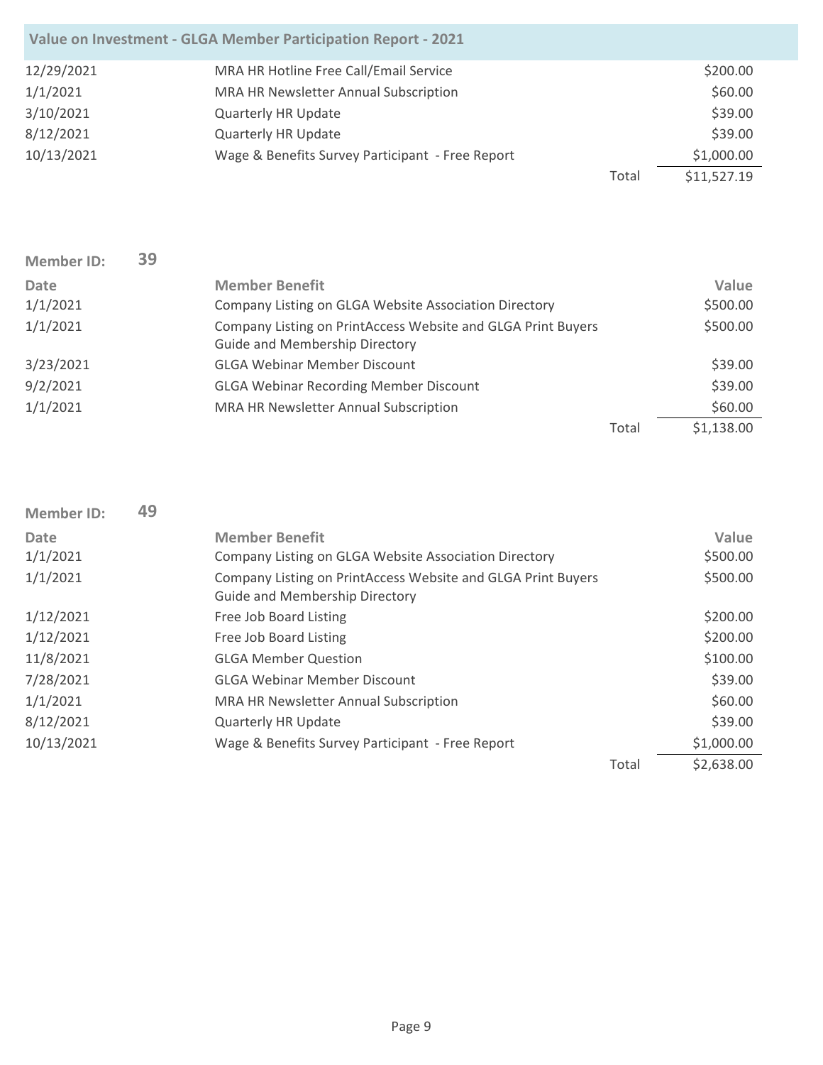Value on Investment - GLGA Member Participation Report - 2021

| Date | Member Benefit | | Value |
|---|---|---|---|
| 12/29/2021 | MRA HR Hotline Free Call/Email Service | | $200.00 |
| 1/1/2021 | MRA HR Newsletter Annual Subscription | | $60.00 |
| 3/10/2021 | Quarterly HR Update | | $39.00 |
| 8/12/2021 | Quarterly HR Update | | $39.00 |
| 10/13/2021 | Wage & Benefits Survey Participant - Free Report | | $1,000.00 |
| | | Total | $11,527.19 |

**Member ID: 39**

| Date | Member Benefit | | Value |
|---|---|---|---|
| 1/1/2021 | Company Listing on GLGA Website Association Directory | | $500.00 |
| 1/1/2021 | Company Listing on PrintAccess Website and GLGA Print Buyers Guide and Membership Directory | | $500.00 |
| 3/23/2021 | GLGA Webinar Member Discount | | $39.00 |
| 9/2/2021 | GLGA Webinar Recording Member Discount | | $39.00 |
| 1/1/2021 | MRA HR Newsletter Annual Subscription | | $60.00 |
| | | Total | $1,138.00 |

**Member ID: 49**

| Date | Member Benefit | | Value |
|---|---|---|---|
| 1/1/2021 | Company Listing on GLGA Website Association Directory | | $500.00 |
| 1/1/2021 | Company Listing on PrintAccess Website and GLGA Print Buyers Guide and Membership Directory | | $500.00 |
| 1/12/2021 | Free Job Board Listing | | $200.00 |
| 1/12/2021 | Free Job Board Listing | | $200.00 |
| 11/8/2021 | GLGA Member Question | | $100.00 |
| 7/28/2021 | GLGA Webinar Member Discount | | $39.00 |
| 1/1/2021 | MRA HR Newsletter Annual Subscription | | $60.00 |
| 8/12/2021 | Quarterly HR Update | | $39.00 |
| 10/13/2021 | Wage & Benefits Survey Participant - Free Report | | $1,000.00 |
| | | Total | $2,638.00 |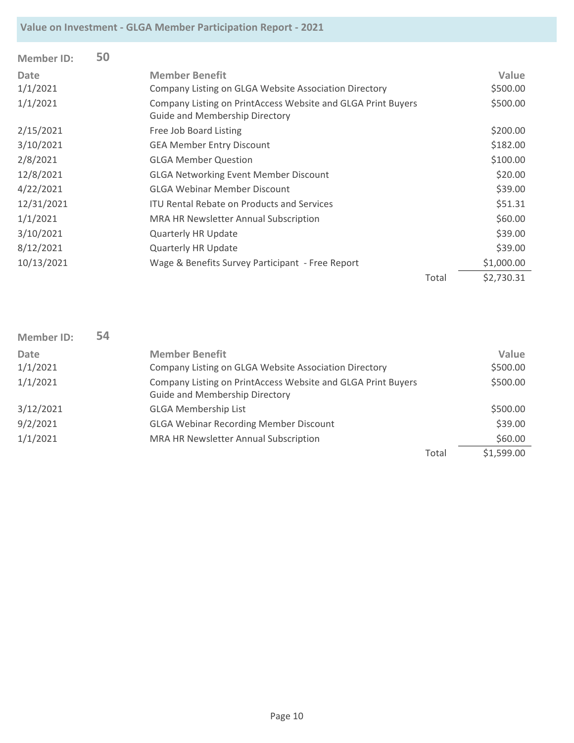## Value on Investment - GLGA Member Participation Report - 2021

**Member ID:** 50

| Date | Member Benefit | | Value |
|---|---|---|---|
| 1/1/2021 | Company Listing on GLGA Website Association Directory | | $500.00 |
| 1/1/2021 | Company Listing on PrintAccess Website and GLGA Print Buyers Guide and Membership Directory | | $500.00 |
| 2/15/2021 | Free Job Board Listing | | $200.00 |
| 3/10/2021 | GEA Member Entry Discount | | $182.00 |
| 2/8/2021 | GLGA Member Question | | $100.00 |
| 12/8/2021 | GLGA Networking Event Member Discount | | $20.00 |
| 4/22/2021 | GLGA Webinar Member Discount | | $39.00 |
| 12/31/2021 | ITU Rental Rebate on Products and Services | | $51.31 |
| 1/1/2021 | MRA HR Newsletter Annual Subscription | | $60.00 |
| 3/10/2021 | Quarterly HR Update | | $39.00 |
| 8/12/2021 | Quarterly HR Update | | $39.00 |
| 10/13/2021 | Wage & Benefits Survey Participant - Free Report | | $1,000.00 |
| | | Total | $2,730.31 |

**Member ID:** 54

| Date | Member Benefit | | Value |
|---|---|---|---|
| 1/1/2021 | Company Listing on GLGA Website Association Directory | | $500.00 |
| 1/1/2021 | Company Listing on PrintAccess Website and GLGA Print Buyers Guide and Membership Directory | | $500.00 |
| 3/12/2021 | GLGA Membership List | | $500.00 |
| 9/2/2021 | GLGA Webinar Recording Member Discount | | $39.00 |
| 1/1/2021 | MRA HR Newsletter Annual Subscription | | $60.00 |
| | | Total | $1,599.00 |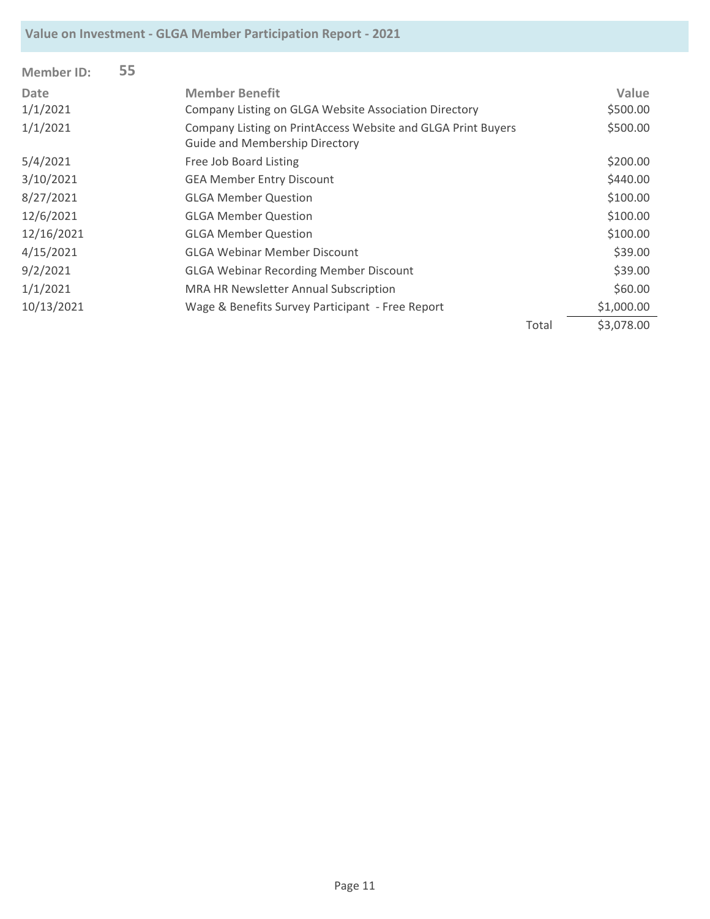## Value on Investment - GLGA Member Participation Report - 2021

**Member ID:** **55**

| Date | Member Benefit | | Value |
|---|---|---|---|
| 1/1/2021 | Company Listing on GLGA Website Association Directory | | $500.00 |
| 1/1/2021 | Company Listing on PrintAccess Website and GLGA Print Buyers Guide and Membership Directory | | $500.00 |
| 5/4/2021 | Free Job Board Listing | | $200.00 |
| 3/10/2021 | GEA Member Entry Discount | | $440.00 |
| 8/27/2021 | GLGA Member Question | | $100.00 |
| 12/6/2021 | GLGA Member Question | | $100.00 |
| 12/16/2021 | GLGA Member Question | | $100.00 |
| 4/15/2021 | GLGA Webinar Member Discount | | $39.00 |
| 9/2/2021 | GLGA Webinar Recording Member Discount | | $39.00 |
| 1/1/2021 | MRA HR Newsletter Annual Subscription | | $60.00 |
| 10/13/2021 | Wage & Benefits Survey Participant - Free Report | | $1,000.00 |
| | | Total | $3,078.00 |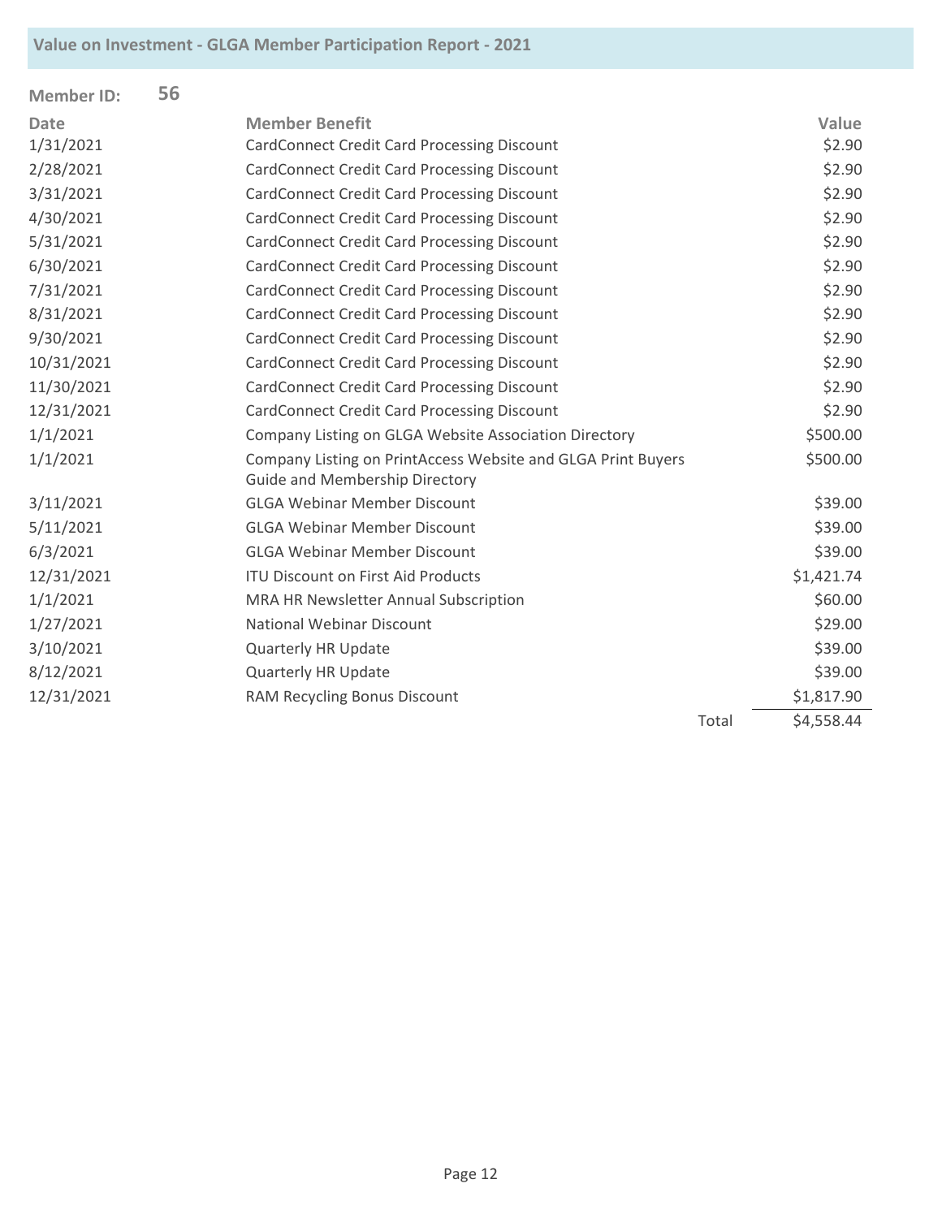## Value on Investment - GLGA Member Participation Report - 2021

**Member ID:** 56

| Date | Member Benefit | Value |
|---|---|---|
| 1/31/2021 | CardConnect Credit Card Processing Discount | $2.90 |
| 2/28/2021 | CardConnect Credit Card Processing Discount | $2.90 |
| 3/31/2021 | CardConnect Credit Card Processing Discount | $2.90 |
| 4/30/2021 | CardConnect Credit Card Processing Discount | $2.90 |
| 5/31/2021 | CardConnect Credit Card Processing Discount | $2.90 |
| 6/30/2021 | CardConnect Credit Card Processing Discount | $2.90 |
| 7/31/2021 | CardConnect Credit Card Processing Discount | $2.90 |
| 8/31/2021 | CardConnect Credit Card Processing Discount | $2.90 |
| 9/30/2021 | CardConnect Credit Card Processing Discount | $2.90 |
| 10/31/2021 | CardConnect Credit Card Processing Discount | $2.90 |
| 11/30/2021 | CardConnect Credit Card Processing Discount | $2.90 |
| 12/31/2021 | CardConnect Credit Card Processing Discount | $2.90 |
| 1/1/2021 | Company Listing on GLGA Website Association Directory | $500.00 |
| 1/1/2021 | Company Listing on PrintAccess Website and GLGA Print Buyers Guide and Membership Directory | $500.00 |
| 3/11/2021 | GLGA Webinar Member Discount | $39.00 |
| 5/11/2021 | GLGA Webinar Member Discount | $39.00 |
| 6/3/2021 | GLGA Webinar Member Discount | $39.00 |
| 12/31/2021 | ITU Discount on First Aid Products | $1,421.74 |
| 1/1/2021 | MRA HR Newsletter Annual Subscription | $60.00 |
| 1/27/2021 | National Webinar Discount | $29.00 |
| 3/10/2021 | Quarterly HR Update | $39.00 |
| 8/12/2021 | Quarterly HR Update | $39.00 |
| 12/31/2021 | RAM Recycling Bonus Discount | $1,817.90 |
| | Total | $4,558.44 |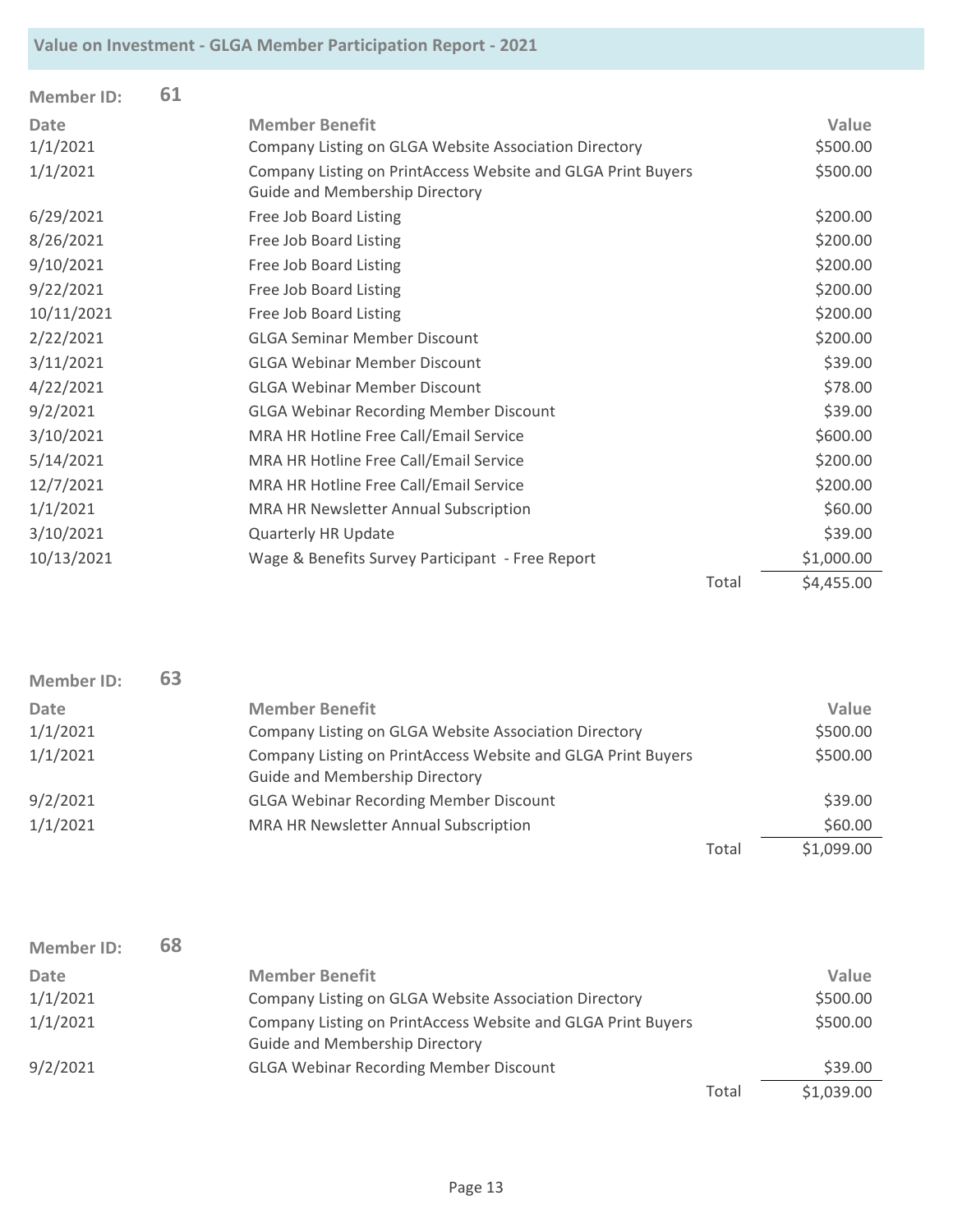## Value on Investment - GLGA Member Participation Report - 2021

**Member ID:** **61**

| Date | Member Benefit | | Value |
|---|---|---|---|
| 1/1/2021 | Company Listing on GLGA Website Association Directory | | $500.00 |
| 1/1/2021 | Company Listing on PrintAccess Website and GLGA Print Buyers Guide and Membership Directory | | $500.00 |
| 6/29/2021 | Free Job Board Listing | | $200.00 |
| 8/26/2021 | Free Job Board Listing | | $200.00 |
| 9/10/2021 | Free Job Board Listing | | $200.00 |
| 9/22/2021 | Free Job Board Listing | | $200.00 |
| 10/11/2021 | Free Job Board Listing | | $200.00 |
| 2/22/2021 | GLGA Seminar Member Discount | | $200.00 |
| 3/11/2021 | GLGA Webinar Member Discount | | $39.00 |
| 4/22/2021 | GLGA Webinar Member Discount | | $78.00 |
| 9/2/2021 | GLGA Webinar Recording Member Discount | | $39.00 |
| 3/10/2021 | MRA HR Hotline Free Call/Email Service | | $600.00 |
| 5/14/2021 | MRA HR Hotline Free Call/Email Service | | $200.00 |
| 12/7/2021 | MRA HR Hotline Free Call/Email Service | | $200.00 |
| 1/1/2021 | MRA HR Newsletter Annual Subscription | | $60.00 |
| 3/10/2021 | Quarterly HR Update | | $39.00 |
| 10/13/2021 | Wage & Benefits Survey Participant - Free Report | | $1,000.00 |
| | | Total | $4,455.00 |

**Member ID:** **63**

| Date | Member Benefit | | Value |
|---|---|---|---|
| 1/1/2021 | Company Listing on GLGA Website Association Directory | | $500.00 |
| 1/1/2021 | Company Listing on PrintAccess Website and GLGA Print Buyers Guide and Membership Directory | | $500.00 |
| 9/2/2021 | GLGA Webinar Recording Member Discount | | $39.00 |
| 1/1/2021 | MRA HR Newsletter Annual Subscription | | $60.00 |
| | | Total | $1,099.00 |

**Member ID:** **68**

| Date | Member Benefit | | Value |
|---|---|---|---|
| 1/1/2021 | Company Listing on GLGA Website Association Directory | | $500.00 |
| 1/1/2021 | Company Listing on PrintAccess Website and GLGA Print Buyers Guide and Membership Directory | | $500.00 |
| 9/2/2021 | GLGA Webinar Recording Member Discount | | $39.00 |
| | | Total | $1,039.00 |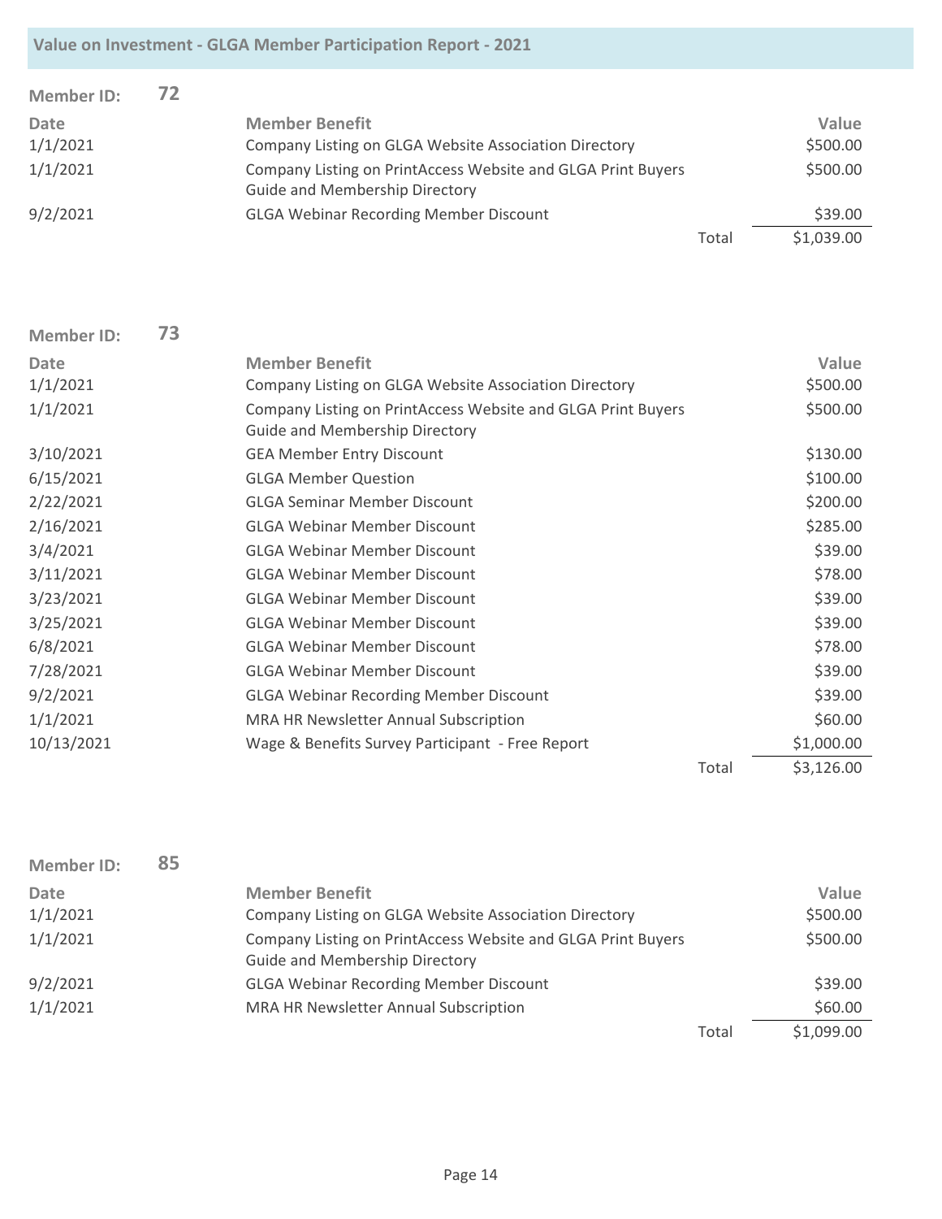## Value on Investment - GLGA Member Participation Report - 2021

**Member ID:** 72

| Date | Member Benefit | | Value |
|---|---|---|---|
| 1/1/2021 | Company Listing on GLGA Website Association Directory | | $500.00 |
| 1/1/2021 | Company Listing on PrintAccess Website and GLGA Print Buyers Guide and Membership Directory | | $500.00 |
| 9/2/2021 | GLGA Webinar Recording Member Discount | | $39.00 |
| | | Total | $1,039.00 |

**Member ID:** 73

| Date | Member Benefit | | Value |
|---|---|---|---|
| 1/1/2021 | Company Listing on GLGA Website Association Directory | | $500.00 |
| 1/1/2021 | Company Listing on PrintAccess Website and GLGA Print Buyers Guide and Membership Directory | | $500.00 |
| 3/10/2021 | GEA Member Entry Discount | | $130.00 |
| 6/15/2021 | GLGA Member Question | | $100.00 |
| 2/22/2021 | GLGA Seminar Member Discount | | $200.00 |
| 2/16/2021 | GLGA Webinar Member Discount | | $285.00 |
| 3/4/2021 | GLGA Webinar Member Discount | | $39.00 |
| 3/11/2021 | GLGA Webinar Member Discount | | $78.00 |
| 3/23/2021 | GLGA Webinar Member Discount | | $39.00 |
| 3/25/2021 | GLGA Webinar Member Discount | | $39.00 |
| 6/8/2021 | GLGA Webinar Member Discount | | $78.00 |
| 7/28/2021 | GLGA Webinar Member Discount | | $39.00 |
| 9/2/2021 | GLGA Webinar Recording Member Discount | | $39.00 |
| 1/1/2021 | MRA HR Newsletter Annual Subscription | | $60.00 |
| 10/13/2021 | Wage & Benefits Survey Participant - Free Report | | $1,000.00 |
| | | Total | $3,126.00 |

**Member ID:** 85

| Date | Member Benefit | | Value |
|---|---|---|---|
| 1/1/2021 | Company Listing on GLGA Website Association Directory | | $500.00 |
| 1/1/2021 | Company Listing on PrintAccess Website and GLGA Print Buyers Guide and Membership Directory | | $500.00 |
| 9/2/2021 | GLGA Webinar Recording Member Discount | | $39.00 |
| 1/1/2021 | MRA HR Newsletter Annual Subscription | | $60.00 |
| | | Total | $1,099.00 |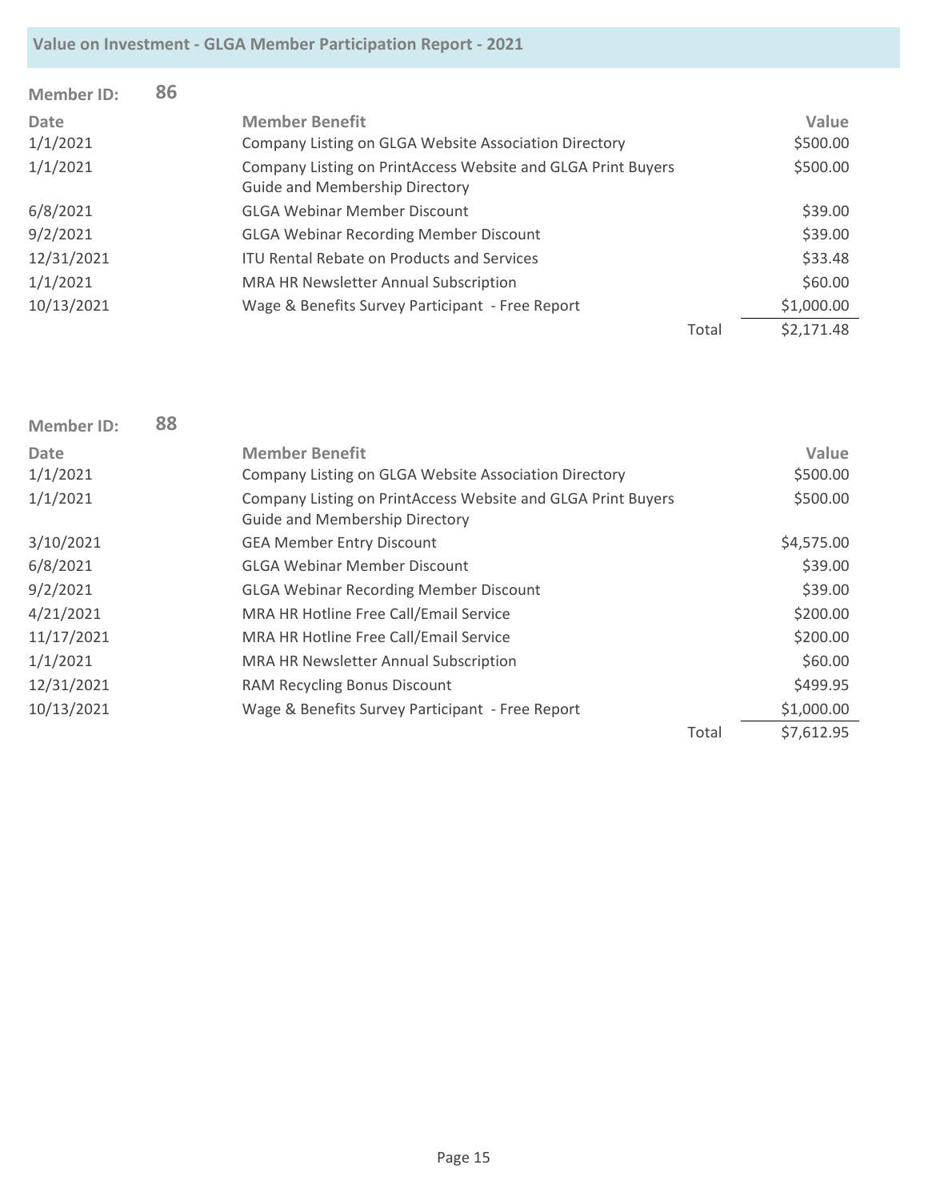## Value on Investment - GLGA Member Participation Report - 2021

**Member ID: 86**

| Date | Member Benefit | | Value |
|---|---|---|---|
| 1/1/2021 | Company Listing on GLGA Website Association Directory | | $500.00 |
| 1/1/2021 | Company Listing on PrintAccess Website and GLGA Print Buyers Guide and Membership Directory | | $500.00 |
| 6/8/2021 | GLGA Webinar Member Discount | | $39.00 |
| 9/2/2021 | GLGA Webinar Recording Member Discount | | $39.00 |
| 12/31/2021 | ITU Rental Rebate on Products and Services | | $33.48 |
| 1/1/2021 | MRA HR Newsletter Annual Subscription | | $60.00 |
| 10/13/2021 | Wage & Benefits Survey Participant - Free Report | | $1,000.00 |
| | | Total | $2,171.48 |

**Member ID: 88**

| Date | Member Benefit | | Value |
|---|---|---|---|
| 1/1/2021 | Company Listing on GLGA Website Association Directory | | $500.00 |
| 1/1/2021 | Company Listing on PrintAccess Website and GLGA Print Buyers Guide and Membership Directory | | $500.00 |
| 3/10/2021 | GEA Member Entry Discount | | $4,575.00 |
| 6/8/2021 | GLGA Webinar Member Discount | | $39.00 |
| 9/2/2021 | GLGA Webinar Recording Member Discount | | $39.00 |
| 4/21/2021 | MRA HR Hotline Free Call/Email Service | | $200.00 |
| 11/17/2021 | MRA HR Hotline Free Call/Email Service | | $200.00 |
| 1/1/2021 | MRA HR Newsletter Annual Subscription | | $60.00 |
| 12/31/2021 | RAM Recycling Bonus Discount | | $499.95 |
| 10/13/2021 | Wage & Benefits Survey Participant - Free Report | | $1,000.00 |
| | | Total | $7,612.95 |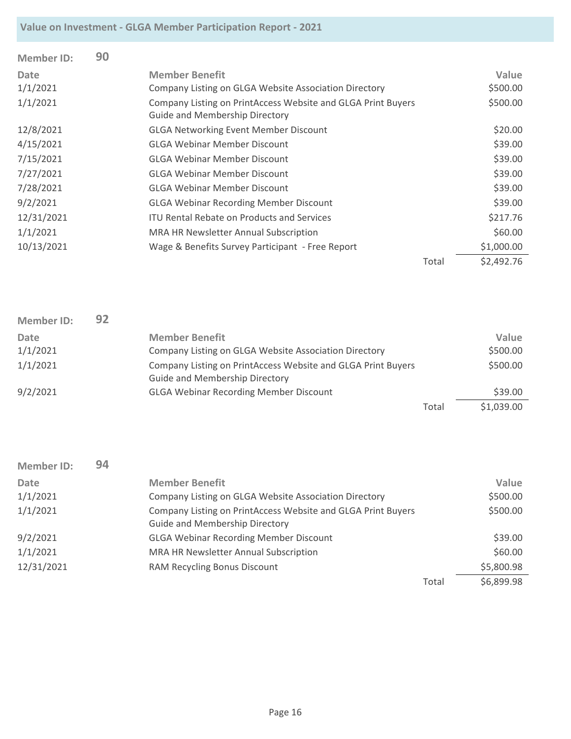## Value on Investment - GLGA Member Participation Report - 2021

**Member ID:** 90

| Date | Member Benefit | | Value |
|---|---|---|---|
| 1/1/2021 | Company Listing on GLGA Website Association Directory | | $500.00 |
| 1/1/2021 | Company Listing on PrintAccess Website and GLGA Print Buyers Guide and Membership Directory | | $500.00 |
| 12/8/2021 | GLGA Networking Event Member Discount | | $20.00 |
| 4/15/2021 | GLGA Webinar Member Discount | | $39.00 |
| 7/15/2021 | GLGA Webinar Member Discount | | $39.00 |
| 7/27/2021 | GLGA Webinar Member Discount | | $39.00 |
| 7/28/2021 | GLGA Webinar Member Discount | | $39.00 |
| 9/2/2021 | GLGA Webinar Recording Member Discount | | $39.00 |
| 12/31/2021 | ITU Rental Rebate on Products and Services | | $217.76 |
| 1/1/2021 | MRA HR Newsletter Annual Subscription | | $60.00 |
| 10/13/2021 | Wage & Benefits Survey Participant - Free Report | | $1,000.00 |
| | | Total | $2,492.76 |

**Member ID:** 92

| Date | Member Benefit | | Value |
|---|---|---|---|
| 1/1/2021 | Company Listing on GLGA Website Association Directory | | $500.00 |
| 1/1/2021 | Company Listing on PrintAccess Website and GLGA Print Buyers Guide and Membership Directory | | $500.00 |
| 9/2/2021 | GLGA Webinar Recording Member Discount | | $39.00 |
| | | Total | $1,039.00 |

**Member ID:** 94

| Date | Member Benefit | | Value |
|---|---|---|---|
| 1/1/2021 | Company Listing on GLGA Website Association Directory | | $500.00 |
| 1/1/2021 | Company Listing on PrintAccess Website and GLGA Print Buyers Guide and Membership Directory | | $500.00 |
| 9/2/2021 | GLGA Webinar Recording Member Discount | | $39.00 |
| 1/1/2021 | MRA HR Newsletter Annual Subscription | | $60.00 |
| 12/31/2021 | RAM Recycling Bonus Discount | | $5,800.98 |
| | | Total | $6,899.98 |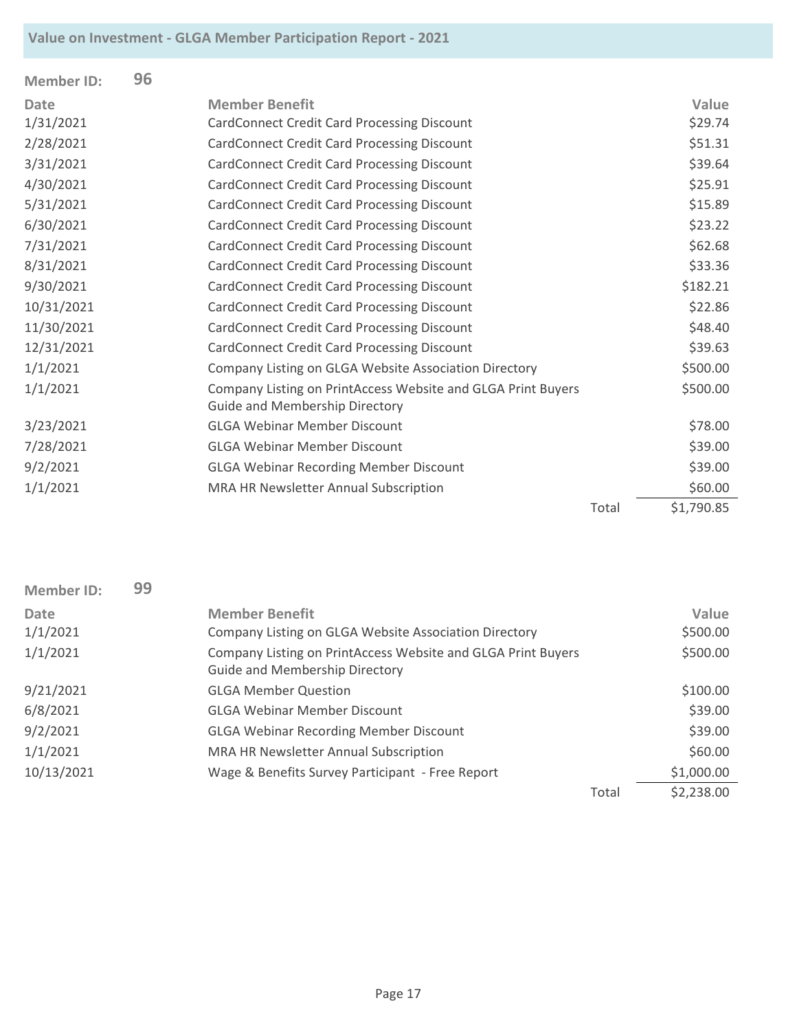## Value on Investment - GLGA Member Participation Report - 2021

**Member ID:** 96

| Date | Member Benefit | | Value |
|---|---|---|---|
| 1/31/2021 | CardConnect Credit Card Processing Discount | | $29.74 |
| 2/28/2021 | CardConnect Credit Card Processing Discount | | $51.31 |
| 3/31/2021 | CardConnect Credit Card Processing Discount | | $39.64 |
| 4/30/2021 | CardConnect Credit Card Processing Discount | | $25.91 |
| 5/31/2021 | CardConnect Credit Card Processing Discount | | $15.89 |
| 6/30/2021 | CardConnect Credit Card Processing Discount | | $23.22 |
| 7/31/2021 | CardConnect Credit Card Processing Discount | | $62.68 |
| 8/31/2021 | CardConnect Credit Card Processing Discount | | $33.36 |
| 9/30/2021 | CardConnect Credit Card Processing Discount | | $182.21 |
| 10/31/2021 | CardConnect Credit Card Processing Discount | | $22.86 |
| 11/30/2021 | CardConnect Credit Card Processing Discount | | $48.40 |
| 12/31/2021 | CardConnect Credit Card Processing Discount | | $39.63 |
| 1/1/2021 | Company Listing on GLGA Website Association Directory | | $500.00 |
| 1/1/2021 | Company Listing on PrintAccess Website and GLGA Print Buyers Guide and Membership Directory | | $500.00 |
| 3/23/2021 | GLGA Webinar Member Discount | | $78.00 |
| 7/28/2021 | GLGA Webinar Member Discount | | $39.00 |
| 9/2/2021 | GLGA Webinar Recording Member Discount | | $39.00 |
| 1/1/2021 | MRA HR Newsletter Annual Subscription | | $60.00 |
| | | Total | $1,790.85 |

**Member ID:** 99

| Date | Member Benefit | | Value |
|---|---|---|---|
| 1/1/2021 | Company Listing on GLGA Website Association Directory | | $500.00 |
| 1/1/2021 | Company Listing on PrintAccess Website and GLGA Print Buyers Guide and Membership Directory | | $500.00 |
| 9/21/2021 | GLGA Member Question | | $100.00 |
| 6/8/2021 | GLGA Webinar Member Discount | | $39.00 |
| 9/2/2021 | GLGA Webinar Recording Member Discount | | $39.00 |
| 1/1/2021 | MRA HR Newsletter Annual Subscription | | $60.00 |
| 10/13/2021 | Wage & Benefits Survey Participant - Free Report | | $1,000.00 |
| | | Total | $2,238.00 |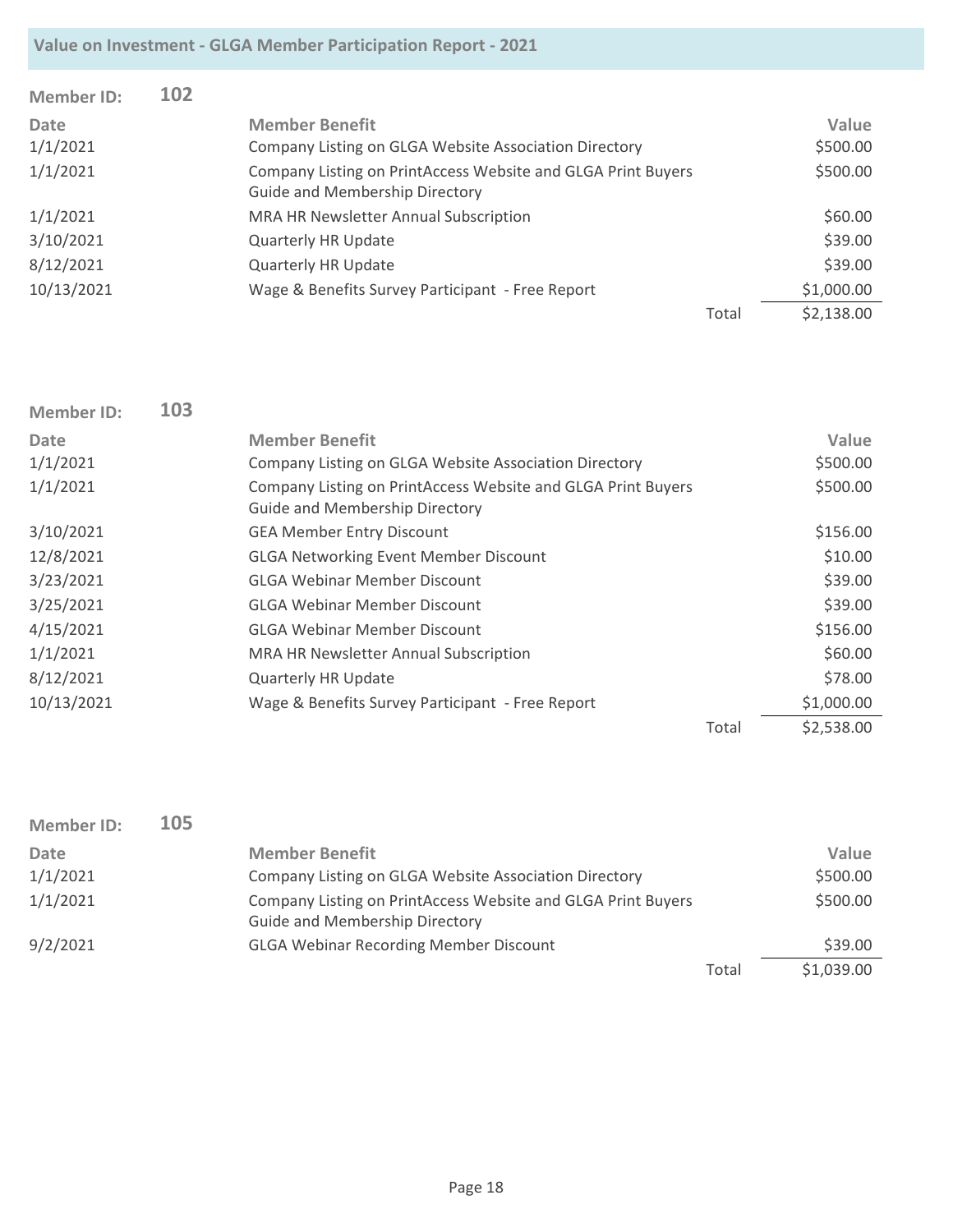## Value on Investment - GLGA Member Participation Report - 2021

**Member ID: 102**

| Date | Member Benefit | | Value |
|---|---|---|---|
| 1/1/2021 | Company Listing on GLGA Website Association Directory | | $500.00 |
| 1/1/2021 | Company Listing on PrintAccess Website and GLGA Print Buyers Guide and Membership Directory | | $500.00 |
| 1/1/2021 | MRA HR Newsletter Annual Subscription | | $60.00 |
| 3/10/2021 | Quarterly HR Update | | $39.00 |
| 8/12/2021 | Quarterly HR Update | | $39.00 |
| 10/13/2021 | Wage & Benefits Survey Participant - Free Report | | $1,000.00 |
| | | Total | $2,138.00 |

**Member ID: 103**

| Date | Member Benefit | | Value |
|---|---|---|---|
| 1/1/2021 | Company Listing on GLGA Website Association Directory | | $500.00 |
| 1/1/2021 | Company Listing on PrintAccess Website and GLGA Print Buyers Guide and Membership Directory | | $500.00 |
| 3/10/2021 | GEA Member Entry Discount | | $156.00 |
| 12/8/2021 | GLGA Networking Event Member Discount | | $10.00 |
| 3/23/2021 | GLGA Webinar Member Discount | | $39.00 |
| 3/25/2021 | GLGA Webinar Member Discount | | $39.00 |
| 4/15/2021 | GLGA Webinar Member Discount | | $156.00 |
| 1/1/2021 | MRA HR Newsletter Annual Subscription | | $60.00 |
| 8/12/2021 | Quarterly HR Update | | $78.00 |
| 10/13/2021 | Wage & Benefits Survey Participant - Free Report | | $1,000.00 |
| | | Total | $2,538.00 |

**Member ID: 105**

| Date | Member Benefit | | Value |
|---|---|---|---|
| 1/1/2021 | Company Listing on GLGA Website Association Directory | | $500.00 |
| 1/1/2021 | Company Listing on PrintAccess Website and GLGA Print Buyers Guide and Membership Directory | | $500.00 |
| 9/2/2021 | GLGA Webinar Recording Member Discount | | $39.00 |
| | | Total | $1,039.00 |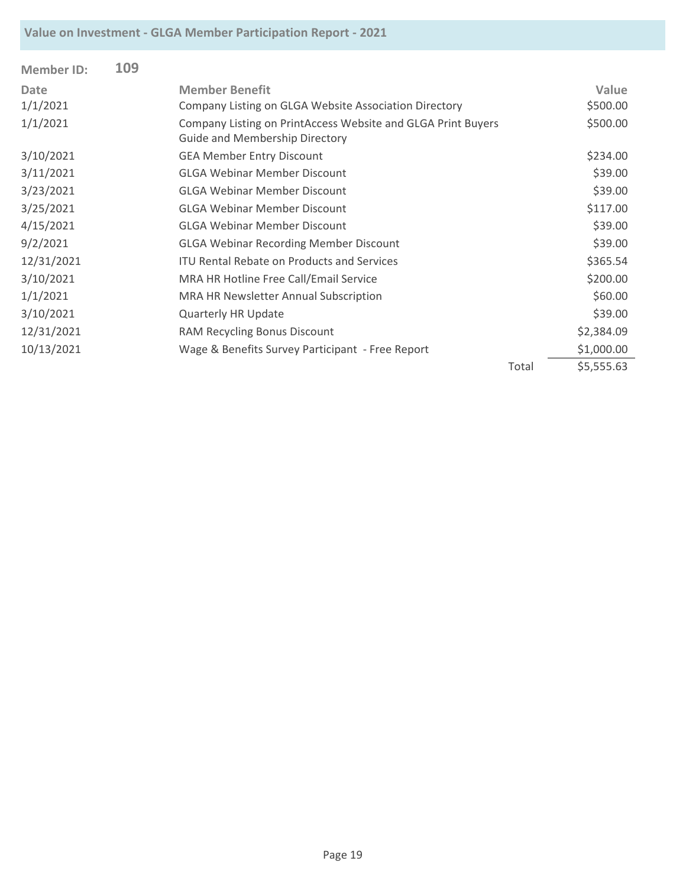## Value on Investment - GLGA Member Participation Report - 2021

**Member ID:** **109**

| Date | Member Benefit | | Value |
|---|---|---|---|
| 1/1/2021 | Company Listing on GLGA Website Association Directory | | $500.00 |
| 1/1/2021 | Company Listing on PrintAccess Website and GLGA Print Buyers Guide and Membership Directory | | $500.00 |
| 3/10/2021 | GEA Member Entry Discount | | $234.00 |
| 3/11/2021 | GLGA Webinar Member Discount | | $39.00 |
| 3/23/2021 | GLGA Webinar Member Discount | | $39.00 |
| 3/25/2021 | GLGA Webinar Member Discount | | $117.00 |
| 4/15/2021 | GLGA Webinar Member Discount | | $39.00 |
| 9/2/2021 | GLGA Webinar Recording Member Discount | | $39.00 |
| 12/31/2021 | ITU Rental Rebate on Products and Services | | $365.54 |
| 3/10/2021 | MRA HR Hotline Free Call/Email Service | | $200.00 |
| 1/1/2021 | MRA HR Newsletter Annual Subscription | | $60.00 |
| 3/10/2021 | Quarterly HR Update | | $39.00 |
| 12/31/2021 | RAM Recycling Bonus Discount | | $2,384.09 |
| 10/13/2021 | Wage & Benefits Survey Participant - Free Report | | $1,000.00 |
| | | Total | $5,555.63 |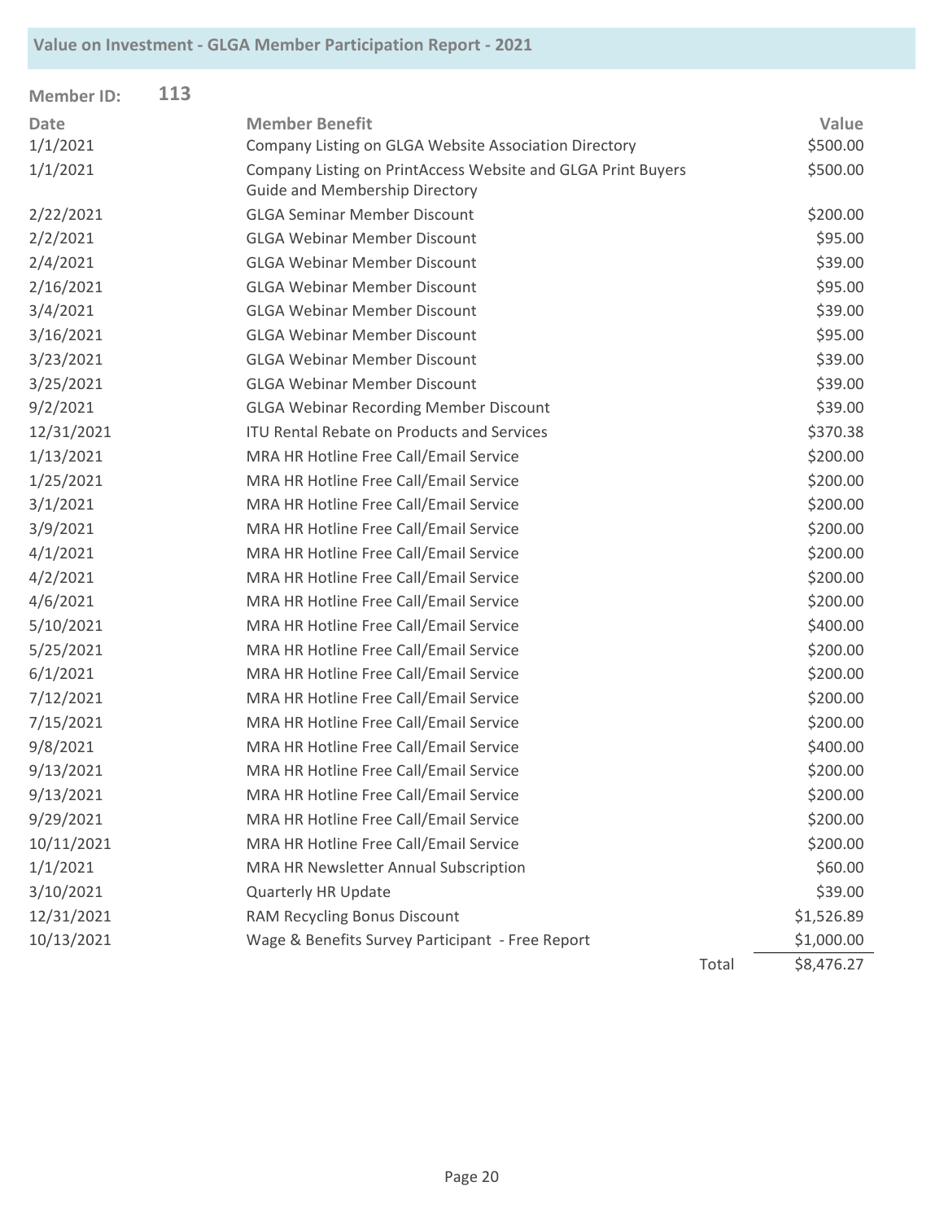## Value on Investment - GLGA Member Participation Report - 2021

**Member ID:** **113**

| Date | Member Benefit | Value |
|---|---|---|
| 1/1/2021 | Company Listing on GLGA Website Association Directory | $500.00 |
| 1/1/2021 | Company Listing on PrintAccess Website and GLGA Print Buyers Guide and Membership Directory | $500.00 |
| 2/22/2021 | GLGA Seminar Member Discount | $200.00 |
| 2/2/2021 | GLGA Webinar Member Discount | $95.00 |
| 2/4/2021 | GLGA Webinar Member Discount | $39.00 |
| 2/16/2021 | GLGA Webinar Member Discount | $95.00 |
| 3/4/2021 | GLGA Webinar Member Discount | $39.00 |
| 3/16/2021 | GLGA Webinar Member Discount | $95.00 |
| 3/23/2021 | GLGA Webinar Member Discount | $39.00 |
| 3/25/2021 | GLGA Webinar Member Discount | $39.00 |
| 9/2/2021 | GLGA Webinar Recording Member Discount | $39.00 |
| 12/31/2021 | ITU Rental Rebate on Products and Services | $370.38 |
| 1/13/2021 | MRA HR Hotline Free Call/Email Service | $200.00 |
| 1/25/2021 | MRA HR Hotline Free Call/Email Service | $200.00 |
| 3/1/2021 | MRA HR Hotline Free Call/Email Service | $200.00 |
| 3/9/2021 | MRA HR Hotline Free Call/Email Service | $200.00 |
| 4/1/2021 | MRA HR Hotline Free Call/Email Service | $200.00 |
| 4/2/2021 | MRA HR Hotline Free Call/Email Service | $200.00 |
| 4/6/2021 | MRA HR Hotline Free Call/Email Service | $200.00 |
| 5/10/2021 | MRA HR Hotline Free Call/Email Service | $400.00 |
| 5/25/2021 | MRA HR Hotline Free Call/Email Service | $200.00 |
| 6/1/2021 | MRA HR Hotline Free Call/Email Service | $200.00 |
| 7/12/2021 | MRA HR Hotline Free Call/Email Service | $200.00 |
| 7/15/2021 | MRA HR Hotline Free Call/Email Service | $200.00 |
| 9/8/2021 | MRA HR Hotline Free Call/Email Service | $400.00 |
| 9/13/2021 | MRA HR Hotline Free Call/Email Service | $200.00 |
| 9/13/2021 | MRA HR Hotline Free Call/Email Service | $200.00 |
| 9/29/2021 | MRA HR Hotline Free Call/Email Service | $200.00 |
| 10/11/2021 | MRA HR Hotline Free Call/Email Service | $200.00 |
| 1/1/2021 | MRA HR Newsletter Annual Subscription | $60.00 |
| 3/10/2021 | Quarterly HR Update | $39.00 |
| 12/31/2021 | RAM Recycling Bonus Discount | $1,526.89 |
| 10/13/2021 | Wage & Benefits Survey Participant - Free Report | $1,000.00 |
| | Total | $8,476.27 |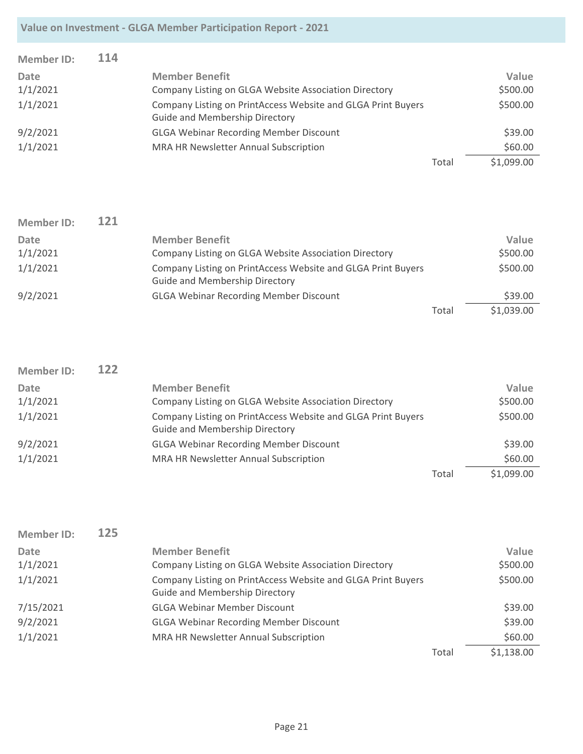## Value on Investment - GLGA Member Participation Report - 2021

**Member ID: 114**

| Date | Member Benefit | | Value |
|---|---|---|---|
| 1/1/2021 | Company Listing on GLGA Website Association Directory | | $500.00 |
| 1/1/2021 | Company Listing on PrintAccess Website and GLGA Print Buyers Guide and Membership Directory | | $500.00 |
| 9/2/2021 | GLGA Webinar Recording Member Discount | | $39.00 |
| 1/1/2021 | MRA HR Newsletter Annual Subscription | | $60.00 |
| | | Total | $1,099.00 |

**Member ID: 121**

| Date | Member Benefit | | Value |
|---|---|---|---|
| 1/1/2021 | Company Listing on GLGA Website Association Directory | | $500.00 |
| 1/1/2021 | Company Listing on PrintAccess Website and GLGA Print Buyers Guide and Membership Directory | | $500.00 |
| 9/2/2021 | GLGA Webinar Recording Member Discount | | $39.00 |
| | | Total | $1,039.00 |

**Member ID: 122**

| Date | Member Benefit | | Value |
|---|---|---|---|
| 1/1/2021 | Company Listing on GLGA Website Association Directory | | $500.00 |
| 1/1/2021 | Company Listing on PrintAccess Website and GLGA Print Buyers Guide and Membership Directory | | $500.00 |
| 9/2/2021 | GLGA Webinar Recording Member Discount | | $39.00 |
| 1/1/2021 | MRA HR Newsletter Annual Subscription | | $60.00 |
| | | Total | $1,099.00 |

**Member ID: 125**

| Date | Member Benefit | | Value |
|---|---|---|---|
| 1/1/2021 | Company Listing on GLGA Website Association Directory | | $500.00 |
| 1/1/2021 | Company Listing on PrintAccess Website and GLGA Print Buyers Guide and Membership Directory | | $500.00 |
| 7/15/2021 | GLGA Webinar Member Discount | | $39.00 |
| 9/2/2021 | GLGA Webinar Recording Member Discount | | $39.00 |
| 1/1/2021 | MRA HR Newsletter Annual Subscription | | $60.00 |
| | | Total | $1,138.00 |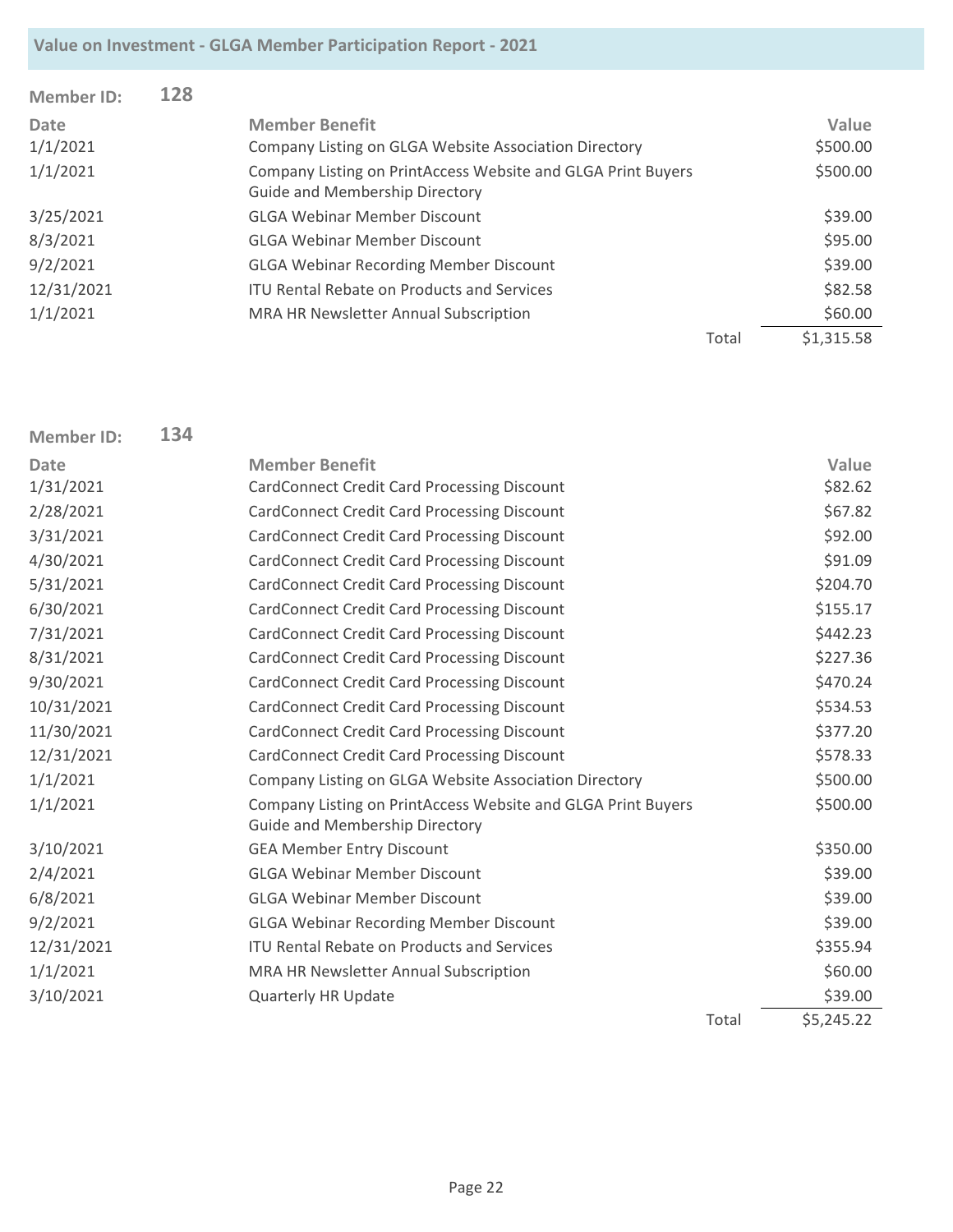## Value on Investment - GLGA Member Participation Report - 2021

**Member ID:** **128**

| Date | Member Benefit | Value |
|---|---|---|
| 1/1/2021 | Company Listing on GLGA Website Association Directory | $500.00 |
| 1/1/2021 | Company Listing on PrintAccess Website and GLGA Print Buyers Guide and Membership Directory | $500.00 |
| 3/25/2021 | GLGA Webinar Member Discount | $39.00 |
| 8/3/2021 | GLGA Webinar Member Discount | $95.00 |
| 9/2/2021 | GLGA Webinar Recording Member Discount | $39.00 |
| 12/31/2021 | ITU Rental Rebate on Products and Services | $82.58 |
| 1/1/2021 | MRA HR Newsletter Annual Subscription | $60.00 |
| | Total | $1,315.58 |

**Member ID:** **134**

| Date | Member Benefit | Value |
|---|---|---|
| 1/31/2021 | CardConnect Credit Card Processing Discount | $82.62 |
| 2/28/2021 | CardConnect Credit Card Processing Discount | $67.82 |
| 3/31/2021 | CardConnect Credit Card Processing Discount | $92.00 |
| 4/30/2021 | CardConnect Credit Card Processing Discount | $91.09 |
| 5/31/2021 | CardConnect Credit Card Processing Discount | $204.70 |
| 6/30/2021 | CardConnect Credit Card Processing Discount | $155.17 |
| 7/31/2021 | CardConnect Credit Card Processing Discount | $442.23 |
| 8/31/2021 | CardConnect Credit Card Processing Discount | $227.36 |
| 9/30/2021 | CardConnect Credit Card Processing Discount | $470.24 |
| 10/31/2021 | CardConnect Credit Card Processing Discount | $534.53 |
| 11/30/2021 | CardConnect Credit Card Processing Discount | $377.20 |
| 12/31/2021 | CardConnect Credit Card Processing Discount | $578.33 |
| 1/1/2021 | Company Listing on GLGA Website Association Directory | $500.00 |
| 1/1/2021 | Company Listing on PrintAccess Website and GLGA Print Buyers Guide and Membership Directory | $500.00 |
| 3/10/2021 | GEA Member Entry Discount | $350.00 |
| 2/4/2021 | GLGA Webinar Member Discount | $39.00 |
| 6/8/2021 | GLGA Webinar Member Discount | $39.00 |
| 9/2/2021 | GLGA Webinar Recording Member Discount | $39.00 |
| 12/31/2021 | ITU Rental Rebate on Products and Services | $355.94 |
| 1/1/2021 | MRA HR Newsletter Annual Subscription | $60.00 |
| 3/10/2021 | Quarterly HR Update | $39.00 |
| | Total | $5,245.22 |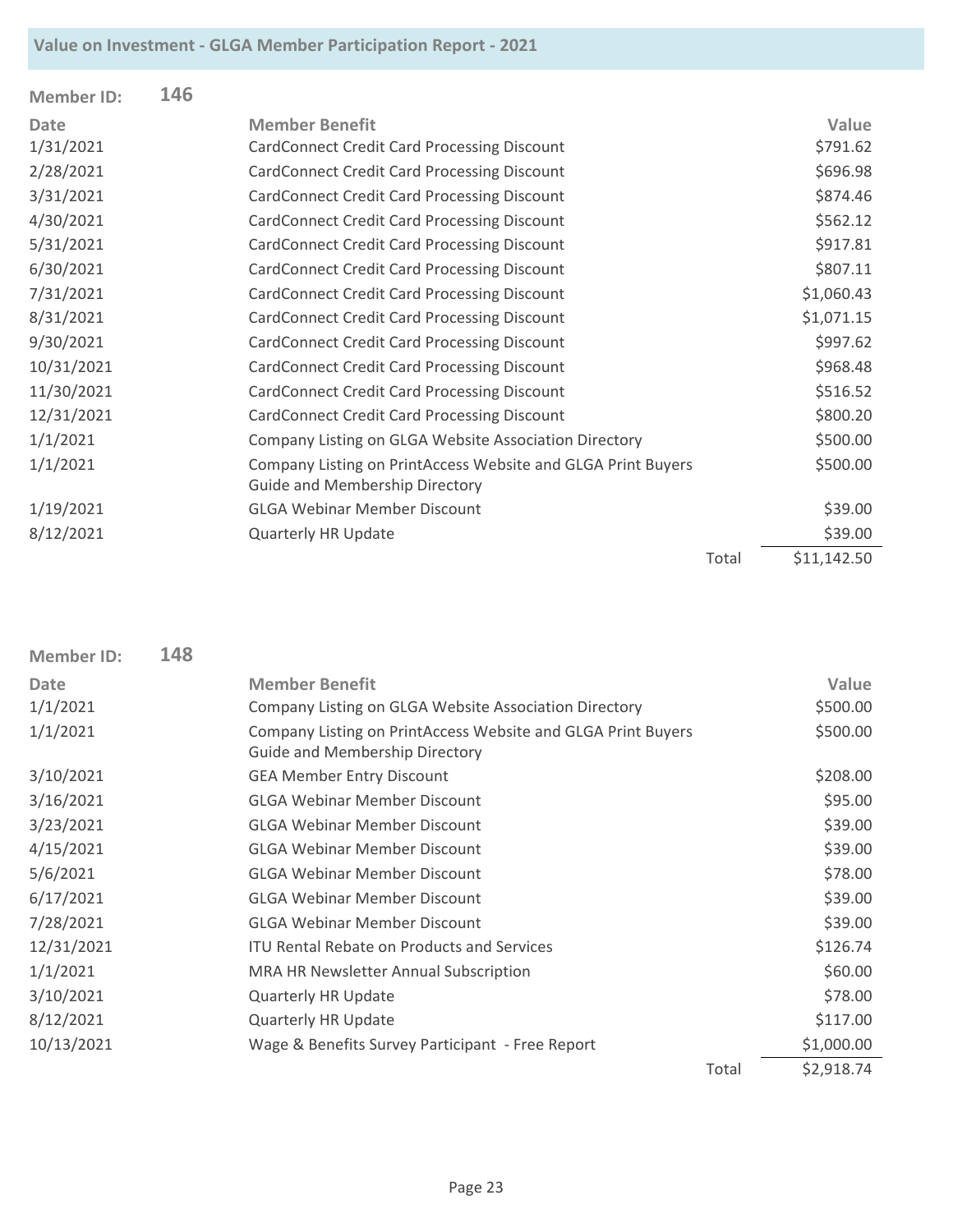## Value on Investment - GLGA Member Participation Report - 2021

**Member ID: 146**

| Date | Member Benefit | | Value |
|---|---|---|---|
| 1/31/2021 | CardConnect Credit Card Processing Discount | | $791.62 |
| 2/28/2021 | CardConnect Credit Card Processing Discount | | $696.98 |
| 3/31/2021 | CardConnect Credit Card Processing Discount | | $874.46 |
| 4/30/2021 | CardConnect Credit Card Processing Discount | | $562.12 |
| 5/31/2021 | CardConnect Credit Card Processing Discount | | $917.81 |
| 6/30/2021 | CardConnect Credit Card Processing Discount | | $807.11 |
| 7/31/2021 | CardConnect Credit Card Processing Discount | | $1,060.43 |
| 8/31/2021 | CardConnect Credit Card Processing Discount | | $1,071.15 |
| 9/30/2021 | CardConnect Credit Card Processing Discount | | $997.62 |
| 10/31/2021 | CardConnect Credit Card Processing Discount | | $968.48 |
| 11/30/2021 | CardConnect Credit Card Processing Discount | | $516.52 |
| 12/31/2021 | CardConnect Credit Card Processing Discount | | $800.20 |
| 1/1/2021 | Company Listing on GLGA Website Association Directory | | $500.00 |
| 1/1/2021 | Company Listing on PrintAccess Website and GLGA Print Buyers Guide and Membership Directory | | $500.00 |
| 1/19/2021 | GLGA Webinar Member Discount | | $39.00 |
| 8/12/2021 | Quarterly HR Update | | $39.00 |
| | | Total | $11,142.50 |

**Member ID: 148**

| Date | Member Benefit | | Value |
|---|---|---|---|
| 1/1/2021 | Company Listing on GLGA Website Association Directory | | $500.00 |
| 1/1/2021 | Company Listing on PrintAccess Website and GLGA Print Buyers Guide and Membership Directory | | $500.00 |
| 3/10/2021 | GEA Member Entry Discount | | $208.00 |
| 3/16/2021 | GLGA Webinar Member Discount | | $95.00 |
| 3/23/2021 | GLGA Webinar Member Discount | | $39.00 |
| 4/15/2021 | GLGA Webinar Member Discount | | $39.00 |
| 5/6/2021 | GLGA Webinar Member Discount | | $78.00 |
| 6/17/2021 | GLGA Webinar Member Discount | | $39.00 |
| 7/28/2021 | GLGA Webinar Member Discount | | $39.00 |
| 12/31/2021 | ITU Rental Rebate on Products and Services | | $126.74 |
| 1/1/2021 | MRA HR Newsletter Annual Subscription | | $60.00 |
| 3/10/2021 | Quarterly HR Update | | $78.00 |
| 8/12/2021 | Quarterly HR Update | | $117.00 |
| 10/13/2021 | Wage & Benefits Survey Participant - Free Report | | $1,000.00 |
| | | Total | $2,918.74 |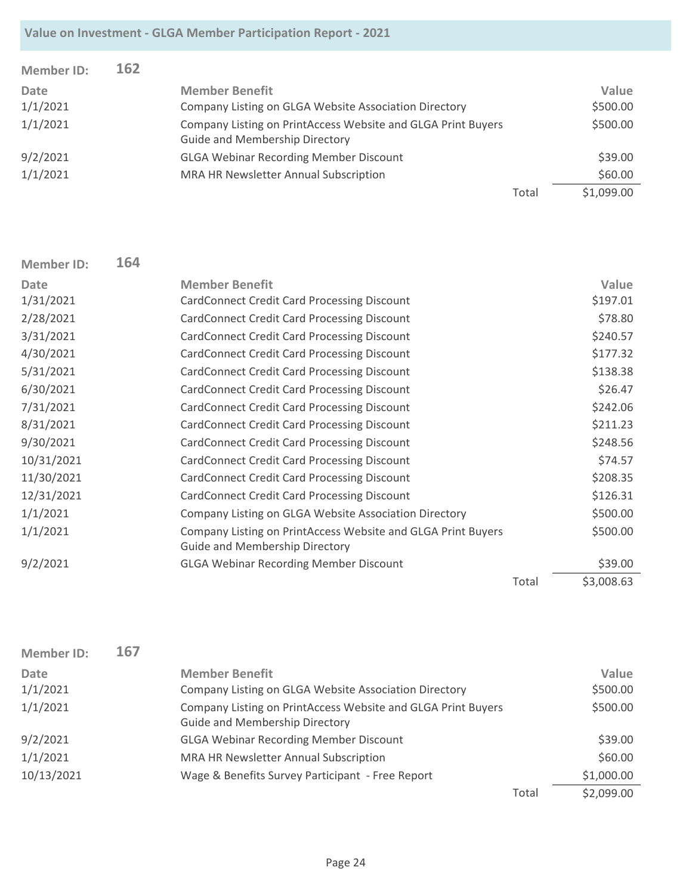## Value on Investment - GLGA Member Participation Report - 2021

**Member ID: 162**

| Date | Member Benefit | | Value |
|---|---|---|---|
| 1/1/2021 | Company Listing on GLGA Website Association Directory | | $500.00 |
| 1/1/2021 | Company Listing on PrintAccess Website and GLGA Print Buyers Guide and Membership Directory | | $500.00 |
| 9/2/2021 | GLGA Webinar Recording Member Discount | | $39.00 |
| 1/1/2021 | MRA HR Newsletter Annual Subscription | | $60.00 |
| | | Total | $1,099.00 |

**Member ID: 164**

| Date | Member Benefit | | Value |
|---|---|---|---|
| 1/31/2021 | CardConnect Credit Card Processing Discount | | $197.01 |
| 2/28/2021 | CardConnect Credit Card Processing Discount | | $78.80 |
| 3/31/2021 | CardConnect Credit Card Processing Discount | | $240.57 |
| 4/30/2021 | CardConnect Credit Card Processing Discount | | $177.32 |
| 5/31/2021 | CardConnect Credit Card Processing Discount | | $138.38 |
| 6/30/2021 | CardConnect Credit Card Processing Discount | | $26.47 |
| 7/31/2021 | CardConnect Credit Card Processing Discount | | $242.06 |
| 8/31/2021 | CardConnect Credit Card Processing Discount | | $211.23 |
| 9/30/2021 | CardConnect Credit Card Processing Discount | | $248.56 |
| 10/31/2021 | CardConnect Credit Card Processing Discount | | $74.57 |
| 11/30/2021 | CardConnect Credit Card Processing Discount | | $208.35 |
| 12/31/2021 | CardConnect Credit Card Processing Discount | | $126.31 |
| 1/1/2021 | Company Listing on GLGA Website Association Directory | | $500.00 |
| 1/1/2021 | Company Listing on PrintAccess Website and GLGA Print Buyers Guide and Membership Directory | | $500.00 |
| 9/2/2021 | GLGA Webinar Recording Member Discount | | $39.00 |
| | | Total | $3,008.63 |

**Member ID: 167**

| Date | Member Benefit | | Value |
|---|---|---|---|
| 1/1/2021 | Company Listing on GLGA Website Association Directory | | $500.00 |
| 1/1/2021 | Company Listing on PrintAccess Website and GLGA Print Buyers Guide and Membership Directory | | $500.00 |
| 9/2/2021 | GLGA Webinar Recording Member Discount | | $39.00 |
| 1/1/2021 | MRA HR Newsletter Annual Subscription | | $60.00 |
| 10/13/2021 | Wage & Benefits Survey Participant - Free Report | | $1,000.00 |
| | | Total | $2,099.00 |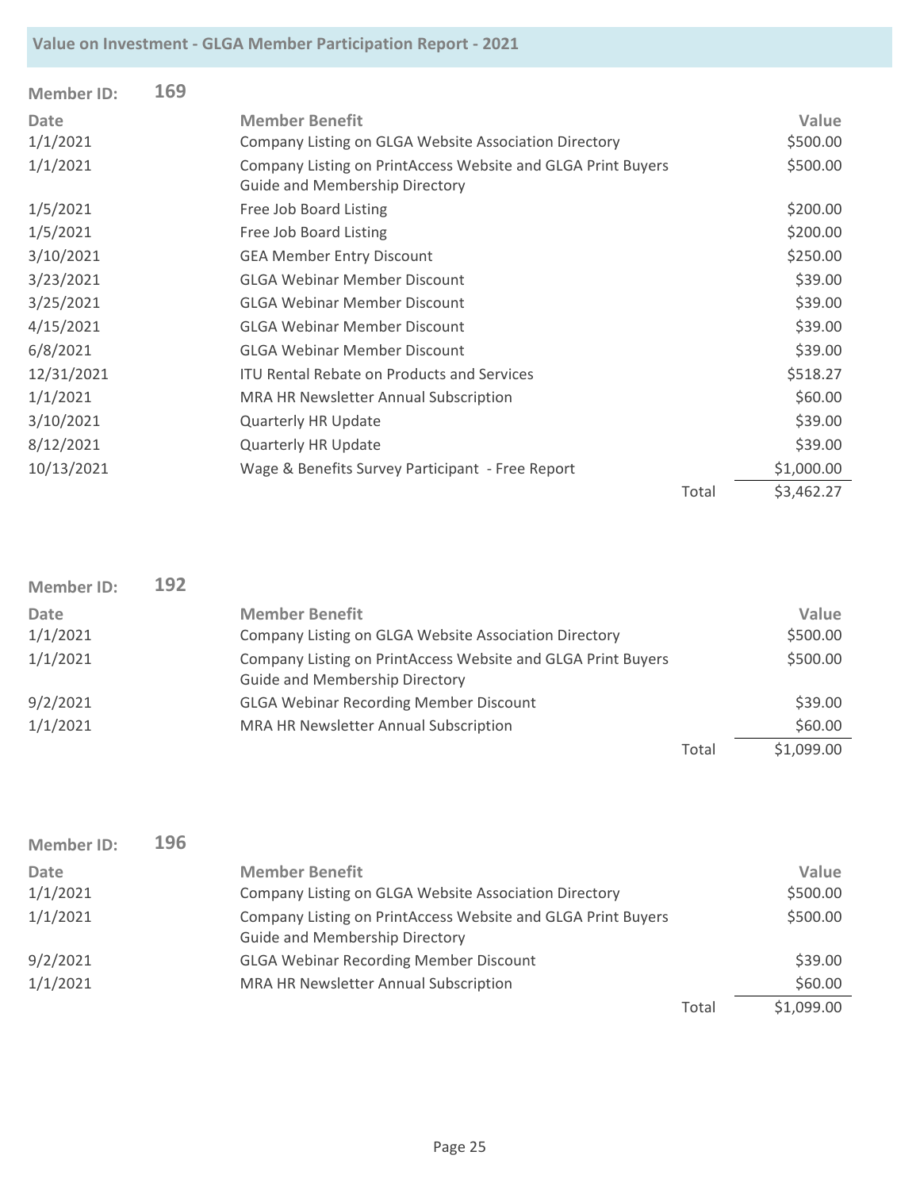## Value on Investment - GLGA Member Participation Report - 2021

**Member ID: 169**

| Date | Member Benefit | | Value |
|---|---|---|---|
| 1/1/2021 | Company Listing on GLGA Website Association Directory | | $500.00 |
| 1/1/2021 | Company Listing on PrintAccess Website and GLGA Print Buyers Guide and Membership Directory | | $500.00 |
| 1/5/2021 | Free Job Board Listing | | $200.00 |
| 1/5/2021 | Free Job Board Listing | | $200.00 |
| 3/10/2021 | GEA Member Entry Discount | | $250.00 |
| 3/23/2021 | GLGA Webinar Member Discount | | $39.00 |
| 3/25/2021 | GLGA Webinar Member Discount | | $39.00 |
| 4/15/2021 | GLGA Webinar Member Discount | | $39.00 |
| 6/8/2021 | GLGA Webinar Member Discount | | $39.00 |
| 12/31/2021 | ITU Rental Rebate on Products and Services | | $518.27 |
| 1/1/2021 | MRA HR Newsletter Annual Subscription | | $60.00 |
| 3/10/2021 | Quarterly HR Update | | $39.00 |
| 8/12/2021 | Quarterly HR Update | | $39.00 |
| 10/13/2021 | Wage & Benefits Survey Participant - Free Report | | $1,000.00 |
| | | Total | $3,462.27 |

**Member ID: 192**

| Date | Member Benefit | | Value |
|---|---|---|---|
| 1/1/2021 | Company Listing on GLGA Website Association Directory | | $500.00 |
| 1/1/2021 | Company Listing on PrintAccess Website and GLGA Print Buyers Guide and Membership Directory | | $500.00 |
| 9/2/2021 | GLGA Webinar Recording Member Discount | | $39.00 |
| 1/1/2021 | MRA HR Newsletter Annual Subscription | | $60.00 |
| | | Total | $1,099.00 |

**Member ID: 196**

| Date | Member Benefit | | Value |
|---|---|---|---|
| 1/1/2021 | Company Listing on GLGA Website Association Directory | | $500.00 |
| 1/1/2021 | Company Listing on PrintAccess Website and GLGA Print Buyers Guide and Membership Directory | | $500.00 |
| 9/2/2021 | GLGA Webinar Recording Member Discount | | $39.00 |
| 1/1/2021 | MRA HR Newsletter Annual Subscription | | $60.00 |
| | | Total | $1,099.00 |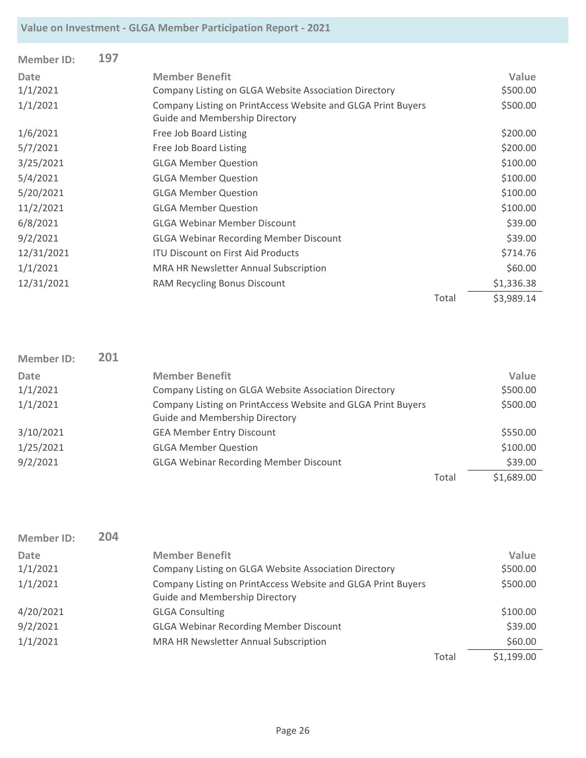## Value on Investment - GLGA Member Participation Report - 2021

**Member ID: 197**

| Date | Member Benefit | | Value |
|---|---|---|---|
| 1/1/2021 | Company Listing on GLGA Website Association Directory | | $500.00 |
| 1/1/2021 | Company Listing on PrintAccess Website and GLGA Print Buyers Guide and Membership Directory | | $500.00 |
| 1/6/2021 | Free Job Board Listing | | $200.00 |
| 5/7/2021 | Free Job Board Listing | | $200.00 |
| 3/25/2021 | GLGA Member Question | | $100.00 |
| 5/4/2021 | GLGA Member Question | | $100.00 |
| 5/20/2021 | GLGA Member Question | | $100.00 |
| 11/2/2021 | GLGA Member Question | | $100.00 |
| 6/8/2021 | GLGA Webinar Member Discount | | $39.00 |
| 9/2/2021 | GLGA Webinar Recording Member Discount | | $39.00 |
| 12/31/2021 | ITU Discount on First Aid Products | | $714.76 |
| 1/1/2021 | MRA HR Newsletter Annual Subscription | | $60.00 |
| 12/31/2021 | RAM Recycling Bonus Discount | | $1,336.38 |
| | | Total | $3,989.14 |

**Member ID: 201**

| Date | Member Benefit | | Value |
|---|---|---|---|
| 1/1/2021 | Company Listing on GLGA Website Association Directory | | $500.00 |
| 1/1/2021 | Company Listing on PrintAccess Website and GLGA Print Buyers Guide and Membership Directory | | $500.00 |
| 3/10/2021 | GEA Member Entry Discount | | $550.00 |
| 1/25/2021 | GLGA Member Question | | $100.00 |
| 9/2/2021 | GLGA Webinar Recording Member Discount | | $39.00 |
| | | Total | $1,689.00 |

**Member ID: 204**

| Date | Member Benefit | | Value |
|---|---|---|---|
| 1/1/2021 | Company Listing on GLGA Website Association Directory | | $500.00 |
| 1/1/2021 | Company Listing on PrintAccess Website and GLGA Print Buyers Guide and Membership Directory | | $500.00 |
| 4/20/2021 | GLGA Consulting | | $100.00 |
| 9/2/2021 | GLGA Webinar Recording Member Discount | | $39.00 |
| 1/1/2021 | MRA HR Newsletter Annual Subscription | | $60.00 |
| | | Total | $1,199.00 |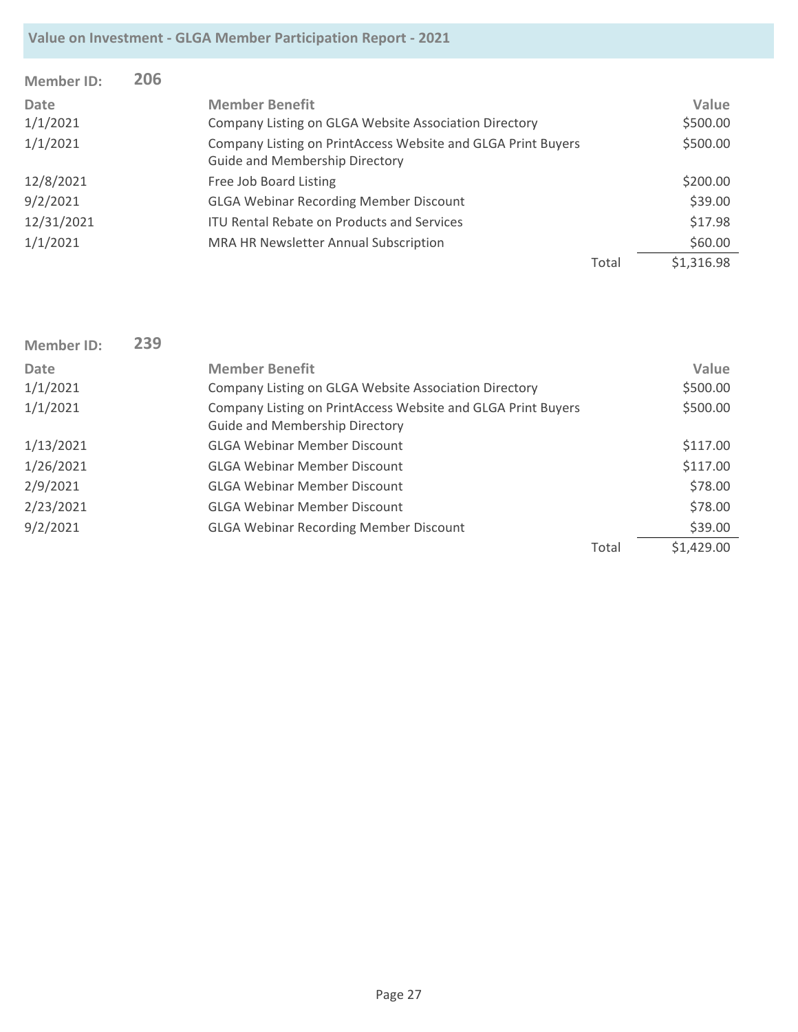## Value on Investment - GLGA Member Participation Report - 2021

**Member ID:** **206**

| Date | Member Benefit | | Value |
|---|---|---|---|
| 1/1/2021 | Company Listing on GLGA Website Association Directory | | $500.00 |
| 1/1/2021 | Company Listing on PrintAccess Website and GLGA Print Buyers Guide and Membership Directory | | $500.00 |
| 12/8/2021 | Free Job Board Listing | | $200.00 |
| 9/2/2021 | GLGA Webinar Recording Member Discount | | $39.00 |
| 12/31/2021 | ITU Rental Rebate on Products and Services | | $17.98 |
| 1/1/2021 | MRA HR Newsletter Annual Subscription | | $60.00 |
| | | Total | $1,316.98 |

**Member ID:** **239**

| Date | Member Benefit | | Value |
|---|---|---|---|
| 1/1/2021 | Company Listing on GLGA Website Association Directory | | $500.00 |
| 1/1/2021 | Company Listing on PrintAccess Website and GLGA Print Buyers Guide and Membership Directory | | $500.00 |
| 1/13/2021 | GLGA Webinar Member Discount | | $117.00 |
| 1/26/2021 | GLGA Webinar Member Discount | | $117.00 |
| 2/9/2021 | GLGA Webinar Member Discount | | $78.00 |
| 2/23/2021 | GLGA Webinar Member Discount | | $78.00 |
| 9/2/2021 | GLGA Webinar Recording Member Discount | | $39.00 |
| | | Total | $1,429.00 |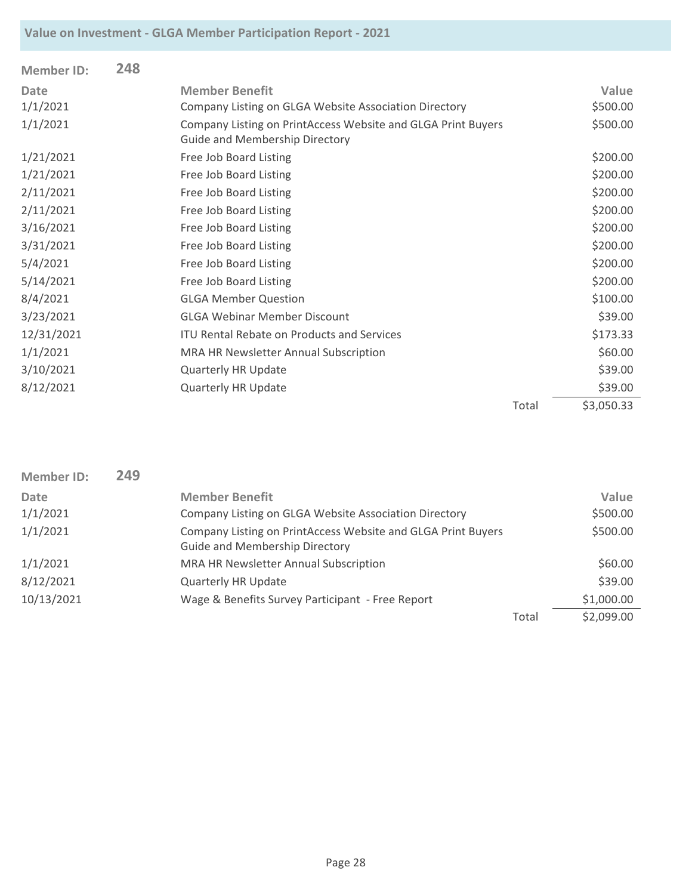## Value on Investment - GLGA Member Participation Report - 2021

**Member ID:** **248**

| Date | Member Benefit | | Value |
|---|---|---|---|
| 1/1/2021 | Company Listing on GLGA Website Association Directory | | $500.00 |
| 1/1/2021 | Company Listing on PrintAccess Website and GLGA Print Buyers Guide and Membership Directory | | $500.00 |
| 1/21/2021 | Free Job Board Listing | | $200.00 |
| 1/21/2021 | Free Job Board Listing | | $200.00 |
| 2/11/2021 | Free Job Board Listing | | $200.00 |
| 2/11/2021 | Free Job Board Listing | | $200.00 |
| 3/16/2021 | Free Job Board Listing | | $200.00 |
| 3/31/2021 | Free Job Board Listing | | $200.00 |
| 5/4/2021 | Free Job Board Listing | | $200.00 |
| 5/14/2021 | Free Job Board Listing | | $200.00 |
| 8/4/2021 | GLGA Member Question | | $100.00 |
| 3/23/2021 | GLGA Webinar Member Discount | | $39.00 |
| 12/31/2021 | ITU Rental Rebate on Products and Services | | $173.33 |
| 1/1/2021 | MRA HR Newsletter Annual Subscription | | $60.00 |
| 3/10/2021 | Quarterly HR Update | | $39.00 |
| 8/12/2021 | Quarterly HR Update | | $39.00 |
| | | Total | $3,050.33 |

**Member ID:** **249**

| Date | Member Benefit | | Value |
|---|---|---|---|
| 1/1/2021 | Company Listing on GLGA Website Association Directory | | $500.00 |
| 1/1/2021 | Company Listing on PrintAccess Website and GLGA Print Buyers Guide and Membership Directory | | $500.00 |
| 1/1/2021 | MRA HR Newsletter Annual Subscription | | $60.00 |
| 8/12/2021 | Quarterly HR Update | | $39.00 |
| 10/13/2021 | Wage & Benefits Survey Participant - Free Report | | $1,000.00 |
| | | Total | $2,099.00 |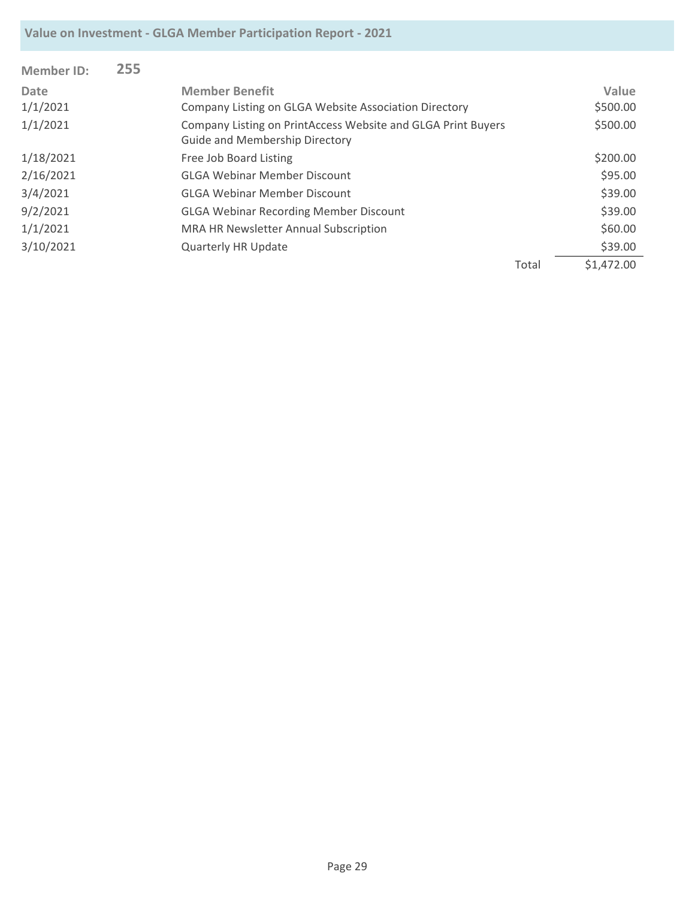## Value on Investment - GLGA Member Participation Report - 2021

**Member ID:** **255**

| Date | Member Benefit | Value |
|---|---|---|
| 1/1/2021 | Company Listing on GLGA Website Association Directory | $500.00 |
| 1/1/2021 | Company Listing on PrintAccess Website and GLGA Print Buyers Guide and Membership Directory | $500.00 |
| 1/18/2021 | Free Job Board Listing | $200.00 |
| 2/16/2021 | GLGA Webinar Member Discount | $95.00 |
| 3/4/2021 | GLGA Webinar Member Discount | $39.00 |
| 9/2/2021 | GLGA Webinar Recording Member Discount | $39.00 |
| 1/1/2021 | MRA HR Newsletter Annual Subscription | $60.00 |
| 3/10/2021 | Quarterly HR Update | $39.00 |
| | Total | $1,472.00 |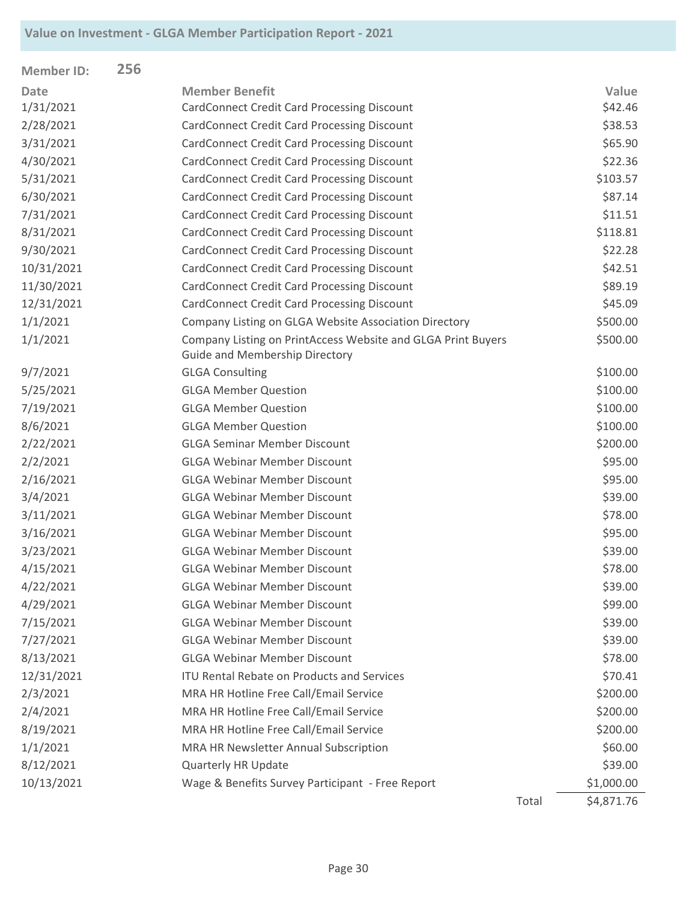## Value on Investment - GLGA Member Participation Report - 2021

**Member ID:** 256

| Date | Member Benefit | Value |
|---|---|---|
| 1/31/2021 | CardConnect Credit Card Processing Discount | $42.46 |
| 2/28/2021 | CardConnect Credit Card Processing Discount | $38.53 |
| 3/31/2021 | CardConnect Credit Card Processing Discount | $65.90 |
| 4/30/2021 | CardConnect Credit Card Processing Discount | $22.36 |
| 5/31/2021 | CardConnect Credit Card Processing Discount | $103.57 |
| 6/30/2021 | CardConnect Credit Card Processing Discount | $87.14 |
| 7/31/2021 | CardConnect Credit Card Processing Discount | $11.51 |
| 8/31/2021 | CardConnect Credit Card Processing Discount | $118.81 |
| 9/30/2021 | CardConnect Credit Card Processing Discount | $22.28 |
| 10/31/2021 | CardConnect Credit Card Processing Discount | $42.51 |
| 11/30/2021 | CardConnect Credit Card Processing Discount | $89.19 |
| 12/31/2021 | CardConnect Credit Card Processing Discount | $45.09 |
| 1/1/2021 | Company Listing on GLGA Website Association Directory | $500.00 |
| 1/1/2021 | Company Listing on PrintAccess Website and GLGA Print Buyers Guide and Membership Directory | $500.00 |
| 9/7/2021 | GLGA Consulting | $100.00 |
| 5/25/2021 | GLGA Member Question | $100.00 |
| 7/19/2021 | GLGA Member Question | $100.00 |
| 8/6/2021 | GLGA Member Question | $100.00 |
| 2/22/2021 | GLGA Seminar Member Discount | $200.00 |
| 2/2/2021 | GLGA Webinar Member Discount | $95.00 |
| 2/16/2021 | GLGA Webinar Member Discount | $95.00 |
| 3/4/2021 | GLGA Webinar Member Discount | $39.00 |
| 3/11/2021 | GLGA Webinar Member Discount | $78.00 |
| 3/16/2021 | GLGA Webinar Member Discount | $95.00 |
| 3/23/2021 | GLGA Webinar Member Discount | $39.00 |
| 4/15/2021 | GLGA Webinar Member Discount | $78.00 |
| 4/22/2021 | GLGA Webinar Member Discount | $39.00 |
| 4/29/2021 | GLGA Webinar Member Discount | $99.00 |
| 7/15/2021 | GLGA Webinar Member Discount | $39.00 |
| 7/27/2021 | GLGA Webinar Member Discount | $39.00 |
| 8/13/2021 | GLGA Webinar Member Discount | $78.00 |
| 12/31/2021 | ITU Rental Rebate on Products and Services | $70.41 |
| 2/3/2021 | MRA HR Hotline Free Call/Email Service | $200.00 |
| 2/4/2021 | MRA HR Hotline Free Call/Email Service | $200.00 |
| 8/19/2021 | MRA HR Hotline Free Call/Email Service | $200.00 |
| 1/1/2021 | MRA HR Newsletter Annual Subscription | $60.00 |
| 8/12/2021 | Quarterly HR Update | $39.00 |
| 10/13/2021 | Wage & Benefits Survey Participant - Free Report | $1,000.00 |
| | Total | $4,871.76 |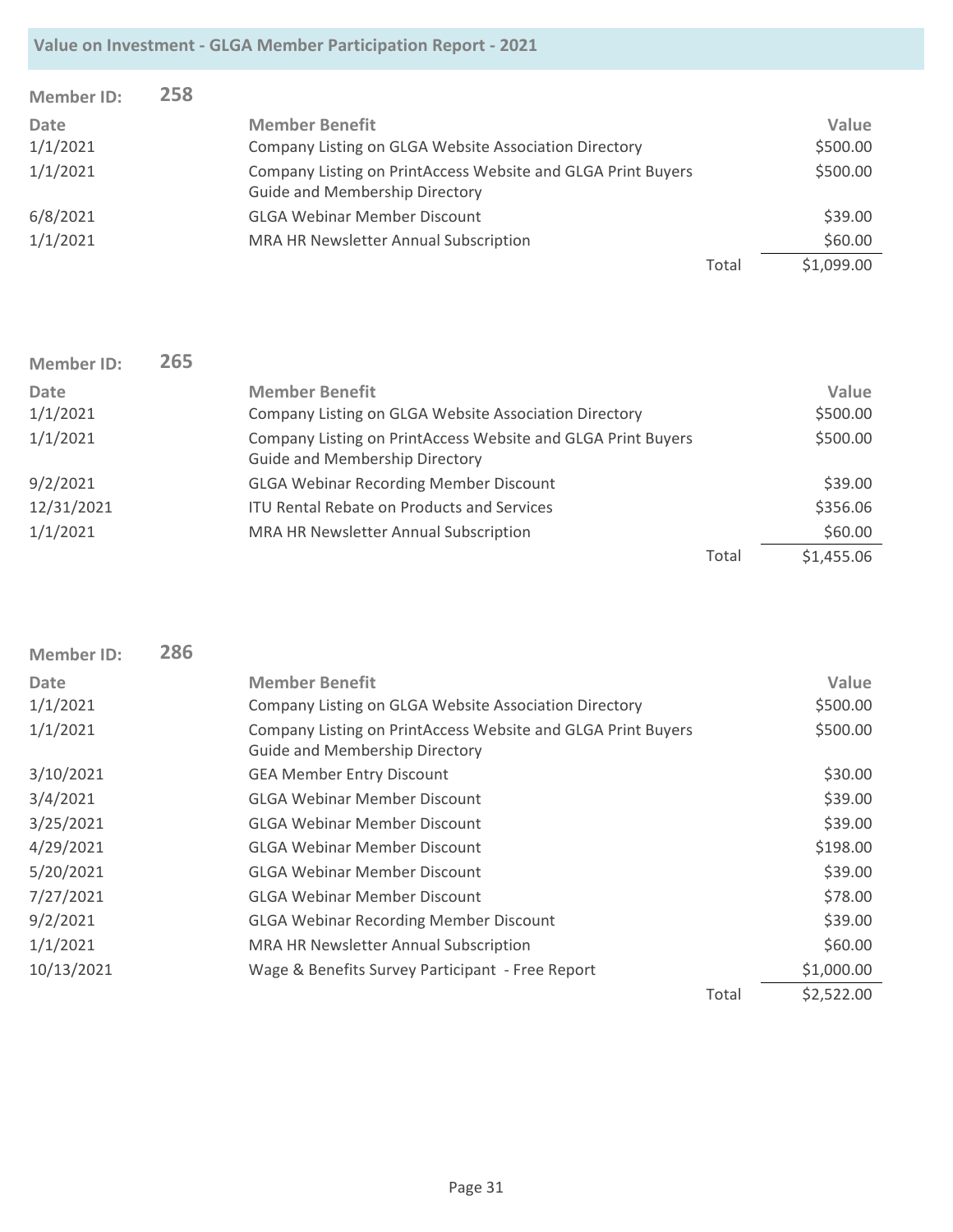## Value on Investment - GLGA Member Participation Report - 2021

**Member ID: 258**

| Date | Member Benefit | | Value |
|---|---|---|---|
| 1/1/2021 | Company Listing on GLGA Website Association Directory | | $500.00 |
| 1/1/2021 | Company Listing on PrintAccess Website and GLGA Print Buyers Guide and Membership Directory | | $500.00 |
| 6/8/2021 | GLGA Webinar Member Discount | | $39.00 |
| 1/1/2021 | MRA HR Newsletter Annual Subscription | | $60.00 |
| | | Total | $1,099.00 |

**Member ID: 265**

| Date | Member Benefit | | Value |
|---|---|---|---|
| 1/1/2021 | Company Listing on GLGA Website Association Directory | | $500.00 |
| 1/1/2021 | Company Listing on PrintAccess Website and GLGA Print Buyers Guide and Membership Directory | | $500.00 |
| 9/2/2021 | GLGA Webinar Recording Member Discount | | $39.00 |
| 12/31/2021 | ITU Rental Rebate on Products and Services | | $356.06 |
| 1/1/2021 | MRA HR Newsletter Annual Subscription | | $60.00 |
| | | Total | $1,455.06 |

**Member ID: 286**

| Date | Member Benefit | | Value |
|---|---|---|---|
| 1/1/2021 | Company Listing on GLGA Website Association Directory | | $500.00 |
| 1/1/2021 | Company Listing on PrintAccess Website and GLGA Print Buyers Guide and Membership Directory | | $500.00 |
| 3/10/2021 | GEA Member Entry Discount | | $30.00 |
| 3/4/2021 | GLGA Webinar Member Discount | | $39.00 |
| 3/25/2021 | GLGA Webinar Member Discount | | $39.00 |
| 4/29/2021 | GLGA Webinar Member Discount | | $198.00 |
| 5/20/2021 | GLGA Webinar Member Discount | | $39.00 |
| 7/27/2021 | GLGA Webinar Member Discount | | $78.00 |
| 9/2/2021 | GLGA Webinar Recording Member Discount | | $39.00 |
| 1/1/2021 | MRA HR Newsletter Annual Subscription | | $60.00 |
| 10/13/2021 | Wage & Benefits Survey Participant - Free Report | | $1,000.00 |
| | | Total | $2,522.00 |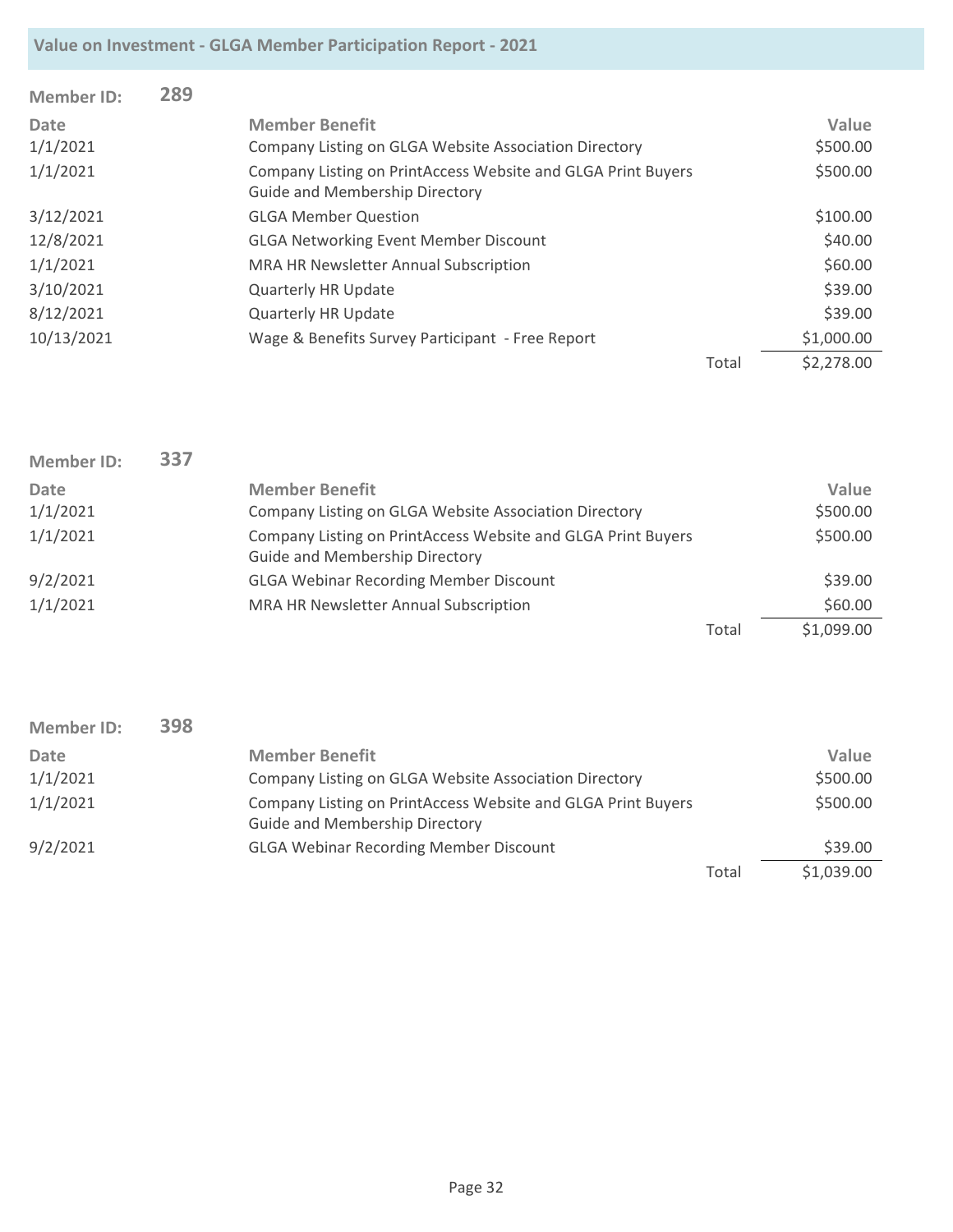## Value on Investment - GLGA Member Participation Report - 2021

**Member ID: 289**

| Date | Member Benefit | | Value |
|---|---|---|---|
| 1/1/2021 | Company Listing on GLGA Website Association Directory | | $500.00 |
| 1/1/2021 | Company Listing on PrintAccess Website and GLGA Print Buyers Guide and Membership Directory | | $500.00 |
| 3/12/2021 | GLGA Member Question | | $100.00 |
| 12/8/2021 | GLGA Networking Event Member Discount | | $40.00 |
| 1/1/2021 | MRA HR Newsletter Annual Subscription | | $60.00 |
| 3/10/2021 | Quarterly HR Update | | $39.00 |
| 8/12/2021 | Quarterly HR Update | | $39.00 |
| 10/13/2021 | Wage & Benefits Survey Participant - Free Report | | $1,000.00 |
| | | Total | $2,278.00 |

**Member ID: 337**

| Date | Member Benefit | | Value |
|---|---|---|---|
| 1/1/2021 | Company Listing on GLGA Website Association Directory | | $500.00 |
| 1/1/2021 | Company Listing on PrintAccess Website and GLGA Print Buyers Guide and Membership Directory | | $500.00 |
| 9/2/2021 | GLGA Webinar Recording Member Discount | | $39.00 |
| 1/1/2021 | MRA HR Newsletter Annual Subscription | | $60.00 |
| | | Total | $1,099.00 |

**Member ID: 398**

| Date | Member Benefit | | Value |
|---|---|---|---|
| 1/1/2021 | Company Listing on GLGA Website Association Directory | | $500.00 |
| 1/1/2021 | Company Listing on PrintAccess Website and GLGA Print Buyers Guide and Membership Directory | | $500.00 |
| 9/2/2021 | GLGA Webinar Recording Member Discount | | $39.00 |
| | | Total | $1,039.00 |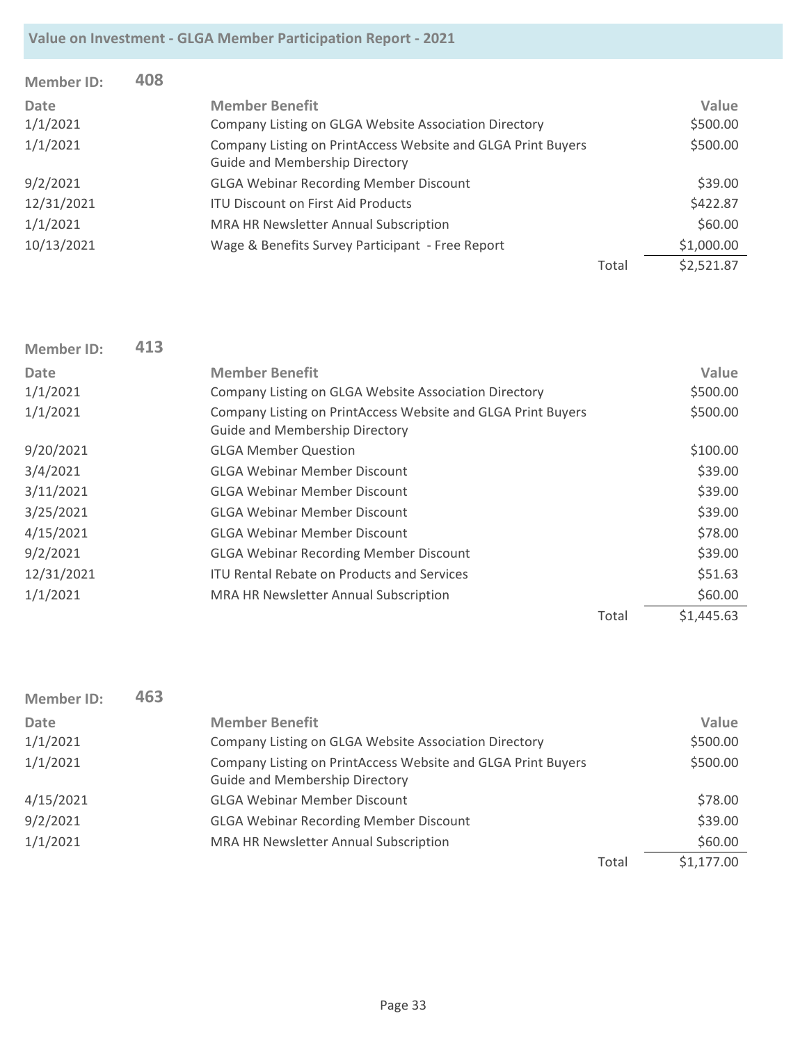## Value on Investment - GLGA Member Participation Report - 2021

**Member ID:** **408**

| Date | Member Benefit | | Value |
|---|---|---|---|
| 1/1/2021 | Company Listing on GLGA Website Association Directory | | $500.00 |
| 1/1/2021 | Company Listing on PrintAccess Website and GLGA Print Buyers Guide and Membership Directory | | $500.00 |
| 9/2/2021 | GLGA Webinar Recording Member Discount | | $39.00 |
| 12/31/2021 | ITU Discount on First Aid Products | | $422.87 |
| 1/1/2021 | MRA HR Newsletter Annual Subscription | | $60.00 |
| 10/13/2021 | Wage & Benefits Survey Participant - Free Report | | $1,000.00 |
| | | Total | $2,521.87 |

**Member ID:** **413**

| Date | Member Benefit | | Value |
|---|---|---|---|
| 1/1/2021 | Company Listing on GLGA Website Association Directory | | $500.00 |
| 1/1/2021 | Company Listing on PrintAccess Website and GLGA Print Buyers Guide and Membership Directory | | $500.00 |
| 9/20/2021 | GLGA Member Question | | $100.00 |
| 3/4/2021 | GLGA Webinar Member Discount | | $39.00 |
| 3/11/2021 | GLGA Webinar Member Discount | | $39.00 |
| 3/25/2021 | GLGA Webinar Member Discount | | $39.00 |
| 4/15/2021 | GLGA Webinar Member Discount | | $78.00 |
| 9/2/2021 | GLGA Webinar Recording Member Discount | | $39.00 |
| 12/31/2021 | ITU Rental Rebate on Products and Services | | $51.63 |
| 1/1/2021 | MRA HR Newsletter Annual Subscription | | $60.00 |
| | | Total | $1,445.63 |

**Member ID:** **463**

| Date | Member Benefit | | Value |
|---|---|---|---|
| 1/1/2021 | Company Listing on GLGA Website Association Directory | | $500.00 |
| 1/1/2021 | Company Listing on PrintAccess Website and GLGA Print Buyers Guide and Membership Directory | | $500.00 |
| 4/15/2021 | GLGA Webinar Member Discount | | $78.00 |
| 9/2/2021 | GLGA Webinar Recording Member Discount | | $39.00 |
| 1/1/2021 | MRA HR Newsletter Annual Subscription | | $60.00 |
| | | Total | $1,177.00 |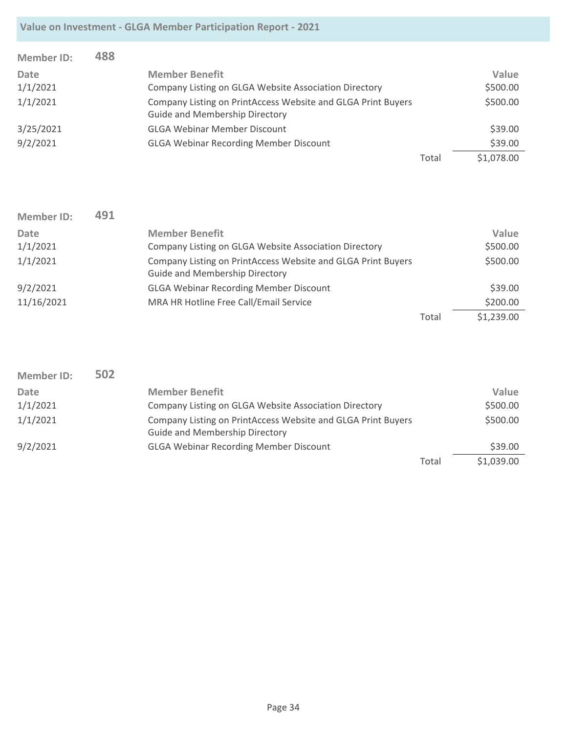## Value on Investment - GLGA Member Participation Report - 2021

**Member ID: 488**

| Date | Member Benefit | | Value |
|---|---|---|---|
| 1/1/2021 | Company Listing on GLGA Website Association Directory | | $500.00 |
| 1/1/2021 | Company Listing on PrintAccess Website and GLGA Print Buyers Guide and Membership Directory | | $500.00 |
| 3/25/2021 | GLGA Webinar Member Discount | | $39.00 |
| 9/2/2021 | GLGA Webinar Recording Member Discount | | $39.00 |
| | | Total | $1,078.00 |

**Member ID: 491**

| Date | Member Benefit | | Value |
|---|---|---|---|
| 1/1/2021 | Company Listing on GLGA Website Association Directory | | $500.00 |
| 1/1/2021 | Company Listing on PrintAccess Website and GLGA Print Buyers Guide and Membership Directory | | $500.00 |
| 9/2/2021 | GLGA Webinar Recording Member Discount | | $39.00 |
| 11/16/2021 | MRA HR Hotline Free Call/Email Service | | $200.00 |
| | | Total | $1,239.00 |

**Member ID: 502**

| Date | Member Benefit | | Value |
|---|---|---|---|
| 1/1/2021 | Company Listing on GLGA Website Association Directory | | $500.00 |
| 1/1/2021 | Company Listing on PrintAccess Website and GLGA Print Buyers Guide and Membership Directory | | $500.00 |
| 9/2/2021 | GLGA Webinar Recording Member Discount | | $39.00 |
| | | Total | $1,039.00 |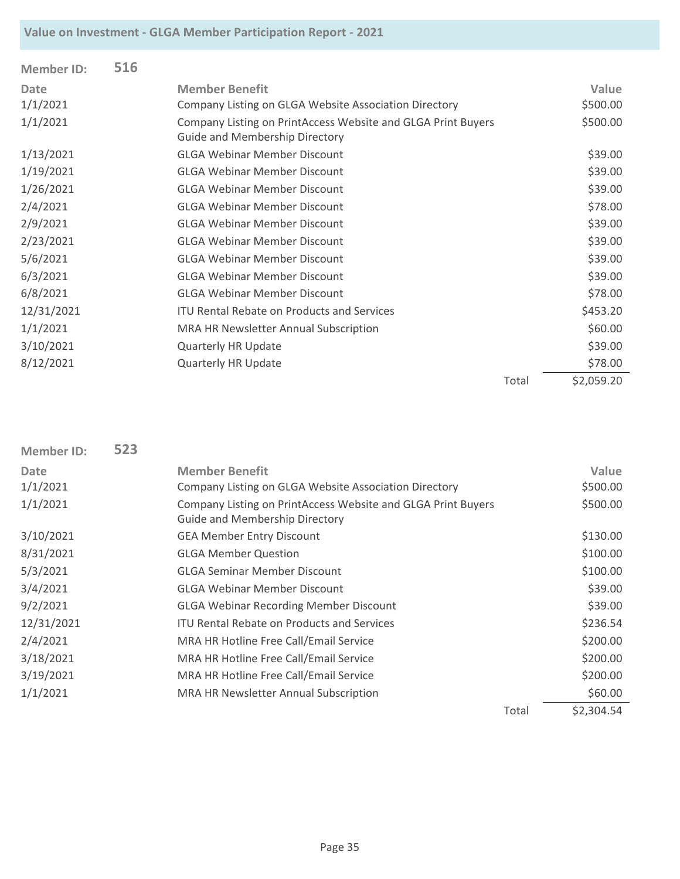## Value on Investment - GLGA Member Participation Report - 2021

**Member ID: 516**

| Date | Member Benefit | | Value |
|---|---|---|---|
| 1/1/2021 | Company Listing on GLGA Website Association Directory | | $500.00 |
| 1/1/2021 | Company Listing on PrintAccess Website and GLGA Print Buyers Guide and Membership Directory | | $500.00 |
| 1/13/2021 | GLGA Webinar Member Discount | | $39.00 |
| 1/19/2021 | GLGA Webinar Member Discount | | $39.00 |
| 1/26/2021 | GLGA Webinar Member Discount | | $39.00 |
| 2/4/2021 | GLGA Webinar Member Discount | | $78.00 |
| 2/9/2021 | GLGA Webinar Member Discount | | $39.00 |
| 2/23/2021 | GLGA Webinar Member Discount | | $39.00 |
| 5/6/2021 | GLGA Webinar Member Discount | | $39.00 |
| 6/3/2021 | GLGA Webinar Member Discount | | $39.00 |
| 6/8/2021 | GLGA Webinar Member Discount | | $78.00 |
| 12/31/2021 | ITU Rental Rebate on Products and Services | | $453.20 |
| 1/1/2021 | MRA HR Newsletter Annual Subscription | | $60.00 |
| 3/10/2021 | Quarterly HR Update | | $39.00 |
| 8/12/2021 | Quarterly HR Update | | $78.00 |
| | | Total | $2,059.20 |

**Member ID: 523**

| Date | Member Benefit | | Value |
|---|---|---|---|
| 1/1/2021 | Company Listing on GLGA Website Association Directory | | $500.00 |
| 1/1/2021 | Company Listing on PrintAccess Website and GLGA Print Buyers Guide and Membership Directory | | $500.00 |
| 3/10/2021 | GEA Member Entry Discount | | $130.00 |
| 8/31/2021 | GLGA Member Question | | $100.00 |
| 5/3/2021 | GLGA Seminar Member Discount | | $100.00 |
| 3/4/2021 | GLGA Webinar Member Discount | | $39.00 |
| 9/2/2021 | GLGA Webinar Recording Member Discount | | $39.00 |
| 12/31/2021 | ITU Rental Rebate on Products and Services | | $236.54 |
| 2/4/2021 | MRA HR Hotline Free Call/Email Service | | $200.00 |
| 3/18/2021 | MRA HR Hotline Free Call/Email Service | | $200.00 |
| 3/19/2021 | MRA HR Hotline Free Call/Email Service | | $200.00 |
| 1/1/2021 | MRA HR Newsletter Annual Subscription | | $60.00 |
| | | Total | $2,304.54 |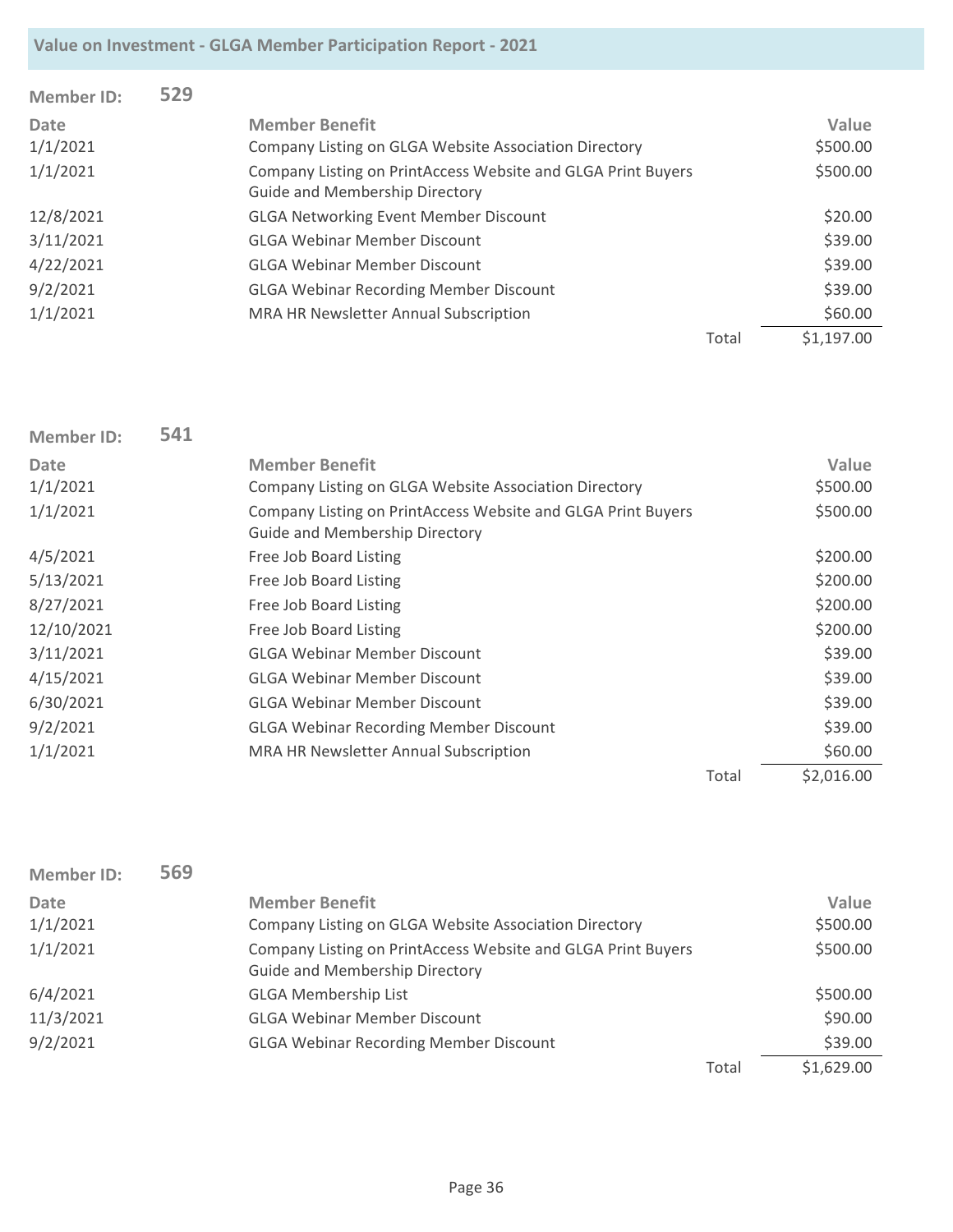# Value on Investment - GLGA Member Participation Report - 2021

**Member ID:** **529**

| Date | Member Benefit | | Value |
|---|---|---|---|
| 1/1/2021 | Company Listing on GLGA Website Association Directory | | $500.00 |
| 1/1/2021 | Company Listing on PrintAccess Website and GLGA Print Buyers Guide and Membership Directory | | $500.00 |
| 12/8/2021 | GLGA Networking Event Member Discount | | $20.00 |
| 3/11/2021 | GLGA Webinar Member Discount | | $39.00 |
| 4/22/2021 | GLGA Webinar Member Discount | | $39.00 |
| 9/2/2021 | GLGA Webinar Recording Member Discount | | $39.00 |
| 1/1/2021 | MRA HR Newsletter Annual Subscription | | $60.00 |
| | | Total | $1,197.00 |

**Member ID:** **541**

| Date | Member Benefit | | Value |
|---|---|---|---|
| 1/1/2021 | Company Listing on GLGA Website Association Directory | | $500.00 |
| 1/1/2021 | Company Listing on PrintAccess Website and GLGA Print Buyers Guide and Membership Directory | | $500.00 |
| 4/5/2021 | Free Job Board Listing | | $200.00 |
| 5/13/2021 | Free Job Board Listing | | $200.00 |
| 8/27/2021 | Free Job Board Listing | | $200.00 |
| 12/10/2021 | Free Job Board Listing | | $200.00 |
| 3/11/2021 | GLGA Webinar Member Discount | | $39.00 |
| 4/15/2021 | GLGA Webinar Member Discount | | $39.00 |
| 6/30/2021 | GLGA Webinar Member Discount | | $39.00 |
| 9/2/2021 | GLGA Webinar Recording Member Discount | | $39.00 |
| 1/1/2021 | MRA HR Newsletter Annual Subscription | | $60.00 |
| | | Total | $2,016.00 |

**Member ID:** **569**

| Date | Member Benefit | | Value |
|---|---|---|---|
| 1/1/2021 | Company Listing on GLGA Website Association Directory | | $500.00 |
| 1/1/2021 | Company Listing on PrintAccess Website and GLGA Print Buyers Guide and Membership Directory | | $500.00 |
| 6/4/2021 | GLGA Membership List | | $500.00 |
| 11/3/2021 | GLGA Webinar Member Discount | | $90.00 |
| 9/2/2021 | GLGA Webinar Recording Member Discount | | $39.00 |
| | | Total | $1,629.00 |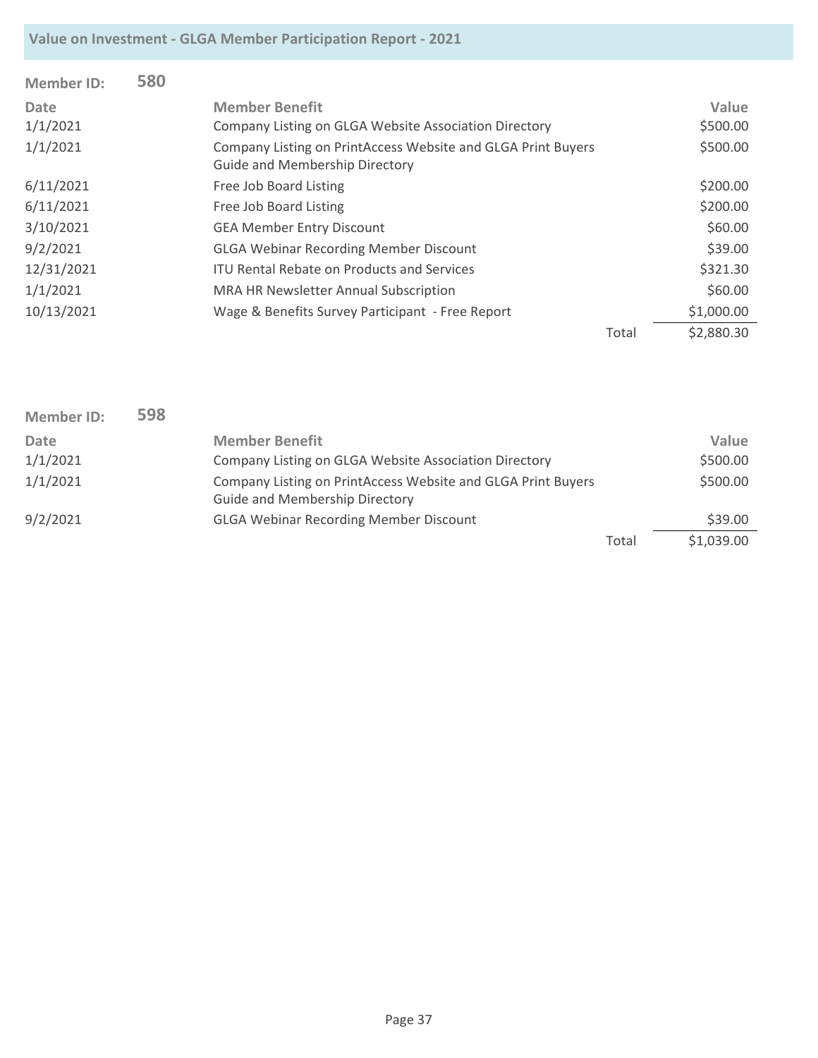## Value on Investment - GLGA Member Participation Report - 2021

**Member ID:** **580**

| Date | Member Benefit | | Value |
|---|---|---|---|
| 1/1/2021 | Company Listing on GLGA Website Association Directory | | $500.00 |
| 1/1/2021 | Company Listing on PrintAccess Website and GLGA Print Buyers Guide and Membership Directory | | $500.00 |
| 6/11/2021 | Free Job Board Listing | | $200.00 |
| 6/11/2021 | Free Job Board Listing | | $200.00 |
| 3/10/2021 | GEA Member Entry Discount | | $60.00 |
| 9/2/2021 | GLGA Webinar Recording Member Discount | | $39.00 |
| 12/31/2021 | ITU Rental Rebate on Products and Services | | $321.30 |
| 1/1/2021 | MRA HR Newsletter Annual Subscription | | $60.00 |
| 10/13/2021 | Wage & Benefits Survey Participant - Free Report | | $1,000.00 |
| | | Total | $2,880.30 |

**Member ID:** **598**

| Date | Member Benefit | | Value |
|---|---|---|---|
| 1/1/2021 | Company Listing on GLGA Website Association Directory | | $500.00 |
| 1/1/2021 | Company Listing on PrintAccess Website and GLGA Print Buyers Guide and Membership Directory | | $500.00 |
| 9/2/2021 | GLGA Webinar Recording Member Discount | | $39.00 |
| | | Total | $1,039.00 |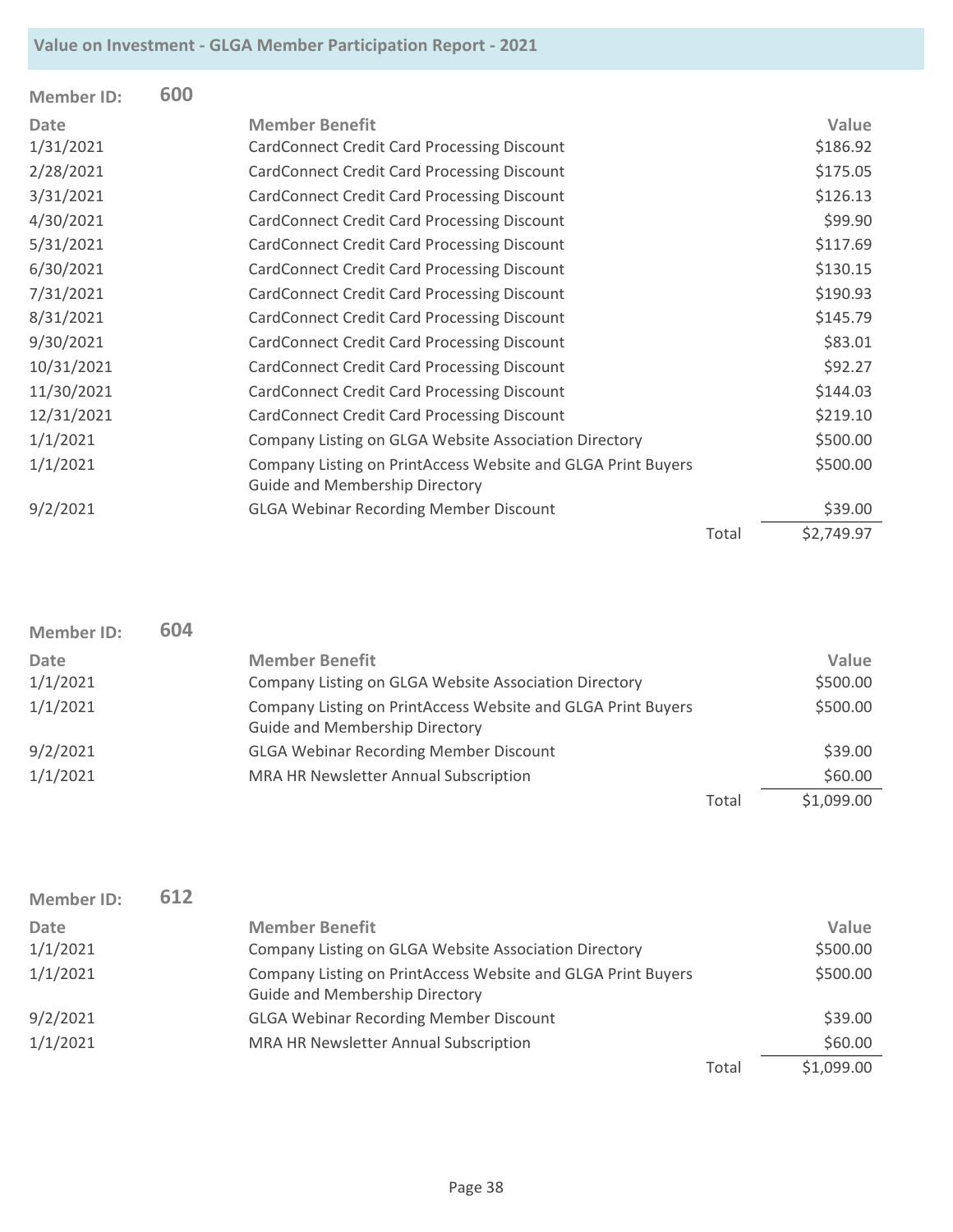## Value on Investment - GLGA Member Participation Report - 2021

**Member ID:** **600**

| Date | Member Benefit | | Value |
|---|---|---|---|
| 1/31/2021 | CardConnect Credit Card Processing Discount | | $186.92 |
| 2/28/2021 | CardConnect Credit Card Processing Discount | | $175.05 |
| 3/31/2021 | CardConnect Credit Card Processing Discount | | $126.13 |
| 4/30/2021 | CardConnect Credit Card Processing Discount | | $99.90 |
| 5/31/2021 | CardConnect Credit Card Processing Discount | | $117.69 |
| 6/30/2021 | CardConnect Credit Card Processing Discount | | $130.15 |
| 7/31/2021 | CardConnect Credit Card Processing Discount | | $190.93 |
| 8/31/2021 | CardConnect Credit Card Processing Discount | | $145.79 |
| 9/30/2021 | CardConnect Credit Card Processing Discount | | $83.01 |
| 10/31/2021 | CardConnect Credit Card Processing Discount | | $92.27 |
| 11/30/2021 | CardConnect Credit Card Processing Discount | | $144.03 |
| 12/31/2021 | CardConnect Credit Card Processing Discount | | $219.10 |
| 1/1/2021 | Company Listing on GLGA Website Association Directory | | $500.00 |
| 1/1/2021 | Company Listing on PrintAccess Website and GLGA Print Buyers Guide and Membership Directory | | $500.00 |
| 9/2/2021 | GLGA Webinar Recording Member Discount | | $39.00 |
| | | Total | $2,749.97 |

**Member ID:** **604**

| Date | Member Benefit | | Value |
|---|---|---|---|
| 1/1/2021 | Company Listing on GLGA Website Association Directory | | $500.00 |
| 1/1/2021 | Company Listing on PrintAccess Website and GLGA Print Buyers Guide and Membership Directory | | $500.00 |
| 9/2/2021 | GLGA Webinar Recording Member Discount | | $39.00 |
| 1/1/2021 | MRA HR Newsletter Annual Subscription | | $60.00 |
| | | Total | $1,099.00 |

**Member ID:** **612**

| Date | Member Benefit | | Value |
|---|---|---|---|
| 1/1/2021 | Company Listing on GLGA Website Association Directory | | $500.00 |
| 1/1/2021 | Company Listing on PrintAccess Website and GLGA Print Buyers Guide and Membership Directory | | $500.00 |
| 9/2/2021 | GLGA Webinar Recording Member Discount | | $39.00 |
| 1/1/2021 | MRA HR Newsletter Annual Subscription | | $60.00 |
| | | Total | $1,099.00 |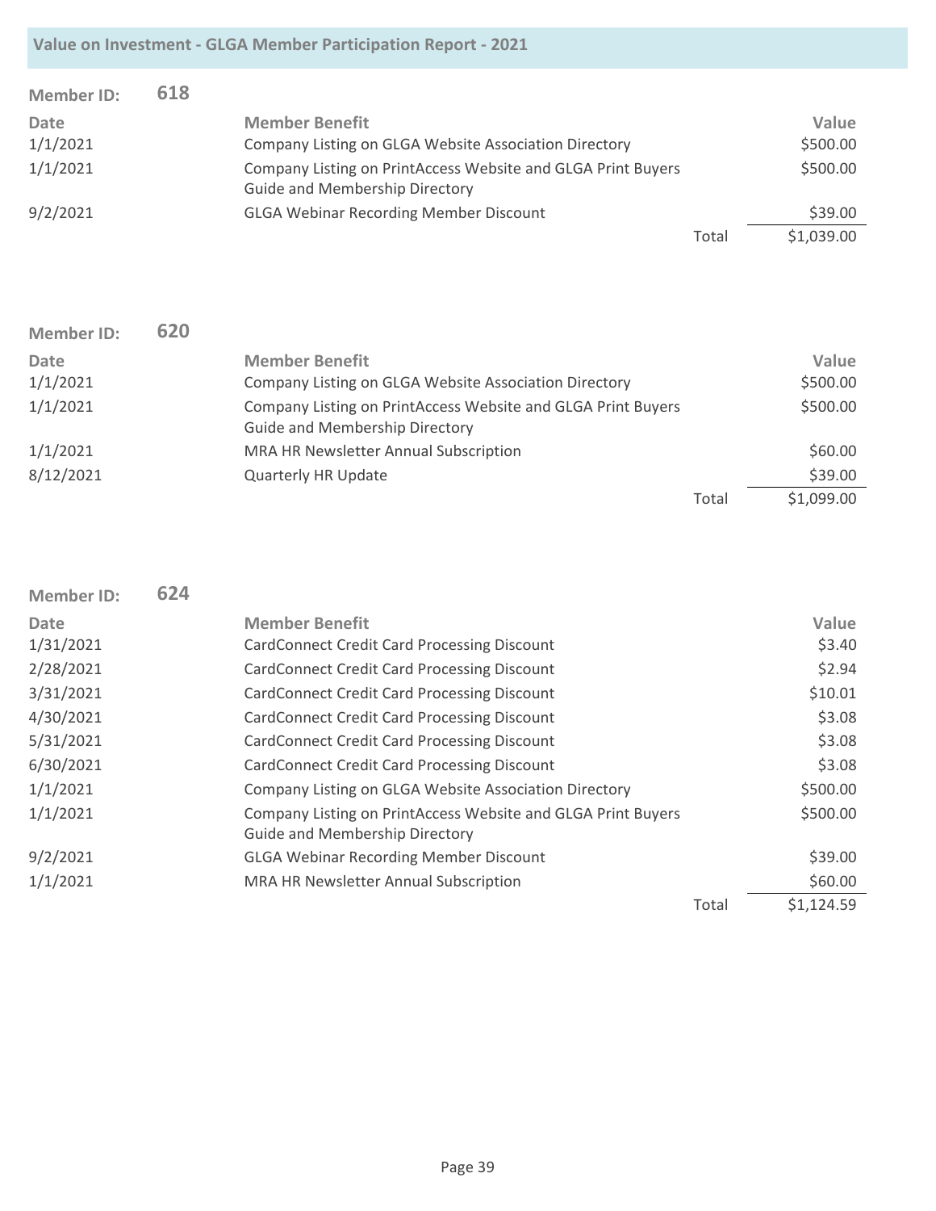## Value on Investment - GLGA Member Participation Report - 2021

**Member ID: 618**

| Date | Member Benefit | | Value |
|---|---|---|---|
| 1/1/2021 | Company Listing on GLGA Website Association Directory | | $500.00 |
| 1/1/2021 | Company Listing on PrintAccess Website and GLGA Print Buyers Guide and Membership Directory | | $500.00 |
| 9/2/2021 | GLGA Webinar Recording Member Discount | | $39.00 |
| | | Total | $1,039.00 |

**Member ID: 620**

| Date | Member Benefit | | Value |
|---|---|---|---|
| 1/1/2021 | Company Listing on GLGA Website Association Directory | | $500.00 |
| 1/1/2021 | Company Listing on PrintAccess Website and GLGA Print Buyers Guide and Membership Directory | | $500.00 |
| 1/1/2021 | MRA HR Newsletter Annual Subscription | | $60.00 |
| 8/12/2021 | Quarterly HR Update | | $39.00 |
| | | Total | $1,099.00 |

**Member ID: 624**

| Date | Member Benefit | | Value |
|---|---|---|---|
| 1/31/2021 | CardConnect Credit Card Processing Discount | | $3.40 |
| 2/28/2021 | CardConnect Credit Card Processing Discount | | $2.94 |
| 3/31/2021 | CardConnect Credit Card Processing Discount | | $10.01 |
| 4/30/2021 | CardConnect Credit Card Processing Discount | | $3.08 |
| 5/31/2021 | CardConnect Credit Card Processing Discount | | $3.08 |
| 6/30/2021 | CardConnect Credit Card Processing Discount | | $3.08 |
| 1/1/2021 | Company Listing on GLGA Website Association Directory | | $500.00 |
| 1/1/2021 | Company Listing on PrintAccess Website and GLGA Print Buyers Guide and Membership Directory | | $500.00 |
| 9/2/2021 | GLGA Webinar Recording Member Discount | | $39.00 |
| 1/1/2021 | MRA HR Newsletter Annual Subscription | | $60.00 |
| | | Total | $1,124.59 |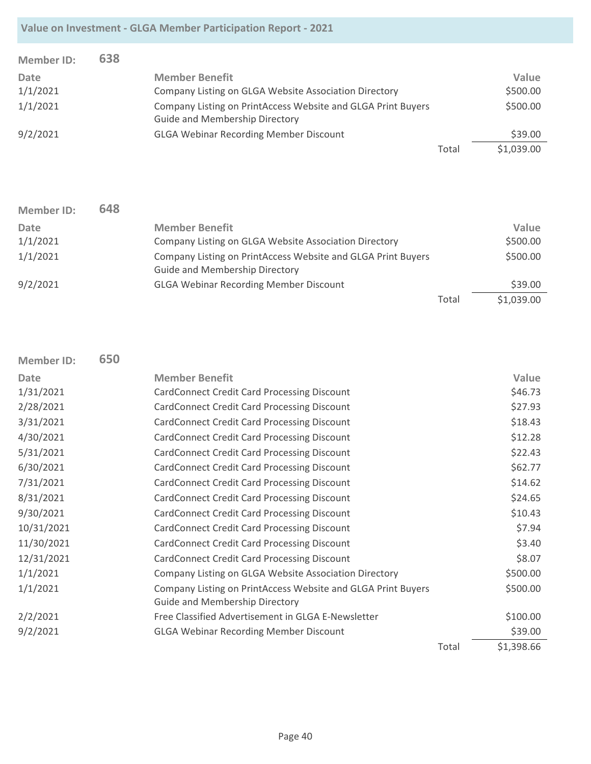## Value on Investment - GLGA Member Participation Report - 2021

**Member ID:** 638

| Date | Member Benefit | | Value |
|---|---|---|---|
| 1/1/2021 | Company Listing on GLGA Website Association Directory | | $500.00 |
| 1/1/2021 | Company Listing on PrintAccess Website and GLGA Print Buyers Guide and Membership Directory | | $500.00 |
| 9/2/2021 | GLGA Webinar Recording Member Discount | | $39.00 |
| | | Total | $1,039.00 |

**Member ID:** 648

| Date | Member Benefit | | Value |
|---|---|---|---|
| 1/1/2021 | Company Listing on GLGA Website Association Directory | | $500.00 |
| 1/1/2021 | Company Listing on PrintAccess Website and GLGA Print Buyers Guide and Membership Directory | | $500.00 |
| 9/2/2021 | GLGA Webinar Recording Member Discount | | $39.00 |
| | | Total | $1,039.00 |

**Member ID:** 650

| Date | Member Benefit | | Value |
|---|---|---|---|
| 1/31/2021 | CardConnect Credit Card Processing Discount | | $46.73 |
| 2/28/2021 | CardConnect Credit Card Processing Discount | | $27.93 |
| 3/31/2021 | CardConnect Credit Card Processing Discount | | $18.43 |
| 4/30/2021 | CardConnect Credit Card Processing Discount | | $12.28 |
| 5/31/2021 | CardConnect Credit Card Processing Discount | | $22.43 |
| 6/30/2021 | CardConnect Credit Card Processing Discount | | $62.77 |
| 7/31/2021 | CardConnect Credit Card Processing Discount | | $14.62 |
| 8/31/2021 | CardConnect Credit Card Processing Discount | | $24.65 |
| 9/30/2021 | CardConnect Credit Card Processing Discount | | $10.43 |
| 10/31/2021 | CardConnect Credit Card Processing Discount | | $7.94 |
| 11/30/2021 | CardConnect Credit Card Processing Discount | | $3.40 |
| 12/31/2021 | CardConnect Credit Card Processing Discount | | $8.07 |
| 1/1/2021 | Company Listing on GLGA Website Association Directory | | $500.00 |
| 1/1/2021 | Company Listing on PrintAccess Website and GLGA Print Buyers Guide and Membership Directory | | $500.00 |
| 2/2/2021 | Free Classified Advertisement in GLGA E-Newsletter | | $100.00 |
| 9/2/2021 | GLGA Webinar Recording Member Discount | | $39.00 |
| | | Total | $1,398.66 |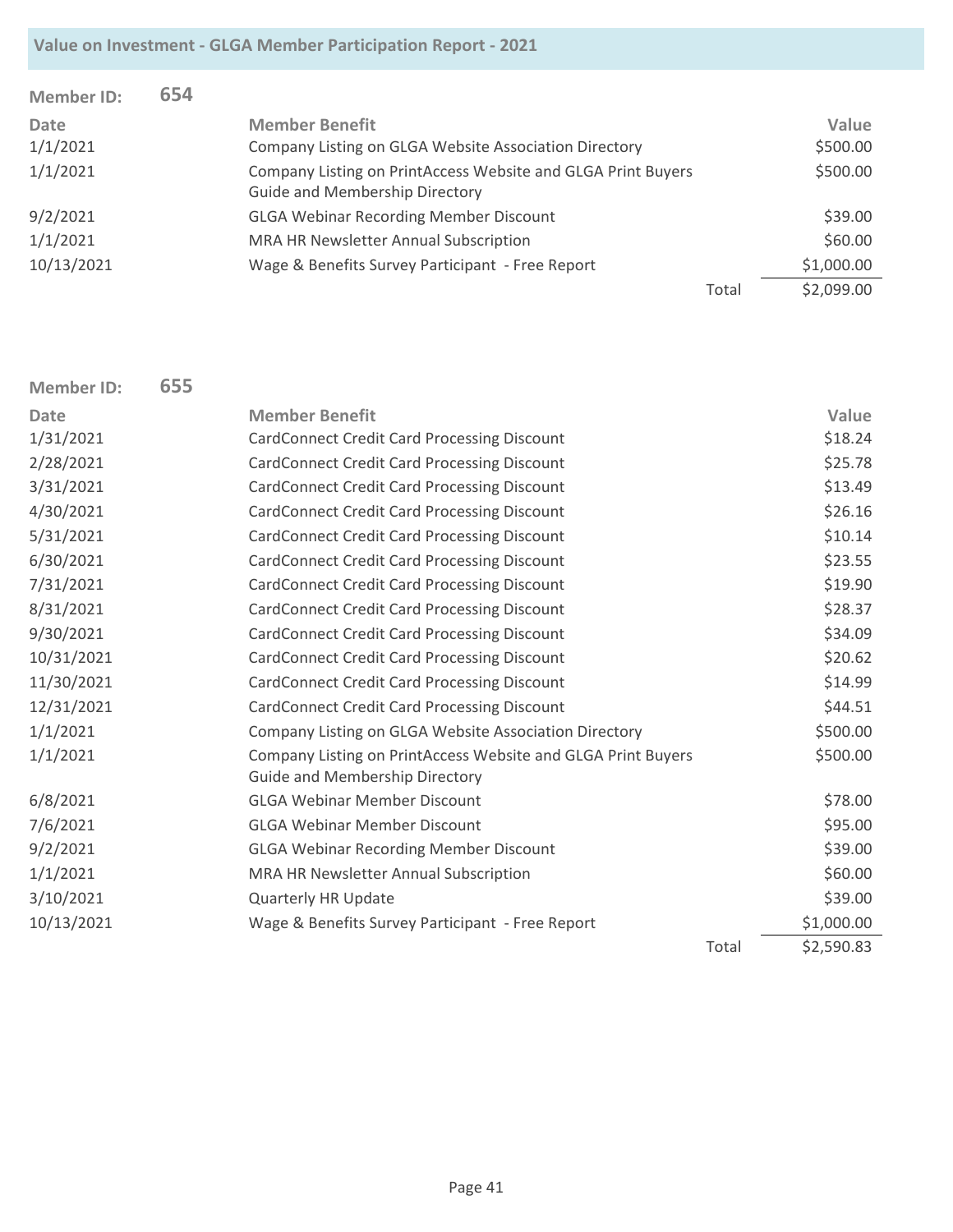## Value on Investment - GLGA Member Participation Report - 2021

**Member ID:** **654**

| Date | Member Benefit | | Value |
|---|---|---|---|
| 1/1/2021 | Company Listing on GLGA Website Association Directory | | $500.00 |
| 1/1/2021 | Company Listing on PrintAccess Website and GLGA Print Buyers Guide and Membership Directory | | $500.00 |
| 9/2/2021 | GLGA Webinar Recording Member Discount | | $39.00 |
| 1/1/2021 | MRA HR Newsletter Annual Subscription | | $60.00 |
| 10/13/2021 | Wage & Benefits Survey Participant - Free Report | | $1,000.00 |
| | | Total | $2,099.00 |

**Member ID:** **655**

| Date | Member Benefit | | Value |
|---|---|---|---|
| 1/31/2021 | CardConnect Credit Card Processing Discount | | $18.24 |
| 2/28/2021 | CardConnect Credit Card Processing Discount | | $25.78 |
| 3/31/2021 | CardConnect Credit Card Processing Discount | | $13.49 |
| 4/30/2021 | CardConnect Credit Card Processing Discount | | $26.16 |
| 5/31/2021 | CardConnect Credit Card Processing Discount | | $10.14 |
| 6/30/2021 | CardConnect Credit Card Processing Discount | | $23.55 |
| 7/31/2021 | CardConnect Credit Card Processing Discount | | $19.90 |
| 8/31/2021 | CardConnect Credit Card Processing Discount | | $28.37 |
| 9/30/2021 | CardConnect Credit Card Processing Discount | | $34.09 |
| 10/31/2021 | CardConnect Credit Card Processing Discount | | $20.62 |
| 11/30/2021 | CardConnect Credit Card Processing Discount | | $14.99 |
| 12/31/2021 | CardConnect Credit Card Processing Discount | | $44.51 |
| 1/1/2021 | Company Listing on GLGA Website Association Directory | | $500.00 |
| 1/1/2021 | Company Listing on PrintAccess Website and GLGA Print Buyers Guide and Membership Directory | | $500.00 |
| 6/8/2021 | GLGA Webinar Member Discount | | $78.00 |
| 7/6/2021 | GLGA Webinar Member Discount | | $95.00 |
| 9/2/2021 | GLGA Webinar Recording Member Discount | | $39.00 |
| 1/1/2021 | MRA HR Newsletter Annual Subscription | | $60.00 |
| 3/10/2021 | Quarterly HR Update | | $39.00 |
| 10/13/2021 | Wage & Benefits Survey Participant - Free Report | | $1,000.00 |
| | | Total | $2,590.83 |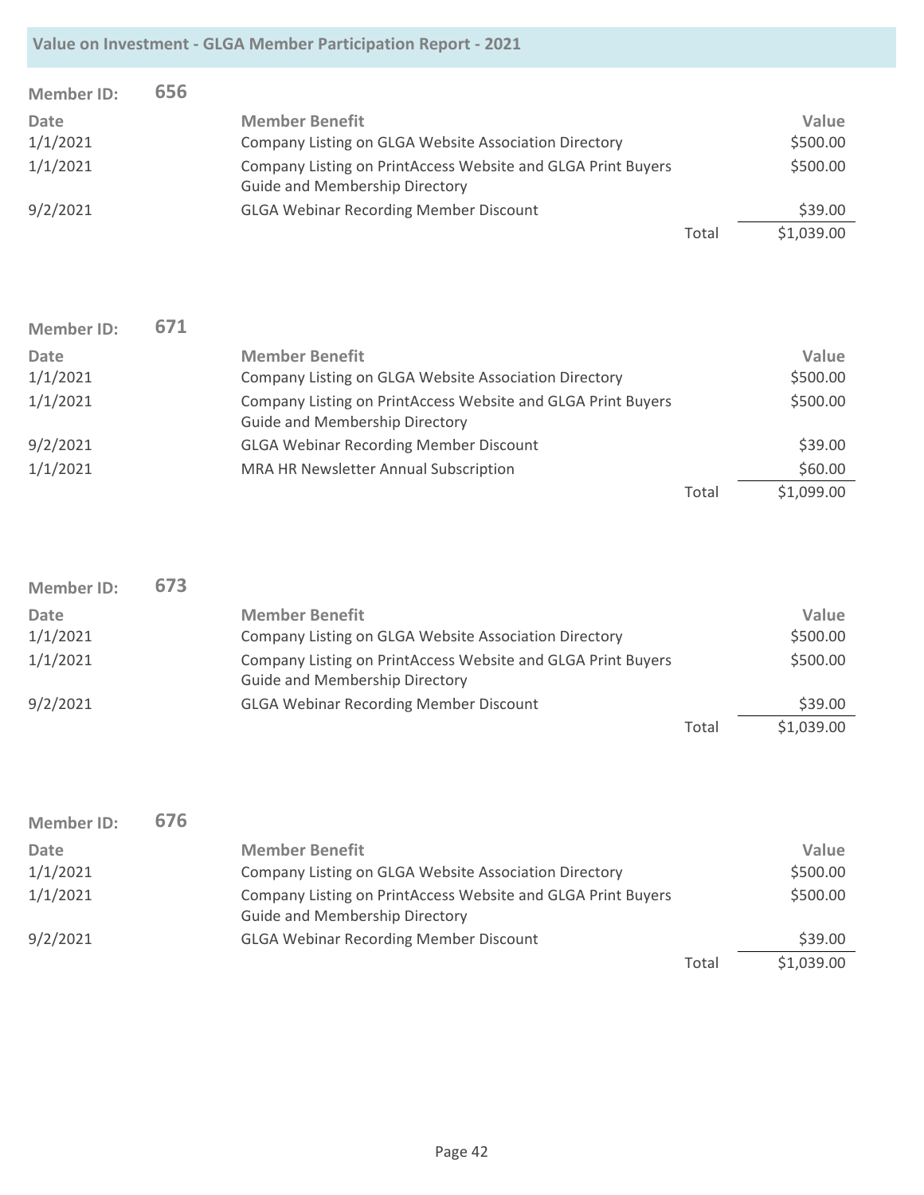## Value on Investment - GLGA Member Participation Report - 2021

**Member ID:** **656**

| Date | Member Benefit | | Value |
|---|---|---|---|
| 1/1/2021 | Company Listing on GLGA Website Association Directory | | $500.00 |
| 1/1/2021 | Company Listing on PrintAccess Website and GLGA Print Buyers Guide and Membership Directory | | $500.00 |
| 9/2/2021 | GLGA Webinar Recording Member Discount | | $39.00 |
| | | Total | $1,039.00 |

**Member ID:** **671**

| Date | Member Benefit | | Value |
|---|---|---|---|
| 1/1/2021 | Company Listing on GLGA Website Association Directory | | $500.00 |
| 1/1/2021 | Company Listing on PrintAccess Website and GLGA Print Buyers Guide and Membership Directory | | $500.00 |
| 9/2/2021 | GLGA Webinar Recording Member Discount | | $39.00 |
| 1/1/2021 | MRA HR Newsletter Annual Subscription | | $60.00 |
| | | Total | $1,099.00 |

**Member ID:** **673**

| Date | Member Benefit | | Value |
|---|---|---|---|
| 1/1/2021 | Company Listing on GLGA Website Association Directory | | $500.00 |
| 1/1/2021 | Company Listing on PrintAccess Website and GLGA Print Buyers Guide and Membership Directory | | $500.00 |
| 9/2/2021 | GLGA Webinar Recording Member Discount | | $39.00 |
| | | Total | $1,039.00 |

**Member ID:** **676**

| Date | Member Benefit | | Value |
|---|---|---|---|
| 1/1/2021 | Company Listing on GLGA Website Association Directory | | $500.00 |
| 1/1/2021 | Company Listing on PrintAccess Website and GLGA Print Buyers Guide and Membership Directory | | $500.00 |
| 9/2/2021 | GLGA Webinar Recording Member Discount | | $39.00 |
| | | Total | $1,039.00 |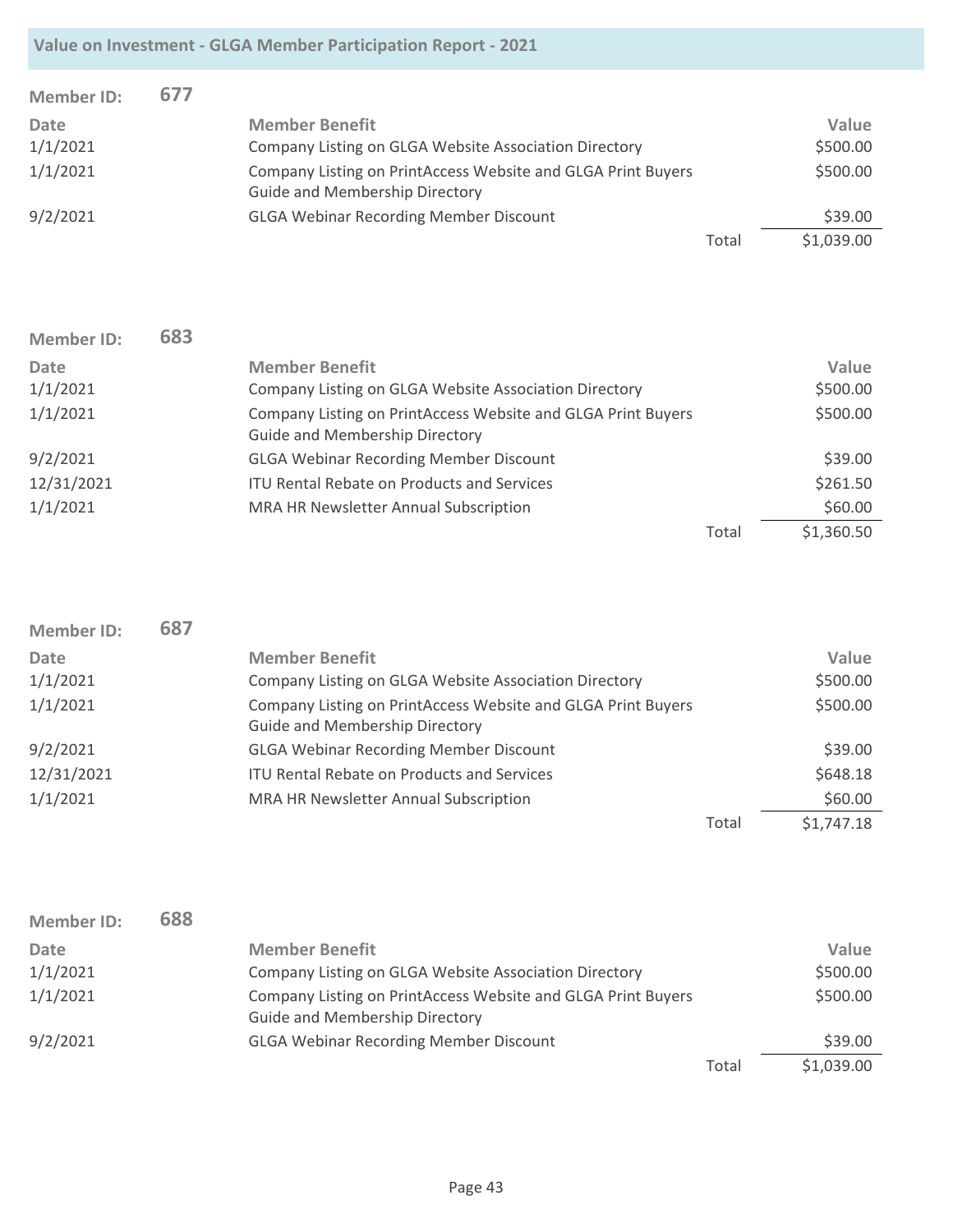## Value on Investment - GLGA Member Participation Report - 2021

**Member ID:** **677**

| Date | Member Benefit | | Value |
|---|---|---|---|
| 1/1/2021 | Company Listing on GLGA Website Association Directory | | $500.00 |
| 1/1/2021 | Company Listing on PrintAccess Website and GLGA Print Buyers Guide and Membership Directory | | $500.00 |
| 9/2/2021 | GLGA Webinar Recording Member Discount | | $39.00 |
| | | Total | $1,039.00 |

**Member ID:** **683**

| Date | Member Benefit | | Value |
|---|---|---|---|
| 1/1/2021 | Company Listing on GLGA Website Association Directory | | $500.00 |
| 1/1/2021 | Company Listing on PrintAccess Website and GLGA Print Buyers Guide and Membership Directory | | $500.00 |
| 9/2/2021 | GLGA Webinar Recording Member Discount | | $39.00 |
| 12/31/2021 | ITU Rental Rebate on Products and Services | | $261.50 |
| 1/1/2021 | MRA HR Newsletter Annual Subscription | | $60.00 |
| | | Total | $1,360.50 |

**Member ID:** **687**

| Date | Member Benefit | | Value |
|---|---|---|---|
| 1/1/2021 | Company Listing on GLGA Website Association Directory | | $500.00 |
| 1/1/2021 | Company Listing on PrintAccess Website and GLGA Print Buyers Guide and Membership Directory | | $500.00 |
| 9/2/2021 | GLGA Webinar Recording Member Discount | | $39.00 |
| 12/31/2021 | ITU Rental Rebate on Products and Services | | $648.18 |
| 1/1/2021 | MRA HR Newsletter Annual Subscription | | $60.00 |
| | | Total | $1,747.18 |

**Member ID:** **688**

| Date | Member Benefit | | Value |
|---|---|---|---|
| 1/1/2021 | Company Listing on GLGA Website Association Directory | | $500.00 |
| 1/1/2021 | Company Listing on PrintAccess Website and GLGA Print Buyers Guide and Membership Directory | | $500.00 |
| 9/2/2021 | GLGA Webinar Recording Member Discount | | $39.00 |
| | | Total | $1,039.00 |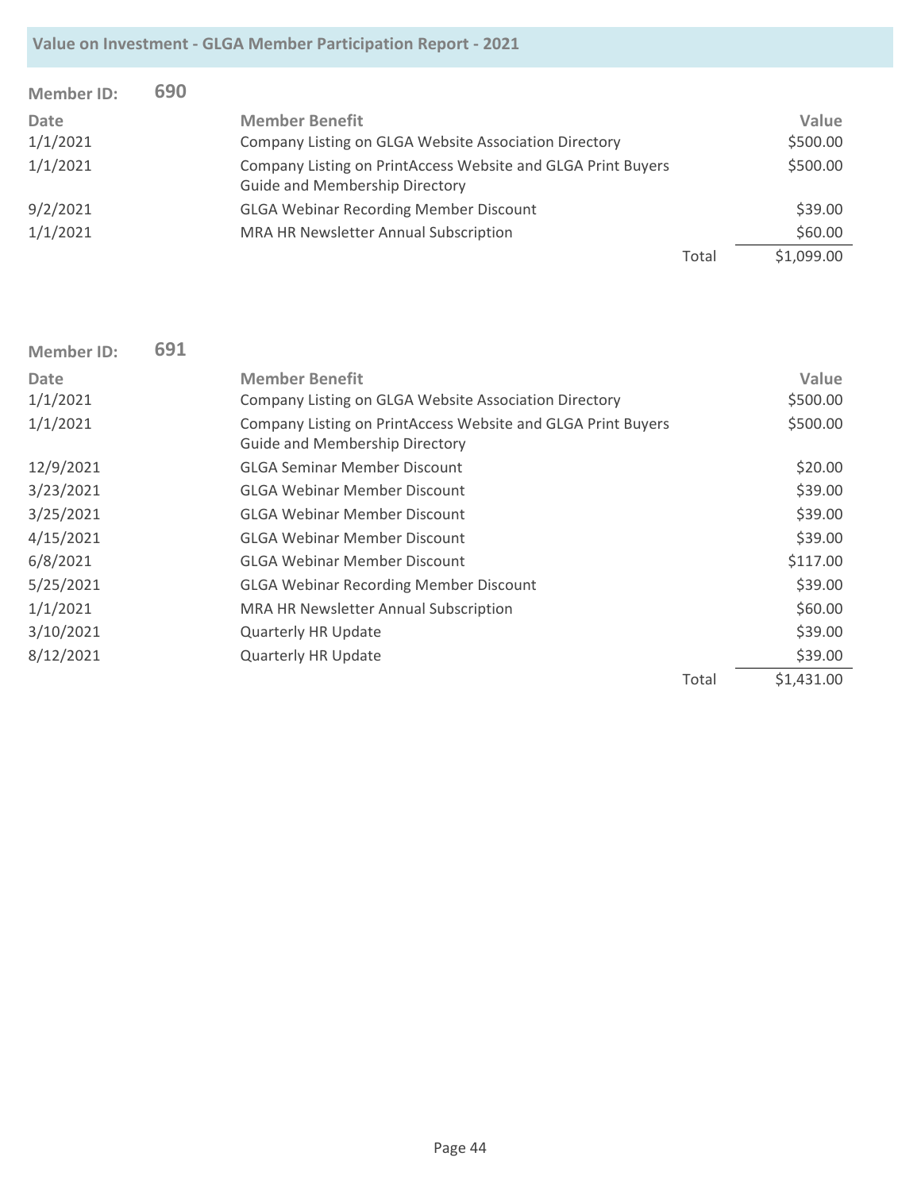## Value on Investment - GLGA Member Participation Report - 2021

**Member ID: 690**

| Date | Member Benefit | | Value |
|---|---|---|---|
| 1/1/2021 | Company Listing on GLGA Website Association Directory | | $500.00 |
| 1/1/2021 | Company Listing on PrintAccess Website and GLGA Print Buyers Guide and Membership Directory | | $500.00 |
| 9/2/2021 | GLGA Webinar Recording Member Discount | | $39.00 |
| 1/1/2021 | MRA HR Newsletter Annual Subscription | | $60.00 |
| | | Total | $1,099.00 |

**Member ID: 691**

| Date | Member Benefit | | Value |
|---|---|---|---|
| 1/1/2021 | Company Listing on GLGA Website Association Directory | | $500.00 |
| 1/1/2021 | Company Listing on PrintAccess Website and GLGA Print Buyers Guide and Membership Directory | | $500.00 |
| 12/9/2021 | GLGA Seminar Member Discount | | $20.00 |
| 3/23/2021 | GLGA Webinar Member Discount | | $39.00 |
| 3/25/2021 | GLGA Webinar Member Discount | | $39.00 |
| 4/15/2021 | GLGA Webinar Member Discount | | $39.00 |
| 6/8/2021 | GLGA Webinar Member Discount | | $117.00 |
| 5/25/2021 | GLGA Webinar Recording Member Discount | | $39.00 |
| 1/1/2021 | MRA HR Newsletter Annual Subscription | | $60.00 |
| 3/10/2021 | Quarterly HR Update | | $39.00 |
| 8/12/2021 | Quarterly HR Update | | $39.00 |
| | | Total | $1,431.00 |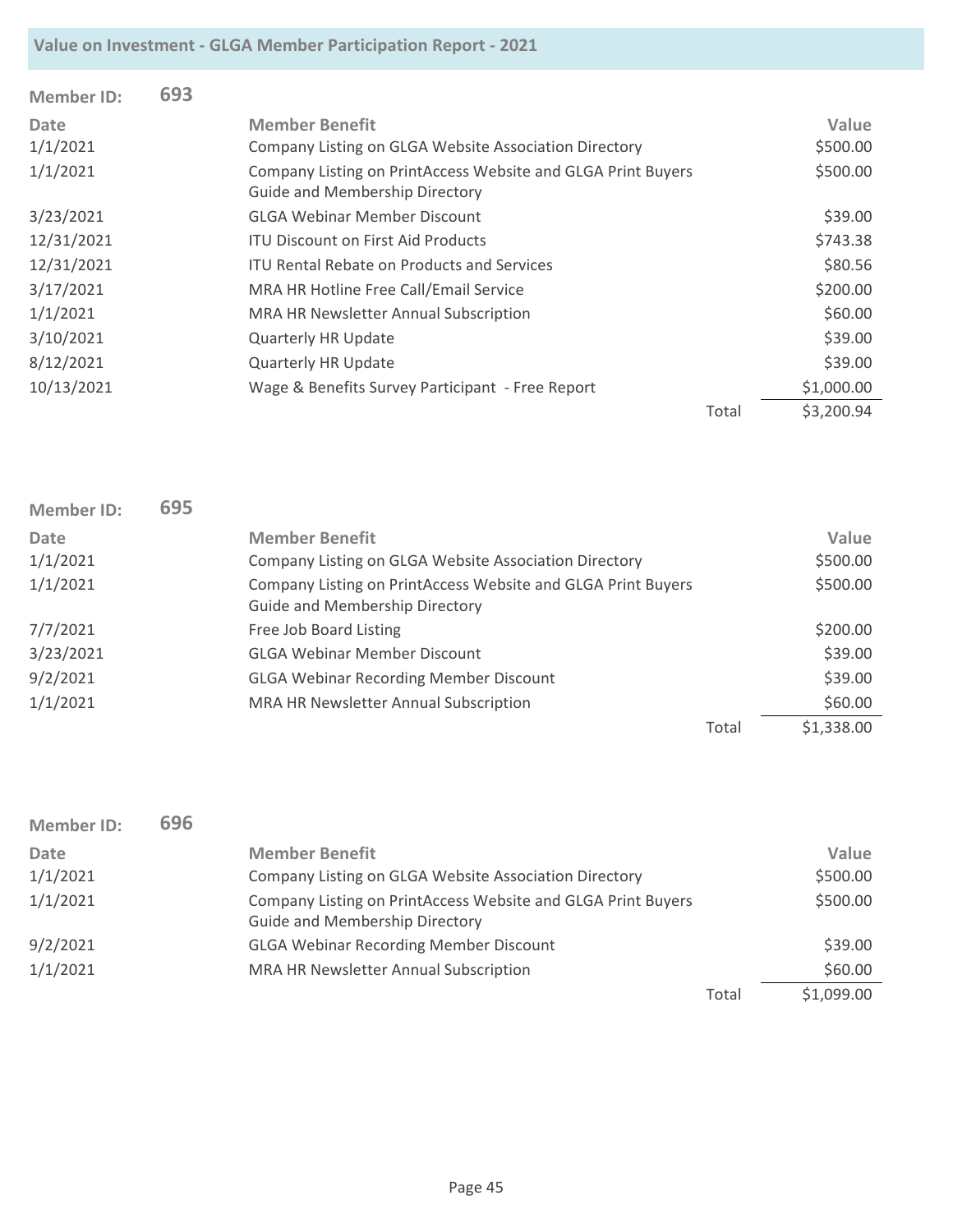## Value on Investment - GLGA Member Participation Report - 2021

**Member ID:** **693**

| Date | Member Benefit | | Value |
|---|---|---|---|
| 1/1/2021 | Company Listing on GLGA Website Association Directory | | $500.00 |
| 1/1/2021 | Company Listing on PrintAccess Website and GLGA Print Buyers Guide and Membership Directory | | $500.00 |
| 3/23/2021 | GLGA Webinar Member Discount | | $39.00 |
| 12/31/2021 | ITU Discount on First Aid Products | | $743.38 |
| 12/31/2021 | ITU Rental Rebate on Products and Services | | $80.56 |
| 3/17/2021 | MRA HR Hotline Free Call/Email Service | | $200.00 |
| 1/1/2021 | MRA HR Newsletter Annual Subscription | | $60.00 |
| 3/10/2021 | Quarterly HR Update | | $39.00 |
| 8/12/2021 | Quarterly HR Update | | $39.00 |
| 10/13/2021 | Wage & Benefits Survey Participant - Free Report | | $1,000.00 |
| | | Total | $3,200.94 |

**Member ID:** **695**

| Date | Member Benefit | | Value |
|---|---|---|---|
| 1/1/2021 | Company Listing on GLGA Website Association Directory | | $500.00 |
| 1/1/2021 | Company Listing on PrintAccess Website and GLGA Print Buyers Guide and Membership Directory | | $500.00 |
| 7/7/2021 | Free Job Board Listing | | $200.00 |
| 3/23/2021 | GLGA Webinar Member Discount | | $39.00 |
| 9/2/2021 | GLGA Webinar Recording Member Discount | | $39.00 |
| 1/1/2021 | MRA HR Newsletter Annual Subscription | | $60.00 |
| | | Total | $1,338.00 |

**Member ID:** **696**

| Date | Member Benefit | | Value |
|---|---|---|---|
| 1/1/2021 | Company Listing on GLGA Website Association Directory | | $500.00 |
| 1/1/2021 | Company Listing on PrintAccess Website and GLGA Print Buyers Guide and Membership Directory | | $500.00 |
| 9/2/2021 | GLGA Webinar Recording Member Discount | | $39.00 |
| 1/1/2021 | MRA HR Newsletter Annual Subscription | | $60.00 |
| | | Total | $1,099.00 |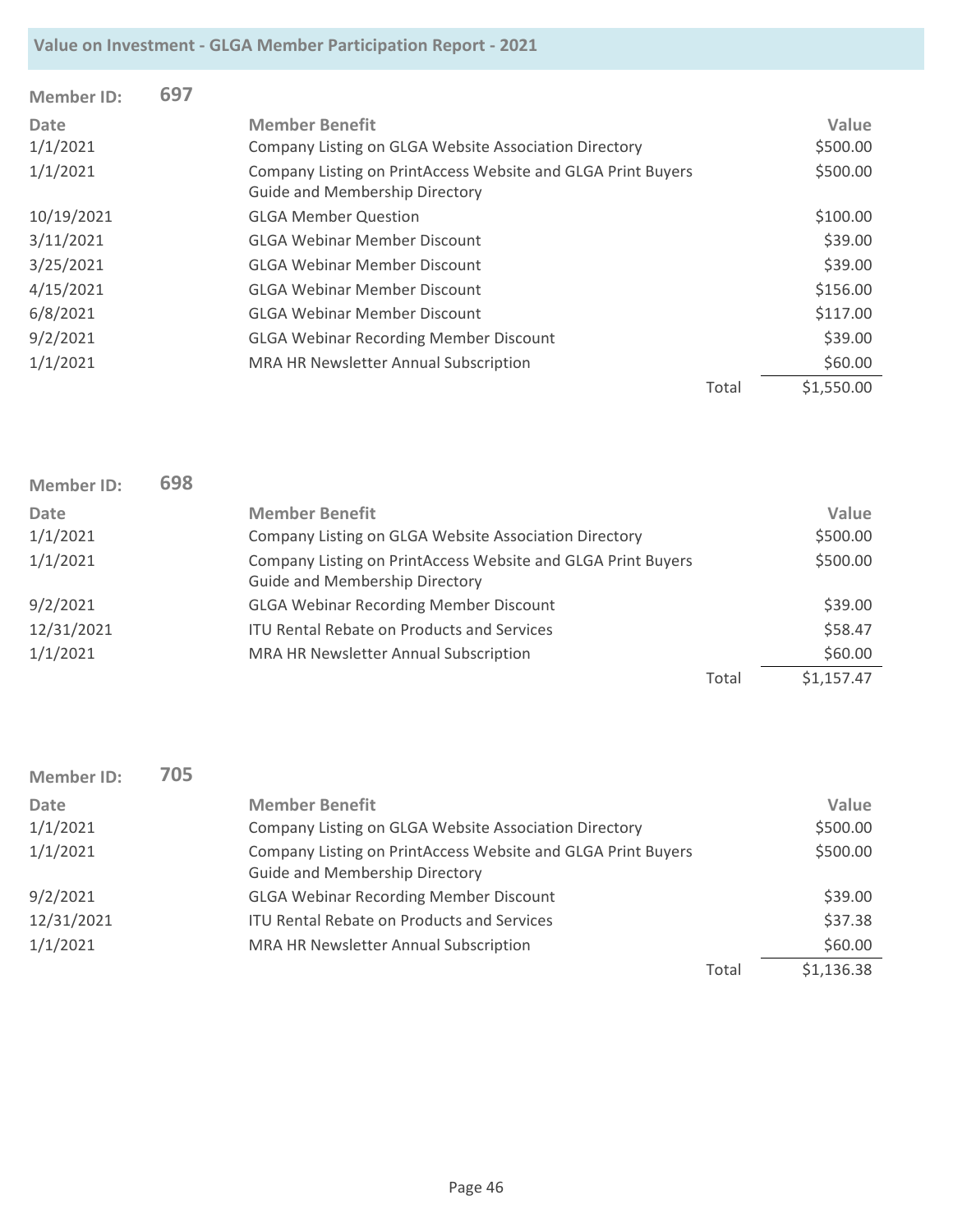## Value on Investment - GLGA Member Participation Report - 2021

**Member ID:** **697**

| Date | Member Benefit | | Value |
|---|---|---|---|
| 1/1/2021 | Company Listing on GLGA Website Association Directory | | $500.00 |
| 1/1/2021 | Company Listing on PrintAccess Website and GLGA Print Buyers Guide and Membership Directory | | $500.00 |
| 10/19/2021 | GLGA Member Question | | $100.00 |
| 3/11/2021 | GLGA Webinar Member Discount | | $39.00 |
| 3/25/2021 | GLGA Webinar Member Discount | | $39.00 |
| 4/15/2021 | GLGA Webinar Member Discount | | $156.00 |
| 6/8/2021 | GLGA Webinar Member Discount | | $117.00 |
| 9/2/2021 | GLGA Webinar Recording Member Discount | | $39.00 |
| 1/1/2021 | MRA HR Newsletter Annual Subscription | | $60.00 |
| | | Total | $1,550.00 |

**Member ID:** **698**

| Date | Member Benefit | | Value |
|---|---|---|---|
| 1/1/2021 | Company Listing on GLGA Website Association Directory | | $500.00 |
| 1/1/2021 | Company Listing on PrintAccess Website and GLGA Print Buyers Guide and Membership Directory | | $500.00 |
| 9/2/2021 | GLGA Webinar Recording Member Discount | | $39.00 |
| 12/31/2021 | ITU Rental Rebate on Products and Services | | $58.47 |
| 1/1/2021 | MRA HR Newsletter Annual Subscription | | $60.00 |
| | | Total | $1,157.47 |

**Member ID:** **705**

| Date | Member Benefit | | Value |
|---|---|---|---|
| 1/1/2021 | Company Listing on GLGA Website Association Directory | | $500.00 |
| 1/1/2021 | Company Listing on PrintAccess Website and GLGA Print Buyers Guide and Membership Directory | | $500.00 |
| 9/2/2021 | GLGA Webinar Recording Member Discount | | $39.00 |
| 12/31/2021 | ITU Rental Rebate on Products and Services | | $37.38 |
| 1/1/2021 | MRA HR Newsletter Annual Subscription | | $60.00 |
| | | Total | $1,136.38 |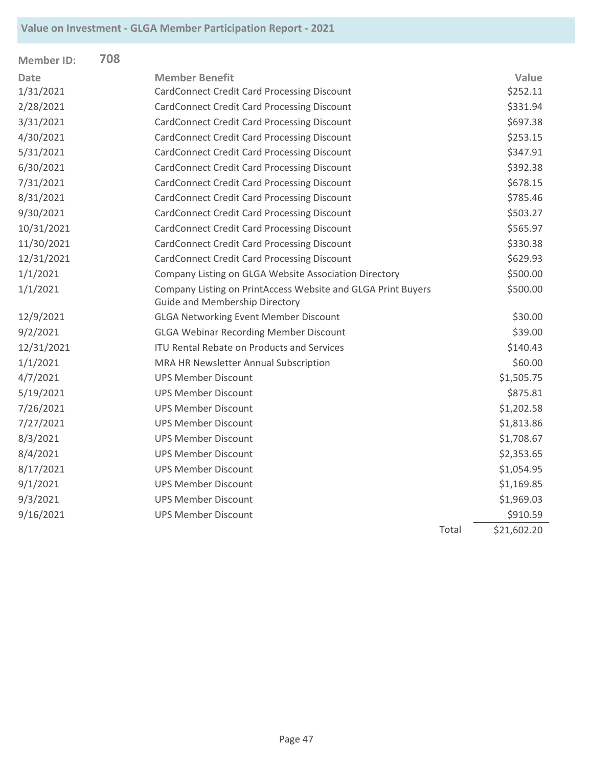## Value on Investment - GLGA Member Participation Report - 2021

**Member ID: 708**

| Date | Member Benefit | | Value |
|---|---|---|---|
| 1/31/2021 | CardConnect Credit Card Processing Discount | | $252.11 |
| 2/28/2021 | CardConnect Credit Card Processing Discount | | $331.94 |
| 3/31/2021 | CardConnect Credit Card Processing Discount | | $697.38 |
| 4/30/2021 | CardConnect Credit Card Processing Discount | | $253.15 |
| 5/31/2021 | CardConnect Credit Card Processing Discount | | $347.91 |
| 6/30/2021 | CardConnect Credit Card Processing Discount | | $392.38 |
| 7/31/2021 | CardConnect Credit Card Processing Discount | | $678.15 |
| 8/31/2021 | CardConnect Credit Card Processing Discount | | $785.46 |
| 9/30/2021 | CardConnect Credit Card Processing Discount | | $503.27 |
| 10/31/2021 | CardConnect Credit Card Processing Discount | | $565.97 |
| 11/30/2021 | CardConnect Credit Card Processing Discount | | $330.38 |
| 12/31/2021 | CardConnect Credit Card Processing Discount | | $629.93 |
| 1/1/2021 | Company Listing on GLGA Website Association Directory | | $500.00 |
| 1/1/2021 | Company Listing on PrintAccess Website and GLGA Print Buyers Guide and Membership Directory | | $500.00 |
| 12/9/2021 | GLGA Networking Event Member Discount | | $30.00 |
| 9/2/2021 | GLGA Webinar Recording Member Discount | | $39.00 |
| 12/31/2021 | ITU Rental Rebate on Products and Services | | $140.43 |
| 1/1/2021 | MRA HR Newsletter Annual Subscription | | $60.00 |
| 4/7/2021 | UPS Member Discount | | $1,505.75 |
| 5/19/2021 | UPS Member Discount | | $875.81 |
| 7/26/2021 | UPS Member Discount | | $1,202.58 |
| 7/27/2021 | UPS Member Discount | | $1,813.86 |
| 8/3/2021 | UPS Member Discount | | $1,708.67 |
| 8/4/2021 | UPS Member Discount | | $2,353.65 |
| 8/17/2021 | UPS Member Discount | | $1,054.95 |
| 9/1/2021 | UPS Member Discount | | $1,169.85 |
| 9/3/2021 | UPS Member Discount | | $1,969.03 |
| 9/16/2021 | UPS Member Discount | | $910.59 |
| | | Total | $21,602.20 |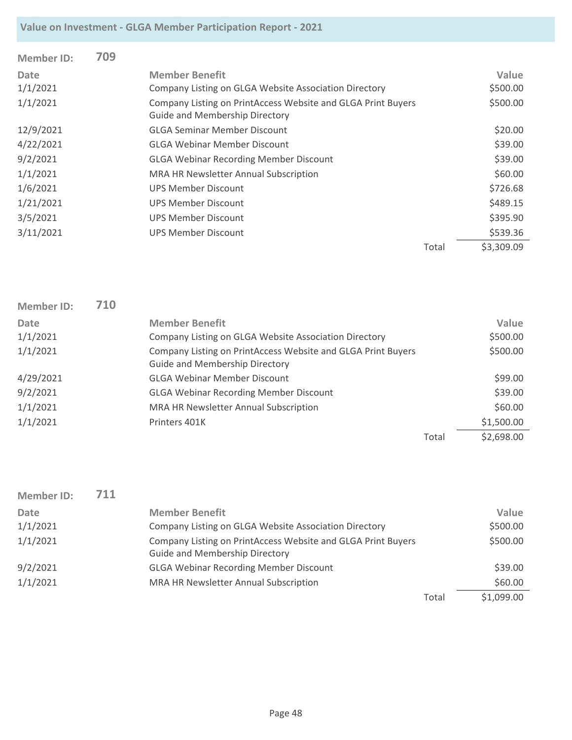## Value on Investment - GLGA Member Participation Report - 2021

**Member ID:** **709**

| Date | Member Benefit | | Value |
|---|---|---|---|
| 1/1/2021 | Company Listing on GLGA Website Association Directory | | $500.00 |
| 1/1/2021 | Company Listing on PrintAccess Website and GLGA Print Buyers Guide and Membership Directory | | $500.00 |
| 12/9/2021 | GLGA Seminar Member Discount | | $20.00 |
| 4/22/2021 | GLGA Webinar Member Discount | | $39.00 |
| 9/2/2021 | GLGA Webinar Recording Member Discount | | $39.00 |
| 1/1/2021 | MRA HR Newsletter Annual Subscription | | $60.00 |
| 1/6/2021 | UPS Member Discount | | $726.68 |
| 1/21/2021 | UPS Member Discount | | $489.15 |
| 3/5/2021 | UPS Member Discount | | $395.90 |
| 3/11/2021 | UPS Member Discount | | $539.36 |
| | | Total | $3,309.09 |

**Member ID:** **710**

| Date | Member Benefit | | Value |
|---|---|---|---|
| 1/1/2021 | Company Listing on GLGA Website Association Directory | | $500.00 |
| 1/1/2021 | Company Listing on PrintAccess Website and GLGA Print Buyers Guide and Membership Directory | | $500.00 |
| 4/29/2021 | GLGA Webinar Member Discount | | $99.00 |
| 9/2/2021 | GLGA Webinar Recording Member Discount | | $39.00 |
| 1/1/2021 | MRA HR Newsletter Annual Subscription | | $60.00 |
| 1/1/2021 | Printers 401K | | $1,500.00 |
| | | Total | $2,698.00 |

**Member ID:** **711**

| Date | Member Benefit | | Value |
|---|---|---|---|
| 1/1/2021 | Company Listing on GLGA Website Association Directory | | $500.00 |
| 1/1/2021 | Company Listing on PrintAccess Website and GLGA Print Buyers Guide and Membership Directory | | $500.00 |
| 9/2/2021 | GLGA Webinar Recording Member Discount | | $39.00 |
| 1/1/2021 | MRA HR Newsletter Annual Subscription | | $60.00 |
| | | Total | $1,099.00 |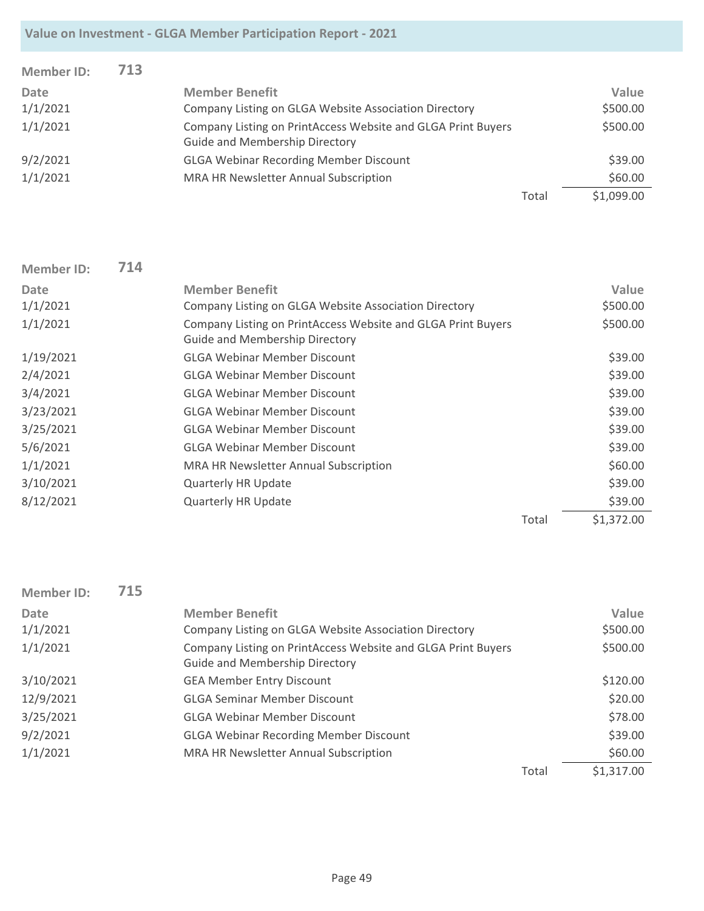## Value on Investment - GLGA Member Participation Report - 2021

**Member ID:** **713**

| Date | Member Benefit | | Value |
|---|---|---|---|
| 1/1/2021 | Company Listing on GLGA Website Association Directory | | $500.00 |
| 1/1/2021 | Company Listing on PrintAccess Website and GLGA Print Buyers Guide and Membership Directory | | $500.00 |
| 9/2/2021 | GLGA Webinar Recording Member Discount | | $39.00 |
| 1/1/2021 | MRA HR Newsletter Annual Subscription | | $60.00 |
| | | Total | $1,099.00 |

**Member ID:** **714**

| Date | Member Benefit | | Value |
|---|---|---|---|
| 1/1/2021 | Company Listing on GLGA Website Association Directory | | $500.00 |
| 1/1/2021 | Company Listing on PrintAccess Website and GLGA Print Buyers Guide and Membership Directory | | $500.00 |
| 1/19/2021 | GLGA Webinar Member Discount | | $39.00 |
| 2/4/2021 | GLGA Webinar Member Discount | | $39.00 |
| 3/4/2021 | GLGA Webinar Member Discount | | $39.00 |
| 3/23/2021 | GLGA Webinar Member Discount | | $39.00 |
| 3/25/2021 | GLGA Webinar Member Discount | | $39.00 |
| 5/6/2021 | GLGA Webinar Member Discount | | $39.00 |
| 1/1/2021 | MRA HR Newsletter Annual Subscription | | $60.00 |
| 3/10/2021 | Quarterly HR Update | | $39.00 |
| 8/12/2021 | Quarterly HR Update | | $39.00 |
| | | Total | $1,372.00 |

**Member ID:** **715**

| Date | Member Benefit | | Value |
|---|---|---|---|
| 1/1/2021 | Company Listing on GLGA Website Association Directory | | $500.00 |
| 1/1/2021 | Company Listing on PrintAccess Website and GLGA Print Buyers Guide and Membership Directory | | $500.00 |
| 3/10/2021 | GEA Member Entry Discount | | $120.00 |
| 12/9/2021 | GLGA Seminar Member Discount | | $20.00 |
| 3/25/2021 | GLGA Webinar Member Discount | | $78.00 |
| 9/2/2021 | GLGA Webinar Recording Member Discount | | $39.00 |
| 1/1/2021 | MRA HR Newsletter Annual Subscription | | $60.00 |
| | | Total | $1,317.00 |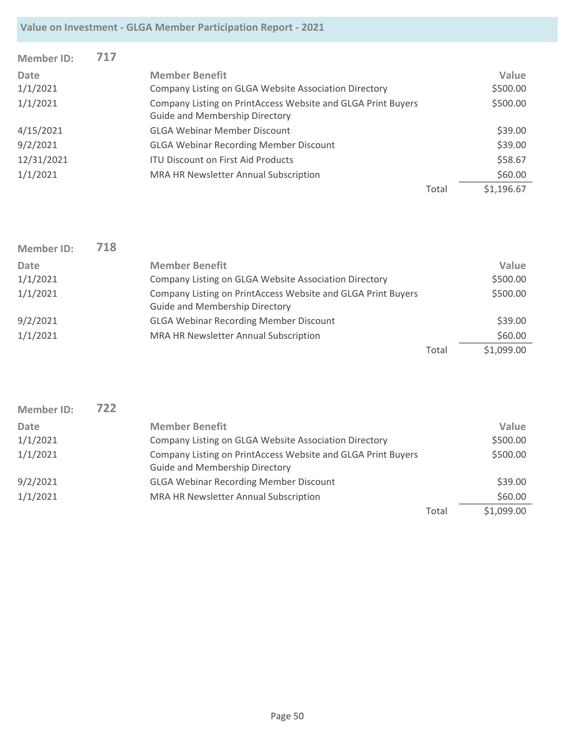## Value on Investment - GLGA Member Participation Report - 2021

**Member ID: 717**

| Date | Member Benefit | | Value |
|---|---|---|---|
| 1/1/2021 | Company Listing on GLGA Website Association Directory | | $500.00 |
| 1/1/2021 | Company Listing on PrintAccess Website and GLGA Print Buyers Guide and Membership Directory | | $500.00 |
| 4/15/2021 | GLGA Webinar Member Discount | | $39.00 |
| 9/2/2021 | GLGA Webinar Recording Member Discount | | $39.00 |
| 12/31/2021 | ITU Discount on First Aid Products | | $58.67 |
| 1/1/2021 | MRA HR Newsletter Annual Subscription | | $60.00 |
| | | Total | $1,196.67 |

**Member ID: 718**

| Date | Member Benefit | | Value |
|---|---|---|---|
| 1/1/2021 | Company Listing on GLGA Website Association Directory | | $500.00 |
| 1/1/2021 | Company Listing on PrintAccess Website and GLGA Print Buyers Guide and Membership Directory | | $500.00 |
| 9/2/2021 | GLGA Webinar Recording Member Discount | | $39.00 |
| 1/1/2021 | MRA HR Newsletter Annual Subscription | | $60.00 |
| | | Total | $1,099.00 |

**Member ID: 722**

| Date | Member Benefit | | Value |
|---|---|---|---|
| 1/1/2021 | Company Listing on GLGA Website Association Directory | | $500.00 |
| 1/1/2021 | Company Listing on PrintAccess Website and GLGA Print Buyers Guide and Membership Directory | | $500.00 |
| 9/2/2021 | GLGA Webinar Recording Member Discount | | $39.00 |
| 1/1/2021 | MRA HR Newsletter Annual Subscription | | $60.00 |
| | | Total | $1,099.00 |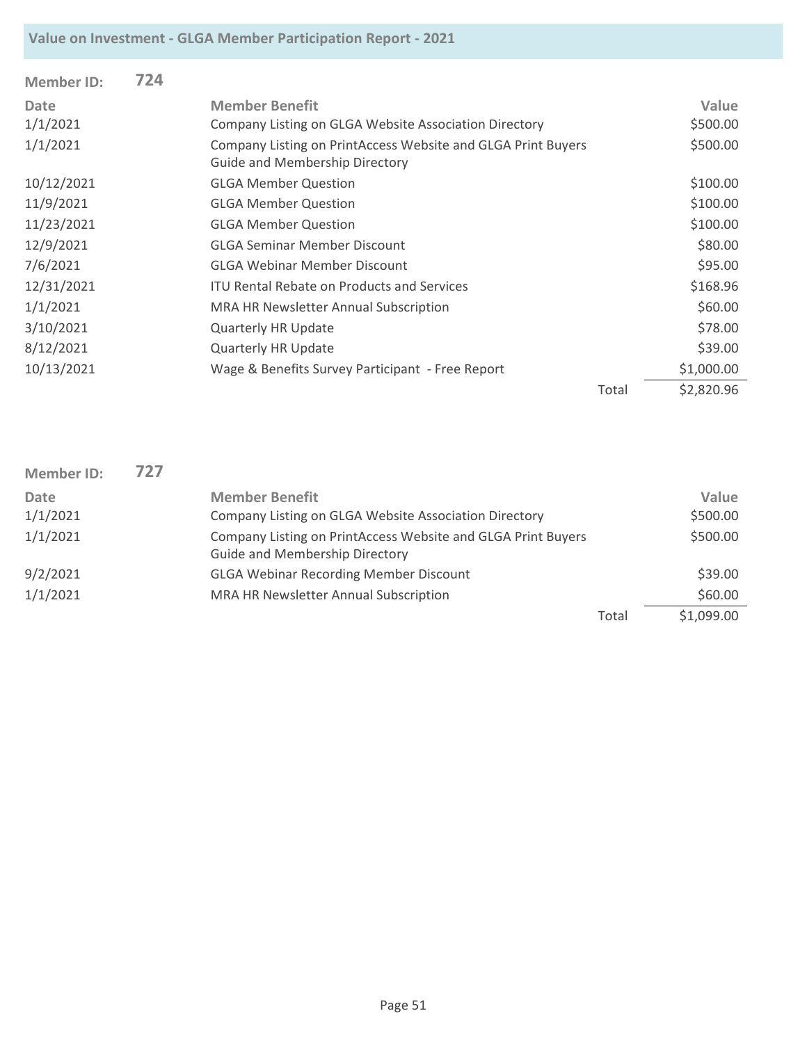## Value on Investment - GLGA Member Participation Report - 2021

**Member ID:** **724**

| Date | Member Benefit | | Value |
|---|---|---|---|
| 1/1/2021 | Company Listing on GLGA Website Association Directory | | $500.00 |
| 1/1/2021 | Company Listing on PrintAccess Website and GLGA Print Buyers Guide and Membership Directory | | $500.00 |
| 10/12/2021 | GLGA Member Question | | $100.00 |
| 11/9/2021 | GLGA Member Question | | $100.00 |
| 11/23/2021 | GLGA Member Question | | $100.00 |
| 12/9/2021 | GLGA Seminar Member Discount | | $80.00 |
| 7/6/2021 | GLGA Webinar Member Discount | | $95.00 |
| 12/31/2021 | ITU Rental Rebate on Products and Services | | $168.96 |
| 1/1/2021 | MRA HR Newsletter Annual Subscription | | $60.00 |
| 3/10/2021 | Quarterly HR Update | | $78.00 |
| 8/12/2021 | Quarterly HR Update | | $39.00 |
| 10/13/2021 | Wage & Benefits Survey Participant - Free Report | | $1,000.00 |
| | | Total | $2,820.96 |

**Member ID:** **727**

| Date | Member Benefit | | Value |
|---|---|---|---|
| 1/1/2021 | Company Listing on GLGA Website Association Directory | | $500.00 |
| 1/1/2021 | Company Listing on PrintAccess Website and GLGA Print Buyers Guide and Membership Directory | | $500.00 |
| 9/2/2021 | GLGA Webinar Recording Member Discount | | $39.00 |
| 1/1/2021 | MRA HR Newsletter Annual Subscription | | $60.00 |
| | | Total | $1,099.00 |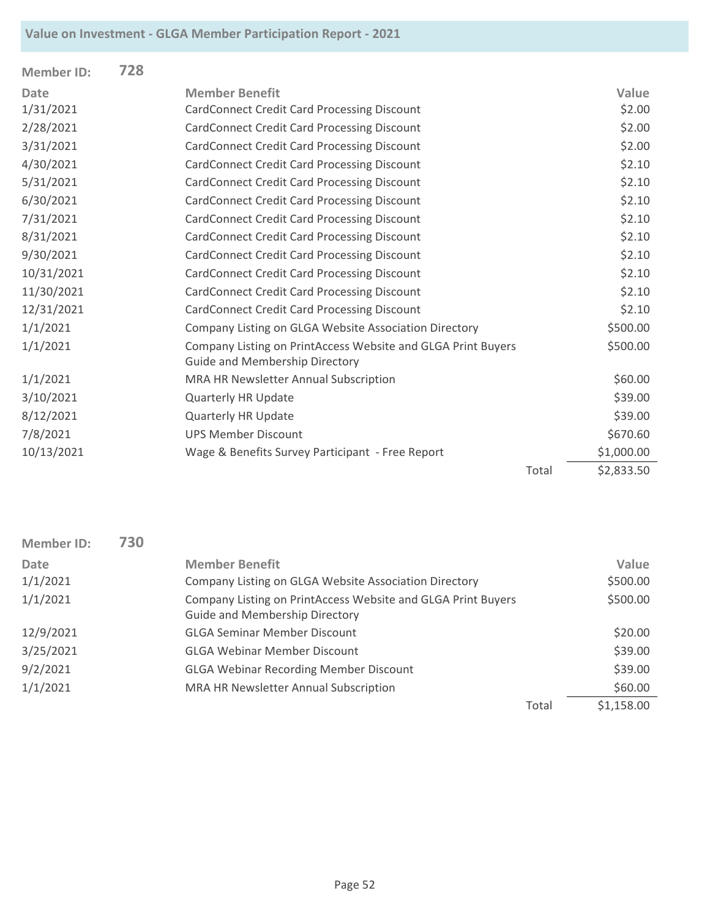## Value on Investment - GLGA Member Participation Report - 2021

**Member ID:** **728**

| Date | Member Benefit | | Value |
|---|---|---|---|
| 1/31/2021 | CardConnect Credit Card Processing Discount | | $2.00 |
| 2/28/2021 | CardConnect Credit Card Processing Discount | | $2.00 |
| 3/31/2021 | CardConnect Credit Card Processing Discount | | $2.00 |
| 4/30/2021 | CardConnect Credit Card Processing Discount | | $2.10 |
| 5/31/2021 | CardConnect Credit Card Processing Discount | | $2.10 |
| 6/30/2021 | CardConnect Credit Card Processing Discount | | $2.10 |
| 7/31/2021 | CardConnect Credit Card Processing Discount | | $2.10 |
| 8/31/2021 | CardConnect Credit Card Processing Discount | | $2.10 |
| 9/30/2021 | CardConnect Credit Card Processing Discount | | $2.10 |
| 10/31/2021 | CardConnect Credit Card Processing Discount | | $2.10 |
| 11/30/2021 | CardConnect Credit Card Processing Discount | | $2.10 |
| 12/31/2021 | CardConnect Credit Card Processing Discount | | $2.10 |
| 1/1/2021 | Company Listing on GLGA Website Association Directory | | $500.00 |
| 1/1/2021 | Company Listing on PrintAccess Website and GLGA Print Buyers Guide and Membership Directory | | $500.00 |
| 1/1/2021 | MRA HR Newsletter Annual Subscription | | $60.00 |
| 3/10/2021 | Quarterly HR Update | | $39.00 |
| 8/12/2021 | Quarterly HR Update | | $39.00 |
| 7/8/2021 | UPS Member Discount | | $670.60 |
| 10/13/2021 | Wage & Benefits Survey Participant - Free Report | | $1,000.00 |
| | | Total | $2,833.50 |

**Member ID:** **730**

| Date | Member Benefit | | Value |
|---|---|---|---|
| 1/1/2021 | Company Listing on GLGA Website Association Directory | | $500.00 |
| 1/1/2021 | Company Listing on PrintAccess Website and GLGA Print Buyers Guide and Membership Directory | | $500.00 |
| 12/9/2021 | GLGA Seminar Member Discount | | $20.00 |
| 3/25/2021 | GLGA Webinar Member Discount | | $39.00 |
| 9/2/2021 | GLGA Webinar Recording Member Discount | | $39.00 |
| 1/1/2021 | MRA HR Newsletter Annual Subscription | | $60.00 |
| | | Total | $1,158.00 |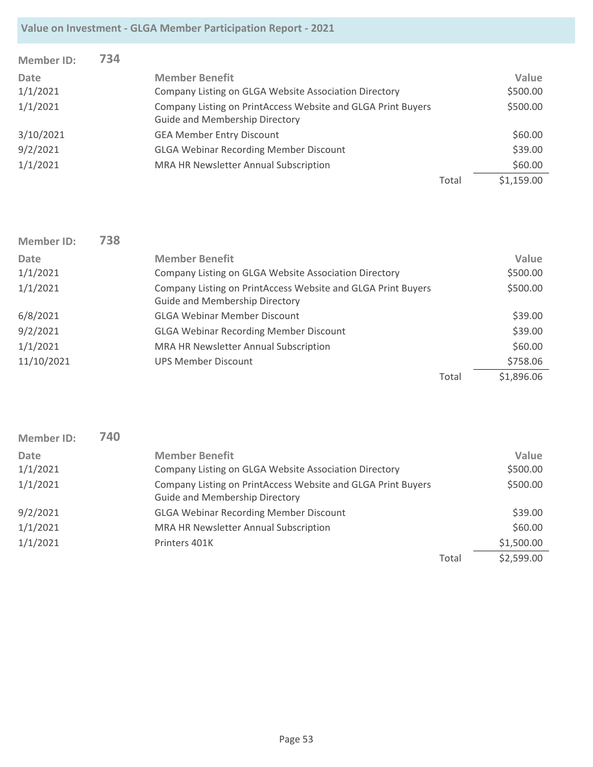## Value on Investment - GLGA Member Participation Report - 2021

**Member ID:** **734**

| Date | Member Benefit | | Value |
|---|---|---|---|
| 1/1/2021 | Company Listing on GLGA Website Association Directory | | $500.00 |
| 1/1/2021 | Company Listing on PrintAccess Website and GLGA Print Buyers Guide and Membership Directory | | $500.00 |
| 3/10/2021 | GEA Member Entry Discount | | $60.00 |
| 9/2/2021 | GLGA Webinar Recording Member Discount | | $39.00 |
| 1/1/2021 | MRA HR Newsletter Annual Subscription | | $60.00 |
| | | Total | $1,159.00 |

**Member ID:** **738**

| Date | Member Benefit | | Value |
|---|---|---|---|
| 1/1/2021 | Company Listing on GLGA Website Association Directory | | $500.00 |
| 1/1/2021 | Company Listing on PrintAccess Website and GLGA Print Buyers Guide and Membership Directory | | $500.00 |
| 6/8/2021 | GLGA Webinar Member Discount | | $39.00 |
| 9/2/2021 | GLGA Webinar Recording Member Discount | | $39.00 |
| 1/1/2021 | MRA HR Newsletter Annual Subscription | | $60.00 |
| 11/10/2021 | UPS Member Discount | | $758.06 |
| | | Total | $1,896.06 |

**Member ID:** **740**

| Date | Member Benefit | | Value |
|---|---|---|---|
| 1/1/2021 | Company Listing on GLGA Website Association Directory | | $500.00 |
| 1/1/2021 | Company Listing on PrintAccess Website and GLGA Print Buyers Guide and Membership Directory | | $500.00 |
| 9/2/2021 | GLGA Webinar Recording Member Discount | | $39.00 |
| 1/1/2021 | MRA HR Newsletter Annual Subscription | | $60.00 |
| 1/1/2021 | Printers 401K | | $1,500.00 |
| | | Total | $2,599.00 |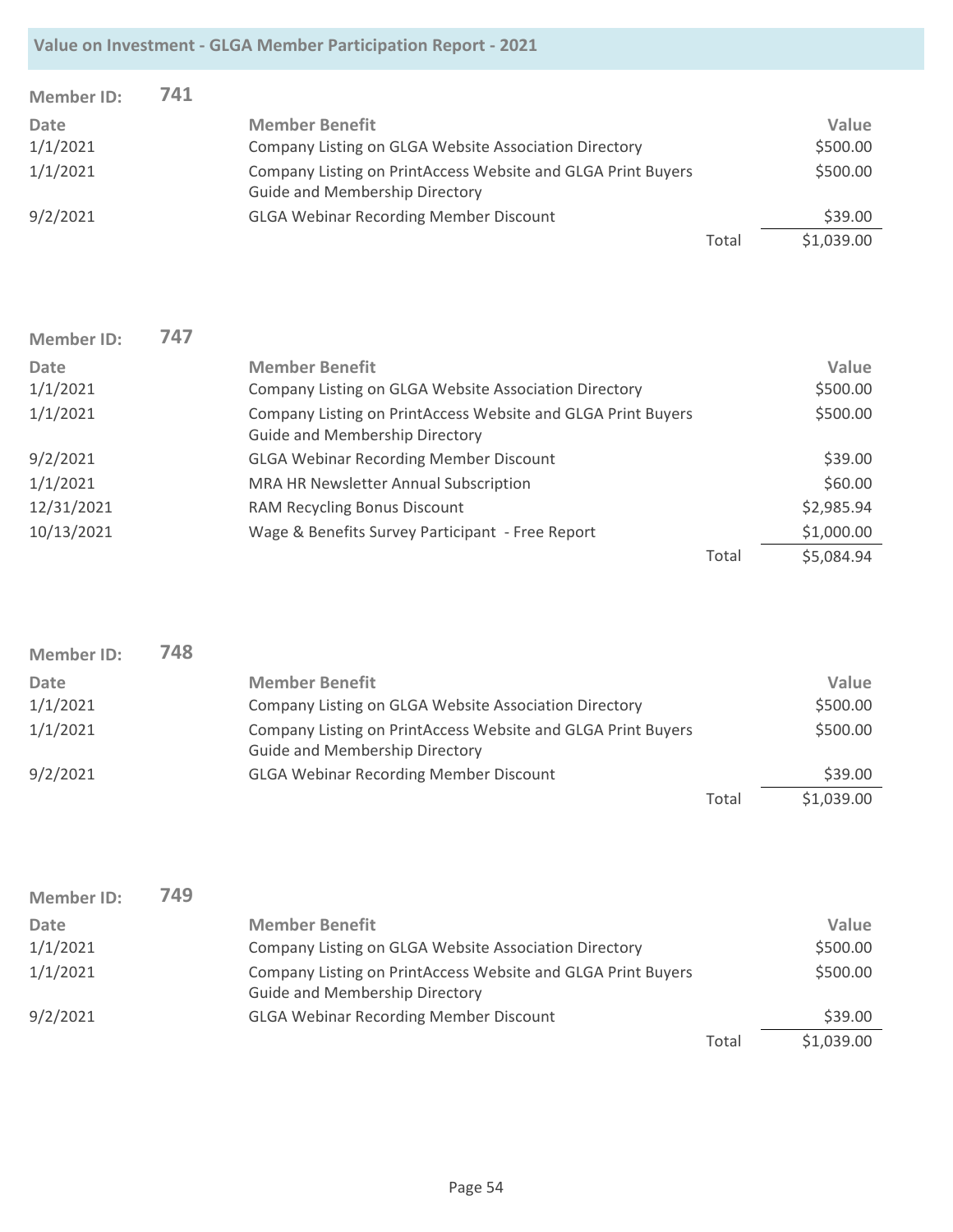## Value on Investment - GLGA Member Participation Report - 2021

**Member ID:** **741**

| Date | Member Benefit | | Value |
|---|---|---|---|
| 1/1/2021 | Company Listing on GLGA Website Association Directory | | $500.00 |
| 1/1/2021 | Company Listing on PrintAccess Website and GLGA Print Buyers Guide and Membership Directory | | $500.00 |
| 9/2/2021 | GLGA Webinar Recording Member Discount | | $39.00 |
| | | Total | $1,039.00 |

**Member ID:** **747**

| Date | Member Benefit | | Value |
|---|---|---|---|
| 1/1/2021 | Company Listing on GLGA Website Association Directory | | $500.00 |
| 1/1/2021 | Company Listing on PrintAccess Website and GLGA Print Buyers Guide and Membership Directory | | $500.00 |
| 9/2/2021 | GLGA Webinar Recording Member Discount | | $39.00 |
| 1/1/2021 | MRA HR Newsletter Annual Subscription | | $60.00 |
| 12/31/2021 | RAM Recycling Bonus Discount | | $2,985.94 |
| 10/13/2021 | Wage & Benefits Survey Participant - Free Report | | $1,000.00 |
| | | Total | $5,084.94 |

**Member ID:** **748**

| Date | Member Benefit | | Value |
|---|---|---|---|
| 1/1/2021 | Company Listing on GLGA Website Association Directory | | $500.00 |
| 1/1/2021 | Company Listing on PrintAccess Website and GLGA Print Buyers Guide and Membership Directory | | $500.00 |
| 9/2/2021 | GLGA Webinar Recording Member Discount | | $39.00 |
| | | Total | $1,039.00 |

**Member ID:** **749**

| Date | Member Benefit | | Value |
|---|---|---|---|
| 1/1/2021 | Company Listing on GLGA Website Association Directory | | $500.00 |
| 1/1/2021 | Company Listing on PrintAccess Website and GLGA Print Buyers Guide and Membership Directory | | $500.00 |
| 9/2/2021 | GLGA Webinar Recording Member Discount | | $39.00 |
| | | Total | $1,039.00 |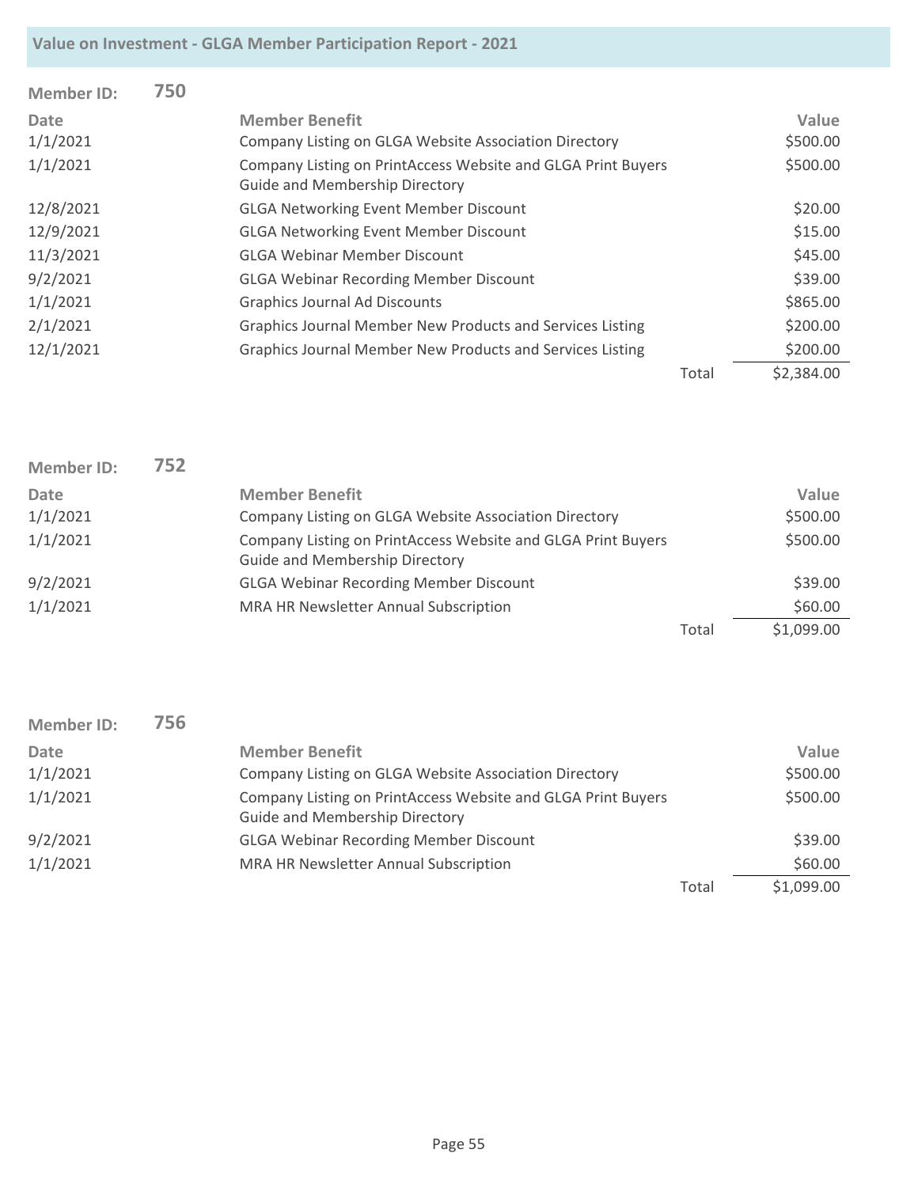## Value on Investment - GLGA Member Participation Report - 2021

**Member ID:** **750**

| Date | Member Benefit | | Value |
|---|---|---|---|
| 1/1/2021 | Company Listing on GLGA Website Association Directory | | $500.00 |
| 1/1/2021 | Company Listing on PrintAccess Website and GLGA Print Buyers Guide and Membership Directory | | $500.00 |
| 12/8/2021 | GLGA Networking Event Member Discount | | $20.00 |
| 12/9/2021 | GLGA Networking Event Member Discount | | $15.00 |
| 11/3/2021 | GLGA Webinar Member Discount | | $45.00 |
| 9/2/2021 | GLGA Webinar Recording Member Discount | | $39.00 |
| 1/1/2021 | Graphics Journal Ad Discounts | | $865.00 |
| 2/1/2021 | Graphics Journal Member New Products and Services Listing | | $200.00 |
| 12/1/2021 | Graphics Journal Member New Products and Services Listing | | $200.00 |
| | | Total | $2,384.00 |

**Member ID:** **752**

| Date | Member Benefit | | Value |
|---|---|---|---|
| 1/1/2021 | Company Listing on GLGA Website Association Directory | | $500.00 |
| 1/1/2021 | Company Listing on PrintAccess Website and GLGA Print Buyers Guide and Membership Directory | | $500.00 |
| 9/2/2021 | GLGA Webinar Recording Member Discount | | $39.00 |
| 1/1/2021 | MRA HR Newsletter Annual Subscription | | $60.00 |
| | | Total | $1,099.00 |

**Member ID:** **756**

| Date | Member Benefit | | Value |
|---|---|---|---|
| 1/1/2021 | Company Listing on GLGA Website Association Directory | | $500.00 |
| 1/1/2021 | Company Listing on PrintAccess Website and GLGA Print Buyers Guide and Membership Directory | | $500.00 |
| 9/2/2021 | GLGA Webinar Recording Member Discount | | $39.00 |
| 1/1/2021 | MRA HR Newsletter Annual Subscription | | $60.00 |
| | | Total | $1,099.00 |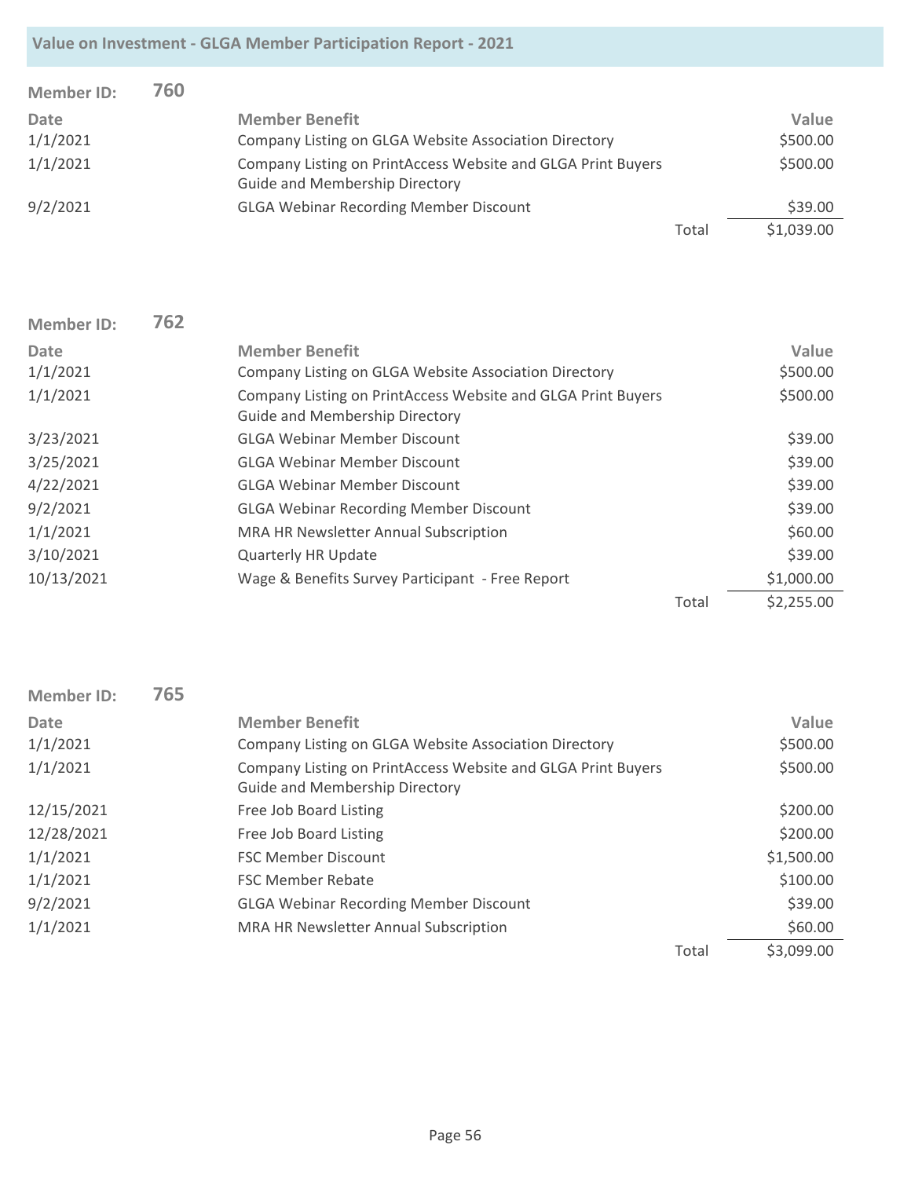## Value on Investment - GLGA Member Participation Report - 2021

**Member ID: 760**

| Date | Member Benefit | | Value |
|---|---|---|---|
| 1/1/2021 | Company Listing on GLGA Website Association Directory | | $500.00 |
| 1/1/2021 | Company Listing on PrintAccess Website and GLGA Print Buyers Guide and Membership Directory | | $500.00 |
| 9/2/2021 | GLGA Webinar Recording Member Discount | | $39.00 |
| | | Total | $1,039.00 |

**Member ID: 762**

| Date | Member Benefit | | Value |
|---|---|---|---|
| 1/1/2021 | Company Listing on GLGA Website Association Directory | | $500.00 |
| 1/1/2021 | Company Listing on PrintAccess Website and GLGA Print Buyers Guide and Membership Directory | | $500.00 |
| 3/23/2021 | GLGA Webinar Member Discount | | $39.00 |
| 3/25/2021 | GLGA Webinar Member Discount | | $39.00 |
| 4/22/2021 | GLGA Webinar Member Discount | | $39.00 |
| 9/2/2021 | GLGA Webinar Recording Member Discount | | $39.00 |
| 1/1/2021 | MRA HR Newsletter Annual Subscription | | $60.00 |
| 3/10/2021 | Quarterly HR Update | | $39.00 |
| 10/13/2021 | Wage & Benefits Survey Participant - Free Report | | $1,000.00 |
| | | Total | $2,255.00 |

**Member ID: 765**

| Date | Member Benefit | | Value |
|---|---|---|---|
| 1/1/2021 | Company Listing on GLGA Website Association Directory | | $500.00 |
| 1/1/2021 | Company Listing on PrintAccess Website and GLGA Print Buyers Guide and Membership Directory | | $500.00 |
| 12/15/2021 | Free Job Board Listing | | $200.00 |
| 12/28/2021 | Free Job Board Listing | | $200.00 |
| 1/1/2021 | FSC Member Discount | | $1,500.00 |
| 1/1/2021 | FSC Member Rebate | | $100.00 |
| 9/2/2021 | GLGA Webinar Recording Member Discount | | $39.00 |
| 1/1/2021 | MRA HR Newsletter Annual Subscription | | $60.00 |
| | | Total | $3,099.00 |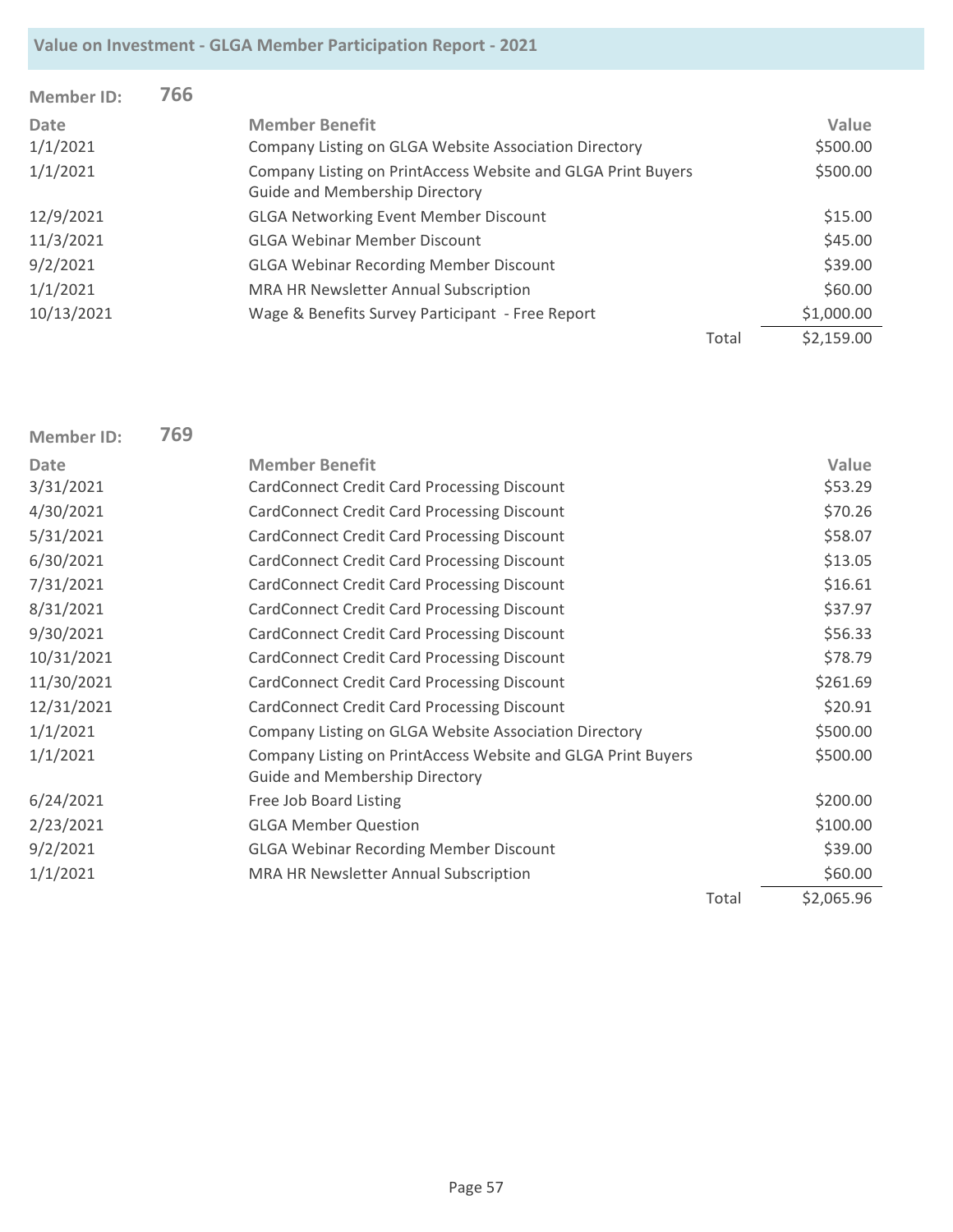## Value on Investment - GLGA Member Participation Report - 2021

**Member ID:** **766**

| Date | Member Benefit | | Value |
|---|---|---|---|
| 1/1/2021 | Company Listing on GLGA Website Association Directory | | $500.00 |
| 1/1/2021 | Company Listing on PrintAccess Website and GLGA Print Buyers Guide and Membership Directory | | $500.00 |
| 12/9/2021 | GLGA Networking Event Member Discount | | $15.00 |
| 11/3/2021 | GLGA Webinar Member Discount | | $45.00 |
| 9/2/2021 | GLGA Webinar Recording Member Discount | | $39.00 |
| 1/1/2021 | MRA HR Newsletter Annual Subscription | | $60.00 |
| 10/13/2021 | Wage & Benefits Survey Participant - Free Report | | $1,000.00 |
| | | Total | $2,159.00 |

**Member ID:** **769**

| Date | Member Benefit | | Value |
|---|---|---|---|
| 3/31/2021 | CardConnect Credit Card Processing Discount | | $53.29 |
| 4/30/2021 | CardConnect Credit Card Processing Discount | | $70.26 |
| 5/31/2021 | CardConnect Credit Card Processing Discount | | $58.07 |
| 6/30/2021 | CardConnect Credit Card Processing Discount | | $13.05 |
| 7/31/2021 | CardConnect Credit Card Processing Discount | | $16.61 |
| 8/31/2021 | CardConnect Credit Card Processing Discount | | $37.97 |
| 9/30/2021 | CardConnect Credit Card Processing Discount | | $56.33 |
| 10/31/2021 | CardConnect Credit Card Processing Discount | | $78.79 |
| 11/30/2021 | CardConnect Credit Card Processing Discount | | $261.69 |
| 12/31/2021 | CardConnect Credit Card Processing Discount | | $20.91 |
| 1/1/2021 | Company Listing on GLGA Website Association Directory | | $500.00 |
| 1/1/2021 | Company Listing on PrintAccess Website and GLGA Print Buyers Guide and Membership Directory | | $500.00 |
| 6/24/2021 | Free Job Board Listing | | $200.00 |
| 2/23/2021 | GLGA Member Question | | $100.00 |
| 9/2/2021 | GLGA Webinar Recording Member Discount | | $39.00 |
| 1/1/2021 | MRA HR Newsletter Annual Subscription | | $60.00 |
| | | Total | $2,065.96 |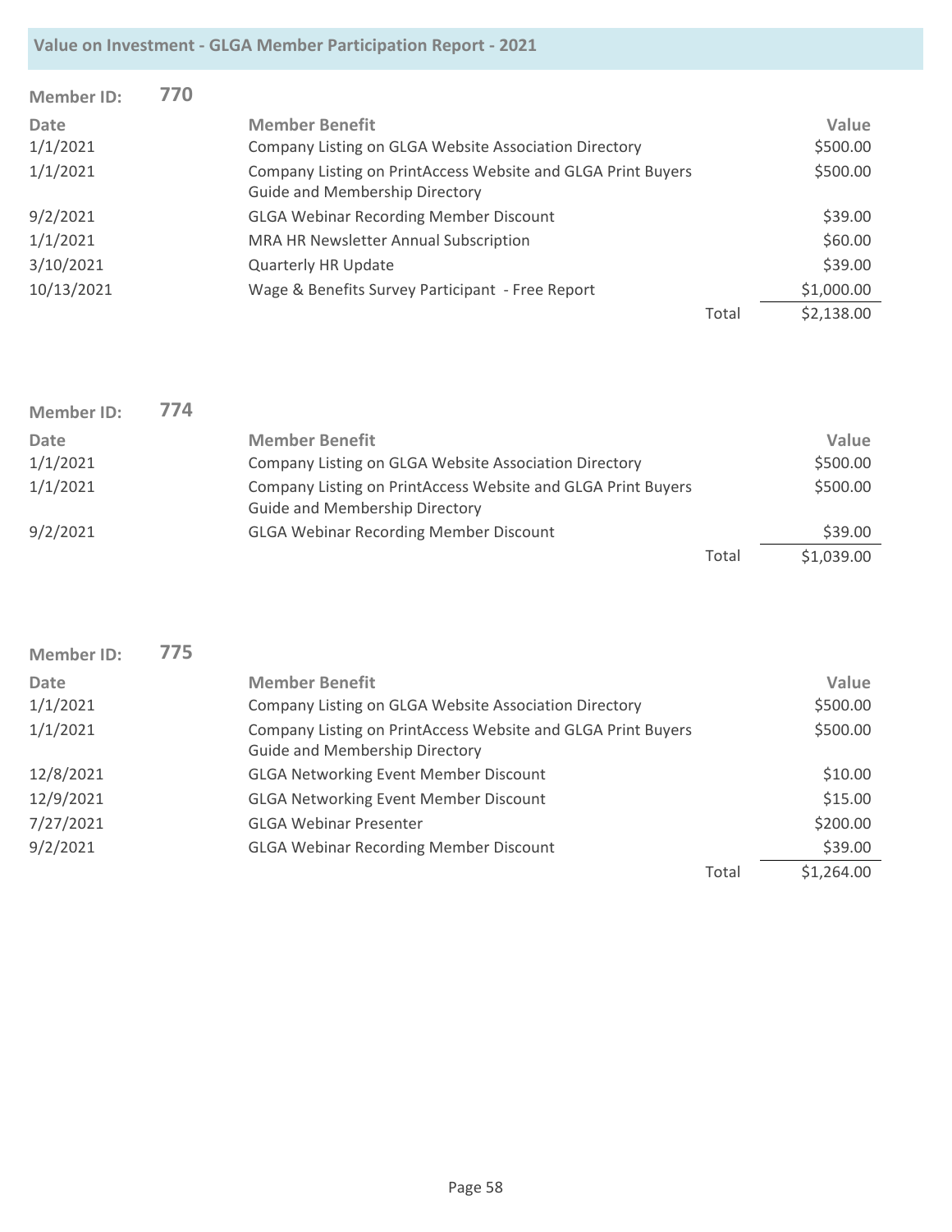## Value on Investment - GLGA Member Participation Report - 2021

**Member ID:** **770**

| Date | Member Benefit | | Value |
|---|---|---|---|
| 1/1/2021 | Company Listing on GLGA Website Association Directory | | $500.00 |
| 1/1/2021 | Company Listing on PrintAccess Website and GLGA Print Buyers Guide and Membership Directory | | $500.00 |
| 9/2/2021 | GLGA Webinar Recording Member Discount | | $39.00 |
| 1/1/2021 | MRA HR Newsletter Annual Subscription | | $60.00 |
| 3/10/2021 | Quarterly HR Update | | $39.00 |
| 10/13/2021 | Wage & Benefits Survey Participant - Free Report | | $1,000.00 |
| | | Total | $2,138.00 |

**Member ID:** **774**

| Date | Member Benefit | | Value |
|---|---|---|---|
| 1/1/2021 | Company Listing on GLGA Website Association Directory | | $500.00 |
| 1/1/2021 | Company Listing on PrintAccess Website and GLGA Print Buyers Guide and Membership Directory | | $500.00 |
| 9/2/2021 | GLGA Webinar Recording Member Discount | | $39.00 |
| | | Total | $1,039.00 |

**Member ID:** **775**

| Date | Member Benefit | | Value |
|---|---|---|---|
| 1/1/2021 | Company Listing on GLGA Website Association Directory | | $500.00 |
| 1/1/2021 | Company Listing on PrintAccess Website and GLGA Print Buyers Guide and Membership Directory | | $500.00 |
| 12/8/2021 | GLGA Networking Event Member Discount | | $10.00 |
| 12/9/2021 | GLGA Networking Event Member Discount | | $15.00 |
| 7/27/2021 | GLGA Webinar Presenter | | $200.00 |
| 9/2/2021 | GLGA Webinar Recording Member Discount | | $39.00 |
| | | Total | $1,264.00 |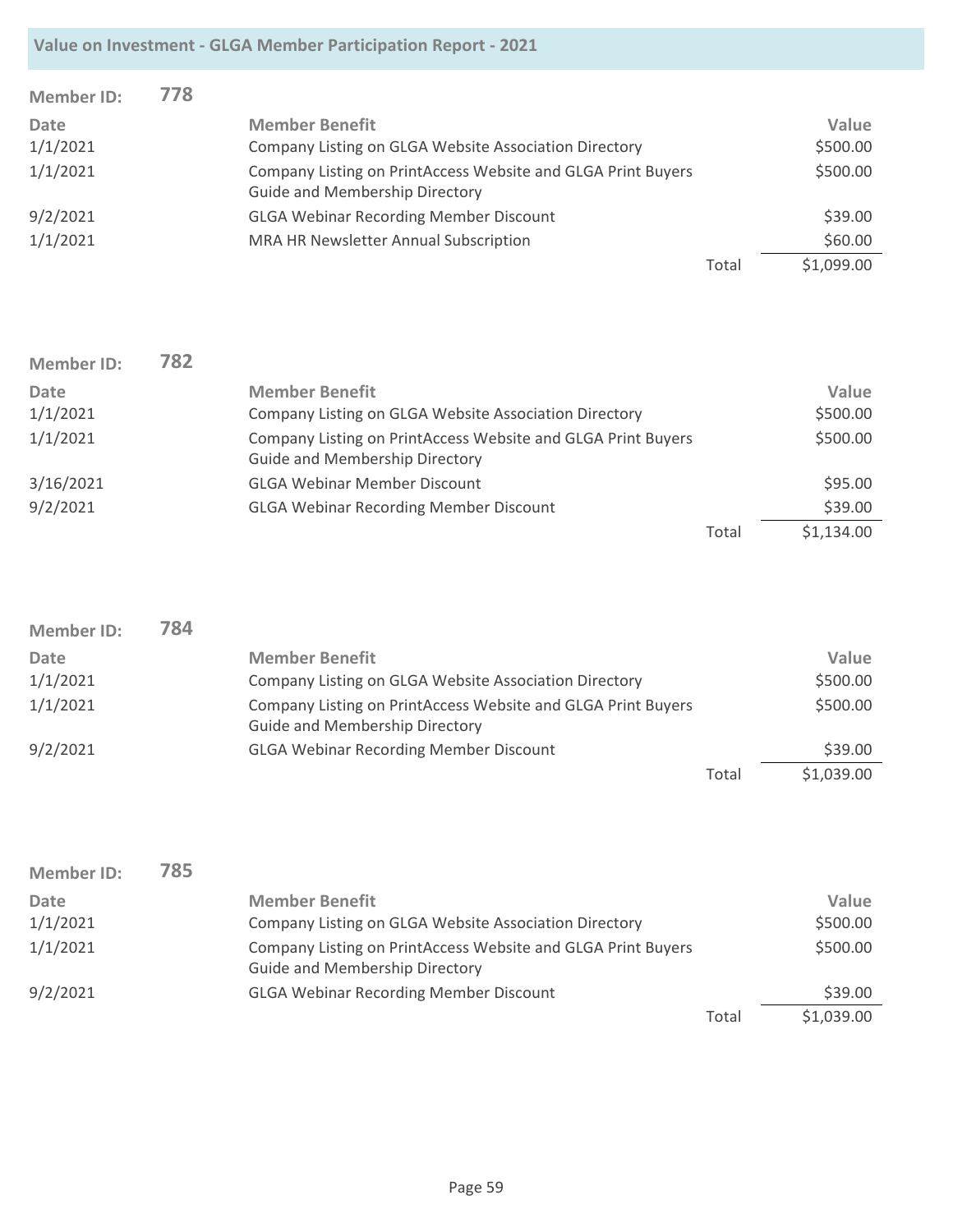## Value on Investment - GLGA Member Participation Report - 2021

**Member ID:** **778**

| Date | Member Benefit | | Value |
|---|---|---|---|
| 1/1/2021 | Company Listing on GLGA Website Association Directory | | $500.00 |
| 1/1/2021 | Company Listing on PrintAccess Website and GLGA Print Buyers Guide and Membership Directory | | $500.00 |
| 9/2/2021 | GLGA Webinar Recording Member Discount | | $39.00 |
| 1/1/2021 | MRA HR Newsletter Annual Subscription | | $60.00 |
| | | Total | $1,099.00 |

**Member ID:** **782**

| Date | Member Benefit | | Value |
|---|---|---|---|
| 1/1/2021 | Company Listing on GLGA Website Association Directory | | $500.00 |
| 1/1/2021 | Company Listing on PrintAccess Website and GLGA Print Buyers Guide and Membership Directory | | $500.00 |
| 3/16/2021 | GLGA Webinar Member Discount | | $95.00 |
| 9/2/2021 | GLGA Webinar Recording Member Discount | | $39.00 |
| | | Total | $1,134.00 |

**Member ID:** **784**

| Date | Member Benefit | | Value |
|---|---|---|---|
| 1/1/2021 | Company Listing on GLGA Website Association Directory | | $500.00 |
| 1/1/2021 | Company Listing on PrintAccess Website and GLGA Print Buyers Guide and Membership Directory | | $500.00 |
| 9/2/2021 | GLGA Webinar Recording Member Discount | | $39.00 |
| | | Total | $1,039.00 |

**Member ID:** **785**

| Date | Member Benefit | | Value |
|---|---|---|---|
| 1/1/2021 | Company Listing on GLGA Website Association Directory | | $500.00 |
| 1/1/2021 | Company Listing on PrintAccess Website and GLGA Print Buyers Guide and Membership Directory | | $500.00 |
| 9/2/2021 | GLGA Webinar Recording Member Discount | | $39.00 |
| | | Total | $1,039.00 |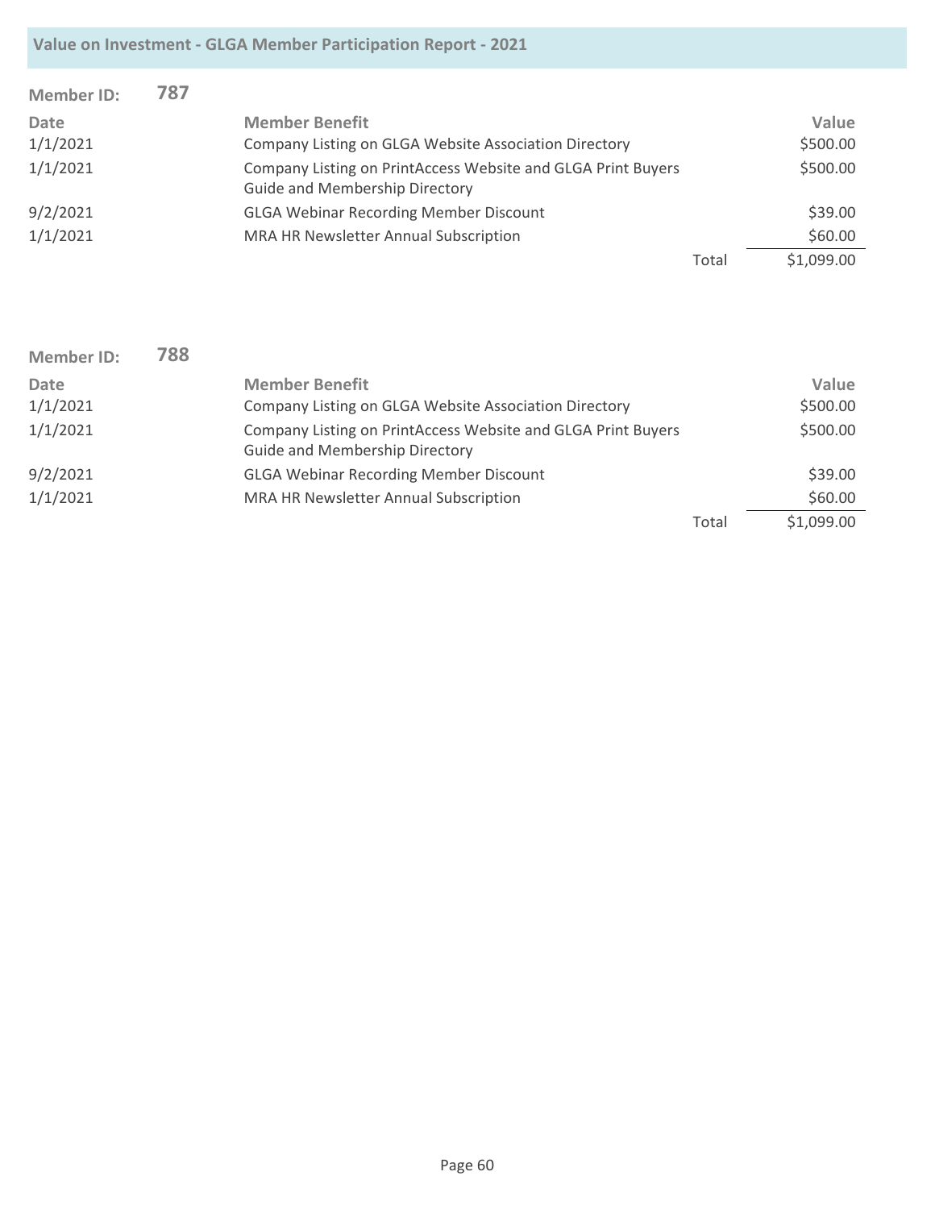Value on Investment - GLGA Member Participation Report - 2021

**Member ID: 787**

| Date | Member Benefit | Value |
|---|---|---|
| 1/1/2021 | Company Listing on GLGA Website Association Directory | $500.00 |
| 1/1/2021 | Company Listing on PrintAccess Website and GLGA Print Buyers Guide and Membership Directory | $500.00 |
| 9/2/2021 | GLGA Webinar Recording Member Discount | $39.00 |
| 1/1/2021 | MRA HR Newsletter Annual Subscription | $60.00 |
| | Total | $1,099.00 |

**Member ID: 788**

| Date | Member Benefit | Value |
|---|---|---|
| 1/1/2021 | Company Listing on GLGA Website Association Directory | $500.00 |
| 1/1/2021 | Company Listing on PrintAccess Website and GLGA Print Buyers Guide and Membership Directory | $500.00 |
| 9/2/2021 | GLGA Webinar Recording Member Discount | $39.00 |
| 1/1/2021 | MRA HR Newsletter Annual Subscription | $60.00 |
| | Total | $1,099.00 |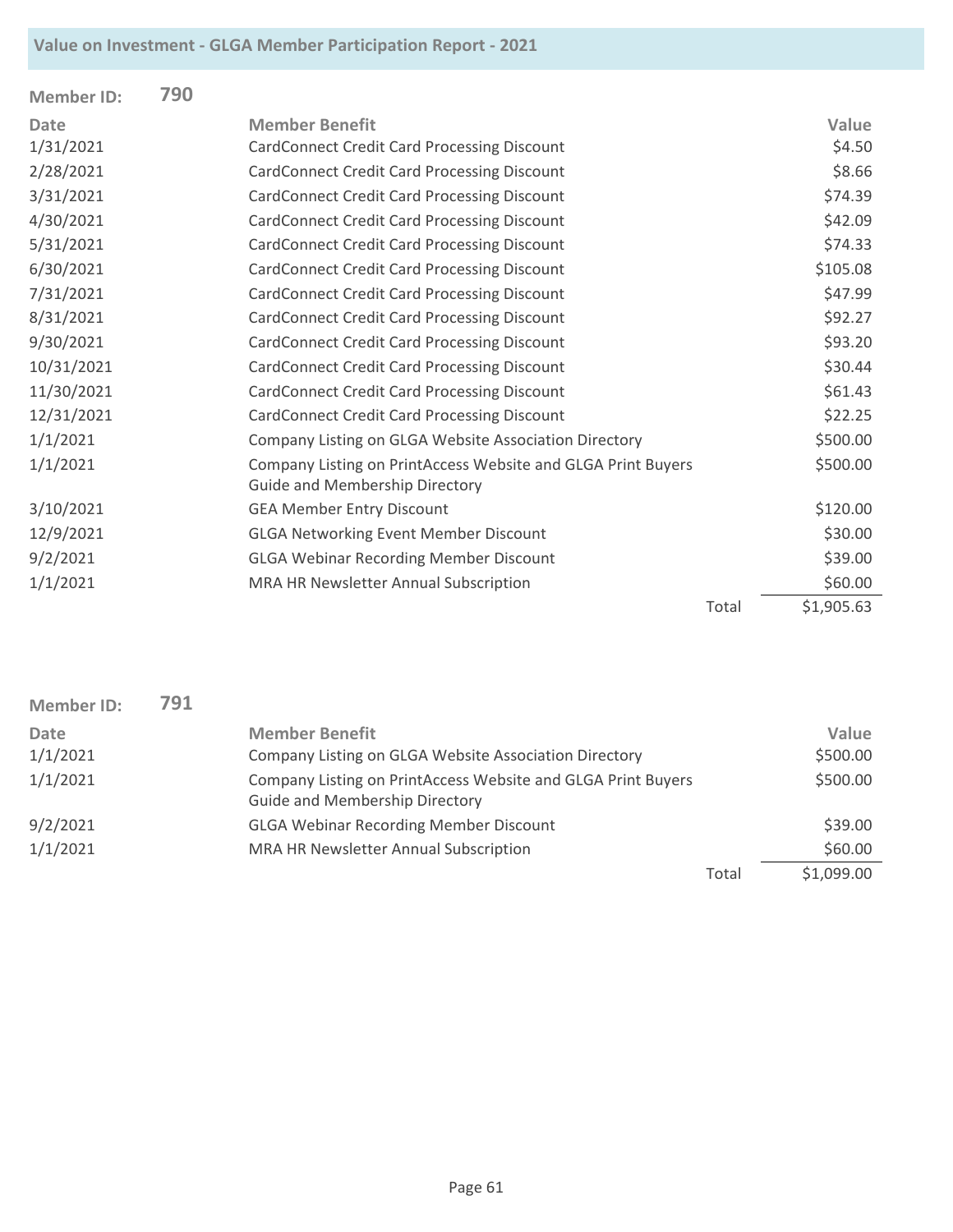## Value on Investment - GLGA Member Participation Report - 2021

**Member ID:** **790**

| Date | Member Benefit | | Value |
|---|---|---|---|
| 1/31/2021 | CardConnect Credit Card Processing Discount | | $4.50 |
| 2/28/2021 | CardConnect Credit Card Processing Discount | | $8.66 |
| 3/31/2021 | CardConnect Credit Card Processing Discount | | $74.39 |
| 4/30/2021 | CardConnect Credit Card Processing Discount | | $42.09 |
| 5/31/2021 | CardConnect Credit Card Processing Discount | | $74.33 |
| 6/30/2021 | CardConnect Credit Card Processing Discount | | $105.08 |
| 7/31/2021 | CardConnect Credit Card Processing Discount | | $47.99 |
| 8/31/2021 | CardConnect Credit Card Processing Discount | | $92.27 |
| 9/30/2021 | CardConnect Credit Card Processing Discount | | $93.20 |
| 10/31/2021 | CardConnect Credit Card Processing Discount | | $30.44 |
| 11/30/2021 | CardConnect Credit Card Processing Discount | | $61.43 |
| 12/31/2021 | CardConnect Credit Card Processing Discount | | $22.25 |
| 1/1/2021 | Company Listing on GLGA Website Association Directory | | $500.00 |
| 1/1/2021 | Company Listing on PrintAccess Website and GLGA Print Buyers Guide and Membership Directory | | $500.00 |
| 3/10/2021 | GEA Member Entry Discount | | $120.00 |
| 12/9/2021 | GLGA Networking Event Member Discount | | $30.00 |
| 9/2/2021 | GLGA Webinar Recording Member Discount | | $39.00 |
| 1/1/2021 | MRA HR Newsletter Annual Subscription | | $60.00 |
| | | Total | $1,905.63 |

**Member ID:** **791**

| Date | Member Benefit | | Value |
|---|---|---|---|
| 1/1/2021 | Company Listing on GLGA Website Association Directory | | $500.00 |
| 1/1/2021 | Company Listing on PrintAccess Website and GLGA Print Buyers Guide and Membership Directory | | $500.00 |
| 9/2/2021 | GLGA Webinar Recording Member Discount | | $39.00 |
| 1/1/2021 | MRA HR Newsletter Annual Subscription | | $60.00 |
| | | Total | $1,099.00 |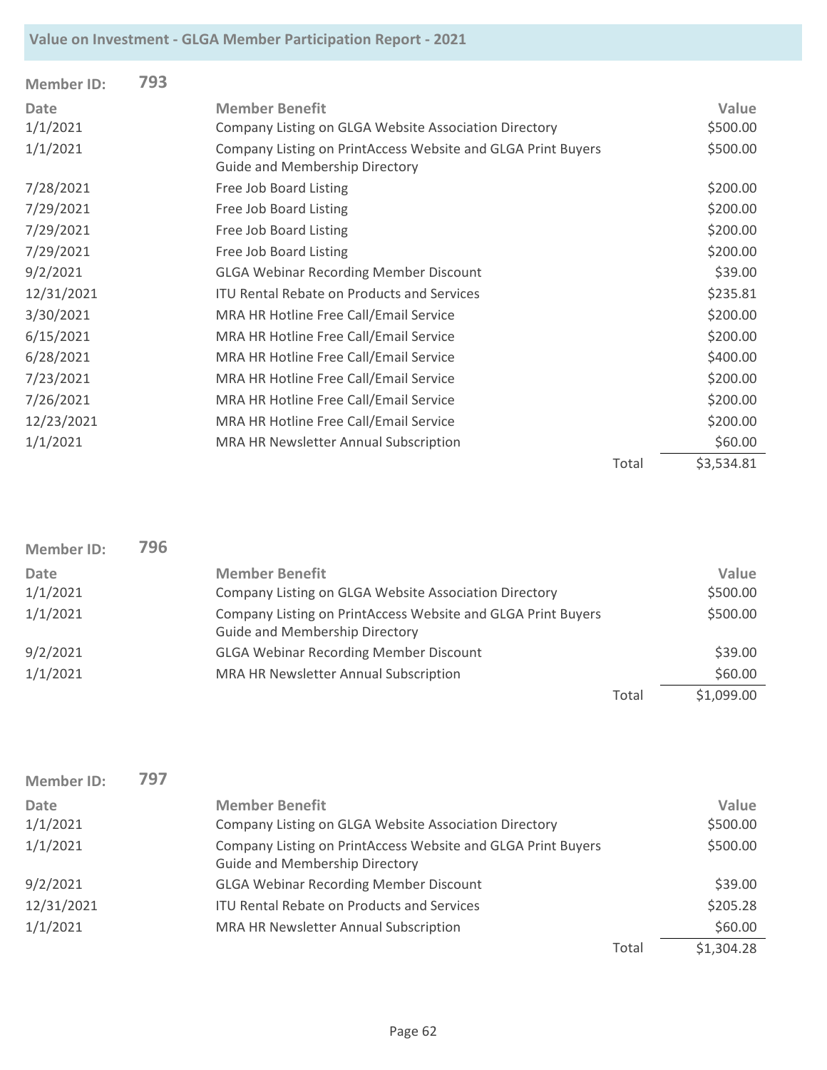## Value on Investment - GLGA Member Participation Report - 2021

**Member ID:** 793

| Date | Member Benefit | | Value |
|---|---|---|---|
| 1/1/2021 | Company Listing on GLGA Website Association Directory | | $500.00 |
| 1/1/2021 | Company Listing on PrintAccess Website and GLGA Print Buyers Guide and Membership Directory | | $500.00 |
| 7/28/2021 | Free Job Board Listing | | $200.00 |
| 7/29/2021 | Free Job Board Listing | | $200.00 |
| 7/29/2021 | Free Job Board Listing | | $200.00 |
| 7/29/2021 | Free Job Board Listing | | $200.00 |
| 9/2/2021 | GLGA Webinar Recording Member Discount | | $39.00 |
| 12/31/2021 | ITU Rental Rebate on Products and Services | | $235.81 |
| 3/30/2021 | MRA HR Hotline Free Call/Email Service | | $200.00 |
| 6/15/2021 | MRA HR Hotline Free Call/Email Service | | $200.00 |
| 6/28/2021 | MRA HR Hotline Free Call/Email Service | | $400.00 |
| 7/23/2021 | MRA HR Hotline Free Call/Email Service | | $200.00 |
| 7/26/2021 | MRA HR Hotline Free Call/Email Service | | $200.00 |
| 12/23/2021 | MRA HR Hotline Free Call/Email Service | | $200.00 |
| 1/1/2021 | MRA HR Newsletter Annual Subscription | | $60.00 |
| | | Total | $3,534.81 |

**Member ID:** 796

| Date | Member Benefit | | Value |
|---|---|---|---|
| 1/1/2021 | Company Listing on GLGA Website Association Directory | | $500.00 |
| 1/1/2021 | Company Listing on PrintAccess Website and GLGA Print Buyers Guide and Membership Directory | | $500.00 |
| 9/2/2021 | GLGA Webinar Recording Member Discount | | $39.00 |
| 1/1/2021 | MRA HR Newsletter Annual Subscription | | $60.00 |
| | | Total | $1,099.00 |

**Member ID:** 797

| Date | Member Benefit | | Value |
|---|---|---|---|
| 1/1/2021 | Company Listing on GLGA Website Association Directory | | $500.00 |
| 1/1/2021 | Company Listing on PrintAccess Website and GLGA Print Buyers Guide and Membership Directory | | $500.00 |
| 9/2/2021 | GLGA Webinar Recording Member Discount | | $39.00 |
| 12/31/2021 | ITU Rental Rebate on Products and Services | | $205.28 |
| 1/1/2021 | MRA HR Newsletter Annual Subscription | | $60.00 |
| | | Total | $1,304.28 |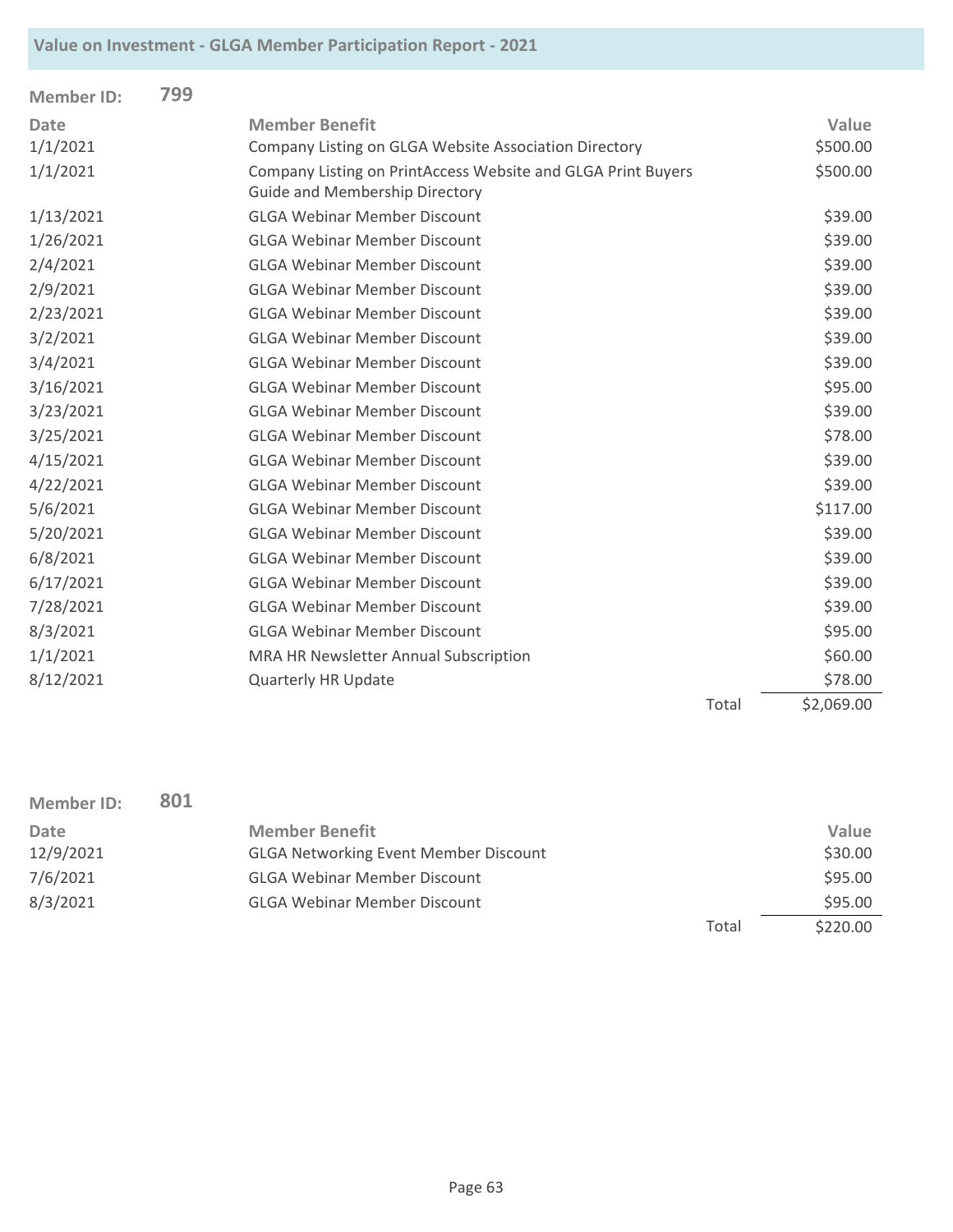## Value on Investment - GLGA Member Participation Report - 2021

**Member ID:** 799

| Date | Member Benefit | Value |
|---|---|---|
| 1/1/2021 | Company Listing on GLGA Website Association Directory | $500.00 |
| 1/1/2021 | Company Listing on PrintAccess Website and GLGA Print Buyers Guide and Membership Directory | $500.00 |
| 1/13/2021 | GLGA Webinar Member Discount | $39.00 |
| 1/26/2021 | GLGA Webinar Member Discount | $39.00 |
| 2/4/2021 | GLGA Webinar Member Discount | $39.00 |
| 2/9/2021 | GLGA Webinar Member Discount | $39.00 |
| 2/23/2021 | GLGA Webinar Member Discount | $39.00 |
| 3/2/2021 | GLGA Webinar Member Discount | $39.00 |
| 3/4/2021 | GLGA Webinar Member Discount | $39.00 |
| 3/16/2021 | GLGA Webinar Member Discount | $95.00 |
| 3/23/2021 | GLGA Webinar Member Discount | $39.00 |
| 3/25/2021 | GLGA Webinar Member Discount | $78.00 |
| 4/15/2021 | GLGA Webinar Member Discount | $39.00 |
| 4/22/2021 | GLGA Webinar Member Discount | $39.00 |
| 5/6/2021 | GLGA Webinar Member Discount | $117.00 |
| 5/20/2021 | GLGA Webinar Member Discount | $39.00 |
| 6/8/2021 | GLGA Webinar Member Discount | $39.00 |
| 6/17/2021 | GLGA Webinar Member Discount | $39.00 |
| 7/28/2021 | GLGA Webinar Member Discount | $39.00 |
| 8/3/2021 | GLGA Webinar Member Discount | $95.00 |
| 1/1/2021 | MRA HR Newsletter Annual Subscription | $60.00 |
| 8/12/2021 | Quarterly HR Update | $78.00 |
| | Total | $2,069.00 |

**Member ID:** 801

| Date | Member Benefit | Value |
|---|---|---|
| 12/9/2021 | GLGA Networking Event Member Discount | $30.00 |
| 7/6/2021 | GLGA Webinar Member Discount | $95.00 |
| 8/3/2021 | GLGA Webinar Member Discount | $95.00 |
| | Total | $220.00 |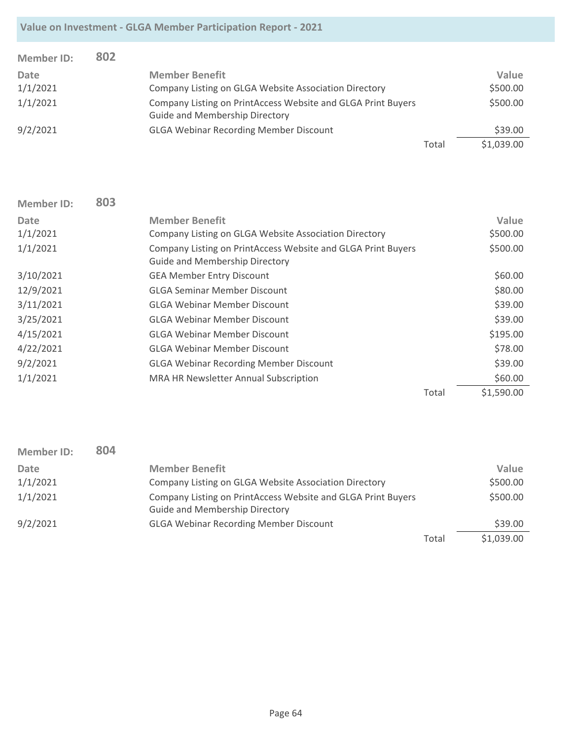## Value on Investment - GLGA Member Participation Report - 2021

**Member ID:** **802**

| Date | Member Benefit | | Value |
|---|---|---|---|
| 1/1/2021 | Company Listing on GLGA Website Association Directory | | $500.00 |
| 1/1/2021 | Company Listing on PrintAccess Website and GLGA Print Buyers Guide and Membership Directory | | $500.00 |
| 9/2/2021 | GLGA Webinar Recording Member Discount | | $39.00 |
| | | Total | $1,039.00 |

**Member ID:** **803**

| Date | Member Benefit | | Value |
|---|---|---|---|
| 1/1/2021 | Company Listing on GLGA Website Association Directory | | $500.00 |
| 1/1/2021 | Company Listing on PrintAccess Website and GLGA Print Buyers Guide and Membership Directory | | $500.00 |
| 3/10/2021 | GEA Member Entry Discount | | $60.00 |
| 12/9/2021 | GLGA Seminar Member Discount | | $80.00 |
| 3/11/2021 | GLGA Webinar Member Discount | | $39.00 |
| 3/25/2021 | GLGA Webinar Member Discount | | $39.00 |
| 4/15/2021 | GLGA Webinar Member Discount | | $195.00 |
| 4/22/2021 | GLGA Webinar Member Discount | | $78.00 |
| 9/2/2021 | GLGA Webinar Recording Member Discount | | $39.00 |
| 1/1/2021 | MRA HR Newsletter Annual Subscription | | $60.00 |
| | | Total | $1,590.00 |

**Member ID:** **804**

| Date | Member Benefit | | Value |
|---|---|---|---|
| 1/1/2021 | Company Listing on GLGA Website Association Directory | | $500.00 |
| 1/1/2021 | Company Listing on PrintAccess Website and GLGA Print Buyers Guide and Membership Directory | | $500.00 |
| 9/2/2021 | GLGA Webinar Recording Member Discount | | $39.00 |
| | | Total | $1,039.00 |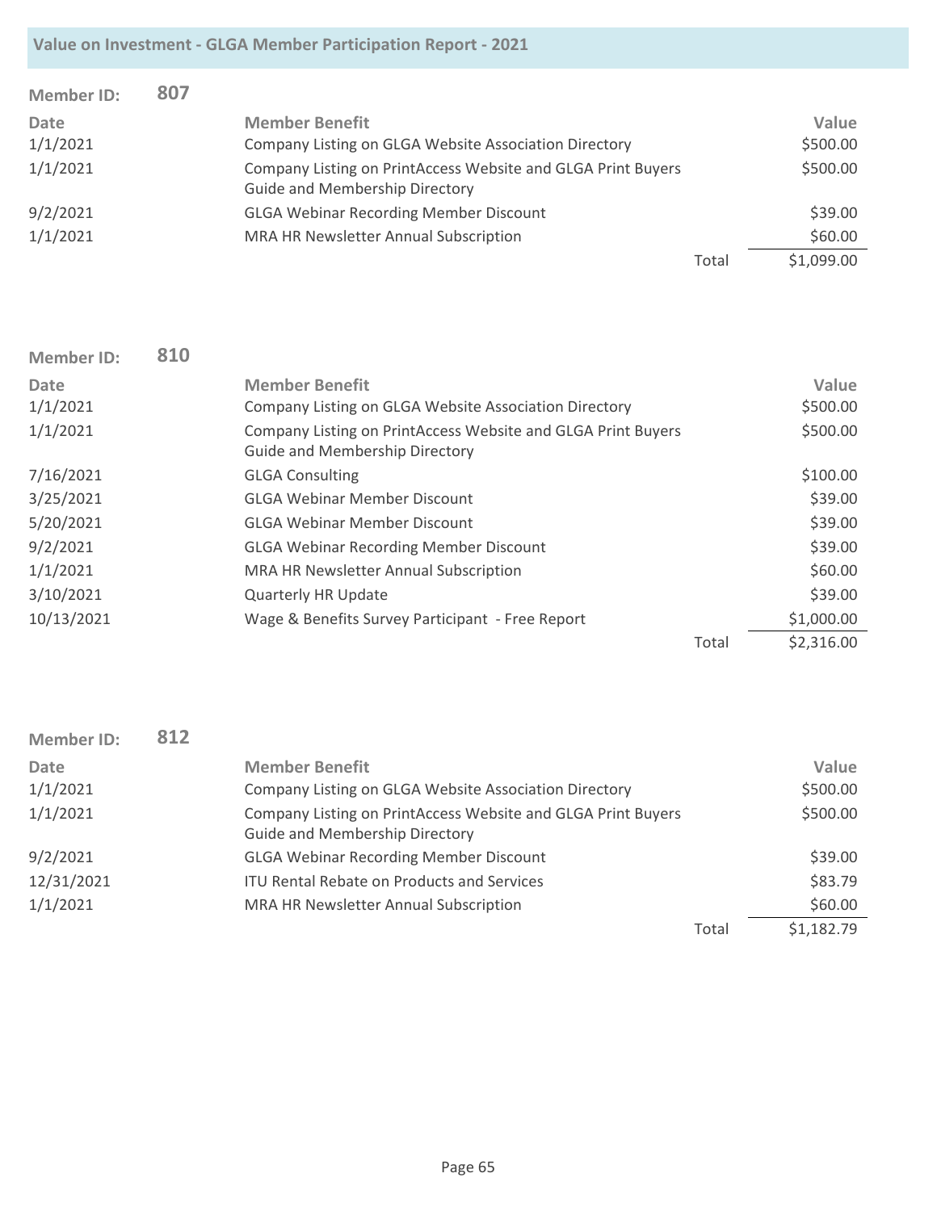## Value on Investment - GLGA Member Participation Report - 2021

**Member ID: 807**

| Date | Member Benefit | | Value |
|---|---|---|---|
| 1/1/2021 | Company Listing on GLGA Website Association Directory | | $500.00 |
| 1/1/2021 | Company Listing on PrintAccess Website and GLGA Print Buyers Guide and Membership Directory | | $500.00 |
| 9/2/2021 | GLGA Webinar Recording Member Discount | | $39.00 |
| 1/1/2021 | MRA HR Newsletter Annual Subscription | | $60.00 |
| | | Total | $1,099.00 |

**Member ID: 810**

| Date | Member Benefit | | Value |
|---|---|---|---|
| 1/1/2021 | Company Listing on GLGA Website Association Directory | | $500.00 |
| 1/1/2021 | Company Listing on PrintAccess Website and GLGA Print Buyers Guide and Membership Directory | | $500.00 |
| 7/16/2021 | GLGA Consulting | | $100.00 |
| 3/25/2021 | GLGA Webinar Member Discount | | $39.00 |
| 5/20/2021 | GLGA Webinar Member Discount | | $39.00 |
| 9/2/2021 | GLGA Webinar Recording Member Discount | | $39.00 |
| 1/1/2021 | MRA HR Newsletter Annual Subscription | | $60.00 |
| 3/10/2021 | Quarterly HR Update | | $39.00 |
| 10/13/2021 | Wage & Benefits Survey Participant - Free Report | | $1,000.00 |
| | | Total | $2,316.00 |

**Member ID: 812**

| Date | Member Benefit | | Value |
|---|---|---|---|
| 1/1/2021 | Company Listing on GLGA Website Association Directory | | $500.00 |
| 1/1/2021 | Company Listing on PrintAccess Website and GLGA Print Buyers Guide and Membership Directory | | $500.00 |
| 9/2/2021 | GLGA Webinar Recording Member Discount | | $39.00 |
| 12/31/2021 | ITU Rental Rebate on Products and Services | | $83.79 |
| 1/1/2021 | MRA HR Newsletter Annual Subscription | | $60.00 |
| | | Total | $1,182.79 |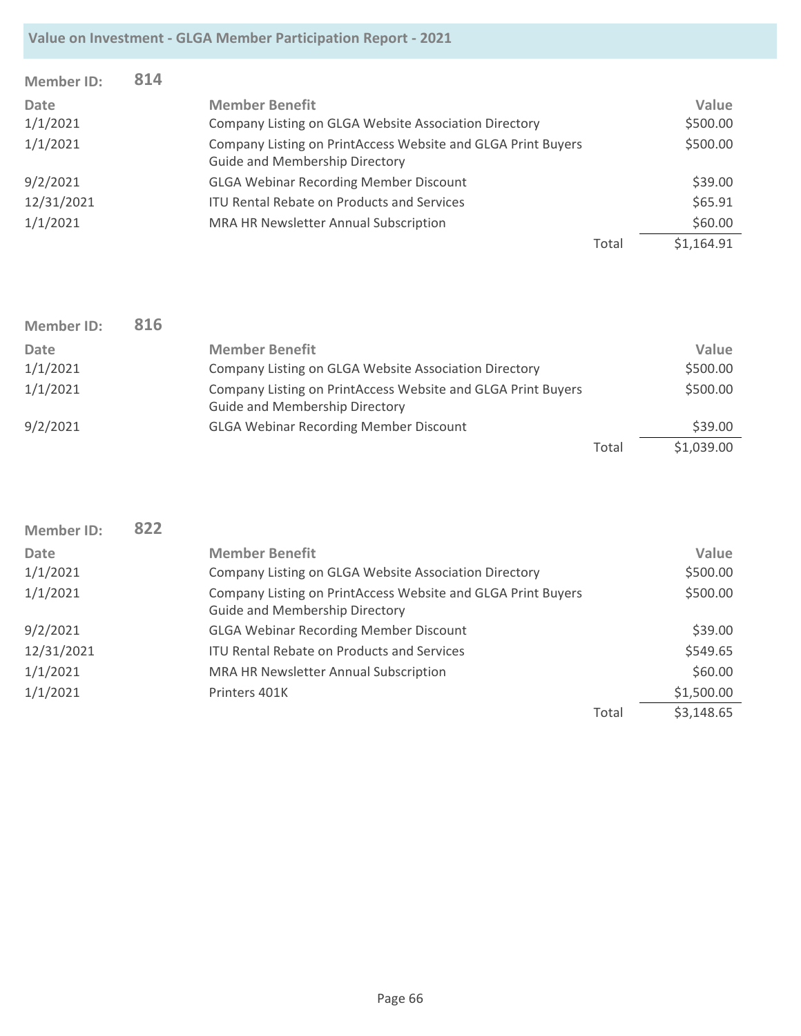## Value on Investment - GLGA Member Participation Report - 2021

**Member ID: 814**

| Date | Member Benefit | | Value |
|---|---|---|---|
| 1/1/2021 | Company Listing on GLGA Website Association Directory | | $500.00 |
| 1/1/2021 | Company Listing on PrintAccess Website and GLGA Print Buyers Guide and Membership Directory | | $500.00 |
| 9/2/2021 | GLGA Webinar Recording Member Discount | | $39.00 |
| 12/31/2021 | ITU Rental Rebate on Products and Services | | $65.91 |
| 1/1/2021 | MRA HR Newsletter Annual Subscription | | $60.00 |
| | | Total | $1,164.91 |

**Member ID: 816**

| Date | Member Benefit | | Value |
|---|---|---|---|
| 1/1/2021 | Company Listing on GLGA Website Association Directory | | $500.00 |
| 1/1/2021 | Company Listing on PrintAccess Website and GLGA Print Buyers Guide and Membership Directory | | $500.00 |
| 9/2/2021 | GLGA Webinar Recording Member Discount | | $39.00 |
| | | Total | $1,039.00 |

**Member ID: 822**

| Date | Member Benefit | | Value |
|---|---|---|---|
| 1/1/2021 | Company Listing on GLGA Website Association Directory | | $500.00 |
| 1/1/2021 | Company Listing on PrintAccess Website and GLGA Print Buyers Guide and Membership Directory | | $500.00 |
| 9/2/2021 | GLGA Webinar Recording Member Discount | | $39.00 |
| 12/31/2021 | ITU Rental Rebate on Products and Services | | $549.65 |
| 1/1/2021 | MRA HR Newsletter Annual Subscription | | $60.00 |
| 1/1/2021 | Printers 401K | | $1,500.00 |
| | | Total | $3,148.65 |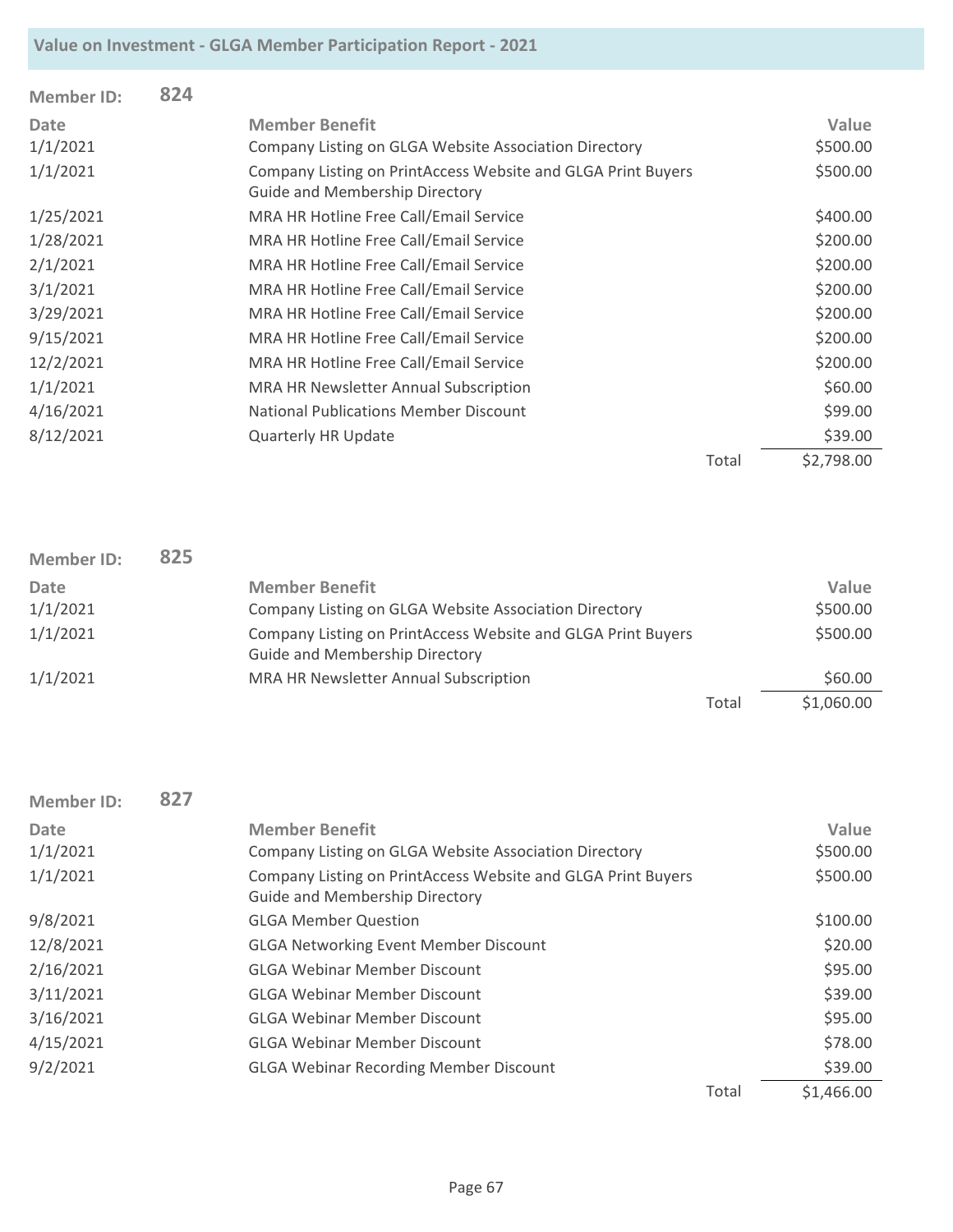## Value on Investment - GLGA Member Participation Report - 2021

**Member ID: 824**

| Date | Member Benefit | Value |
|---|---|---|
| 1/1/2021 | Company Listing on GLGA Website Association Directory | $500.00 |
| 1/1/2021 | Company Listing on PrintAccess Website and GLGA Print Buyers Guide and Membership Directory | $500.00 |
| 1/25/2021 | MRA HR Hotline Free Call/Email Service | $400.00 |
| 1/28/2021 | MRA HR Hotline Free Call/Email Service | $200.00 |
| 2/1/2021 | MRA HR Hotline Free Call/Email Service | $200.00 |
| 3/1/2021 | MRA HR Hotline Free Call/Email Service | $200.00 |
| 3/29/2021 | MRA HR Hotline Free Call/Email Service | $200.00 |
| 9/15/2021 | MRA HR Hotline Free Call/Email Service | $200.00 |
| 12/2/2021 | MRA HR Hotline Free Call/Email Service | $200.00 |
| 1/1/2021 | MRA HR Newsletter Annual Subscription | $60.00 |
| 4/16/2021 | National Publications Member Discount | $99.00 |
| 8/12/2021 | Quarterly HR Update | $39.00 |
| | Total | $2,798.00 |

**Member ID: 825**

| Date | Member Benefit | Value |
|---|---|---|
| 1/1/2021 | Company Listing on GLGA Website Association Directory | $500.00 |
| 1/1/2021 | Company Listing on PrintAccess Website and GLGA Print Buyers Guide and Membership Directory | $500.00 |
| 1/1/2021 | MRA HR Newsletter Annual Subscription | $60.00 |
| | Total | $1,060.00 |

**Member ID: 827**

| Date | Member Benefit | Value |
|---|---|---|
| 1/1/2021 | Company Listing on GLGA Website Association Directory | $500.00 |
| 1/1/2021 | Company Listing on PrintAccess Website and GLGA Print Buyers Guide and Membership Directory | $500.00 |
| 9/8/2021 | GLGA Member Question | $100.00 |
| 12/8/2021 | GLGA Networking Event Member Discount | $20.00 |
| 2/16/2021 | GLGA Webinar Member Discount | $95.00 |
| 3/11/2021 | GLGA Webinar Member Discount | $39.00 |
| 3/16/2021 | GLGA Webinar Member Discount | $95.00 |
| 4/15/2021 | GLGA Webinar Member Discount | $78.00 |
| 9/2/2021 | GLGA Webinar Recording Member Discount | $39.00 |
| | Total | $1,466.00 |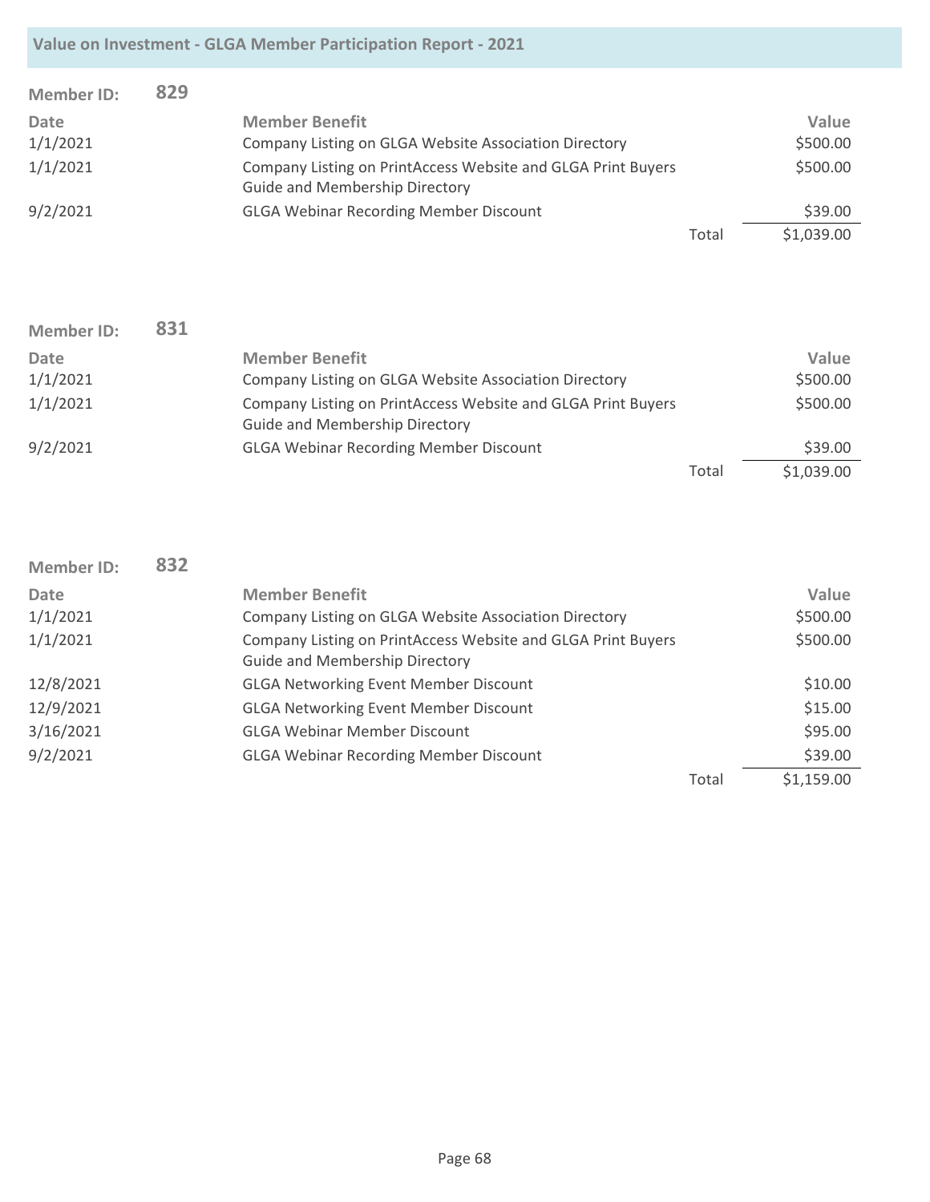## Value on Investment - GLGA Member Participation Report - 2021

**Member ID:** **829**

| Date | Member Benefit | | Value |
|---|---|---|---|
| 1/1/2021 | Company Listing on GLGA Website Association Directory | | $500.00 |
| 1/1/2021 | Company Listing on PrintAccess Website and GLGA Print Buyers Guide and Membership Directory | | $500.00 |
| 9/2/2021 | GLGA Webinar Recording Member Discount | | $39.00 |
| | | Total | $1,039.00 |

**Member ID:** **831**

| Date | Member Benefit | | Value |
|---|---|---|---|
| 1/1/2021 | Company Listing on GLGA Website Association Directory | | $500.00 |
| 1/1/2021 | Company Listing on PrintAccess Website and GLGA Print Buyers Guide and Membership Directory | | $500.00 |
| 9/2/2021 | GLGA Webinar Recording Member Discount | | $39.00 |
| | | Total | $1,039.00 |

**Member ID:** **832**

| Date | Member Benefit | | Value |
|---|---|---|---|
| 1/1/2021 | Company Listing on GLGA Website Association Directory | | $500.00 |
| 1/1/2021 | Company Listing on PrintAccess Website and GLGA Print Buyers Guide and Membership Directory | | $500.00 |
| 12/8/2021 | GLGA Networking Event Member Discount | | $10.00 |
| 12/9/2021 | GLGA Networking Event Member Discount | | $15.00 |
| 3/16/2021 | GLGA Webinar Member Discount | | $95.00 |
| 9/2/2021 | GLGA Webinar Recording Member Discount | | $39.00 |
| | | Total | $1,159.00 |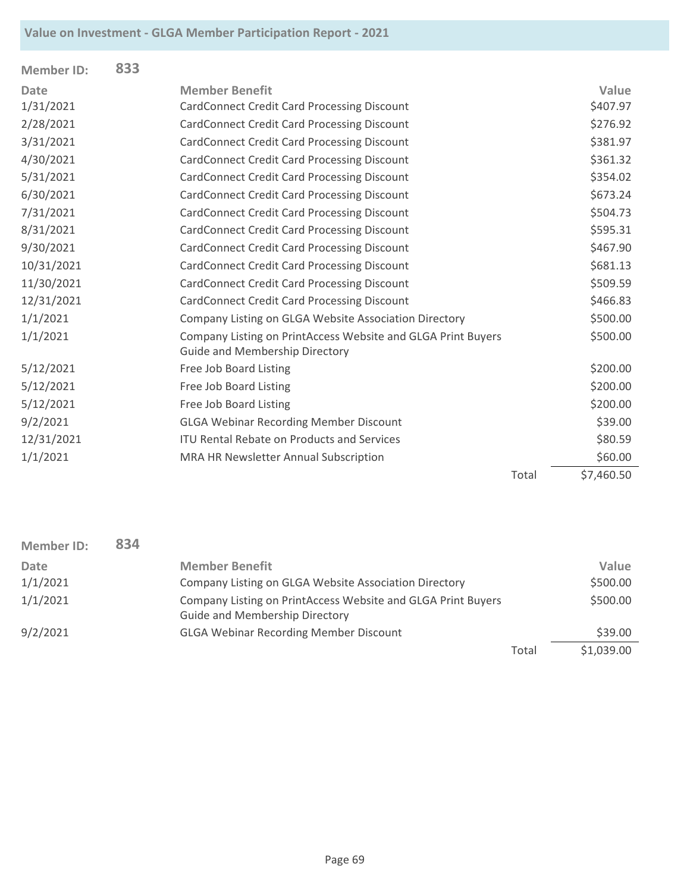## Value on Investment - GLGA Member Participation Report - 2021

**Member ID: 833**

| Date | Member Benefit | | Value |
|---|---|---|---|
| 1/31/2021 | CardConnect Credit Card Processing Discount | | $407.97 |
| 2/28/2021 | CardConnect Credit Card Processing Discount | | $276.92 |
| 3/31/2021 | CardConnect Credit Card Processing Discount | | $381.97 |
| 4/30/2021 | CardConnect Credit Card Processing Discount | | $361.32 |
| 5/31/2021 | CardConnect Credit Card Processing Discount | | $354.02 |
| 6/30/2021 | CardConnect Credit Card Processing Discount | | $673.24 |
| 7/31/2021 | CardConnect Credit Card Processing Discount | | $504.73 |
| 8/31/2021 | CardConnect Credit Card Processing Discount | | $595.31 |
| 9/30/2021 | CardConnect Credit Card Processing Discount | | $467.90 |
| 10/31/2021 | CardConnect Credit Card Processing Discount | | $681.13 |
| 11/30/2021 | CardConnect Credit Card Processing Discount | | $509.59 |
| 12/31/2021 | CardConnect Credit Card Processing Discount | | $466.83 |
| 1/1/2021 | Company Listing on GLGA Website Association Directory | | $500.00 |
| 1/1/2021 | Company Listing on PrintAccess Website and GLGA Print Buyers Guide and Membership Directory | | $500.00 |
| 5/12/2021 | Free Job Board Listing | | $200.00 |
| 5/12/2021 | Free Job Board Listing | | $200.00 |
| 5/12/2021 | Free Job Board Listing | | $200.00 |
| 9/2/2021 | GLGA Webinar Recording Member Discount | | $39.00 |
| 12/31/2021 | ITU Rental Rebate on Products and Services | | $80.59 |
| 1/1/2021 | MRA HR Newsletter Annual Subscription | | $60.00 |
| | | Total | $7,460.50 |

**Member ID: 834**

| Date | Member Benefit | | Value |
|---|---|---|---|
| 1/1/2021 | Company Listing on GLGA Website Association Directory | | $500.00 |
| 1/1/2021 | Company Listing on PrintAccess Website and GLGA Print Buyers Guide and Membership Directory | | $500.00 |
| 9/2/2021 | GLGA Webinar Recording Member Discount | | $39.00 |
| | | Total | $1,039.00 |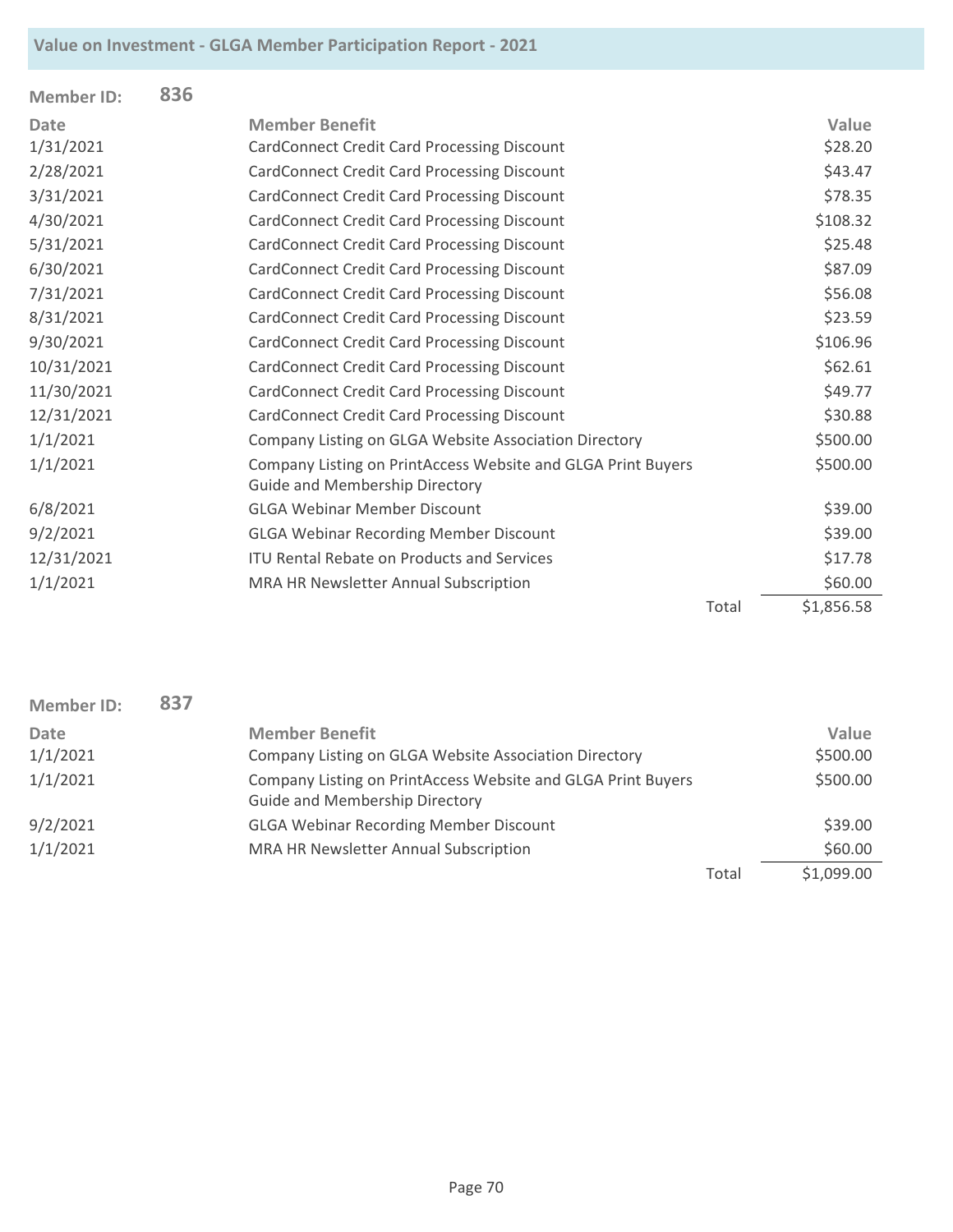Value on Investment - GLGA Member Participation Report - 2021

**Member ID:** **836**

| Date | Member Benefit | Value |
|---|---|---|
| 1/31/2021 | CardConnect Credit Card Processing Discount | $28.20 |
| 2/28/2021 | CardConnect Credit Card Processing Discount | $43.47 |
| 3/31/2021 | CardConnect Credit Card Processing Discount | $78.35 |
| 4/30/2021 | CardConnect Credit Card Processing Discount | $108.32 |
| 5/31/2021 | CardConnect Credit Card Processing Discount | $25.48 |
| 6/30/2021 | CardConnect Credit Card Processing Discount | $87.09 |
| 7/31/2021 | CardConnect Credit Card Processing Discount | $56.08 |
| 8/31/2021 | CardConnect Credit Card Processing Discount | $23.59 |
| 9/30/2021 | CardConnect Credit Card Processing Discount | $106.96 |
| 10/31/2021 | CardConnect Credit Card Processing Discount | $62.61 |
| 11/30/2021 | CardConnect Credit Card Processing Discount | $49.77 |
| 12/31/2021 | CardConnect Credit Card Processing Discount | $30.88 |
| 1/1/2021 | Company Listing on GLGA Website Association Directory | $500.00 |
| 1/1/2021 | Company Listing on PrintAccess Website and GLGA Print Buyers Guide and Membership Directory | $500.00 |
| 6/8/2021 | GLGA Webinar Member Discount | $39.00 |
| 9/2/2021 | GLGA Webinar Recording Member Discount | $39.00 |
| 12/31/2021 | ITU Rental Rebate on Products and Services | $17.78 |
| 1/1/2021 | MRA HR Newsletter Annual Subscription | $60.00 |
| | Total | $1,856.58 |

**Member ID:** **837**

| Date | Member Benefit | Value |
|---|---|---|
| 1/1/2021 | Company Listing on GLGA Website Association Directory | $500.00 |
| 1/1/2021 | Company Listing on PrintAccess Website and GLGA Print Buyers Guide and Membership Directory | $500.00 |
| 9/2/2021 | GLGA Webinar Recording Member Discount | $39.00 |
| 1/1/2021 | MRA HR Newsletter Annual Subscription | $60.00 |
| | Total | $1,099.00 |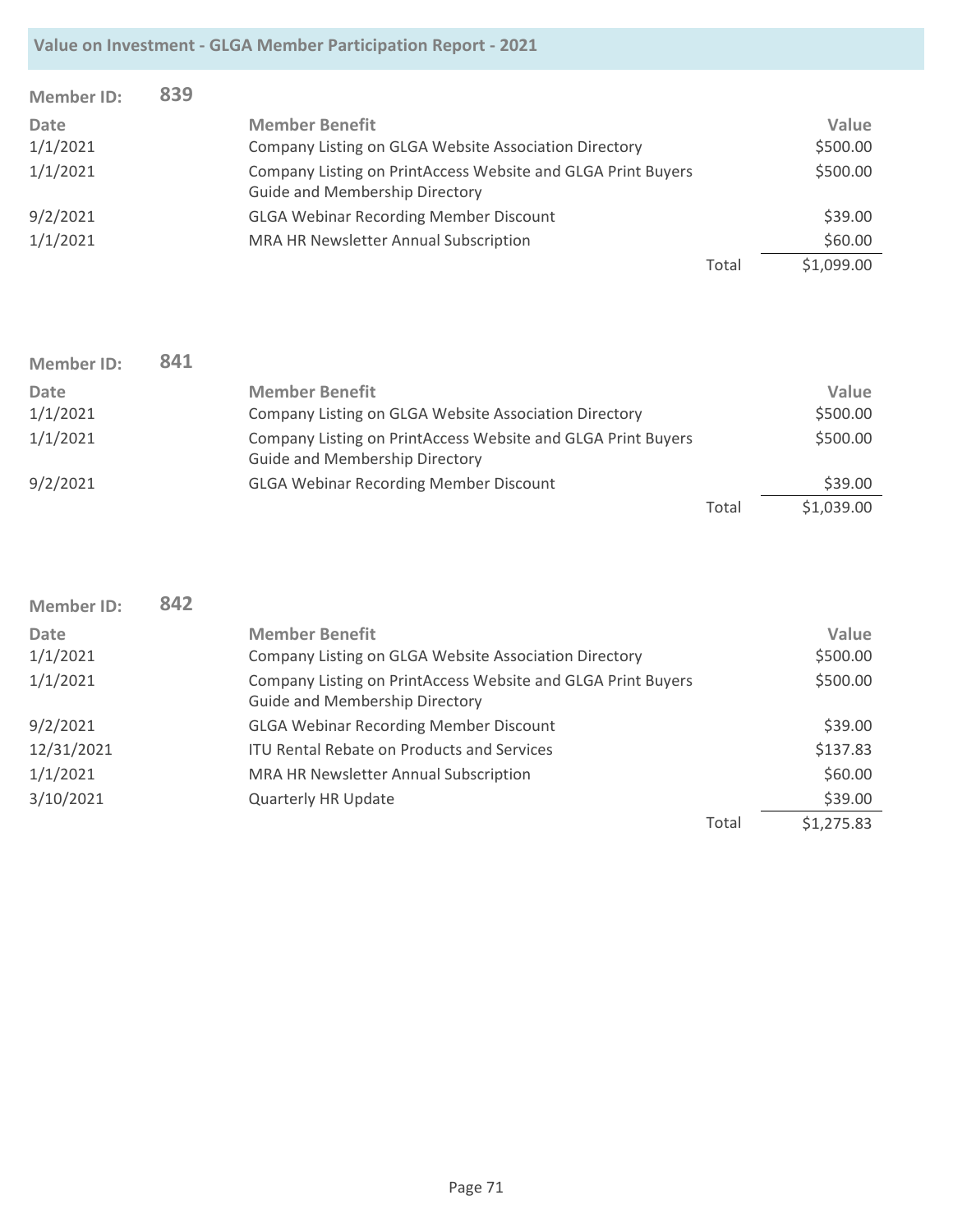## Value on Investment - GLGA Member Participation Report - 2021

**Member ID:** **839**

| Date | Member Benefit | | Value |
|---|---|---|---|
| 1/1/2021 | Company Listing on GLGA Website Association Directory | | $500.00 |
| 1/1/2021 | Company Listing on PrintAccess Website and GLGA Print Buyers Guide and Membership Directory | | $500.00 |
| 9/2/2021 | GLGA Webinar Recording Member Discount | | $39.00 |
| 1/1/2021 | MRA HR Newsletter Annual Subscription | | $60.00 |
| | | Total | $1,099.00 |

**Member ID:** **841**

| Date | Member Benefit | | Value |
|---|---|---|---|
| 1/1/2021 | Company Listing on GLGA Website Association Directory | | $500.00 |
| 1/1/2021 | Company Listing on PrintAccess Website and GLGA Print Buyers Guide and Membership Directory | | $500.00 |
| 9/2/2021 | GLGA Webinar Recording Member Discount | | $39.00 |
| | | Total | $1,039.00 |

**Member ID:** **842**

| Date | Member Benefit | | Value |
|---|---|---|---|
| 1/1/2021 | Company Listing on GLGA Website Association Directory | | $500.00 |
| 1/1/2021 | Company Listing on PrintAccess Website and GLGA Print Buyers Guide and Membership Directory | | $500.00 |
| 9/2/2021 | GLGA Webinar Recording Member Discount | | $39.00 |
| 12/31/2021 | ITU Rental Rebate on Products and Services | | $137.83 |
| 1/1/2021 | MRA HR Newsletter Annual Subscription | | $60.00 |
| 3/10/2021 | Quarterly HR Update | | $39.00 |
| | | Total | $1,275.83 |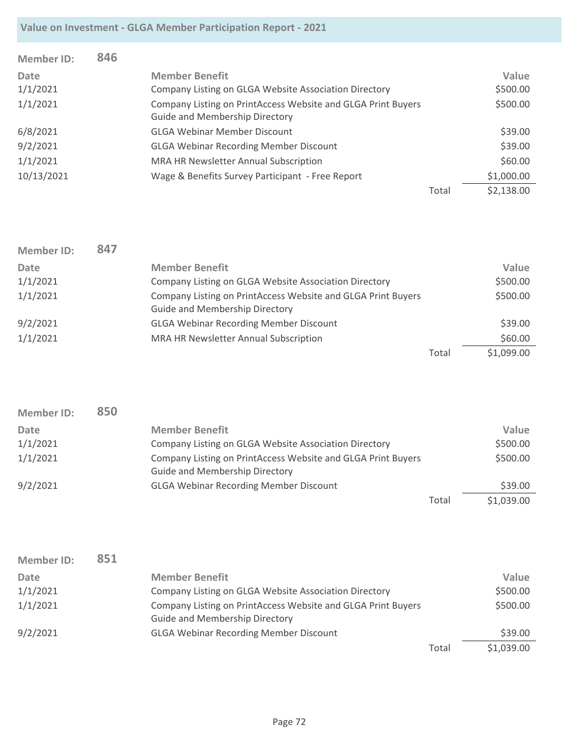## Value on Investment - GLGA Member Participation Report - 2021

**Member ID:** **846**

| Date | Member Benefit | | Value |
|---|---|---|---|
| 1/1/2021 | Company Listing on GLGA Website Association Directory | | $500.00 |
| 1/1/2021 | Company Listing on PrintAccess Website and GLGA Print Buyers Guide and Membership Directory | | $500.00 |
| 6/8/2021 | GLGA Webinar Member Discount | | $39.00 |
| 9/2/2021 | GLGA Webinar Recording Member Discount | | $39.00 |
| 1/1/2021 | MRA HR Newsletter Annual Subscription | | $60.00 |
| 10/13/2021 | Wage & Benefits Survey Participant - Free Report | | $1,000.00 |
| | | Total | $2,138.00 |

**Member ID:** **847**

| Date | Member Benefit | | Value |
|---|---|---|---|
| 1/1/2021 | Company Listing on GLGA Website Association Directory | | $500.00 |
| 1/1/2021 | Company Listing on PrintAccess Website and GLGA Print Buyers Guide and Membership Directory | | $500.00 |
| 9/2/2021 | GLGA Webinar Recording Member Discount | | $39.00 |
| 1/1/2021 | MRA HR Newsletter Annual Subscription | | $60.00 |
| | | Total | $1,099.00 |

**Member ID:** **850**

| Date | Member Benefit | | Value |
|---|---|---|---|
| 1/1/2021 | Company Listing on GLGA Website Association Directory | | $500.00 |
| 1/1/2021 | Company Listing on PrintAccess Website and GLGA Print Buyers Guide and Membership Directory | | $500.00 |
| 9/2/2021 | GLGA Webinar Recording Member Discount | | $39.00 |
| | | Total | $1,039.00 |

**Member ID:** **851**

| Date | Member Benefit | | Value |
|---|---|---|---|
| 1/1/2021 | Company Listing on GLGA Website Association Directory | | $500.00 |
| 1/1/2021 | Company Listing on PrintAccess Website and GLGA Print Buyers Guide and Membership Directory | | $500.00 |
| 9/2/2021 | GLGA Webinar Recording Member Discount | | $39.00 |
| | | Total | $1,039.00 |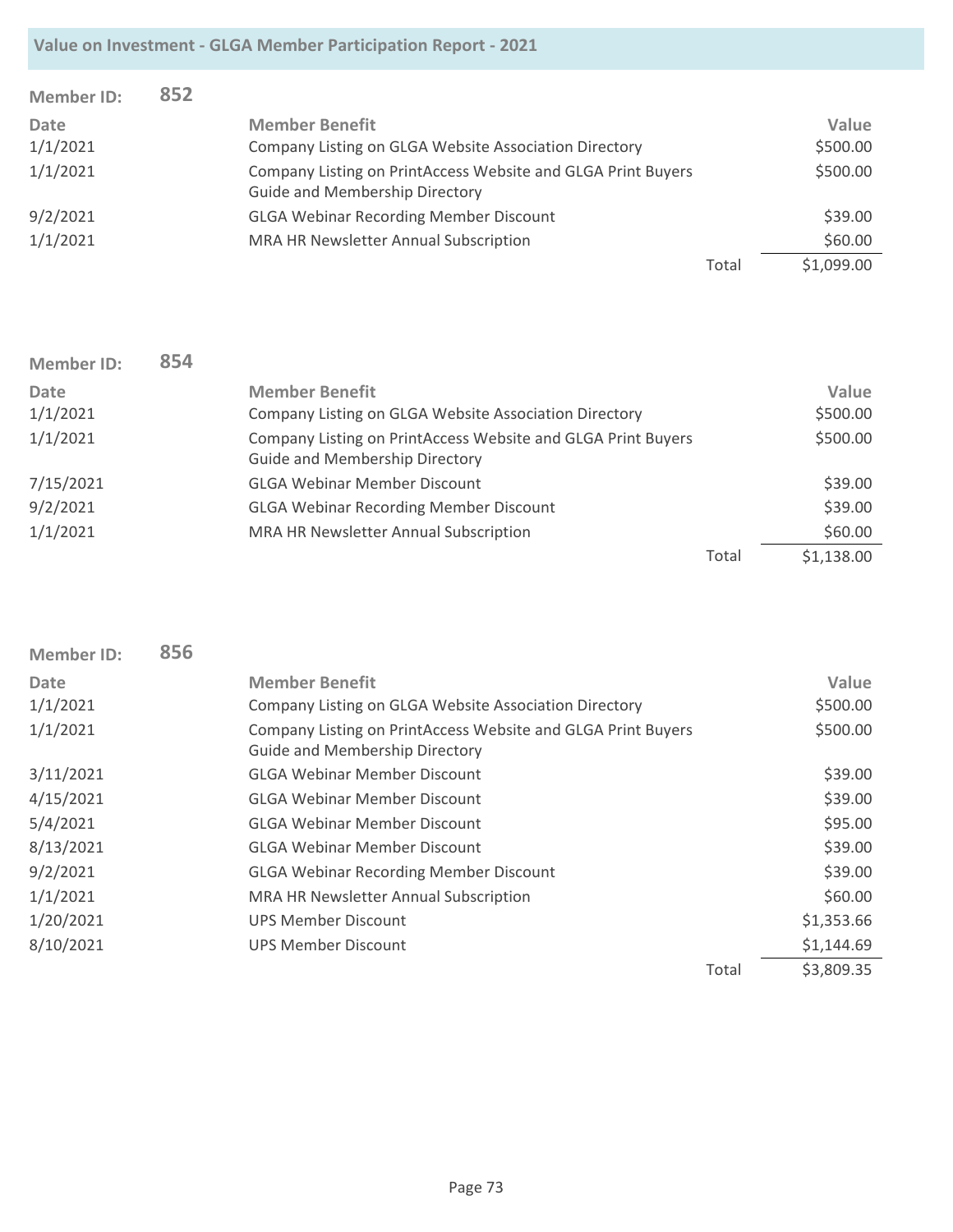## Value on Investment - GLGA Member Participation Report - 2021

**Member ID:** **852**

| Date | Member Benefit | | Value |
|---|---|---|---|
| 1/1/2021 | Company Listing on GLGA Website Association Directory | | $500.00 |
| 1/1/2021 | Company Listing on PrintAccess Website and GLGA Print Buyers Guide and Membership Directory | | $500.00 |
| 9/2/2021 | GLGA Webinar Recording Member Discount | | $39.00 |
| 1/1/2021 | MRA HR Newsletter Annual Subscription | | $60.00 |
| | | Total | $1,099.00 |

**Member ID:** **854**

| Date | Member Benefit | | Value |
|---|---|---|---|
| 1/1/2021 | Company Listing on GLGA Website Association Directory | | $500.00 |
| 1/1/2021 | Company Listing on PrintAccess Website and GLGA Print Buyers Guide and Membership Directory | | $500.00 |
| 7/15/2021 | GLGA Webinar Member Discount | | $39.00 |
| 9/2/2021 | GLGA Webinar Recording Member Discount | | $39.00 |
| 1/1/2021 | MRA HR Newsletter Annual Subscription | | $60.00 |
| | | Total | $1,138.00 |

**Member ID:** **856**

| Date | Member Benefit | | Value |
|---|---|---|---|
| 1/1/2021 | Company Listing on GLGA Website Association Directory | | $500.00 |
| 1/1/2021 | Company Listing on PrintAccess Website and GLGA Print Buyers Guide and Membership Directory | | $500.00 |
| 3/11/2021 | GLGA Webinar Member Discount | | $39.00 |
| 4/15/2021 | GLGA Webinar Member Discount | | $39.00 |
| 5/4/2021 | GLGA Webinar Member Discount | | $95.00 |
| 8/13/2021 | GLGA Webinar Member Discount | | $39.00 |
| 9/2/2021 | GLGA Webinar Recording Member Discount | | $39.00 |
| 1/1/2021 | MRA HR Newsletter Annual Subscription | | $60.00 |
| 1/20/2021 | UPS Member Discount | | $1,353.66 |
| 8/10/2021 | UPS Member Discount | | $1,144.69 |
| | | Total | $3,809.35 |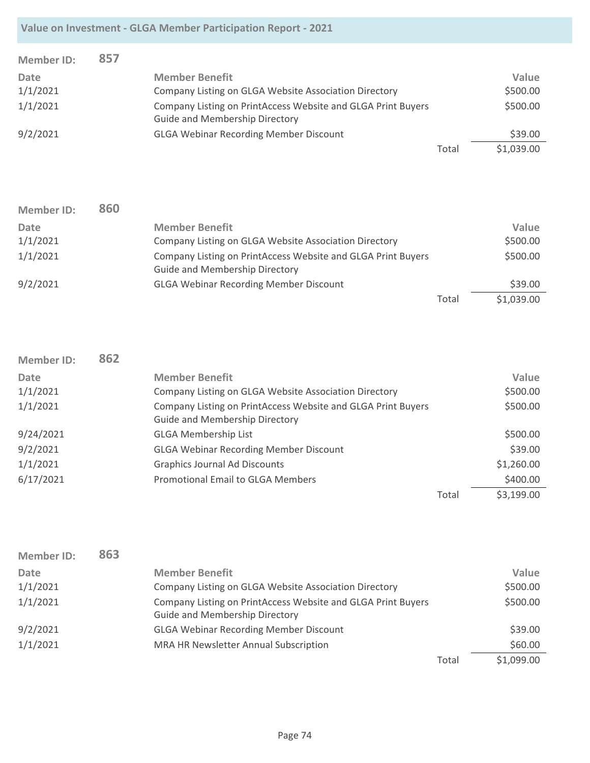## Value on Investment - GLGA Member Participation Report - 2021

**Member ID:** 857

| Date | Member Benefit | | Value |
|---|---|---|---|
| 1/1/2021 | Company Listing on GLGA Website Association Directory | | $500.00 |
| 1/1/2021 | Company Listing on PrintAccess Website and GLGA Print Buyers Guide and Membership Directory | | $500.00 |
| 9/2/2021 | GLGA Webinar Recording Member Discount | | $39.00 |
| | | Total | $1,039.00 |

**Member ID:** 860

| Date | Member Benefit | | Value |
|---|---|---|---|
| 1/1/2021 | Company Listing on GLGA Website Association Directory | | $500.00 |
| 1/1/2021 | Company Listing on PrintAccess Website and GLGA Print Buyers Guide and Membership Directory | | $500.00 |
| 9/2/2021 | GLGA Webinar Recording Member Discount | | $39.00 |
| | | Total | $1,039.00 |

**Member ID:** 862

| Date | Member Benefit | | Value |
|---|---|---|---|
| 1/1/2021 | Company Listing on GLGA Website Association Directory | | $500.00 |
| 1/1/2021 | Company Listing on PrintAccess Website and GLGA Print Buyers Guide and Membership Directory | | $500.00 |
| 9/24/2021 | GLGA Membership List | | $500.00 |
| 9/2/2021 | GLGA Webinar Recording Member Discount | | $39.00 |
| 1/1/2021 | Graphics Journal Ad Discounts | | $1,260.00 |
| 6/17/2021 | Promotional Email to GLGA Members | | $400.00 |
| | | Total | $3,199.00 |

**Member ID:** 863

| Date | Member Benefit | | Value |
|---|---|---|---|
| 1/1/2021 | Company Listing on GLGA Website Association Directory | | $500.00 |
| 1/1/2021 | Company Listing on PrintAccess Website and GLGA Print Buyers Guide and Membership Directory | | $500.00 |
| 9/2/2021 | GLGA Webinar Recording Member Discount | | $39.00 |
| 1/1/2021 | MRA HR Newsletter Annual Subscription | | $60.00 |
| | | Total | $1,099.00 |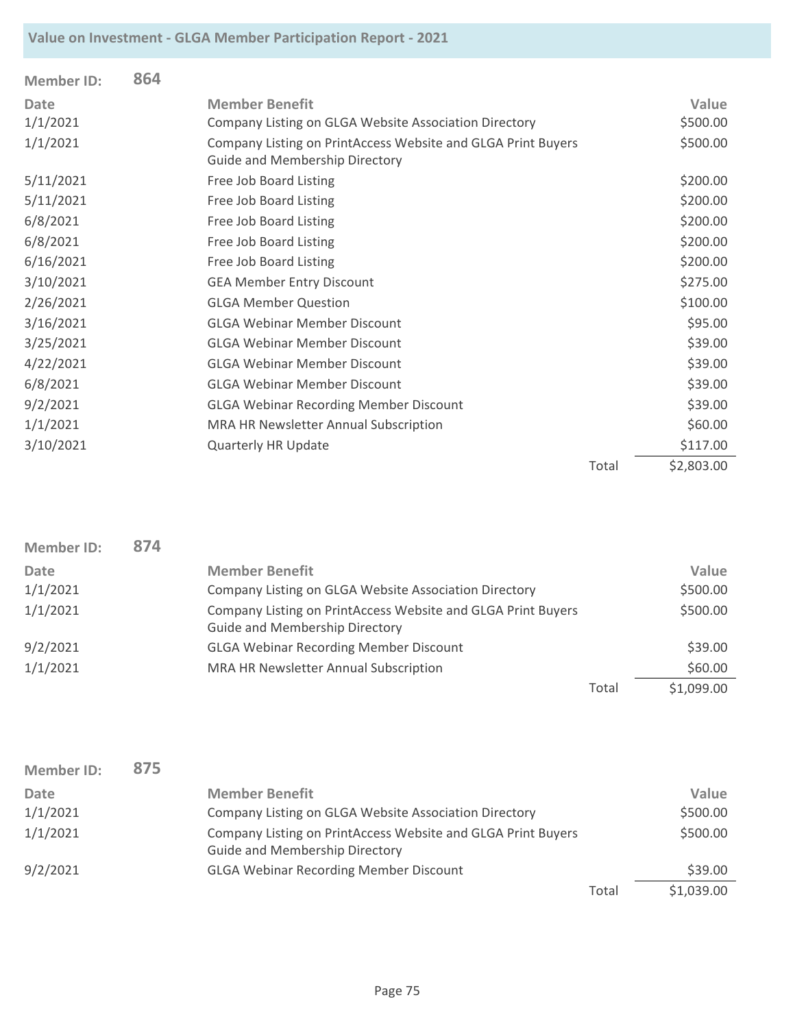## Value on Investment - GLGA Member Participation Report - 2021

**Member ID:** 864

| Date | Member Benefit | | Value |
|---|---|---|---|
| 1/1/2021 | Company Listing on GLGA Website Association Directory | | $500.00 |
| 1/1/2021 | Company Listing on PrintAccess Website and GLGA Print Buyers Guide and Membership Directory | | $500.00 |
| 5/11/2021 | Free Job Board Listing | | $200.00 |
| 5/11/2021 | Free Job Board Listing | | $200.00 |
| 6/8/2021 | Free Job Board Listing | | $200.00 |
| 6/8/2021 | Free Job Board Listing | | $200.00 |
| 6/16/2021 | Free Job Board Listing | | $200.00 |
| 3/10/2021 | GEA Member Entry Discount | | $275.00 |
| 2/26/2021 | GLGA Member Question | | $100.00 |
| 3/16/2021 | GLGA Webinar Member Discount | | $95.00 |
| 3/25/2021 | GLGA Webinar Member Discount | | $39.00 |
| 4/22/2021 | GLGA Webinar Member Discount | | $39.00 |
| 6/8/2021 | GLGA Webinar Member Discount | | $39.00 |
| 9/2/2021 | GLGA Webinar Recording Member Discount | | $39.00 |
| 1/1/2021 | MRA HR Newsletter Annual Subscription | | $60.00 |
| 3/10/2021 | Quarterly HR Update | | $117.00 |
| | | Total | $2,803.00 |

**Member ID:** 874

| Date | Member Benefit | | Value |
|---|---|---|---|
| 1/1/2021 | Company Listing on GLGA Website Association Directory | | $500.00 |
| 1/1/2021 | Company Listing on PrintAccess Website and GLGA Print Buyers Guide and Membership Directory | | $500.00 |
| 9/2/2021 | GLGA Webinar Recording Member Discount | | $39.00 |
| 1/1/2021 | MRA HR Newsletter Annual Subscription | | $60.00 |
| | | Total | $1,099.00 |

**Member ID:** 875

| Date | Member Benefit | | Value |
|---|---|---|---|
| 1/1/2021 | Company Listing on GLGA Website Association Directory | | $500.00 |
| 1/1/2021 | Company Listing on PrintAccess Website and GLGA Print Buyers Guide and Membership Directory | | $500.00 |
| 9/2/2021 | GLGA Webinar Recording Member Discount | | $39.00 |
| | | Total | $1,039.00 |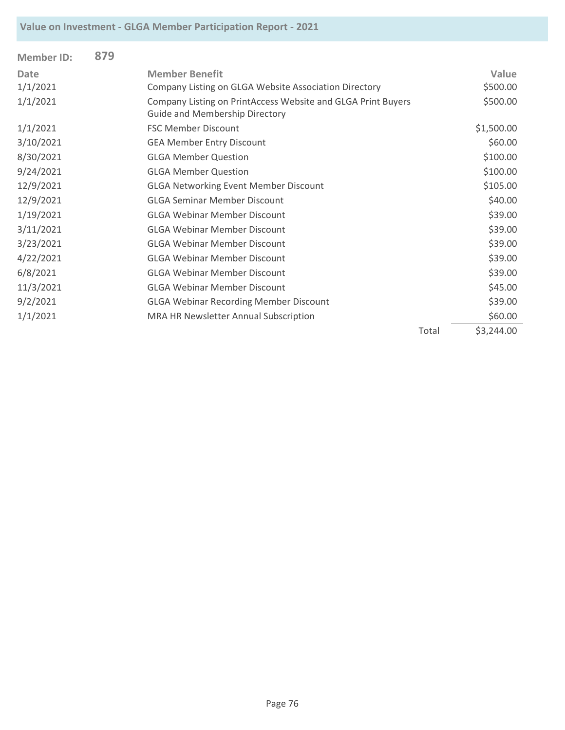## Value on Investment - GLGA Member Participation Report - 2021

**Member ID: 879**

| Date | Member Benefit | | Value |
|---|---|---|---|
| 1/1/2021 | Company Listing on GLGA Website Association Directory | | $500.00 |
| 1/1/2021 | Company Listing on PrintAccess Website and GLGA Print Buyers Guide and Membership Directory | | $500.00 |
| 1/1/2021 | FSC Member Discount | | $1,500.00 |
| 3/10/2021 | GEA Member Entry Discount | | $60.00 |
| 8/30/2021 | GLGA Member Question | | $100.00 |
| 9/24/2021 | GLGA Member Question | | $100.00 |
| 12/9/2021 | GLGA Networking Event Member Discount | | $105.00 |
| 12/9/2021 | GLGA Seminar Member Discount | | $40.00 |
| 1/19/2021 | GLGA Webinar Member Discount | | $39.00 |
| 3/11/2021 | GLGA Webinar Member Discount | | $39.00 |
| 3/23/2021 | GLGA Webinar Member Discount | | $39.00 |
| 4/22/2021 | GLGA Webinar Member Discount | | $39.00 |
| 6/8/2021 | GLGA Webinar Member Discount | | $39.00 |
| 11/3/2021 | GLGA Webinar Member Discount | | $45.00 |
| 9/2/2021 | GLGA Webinar Recording Member Discount | | $39.00 |
| 1/1/2021 | MRA HR Newsletter Annual Subscription | | $60.00 |
| | | Total | $3,244.00 |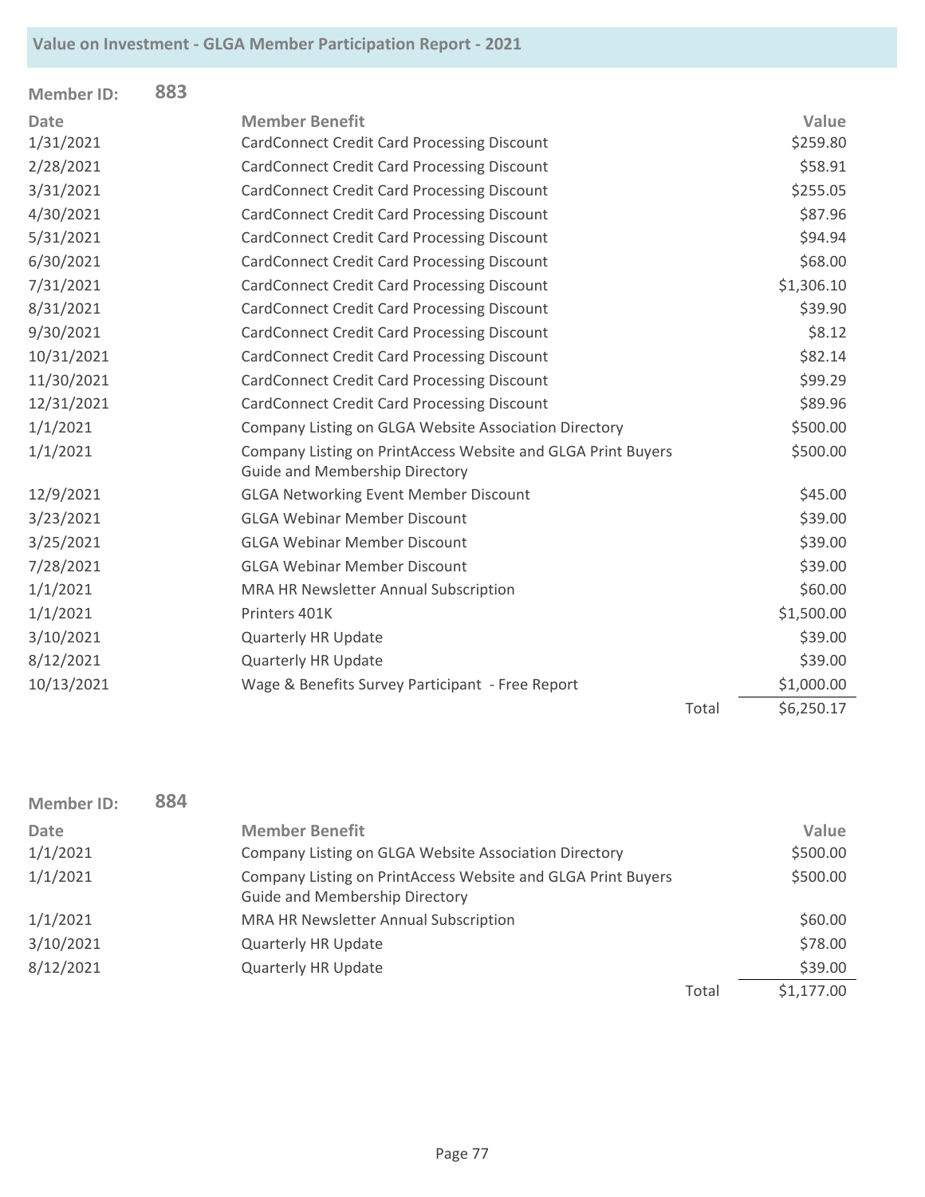## Value on Investment - GLGA Member Participation Report - 2021

**Member ID:** 883

| Date | Member Benefit | | Value |
|---|---|---|---|
| 1/31/2021 | CardConnect Credit Card Processing Discount | | $259.80 |
| 2/28/2021 | CardConnect Credit Card Processing Discount | | $58.91 |
| 3/31/2021 | CardConnect Credit Card Processing Discount | | $255.05 |
| 4/30/2021 | CardConnect Credit Card Processing Discount | | $87.96 |
| 5/31/2021 | CardConnect Credit Card Processing Discount | | $94.94 |
| 6/30/2021 | CardConnect Credit Card Processing Discount | | $68.00 |
| 7/31/2021 | CardConnect Credit Card Processing Discount | | $1,306.10 |
| 8/31/2021 | CardConnect Credit Card Processing Discount | | $39.90 |
| 9/30/2021 | CardConnect Credit Card Processing Discount | | $8.12 |
| 10/31/2021 | CardConnect Credit Card Processing Discount | | $82.14 |
| 11/30/2021 | CardConnect Credit Card Processing Discount | | $99.29 |
| 12/31/2021 | CardConnect Credit Card Processing Discount | | $89.96 |
| 1/1/2021 | Company Listing on GLGA Website Association Directory | | $500.00 |
| 1/1/2021 | Company Listing on PrintAccess Website and GLGA Print Buyers Guide and Membership Directory | | $500.00 |
| 12/9/2021 | GLGA Networking Event Member Discount | | $45.00 |
| 3/23/2021 | GLGA Webinar Member Discount | | $39.00 |
| 3/25/2021 | GLGA Webinar Member Discount | | $39.00 |
| 7/28/2021 | GLGA Webinar Member Discount | | $39.00 |
| 1/1/2021 | MRA HR Newsletter Annual Subscription | | $60.00 |
| 1/1/2021 | Printers 401K | | $1,500.00 |
| 3/10/2021 | Quarterly HR Update | | $39.00 |
| 8/12/2021 | Quarterly HR Update | | $39.00 |
| 10/13/2021 | Wage & Benefits Survey Participant - Free Report | | $1,000.00 |
| | | Total | $6,250.17 |

**Member ID:** 884

| Date | Member Benefit | | Value |
|---|---|---|---|
| 1/1/2021 | Company Listing on GLGA Website Association Directory | | $500.00 |
| 1/1/2021 | Company Listing on PrintAccess Website and GLGA Print Buyers Guide and Membership Directory | | $500.00 |
| 1/1/2021 | MRA HR Newsletter Annual Subscription | | $60.00 |
| 3/10/2021 | Quarterly HR Update | | $78.00 |
| 8/12/2021 | Quarterly HR Update | | $39.00 |
| | | Total | $1,177.00 |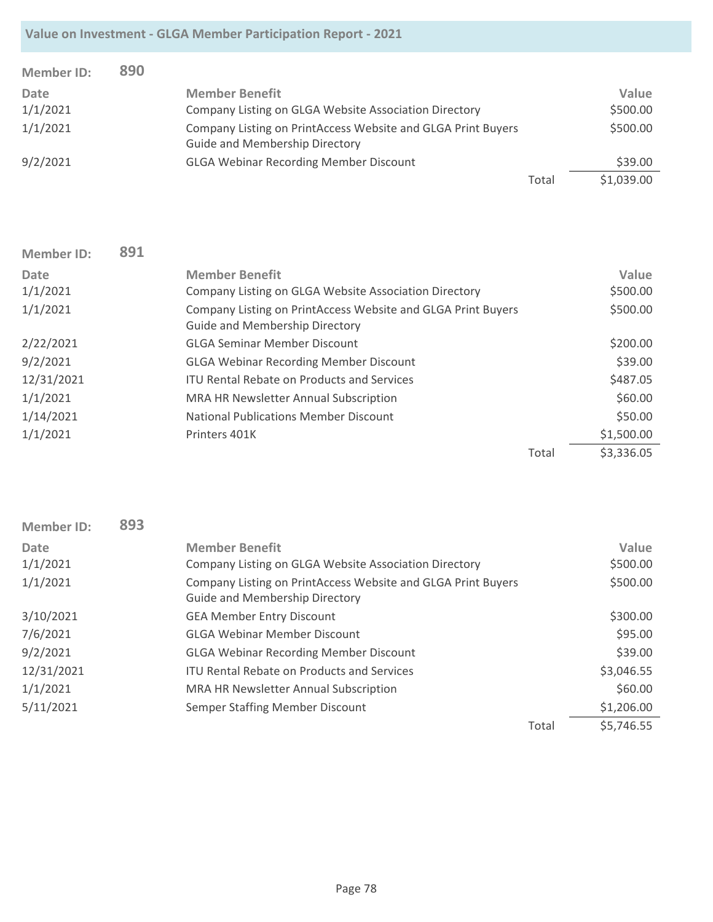## Value on Investment - GLGA Member Participation Report - 2021

**Member ID:** **890**

| Date | Member Benefit | | Value |
|---|---|---|---|
| 1/1/2021 | Company Listing on GLGA Website Association Directory | | $500.00 |
| 1/1/2021 | Company Listing on PrintAccess Website and GLGA Print Buyers Guide and Membership Directory | | $500.00 |
| 9/2/2021 | GLGA Webinar Recording Member Discount | | $39.00 |
| | | Total | $1,039.00 |

**Member ID:** **891**

| Date | Member Benefit | | Value |
|---|---|---|---|
| 1/1/2021 | Company Listing on GLGA Website Association Directory | | $500.00 |
| 1/1/2021 | Company Listing on PrintAccess Website and GLGA Print Buyers Guide and Membership Directory | | $500.00 |
| 2/22/2021 | GLGA Seminar Member Discount | | $200.00 |
| 9/2/2021 | GLGA Webinar Recording Member Discount | | $39.00 |
| 12/31/2021 | ITU Rental Rebate on Products and Services | | $487.05 |
| 1/1/2021 | MRA HR Newsletter Annual Subscription | | $60.00 |
| 1/14/2021 | National Publications Member Discount | | $50.00 |
| 1/1/2021 | Printers 401K | | $1,500.00 |
| | | Total | $3,336.05 |

**Member ID:** **893**

| Date | Member Benefit | | Value |
|---|---|---|---|
| 1/1/2021 | Company Listing on GLGA Website Association Directory | | $500.00 |
| 1/1/2021 | Company Listing on PrintAccess Website and GLGA Print Buyers Guide and Membership Directory | | $500.00 |
| 3/10/2021 | GEA Member Entry Discount | | $300.00 |
| 7/6/2021 | GLGA Webinar Member Discount | | $95.00 |
| 9/2/2021 | GLGA Webinar Recording Member Discount | | $39.00 |
| 12/31/2021 | ITU Rental Rebate on Products and Services | | $3,046.55 |
| 1/1/2021 | MRA HR Newsletter Annual Subscription | | $60.00 |
| 5/11/2021 | Semper Staffing Member Discount | | $1,206.00 |
| | | Total | $5,746.55 |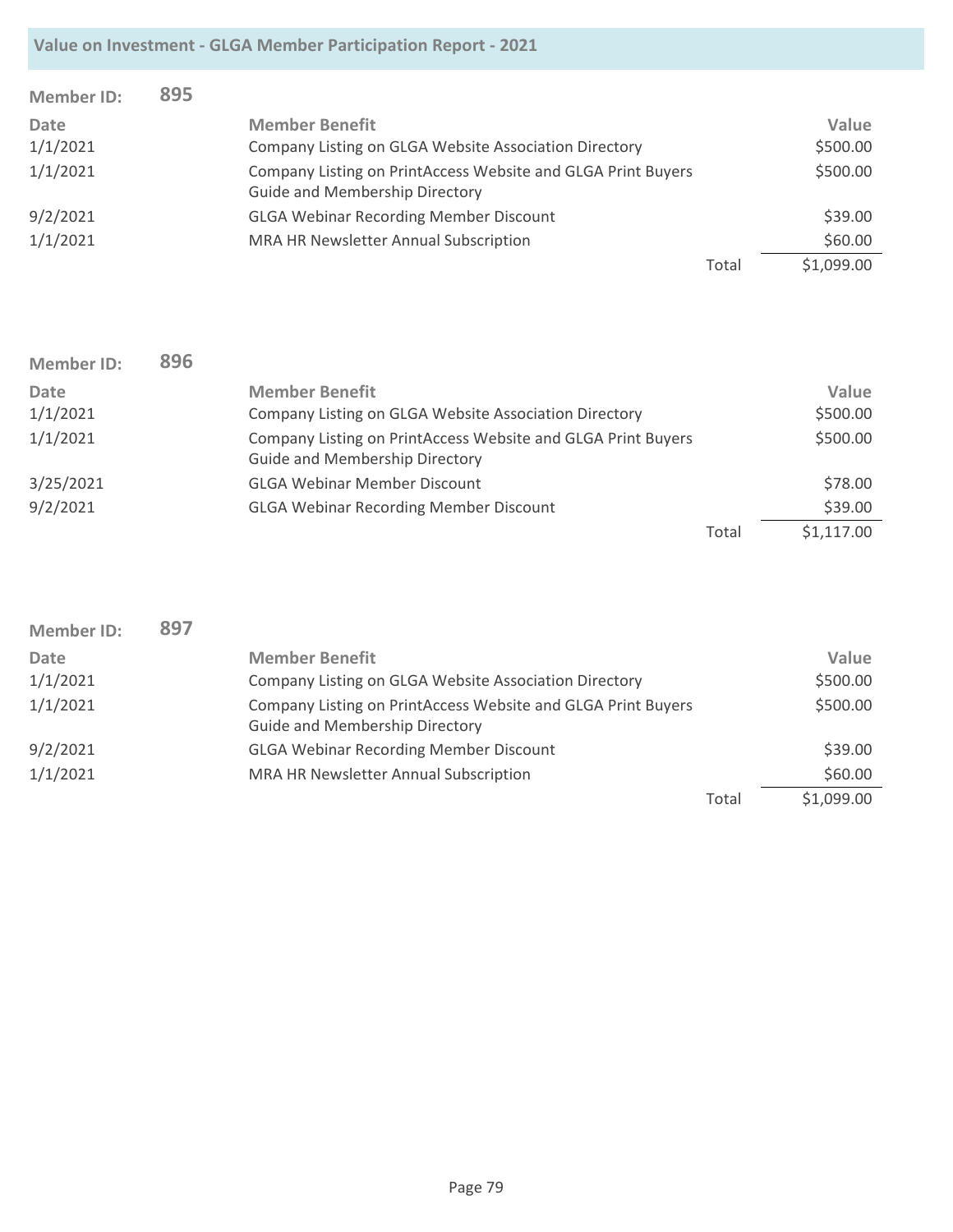## Value on Investment - GLGA Member Participation Report - 2021

**Member ID:** **895**

| Date | Member Benefit | | Value |
|---|---|---|---|
| 1/1/2021 | Company Listing on GLGA Website Association Directory | | $500.00 |
| 1/1/2021 | Company Listing on PrintAccess Website and GLGA Print Buyers Guide and Membership Directory | | $500.00 |
| 9/2/2021 | GLGA Webinar Recording Member Discount | | $39.00 |
| 1/1/2021 | MRA HR Newsletter Annual Subscription | | $60.00 |
| | | Total | $1,099.00 |

**Member ID:** **896**

| Date | Member Benefit | | Value |
|---|---|---|---|
| 1/1/2021 | Company Listing on GLGA Website Association Directory | | $500.00 |
| 1/1/2021 | Company Listing on PrintAccess Website and GLGA Print Buyers Guide and Membership Directory | | $500.00 |
| 3/25/2021 | GLGA Webinar Member Discount | | $78.00 |
| 9/2/2021 | GLGA Webinar Recording Member Discount | | $39.00 |
| | | Total | $1,117.00 |

**Member ID:** **897**

| Date | Member Benefit | | Value |
|---|---|---|---|
| 1/1/2021 | Company Listing on GLGA Website Association Directory | | $500.00 |
| 1/1/2021 | Company Listing on PrintAccess Website and GLGA Print Buyers Guide and Membership Directory | | $500.00 |
| 9/2/2021 | GLGA Webinar Recording Member Discount | | $39.00 |
| 1/1/2021 | MRA HR Newsletter Annual Subscription | | $60.00 |
| | | Total | $1,099.00 |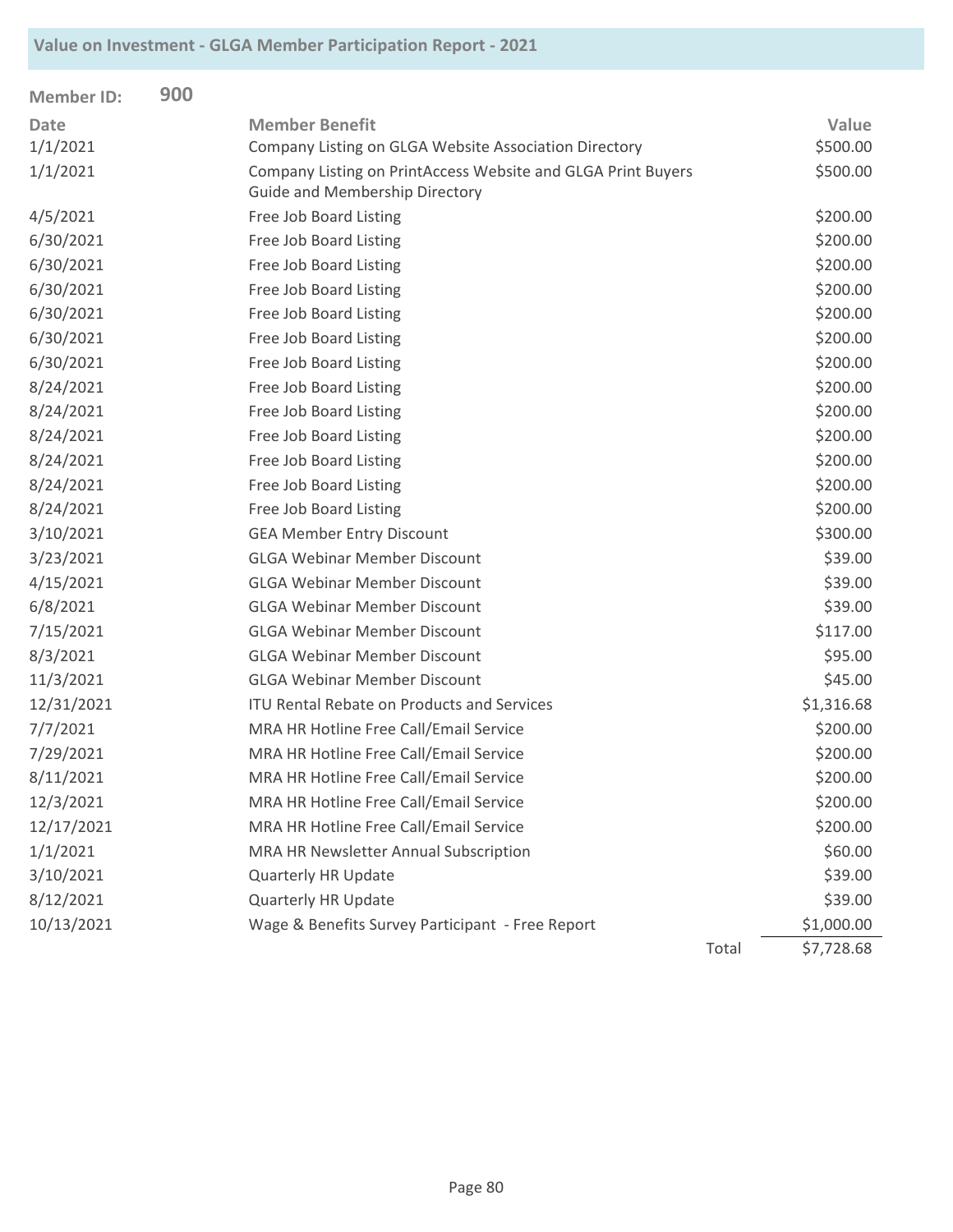## Value on Investment - GLGA Member Participation Report - 2021

**Member ID:** **900**

| Date | Member Benefit | Value |
|---|---|---|
| 1/1/2021 | Company Listing on GLGA Website Association Directory | $500.00 |
| 1/1/2021 | Company Listing on PrintAccess Website and GLGA Print Buyers Guide and Membership Directory | $500.00 |
| 4/5/2021 | Free Job Board Listing | $200.00 |
| 6/30/2021 | Free Job Board Listing | $200.00 |
| 6/30/2021 | Free Job Board Listing | $200.00 |
| 6/30/2021 | Free Job Board Listing | $200.00 |
| 6/30/2021 | Free Job Board Listing | $200.00 |
| 6/30/2021 | Free Job Board Listing | $200.00 |
| 6/30/2021 | Free Job Board Listing | $200.00 |
| 8/24/2021 | Free Job Board Listing | $200.00 |
| 8/24/2021 | Free Job Board Listing | $200.00 |
| 8/24/2021 | Free Job Board Listing | $200.00 |
| 8/24/2021 | Free Job Board Listing | $200.00 |
| 8/24/2021 | Free Job Board Listing | $200.00 |
| 8/24/2021 | Free Job Board Listing | $200.00 |
| 3/10/2021 | GEA Member Entry Discount | $300.00 |
| 3/23/2021 | GLGA Webinar Member Discount | $39.00 |
| 4/15/2021 | GLGA Webinar Member Discount | $39.00 |
| 6/8/2021 | GLGA Webinar Member Discount | $39.00 |
| 7/15/2021 | GLGA Webinar Member Discount | $117.00 |
| 8/3/2021 | GLGA Webinar Member Discount | $95.00 |
| 11/3/2021 | GLGA Webinar Member Discount | $45.00 |
| 12/31/2021 | ITU Rental Rebate on Products and Services | $1,316.68 |
| 7/7/2021 | MRA HR Hotline Free Call/Email Service | $200.00 |
| 7/29/2021 | MRA HR Hotline Free Call/Email Service | $200.00 |
| 8/11/2021 | MRA HR Hotline Free Call/Email Service | $200.00 |
| 12/3/2021 | MRA HR Hotline Free Call/Email Service | $200.00 |
| 12/17/2021 | MRA HR Hotline Free Call/Email Service | $200.00 |
| 1/1/2021 | MRA HR Newsletter Annual Subscription | $60.00 |
| 3/10/2021 | Quarterly HR Update | $39.00 |
| 8/12/2021 | Quarterly HR Update | $39.00 |
| 10/13/2021 | Wage & Benefits Survey Participant - Free Report | $1,000.00 |
| | Total | $7,728.68 |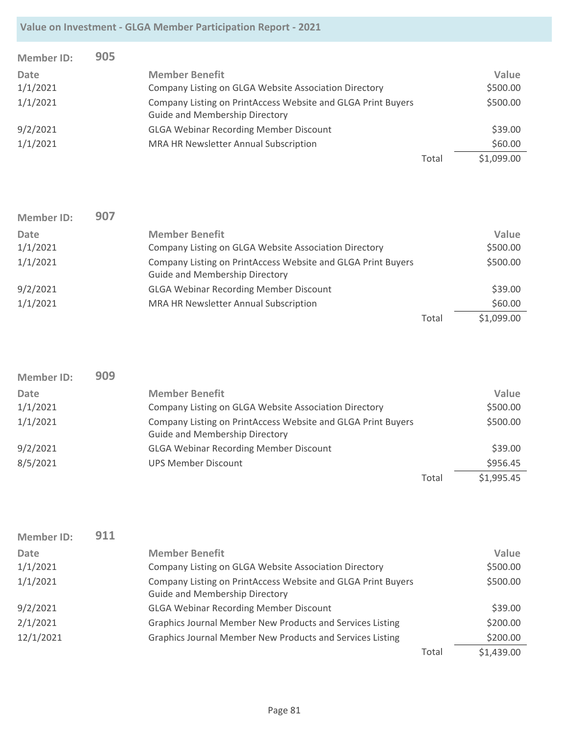## Value on Investment - GLGA Member Participation Report - 2021

**Member ID:** 905

| Date | Member Benefit | | Value |
|---|---|---|---|
| 1/1/2021 | Company Listing on GLGA Website Association Directory | | $500.00 |
| 1/1/2021 | Company Listing on PrintAccess Website and GLGA Print Buyers Guide and Membership Directory | | $500.00 |
| 9/2/2021 | GLGA Webinar Recording Member Discount | | $39.00 |
| 1/1/2021 | MRA HR Newsletter Annual Subscription | | $60.00 |
| | | Total | $1,099.00 |

**Member ID:** 907

| Date | Member Benefit | | Value |
|---|---|---|---|
| 1/1/2021 | Company Listing on GLGA Website Association Directory | | $500.00 |
| 1/1/2021 | Company Listing on PrintAccess Website and GLGA Print Buyers Guide and Membership Directory | | $500.00 |
| 9/2/2021 | GLGA Webinar Recording Member Discount | | $39.00 |
| 1/1/2021 | MRA HR Newsletter Annual Subscription | | $60.00 |
| | | Total | $1,099.00 |

**Member ID:** 909

| Date | Member Benefit | | Value |
|---|---|---|---|
| 1/1/2021 | Company Listing on GLGA Website Association Directory | | $500.00 |
| 1/1/2021 | Company Listing on PrintAccess Website and GLGA Print Buyers Guide and Membership Directory | | $500.00 |
| 9/2/2021 | GLGA Webinar Recording Member Discount | | $39.00 |
| 8/5/2021 | UPS Member Discount | | $956.45 |
| | | Total | $1,995.45 |

**Member ID:** 911

| Date | Member Benefit | | Value |
|---|---|---|---|
| 1/1/2021 | Company Listing on GLGA Website Association Directory | | $500.00 |
| 1/1/2021 | Company Listing on PrintAccess Website and GLGA Print Buyers Guide and Membership Directory | | $500.00 |
| 9/2/2021 | GLGA Webinar Recording Member Discount | | $39.00 |
| 2/1/2021 | Graphics Journal Member New Products and Services Listing | | $200.00 |
| 12/1/2021 | Graphics Journal Member New Products and Services Listing | | $200.00 |
| | | Total | $1,439.00 |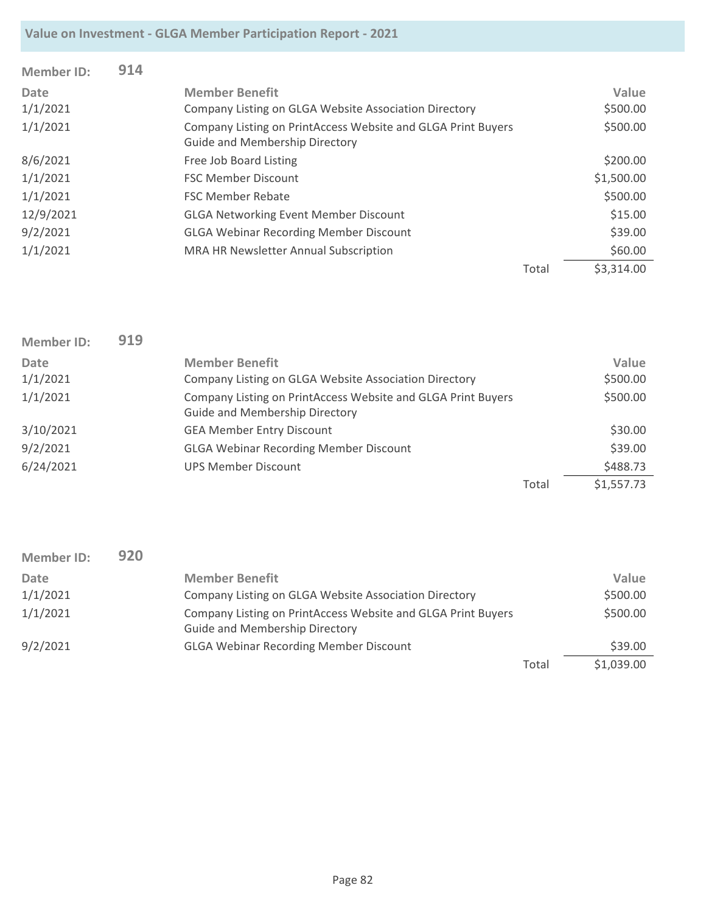## Value on Investment - GLGA Member Participation Report - 2021

**Member ID:** **914**

| Date | Member Benefit | | Value |
|---|---|---|---|
| 1/1/2021 | Company Listing on GLGA Website Association Directory | | $500.00 |
| 1/1/2021 | Company Listing on PrintAccess Website and GLGA Print Buyers Guide and Membership Directory | | $500.00 |
| 8/6/2021 | Free Job Board Listing | | $200.00 |
| 1/1/2021 | FSC Member Discount | | $1,500.00 |
| 1/1/2021 | FSC Member Rebate | | $500.00 |
| 12/9/2021 | GLGA Networking Event Member Discount | | $15.00 |
| 9/2/2021 | GLGA Webinar Recording Member Discount | | $39.00 |
| 1/1/2021 | MRA HR Newsletter Annual Subscription | | $60.00 |
| | | Total | $3,314.00 |

**Member ID:** **919**

| Date | Member Benefit | | Value |
|---|---|---|---|
| 1/1/2021 | Company Listing on GLGA Website Association Directory | | $500.00 |
| 1/1/2021 | Company Listing on PrintAccess Website and GLGA Print Buyers Guide and Membership Directory | | $500.00 |
| 3/10/2021 | GEA Member Entry Discount | | $30.00 |
| 9/2/2021 | GLGA Webinar Recording Member Discount | | $39.00 |
| 6/24/2021 | UPS Member Discount | | $488.73 |
| | | Total | $1,557.73 |

**Member ID:** **920**

| Date | Member Benefit | | Value |
|---|---|---|---|
| 1/1/2021 | Company Listing on GLGA Website Association Directory | | $500.00 |
| 1/1/2021 | Company Listing on PrintAccess Website and GLGA Print Buyers Guide and Membership Directory | | $500.00 |
| 9/2/2021 | GLGA Webinar Recording Member Discount | | $39.00 |
| | | Total | $1,039.00 |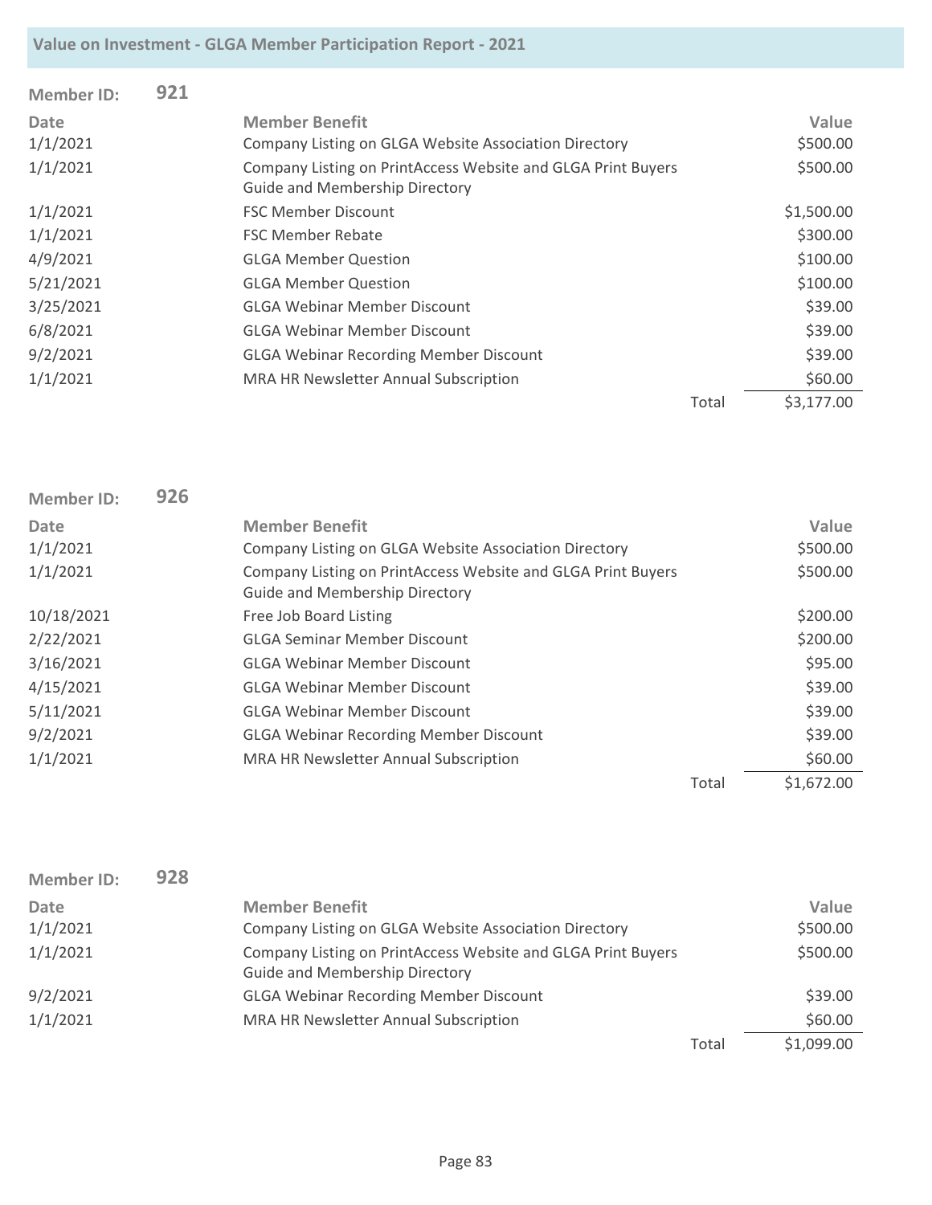## Value on Investment - GLGA Member Participation Report - 2021

**Member ID:** **921**

| Date | Member Benefit | | Value |
|---|---|---|---|
| 1/1/2021 | Company Listing on GLGA Website Association Directory | | $500.00 |
| 1/1/2021 | Company Listing on PrintAccess Website and GLGA Print Buyers Guide and Membership Directory | | $500.00 |
| 1/1/2021 | FSC Member Discount | | $1,500.00 |
| 1/1/2021 | FSC Member Rebate | | $300.00 |
| 4/9/2021 | GLGA Member Question | | $100.00 |
| 5/21/2021 | GLGA Member Question | | $100.00 |
| 3/25/2021 | GLGA Webinar Member Discount | | $39.00 |
| 6/8/2021 | GLGA Webinar Member Discount | | $39.00 |
| 9/2/2021 | GLGA Webinar Recording Member Discount | | $39.00 |
| 1/1/2021 | MRA HR Newsletter Annual Subscription | | $60.00 |
| | | Total | $3,177.00 |

**Member ID:** **926**

| Date | Member Benefit | | Value |
|---|---|---|---|
| 1/1/2021 | Company Listing on GLGA Website Association Directory | | $500.00 |
| 1/1/2021 | Company Listing on PrintAccess Website and GLGA Print Buyers Guide and Membership Directory | | $500.00 |
| 10/18/2021 | Free Job Board Listing | | $200.00 |
| 2/22/2021 | GLGA Seminar Member Discount | | $200.00 |
| 3/16/2021 | GLGA Webinar Member Discount | | $95.00 |
| 4/15/2021 | GLGA Webinar Member Discount | | $39.00 |
| 5/11/2021 | GLGA Webinar Member Discount | | $39.00 |
| 9/2/2021 | GLGA Webinar Recording Member Discount | | $39.00 |
| 1/1/2021 | MRA HR Newsletter Annual Subscription | | $60.00 |
| | | Total | $1,672.00 |

**Member ID:** **928**

| Date | Member Benefit | | Value |
|---|---|---|---|
| 1/1/2021 | Company Listing on GLGA Website Association Directory | | $500.00 |
| 1/1/2021 | Company Listing on PrintAccess Website and GLGA Print Buyers Guide and Membership Directory | | $500.00 |
| 9/2/2021 | GLGA Webinar Recording Member Discount | | $39.00 |
| 1/1/2021 | MRA HR Newsletter Annual Subscription | | $60.00 |
| | | Total | $1,099.00 |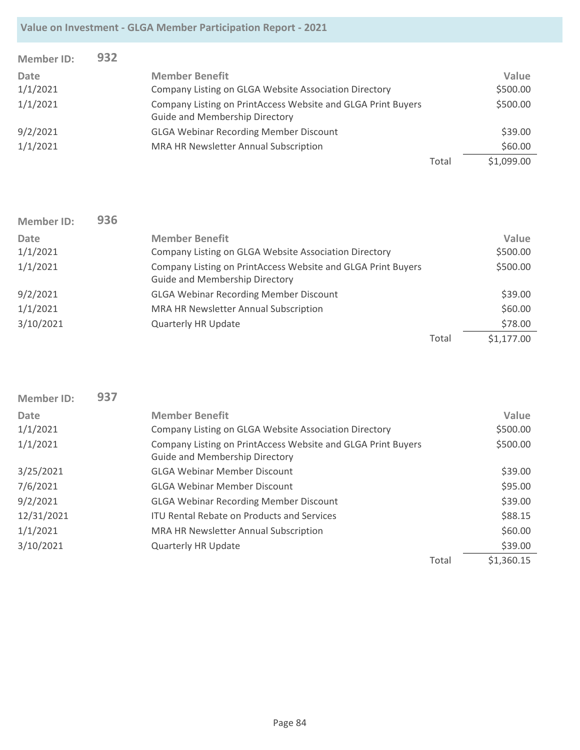## Value on Investment - GLGA Member Participation Report - 2021

**Member ID:** **932**

| Date | Member Benefit | | Value |
|---|---|---|---|
| 1/1/2021 | Company Listing on GLGA Website Association Directory | | $500.00 |
| 1/1/2021 | Company Listing on PrintAccess Website and GLGA Print Buyers Guide and Membership Directory | | $500.00 |
| 9/2/2021 | GLGA Webinar Recording Member Discount | | $39.00 |
| 1/1/2021 | MRA HR Newsletter Annual Subscription | | $60.00 |
| | | Total | $1,099.00 |

**Member ID:** **936**

| Date | Member Benefit | | Value |
|---|---|---|---|
| 1/1/2021 | Company Listing on GLGA Website Association Directory | | $500.00 |
| 1/1/2021 | Company Listing on PrintAccess Website and GLGA Print Buyers Guide and Membership Directory | | $500.00 |
| 9/2/2021 | GLGA Webinar Recording Member Discount | | $39.00 |
| 1/1/2021 | MRA HR Newsletter Annual Subscription | | $60.00 |
| 3/10/2021 | Quarterly HR Update | | $78.00 |
| | | Total | $1,177.00 |

**Member ID:** **937**

| Date | Member Benefit | | Value |
|---|---|---|---|
| 1/1/2021 | Company Listing on GLGA Website Association Directory | | $500.00 |
| 1/1/2021 | Company Listing on PrintAccess Website and GLGA Print Buyers Guide and Membership Directory | | $500.00 |
| 3/25/2021 | GLGA Webinar Member Discount | | $39.00 |
| 7/6/2021 | GLGA Webinar Member Discount | | $95.00 |
| 9/2/2021 | GLGA Webinar Recording Member Discount | | $39.00 |
| 12/31/2021 | ITU Rental Rebate on Products and Services | | $88.15 |
| 1/1/2021 | MRA HR Newsletter Annual Subscription | | $60.00 |
| 3/10/2021 | Quarterly HR Update | | $39.00 |
| | | Total | $1,360.15 |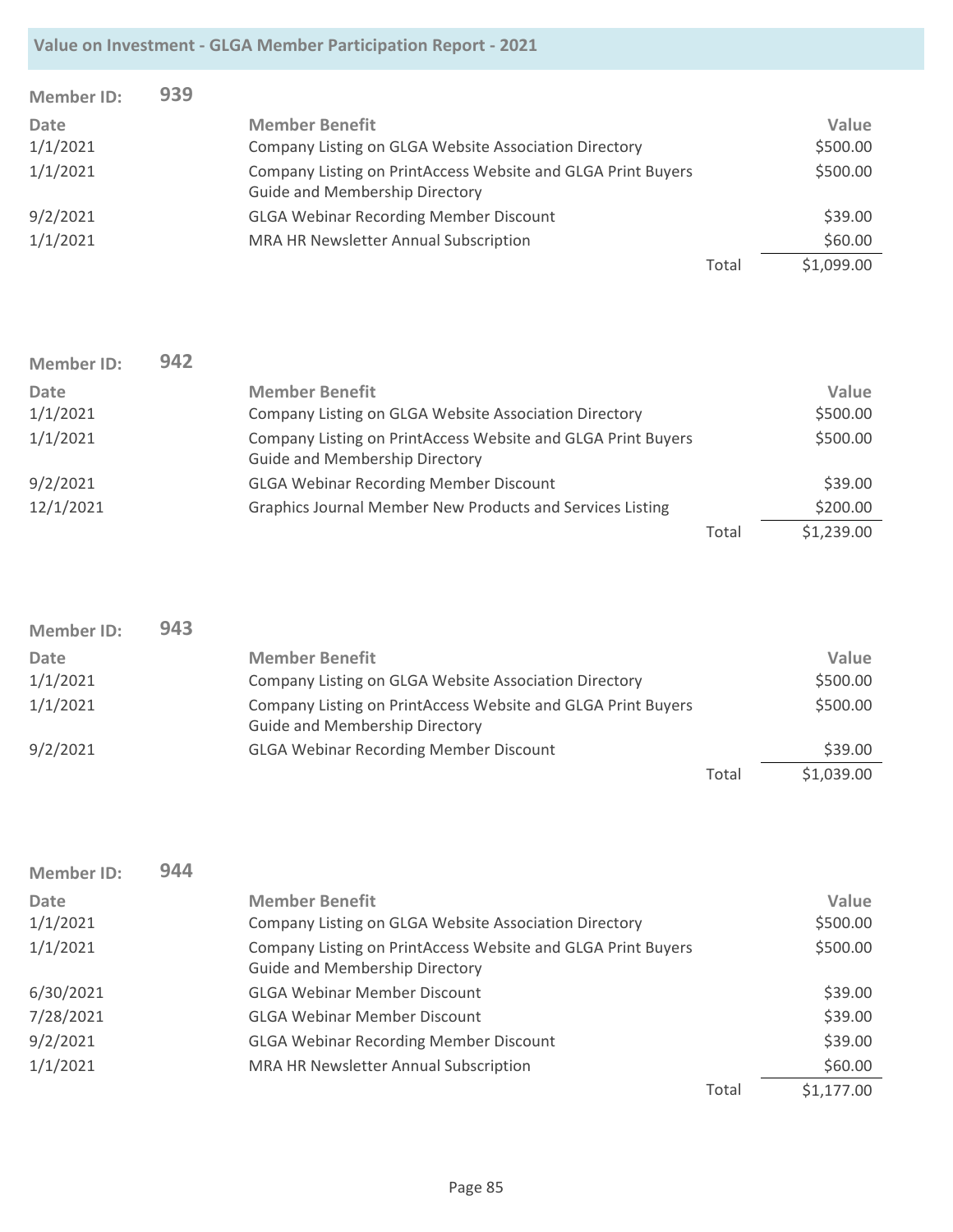## Value on Investment - GLGA Member Participation Report - 2021

**Member ID:** 939

| Date | Member Benefit | | Value |
|---|---|---|---|
| 1/1/2021 | Company Listing on GLGA Website Association Directory | | $500.00 |
| 1/1/2021 | Company Listing on PrintAccess Website and GLGA Print Buyers Guide and Membership Directory | | $500.00 |
| 9/2/2021 | GLGA Webinar Recording Member Discount | | $39.00 |
| 1/1/2021 | MRA HR Newsletter Annual Subscription | | $60.00 |
| | | Total | $1,099.00 |

**Member ID:** 942

| Date | Member Benefit | | Value |
|---|---|---|---|
| 1/1/2021 | Company Listing on GLGA Website Association Directory | | $500.00 |
| 1/1/2021 | Company Listing on PrintAccess Website and GLGA Print Buyers Guide and Membership Directory | | $500.00 |
| 9/2/2021 | GLGA Webinar Recording Member Discount | | $39.00 |
| 12/1/2021 | Graphics Journal Member New Products and Services Listing | | $200.00 |
| | | Total | $1,239.00 |

**Member ID:** 943

| Date | Member Benefit | | Value |
|---|---|---|---|
| 1/1/2021 | Company Listing on GLGA Website Association Directory | | $500.00 |
| 1/1/2021 | Company Listing on PrintAccess Website and GLGA Print Buyers Guide and Membership Directory | | $500.00 |
| 9/2/2021 | GLGA Webinar Recording Member Discount | | $39.00 |
| | | Total | $1,039.00 |

**Member ID:** 944

| Date | Member Benefit | | Value |
|---|---|---|---|
| 1/1/2021 | Company Listing on GLGA Website Association Directory | | $500.00 |
| 1/1/2021 | Company Listing on PrintAccess Website and GLGA Print Buyers Guide and Membership Directory | | $500.00 |
| 6/30/2021 | GLGA Webinar Member Discount | | $39.00 |
| 7/28/2021 | GLGA Webinar Member Discount | | $39.00 |
| 9/2/2021 | GLGA Webinar Recording Member Discount | | $39.00 |
| 1/1/2021 | MRA HR Newsletter Annual Subscription | | $60.00 |
| | | Total | $1,177.00 |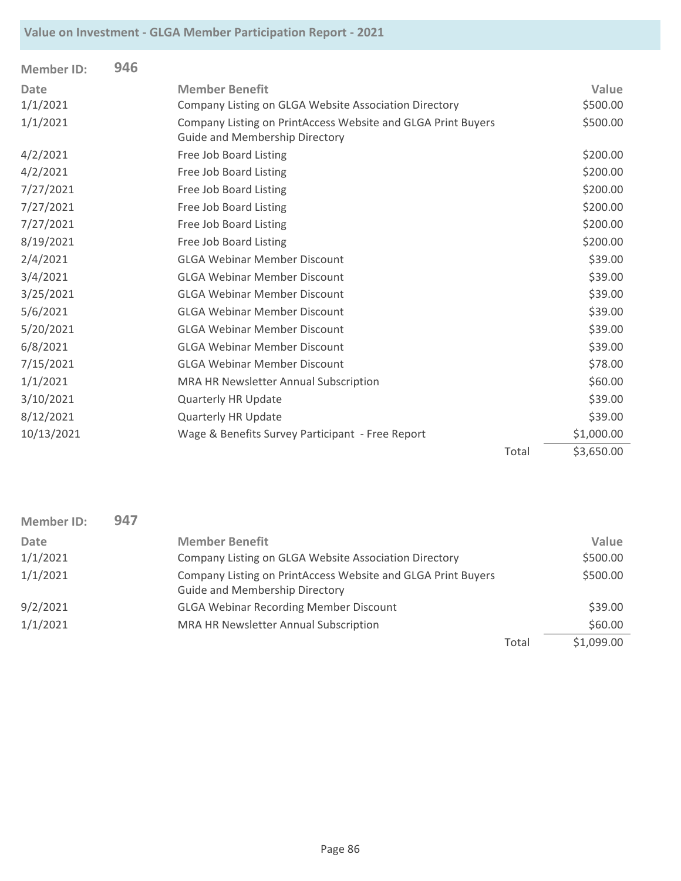## Value on Investment - GLGA Member Participation Report - 2021

**Member ID:** **946**

| Date | Member Benefit | | Value |
|---|---|---|---|
| 1/1/2021 | Company Listing on GLGA Website Association Directory | | $500.00 |
| 1/1/2021 | Company Listing on PrintAccess Website and GLGA Print Buyers Guide and Membership Directory | | $500.00 |
| 4/2/2021 | Free Job Board Listing | | $200.00 |
| 4/2/2021 | Free Job Board Listing | | $200.00 |
| 7/27/2021 | Free Job Board Listing | | $200.00 |
| 7/27/2021 | Free Job Board Listing | | $200.00 |
| 7/27/2021 | Free Job Board Listing | | $200.00 |
| 8/19/2021 | Free Job Board Listing | | $200.00 |
| 2/4/2021 | GLGA Webinar Member Discount | | $39.00 |
| 3/4/2021 | GLGA Webinar Member Discount | | $39.00 |
| 3/25/2021 | GLGA Webinar Member Discount | | $39.00 |
| 5/6/2021 | GLGA Webinar Member Discount | | $39.00 |
| 5/20/2021 | GLGA Webinar Member Discount | | $39.00 |
| 6/8/2021 | GLGA Webinar Member Discount | | $39.00 |
| 7/15/2021 | GLGA Webinar Member Discount | | $78.00 |
| 1/1/2021 | MRA HR Newsletter Annual Subscription | | $60.00 |
| 3/10/2021 | Quarterly HR Update | | $39.00 |
| 8/12/2021 | Quarterly HR Update | | $39.00 |
| 10/13/2021 | Wage & Benefits Survey Participant - Free Report | | $1,000.00 |
| | | Total | $3,650.00 |

**Member ID:** **947**

| Date | Member Benefit | | Value |
|---|---|---|---|
| 1/1/2021 | Company Listing on GLGA Website Association Directory | | $500.00 |
| 1/1/2021 | Company Listing on PrintAccess Website and GLGA Print Buyers Guide and Membership Directory | | $500.00 |
| 9/2/2021 | GLGA Webinar Recording Member Discount | | $39.00 |
| 1/1/2021 | MRA HR Newsletter Annual Subscription | | $60.00 |
| | | Total | $1,099.00 |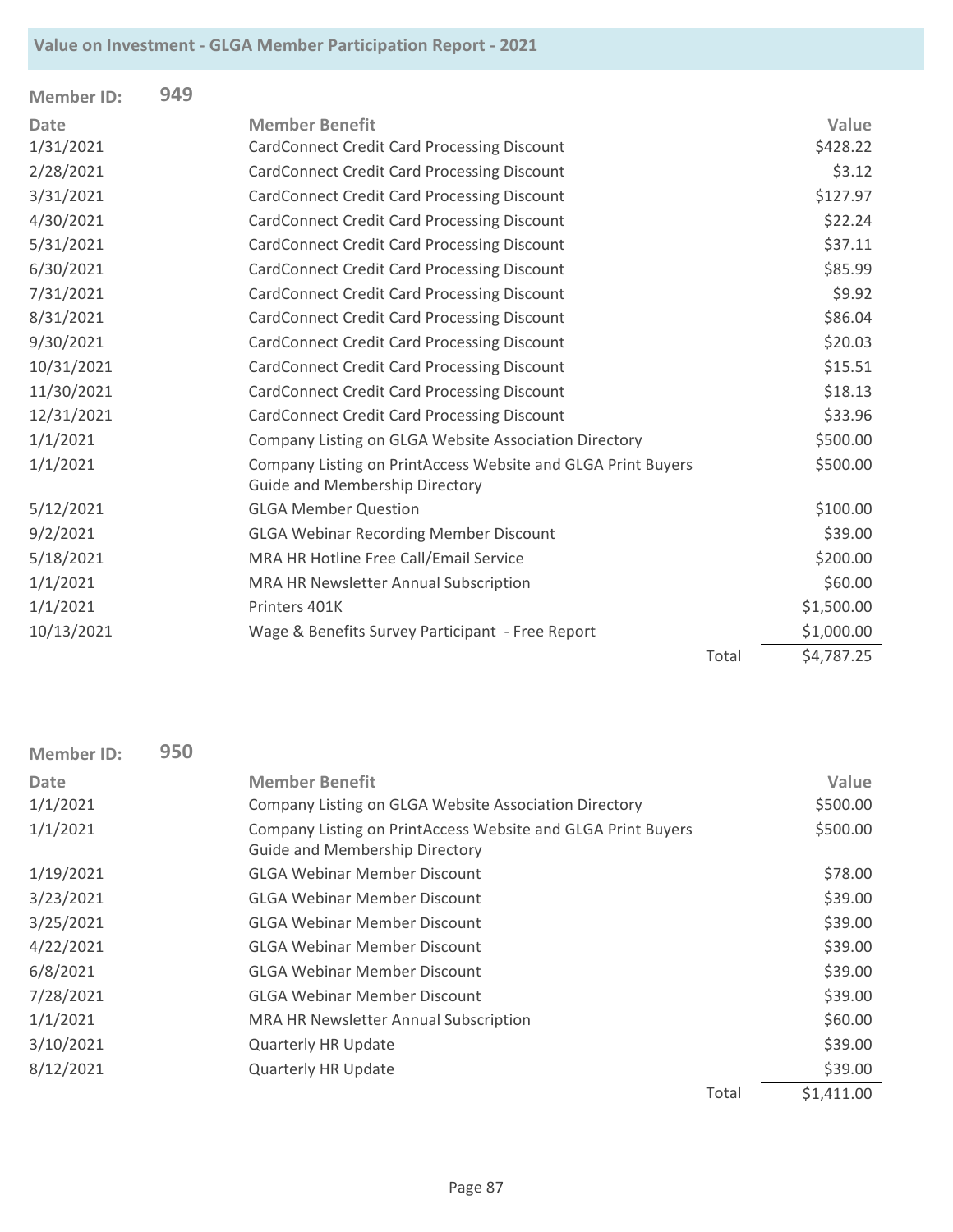## Value on Investment - GLGA Member Participation Report - 2021

**Member ID:** **949**

| Date | Member Benefit | | Value |
|---|---|---|---|
| 1/31/2021 | CardConnect Credit Card Processing Discount | | $428.22 |
| 2/28/2021 | CardConnect Credit Card Processing Discount | | $3.12 |
| 3/31/2021 | CardConnect Credit Card Processing Discount | | $127.97 |
| 4/30/2021 | CardConnect Credit Card Processing Discount | | $22.24 |
| 5/31/2021 | CardConnect Credit Card Processing Discount | | $37.11 |
| 6/30/2021 | CardConnect Credit Card Processing Discount | | $85.99 |
| 7/31/2021 | CardConnect Credit Card Processing Discount | | $9.92 |
| 8/31/2021 | CardConnect Credit Card Processing Discount | | $86.04 |
| 9/30/2021 | CardConnect Credit Card Processing Discount | | $20.03 |
| 10/31/2021 | CardConnect Credit Card Processing Discount | | $15.51 |
| 11/30/2021 | CardConnect Credit Card Processing Discount | | $18.13 |
| 12/31/2021 | CardConnect Credit Card Processing Discount | | $33.96 |
| 1/1/2021 | Company Listing on GLGA Website Association Directory | | $500.00 |
| 1/1/2021 | Company Listing on PrintAccess Website and GLGA Print Buyers Guide and Membership Directory | | $500.00 |
| 5/12/2021 | GLGA Member Question | | $100.00 |
| 9/2/2021 | GLGA Webinar Recording Member Discount | | $39.00 |
| 5/18/2021 | MRA HR Hotline Free Call/Email Service | | $200.00 |
| 1/1/2021 | MRA HR Newsletter Annual Subscription | | $60.00 |
| 1/1/2021 | Printers 401K | | $1,500.00 |
| 10/13/2021 | Wage & Benefits Survey Participant - Free Report | | $1,000.00 |
| | | Total | $4,787.25 |

**Member ID:** **950**

| Date | Member Benefit | | Value |
|---|---|---|---|
| 1/1/2021 | Company Listing on GLGA Website Association Directory | | $500.00 |
| 1/1/2021 | Company Listing on PrintAccess Website and GLGA Print Buyers Guide and Membership Directory | | $500.00 |
| 1/19/2021 | GLGA Webinar Member Discount | | $78.00 |
| 3/23/2021 | GLGA Webinar Member Discount | | $39.00 |
| 3/25/2021 | GLGA Webinar Member Discount | | $39.00 |
| 4/22/2021 | GLGA Webinar Member Discount | | $39.00 |
| 6/8/2021 | GLGA Webinar Member Discount | | $39.00 |
| 7/28/2021 | GLGA Webinar Member Discount | | $39.00 |
| 1/1/2021 | MRA HR Newsletter Annual Subscription | | $60.00 |
| 3/10/2021 | Quarterly HR Update | | $39.00 |
| 8/12/2021 | Quarterly HR Update | | $39.00 |
| | | Total | $1,411.00 |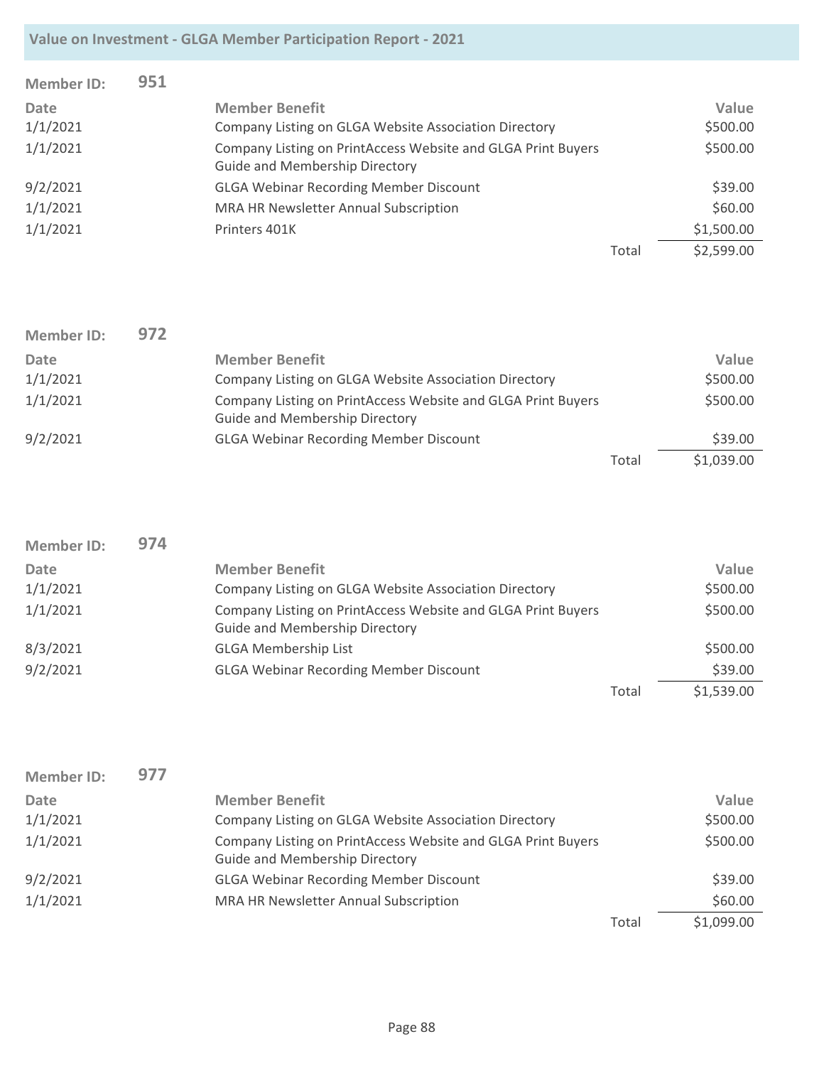## Value on Investment - GLGA Member Participation Report - 2021

**Member ID:** **951**

| Date | Member Benefit | | Value |
|---|---|---|---|
| 1/1/2021 | Company Listing on GLGA Website Association Directory | | $500.00 |
| 1/1/2021 | Company Listing on PrintAccess Website and GLGA Print Buyers Guide and Membership Directory | | $500.00 |
| 9/2/2021 | GLGA Webinar Recording Member Discount | | $39.00 |
| 1/1/2021 | MRA HR Newsletter Annual Subscription | | $60.00 |
| 1/1/2021 | Printers 401K | | $1,500.00 |
| | | Total | $2,599.00 |

**Member ID:** **972**

| Date | Member Benefit | | Value |
|---|---|---|---|
| 1/1/2021 | Company Listing on GLGA Website Association Directory | | $500.00 |
| 1/1/2021 | Company Listing on PrintAccess Website and GLGA Print Buyers Guide and Membership Directory | | $500.00 |
| 9/2/2021 | GLGA Webinar Recording Member Discount | | $39.00 |
| | | Total | $1,039.00 |

**Member ID:** **974**

| Date | Member Benefit | | Value |
|---|---|---|---|
| 1/1/2021 | Company Listing on GLGA Website Association Directory | | $500.00 |
| 1/1/2021 | Company Listing on PrintAccess Website and GLGA Print Buyers Guide and Membership Directory | | $500.00 |
| 8/3/2021 | GLGA Membership List | | $500.00 |
| 9/2/2021 | GLGA Webinar Recording Member Discount | | $39.00 |
| | | Total | $1,539.00 |

**Member ID:** **977**

| Date | Member Benefit | | Value |
|---|---|---|---|
| 1/1/2021 | Company Listing on GLGA Website Association Directory | | $500.00 |
| 1/1/2021 | Company Listing on PrintAccess Website and GLGA Print Buyers Guide and Membership Directory | | $500.00 |
| 9/2/2021 | GLGA Webinar Recording Member Discount | | $39.00 |
| 1/1/2021 | MRA HR Newsletter Annual Subscription | | $60.00 |
| | | Total | $1,099.00 |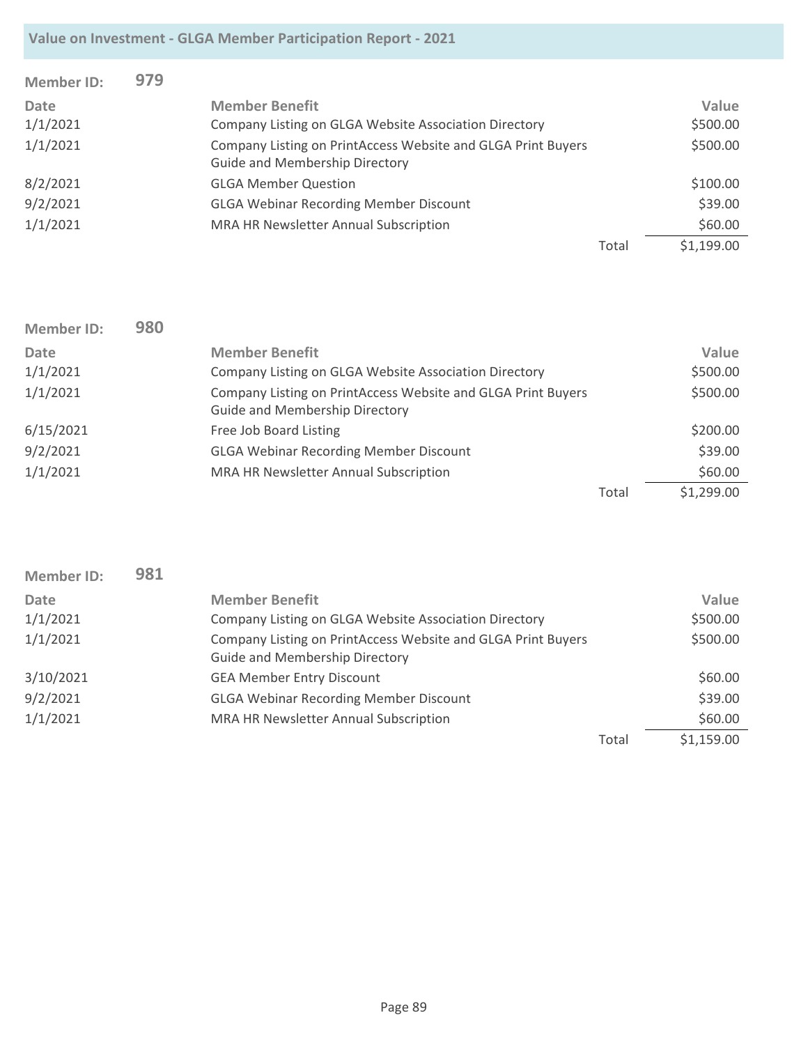## Value on Investment - GLGA Member Participation Report - 2021

**Member ID:** **979**

| Date | Member Benefit | | Value |
|---|---|---|---|
| 1/1/2021 | Company Listing on GLGA Website Association Directory | | $500.00 |
| 1/1/2021 | Company Listing on PrintAccess Website and GLGA Print Buyers Guide and Membership Directory | | $500.00 |
| 8/2/2021 | GLGA Member Question | | $100.00 |
| 9/2/2021 | GLGA Webinar Recording Member Discount | | $39.00 |
| 1/1/2021 | MRA HR Newsletter Annual Subscription | | $60.00 |
| | | Total | $1,199.00 |

**Member ID:** **980**

| Date | Member Benefit | | Value |
|---|---|---|---|
| 1/1/2021 | Company Listing on GLGA Website Association Directory | | $500.00 |
| 1/1/2021 | Company Listing on PrintAccess Website and GLGA Print Buyers Guide and Membership Directory | | $500.00 |
| 6/15/2021 | Free Job Board Listing | | $200.00 |
| 9/2/2021 | GLGA Webinar Recording Member Discount | | $39.00 |
| 1/1/2021 | MRA HR Newsletter Annual Subscription | | $60.00 |
| | | Total | $1,299.00 |

**Member ID:** **981**

| Date | Member Benefit | | Value |
|---|---|---|---|
| 1/1/2021 | Company Listing on GLGA Website Association Directory | | $500.00 |
| 1/1/2021 | Company Listing on PrintAccess Website and GLGA Print Buyers Guide and Membership Directory | | $500.00 |
| 3/10/2021 | GEA Member Entry Discount | | $60.00 |
| 9/2/2021 | GLGA Webinar Recording Member Discount | | $39.00 |
| 1/1/2021 | MRA HR Newsletter Annual Subscription | | $60.00 |
| | | Total | $1,159.00 |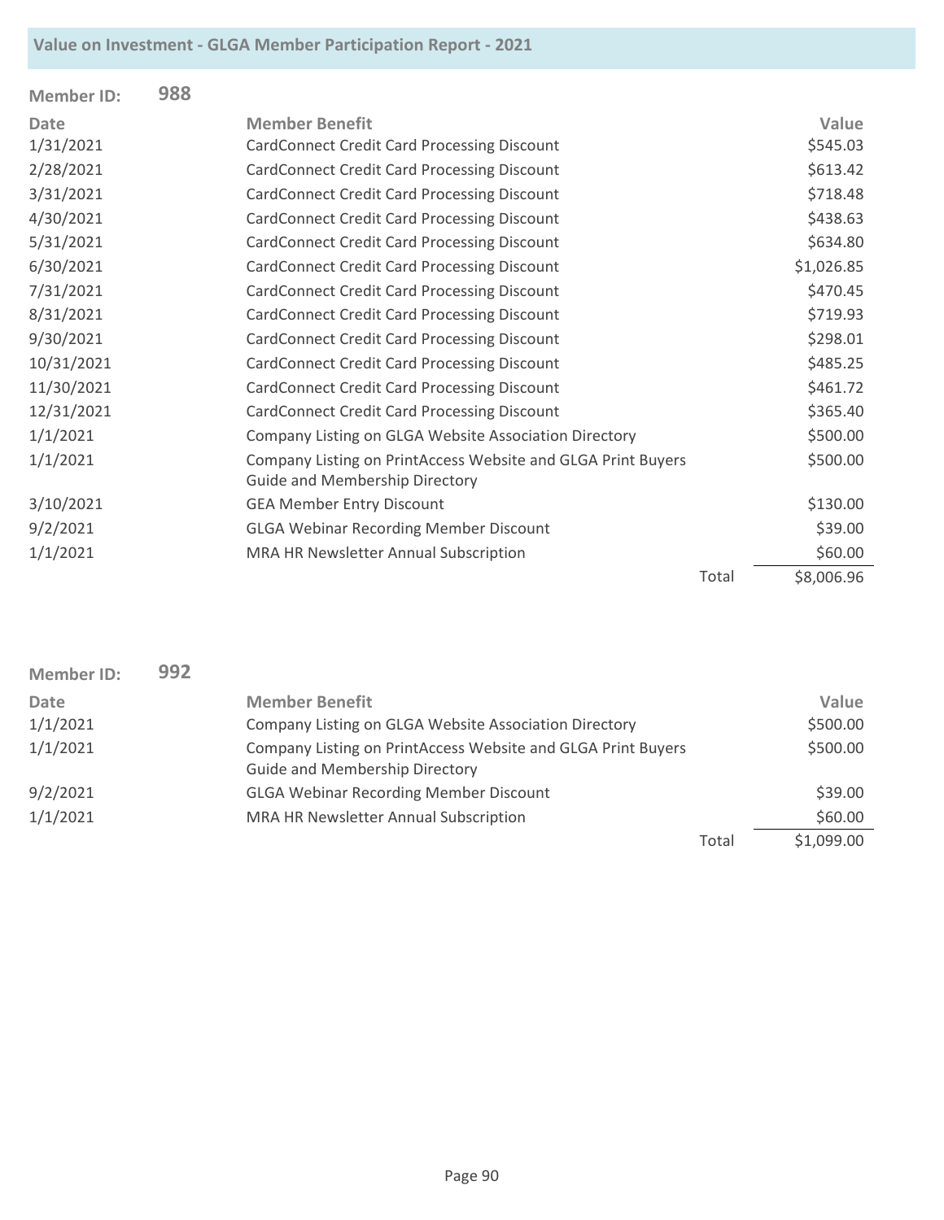## Value on Investment - GLGA Member Participation Report - 2021

**Member ID:** **988**

| Date | Member Benefit | | Value |
|---|---|---|---|
| 1/31/2021 | CardConnect Credit Card Processing Discount | | $545.03 |
| 2/28/2021 | CardConnect Credit Card Processing Discount | | $613.42 |
| 3/31/2021 | CardConnect Credit Card Processing Discount | | $718.48 |
| 4/30/2021 | CardConnect Credit Card Processing Discount | | $438.63 |
| 5/31/2021 | CardConnect Credit Card Processing Discount | | $634.80 |
| 6/30/2021 | CardConnect Credit Card Processing Discount | | $1,026.85 |
| 7/31/2021 | CardConnect Credit Card Processing Discount | | $470.45 |
| 8/31/2021 | CardConnect Credit Card Processing Discount | | $719.93 |
| 9/30/2021 | CardConnect Credit Card Processing Discount | | $298.01 |
| 10/31/2021 | CardConnect Credit Card Processing Discount | | $485.25 |
| 11/30/2021 | CardConnect Credit Card Processing Discount | | $461.72 |
| 12/31/2021 | CardConnect Credit Card Processing Discount | | $365.40 |
| 1/1/2021 | Company Listing on GLGA Website Association Directory | | $500.00 |
| 1/1/2021 | Company Listing on PrintAccess Website and GLGA Print Buyers Guide and Membership Directory | | $500.00 |
| 3/10/2021 | GEA Member Entry Discount | | $130.00 |
| 9/2/2021 | GLGA Webinar Recording Member Discount | | $39.00 |
| 1/1/2021 | MRA HR Newsletter Annual Subscription | | $60.00 |
| | | Total | $8,006.96 |

**Member ID:** **992**

| Date | Member Benefit | | Value |
|---|---|---|---|
| 1/1/2021 | Company Listing on GLGA Website Association Directory | | $500.00 |
| 1/1/2021 | Company Listing on PrintAccess Website and GLGA Print Buyers Guide and Membership Directory | | $500.00 |
| 9/2/2021 | GLGA Webinar Recording Member Discount | | $39.00 |
| 1/1/2021 | MRA HR Newsletter Annual Subscription | | $60.00 |
| | | Total | $1,099.00 |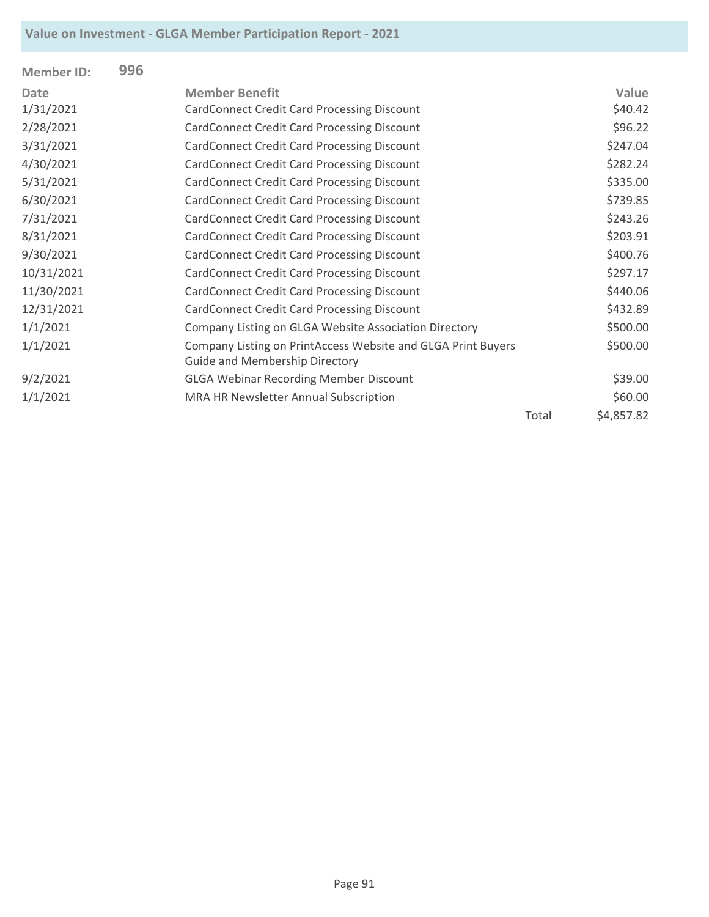## Value on Investment - GLGA Member Participation Report - 2021

**Member ID:** **996**

| Date | Member Benefit | | Value |
|---|---|---|---|
| 1/31/2021 | CardConnect Credit Card Processing Discount | | $40.42 |
| 2/28/2021 | CardConnect Credit Card Processing Discount | | $96.22 |
| 3/31/2021 | CardConnect Credit Card Processing Discount | | $247.04 |
| 4/30/2021 | CardConnect Credit Card Processing Discount | | $282.24 |
| 5/31/2021 | CardConnect Credit Card Processing Discount | | $335.00 |
| 6/30/2021 | CardConnect Credit Card Processing Discount | | $739.85 |
| 7/31/2021 | CardConnect Credit Card Processing Discount | | $243.26 |
| 8/31/2021 | CardConnect Credit Card Processing Discount | | $203.91 |
| 9/30/2021 | CardConnect Credit Card Processing Discount | | $400.76 |
| 10/31/2021 | CardConnect Credit Card Processing Discount | | $297.17 |
| 11/30/2021 | CardConnect Credit Card Processing Discount | | $440.06 |
| 12/31/2021 | CardConnect Credit Card Processing Discount | | $432.89 |
| 1/1/2021 | Company Listing on GLGA Website Association Directory | | $500.00 |
| 1/1/2021 | Company Listing on PrintAccess Website and GLGA Print Buyers Guide and Membership Directory | | $500.00 |
| 9/2/2021 | GLGA Webinar Recording Member Discount | | $39.00 |
| 1/1/2021 | MRA HR Newsletter Annual Subscription | | $60.00 |
| | | Total | $4,857.82 |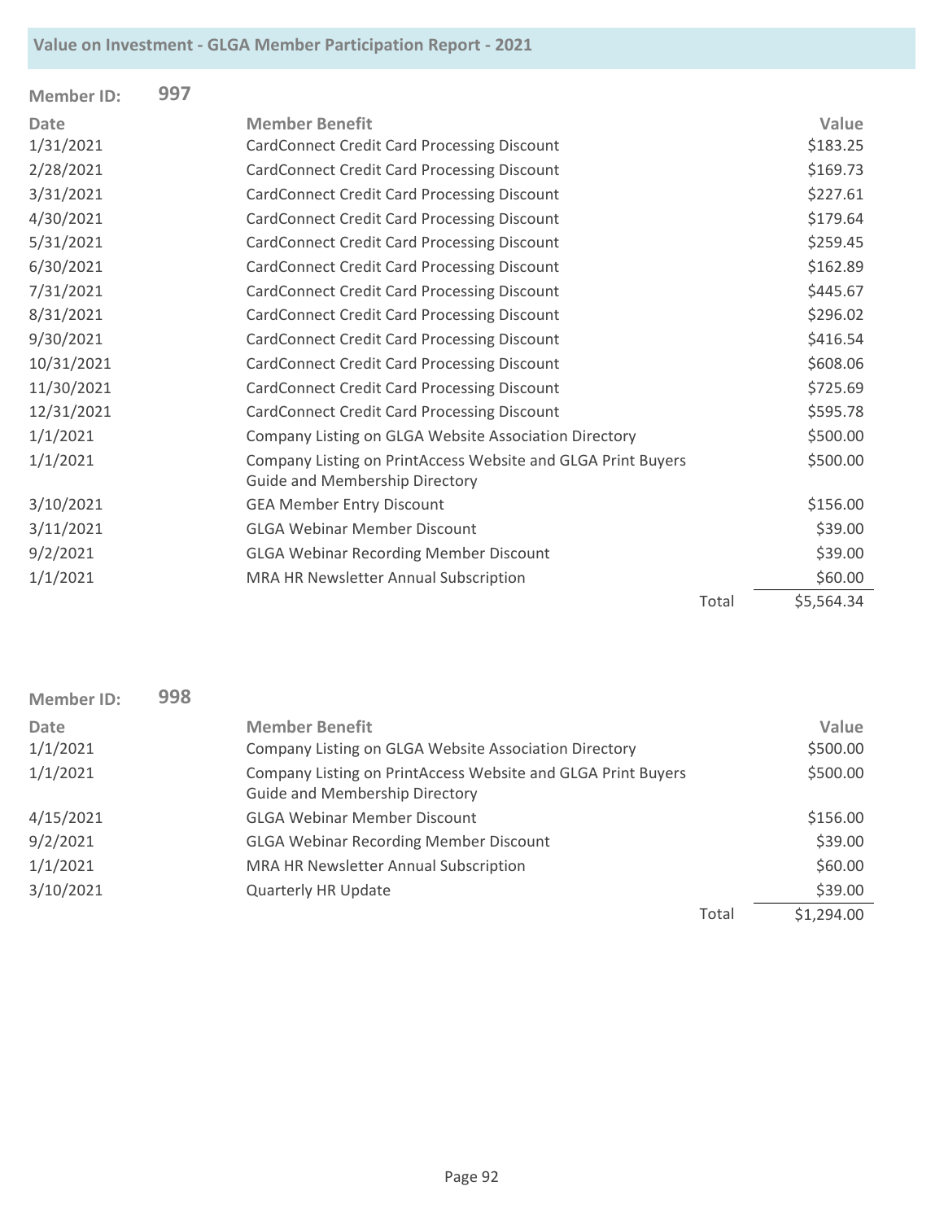## Value on Investment - GLGA Member Participation Report - 2021

**Member ID:** **997**

| Date | Member Benefit | | Value |
|---|---|---|---|
| 1/31/2021 | CardConnect Credit Card Processing Discount | | $183.25 |
| 2/28/2021 | CardConnect Credit Card Processing Discount | | $169.73 |
| 3/31/2021 | CardConnect Credit Card Processing Discount | | $227.61 |
| 4/30/2021 | CardConnect Credit Card Processing Discount | | $179.64 |
| 5/31/2021 | CardConnect Credit Card Processing Discount | | $259.45 |
| 6/30/2021 | CardConnect Credit Card Processing Discount | | $162.89 |
| 7/31/2021 | CardConnect Credit Card Processing Discount | | $445.67 |
| 8/31/2021 | CardConnect Credit Card Processing Discount | | $296.02 |
| 9/30/2021 | CardConnect Credit Card Processing Discount | | $416.54 |
| 10/31/2021 | CardConnect Credit Card Processing Discount | | $608.06 |
| 11/30/2021 | CardConnect Credit Card Processing Discount | | $725.69 |
| 12/31/2021 | CardConnect Credit Card Processing Discount | | $595.78 |
| 1/1/2021 | Company Listing on GLGA Website Association Directory | | $500.00 |
| 1/1/2021 | Company Listing on PrintAccess Website and GLGA Print Buyers Guide and Membership Directory | | $500.00 |
| 3/10/2021 | GEA Member Entry Discount | | $156.00 |
| 3/11/2021 | GLGA Webinar Member Discount | | $39.00 |
| 9/2/2021 | GLGA Webinar Recording Member Discount | | $39.00 |
| 1/1/2021 | MRA HR Newsletter Annual Subscription | | $60.00 |
| | | Total | $5,564.34 |

**Member ID:** **998**

| Date | Member Benefit | | Value |
|---|---|---|---|
| 1/1/2021 | Company Listing on GLGA Website Association Directory | | $500.00 |
| 1/1/2021 | Company Listing on PrintAccess Website and GLGA Print Buyers Guide and Membership Directory | | $500.00 |
| 4/15/2021 | GLGA Webinar Member Discount | | $156.00 |
| 9/2/2021 | GLGA Webinar Recording Member Discount | | $39.00 |
| 1/1/2021 | MRA HR Newsletter Annual Subscription | | $60.00 |
| 3/10/2021 | Quarterly HR Update | | $39.00 |
| | | Total | $1,294.00 |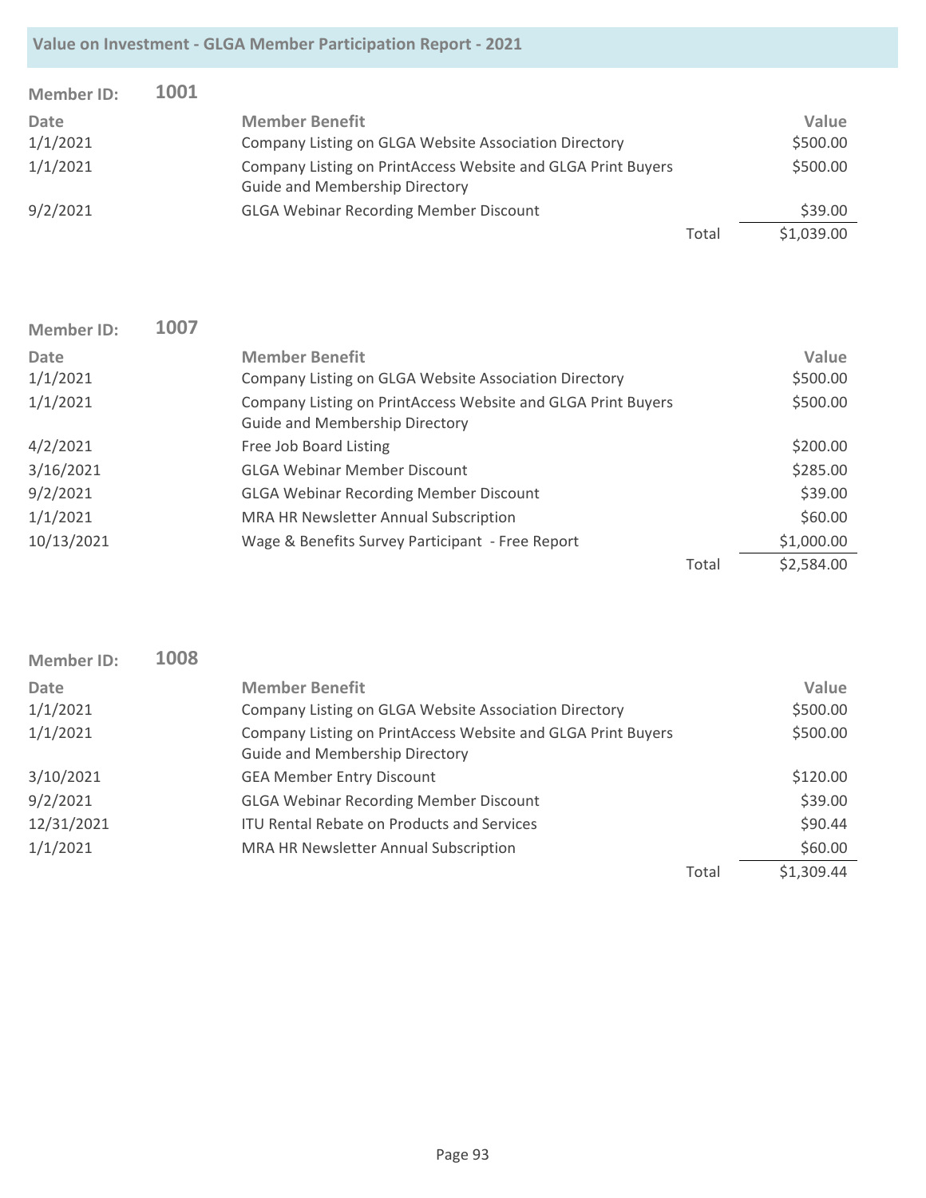## Value on Investment - GLGA Member Participation Report - 2021

**Member ID:** **1001**

| Date | Member Benefit | | Value |
|---|---|---|---|
| 1/1/2021 | Company Listing on GLGA Website Association Directory | | $500.00 |
| 1/1/2021 | Company Listing on PrintAccess Website and GLGA Print Buyers Guide and Membership Directory | | $500.00 |
| 9/2/2021 | GLGA Webinar Recording Member Discount | | $39.00 |
| | | Total | $1,039.00 |

**Member ID:** **1007**

| Date | Member Benefit | | Value |
|---|---|---|---|
| 1/1/2021 | Company Listing on GLGA Website Association Directory | | $500.00 |
| 1/1/2021 | Company Listing on PrintAccess Website and GLGA Print Buyers Guide and Membership Directory | | $500.00 |
| 4/2/2021 | Free Job Board Listing | | $200.00 |
| 3/16/2021 | GLGA Webinar Member Discount | | $285.00 |
| 9/2/2021 | GLGA Webinar Recording Member Discount | | $39.00 |
| 1/1/2021 | MRA HR Newsletter Annual Subscription | | $60.00 |
| 10/13/2021 | Wage & Benefits Survey Participant - Free Report | | $1,000.00 |
| | | Total | $2,584.00 |

**Member ID:** **1008**

| Date | Member Benefit | | Value |
|---|---|---|---|
| 1/1/2021 | Company Listing on GLGA Website Association Directory | | $500.00 |
| 1/1/2021 | Company Listing on PrintAccess Website and GLGA Print Buyers Guide and Membership Directory | | $500.00 |
| 3/10/2021 | GEA Member Entry Discount | | $120.00 |
| 9/2/2021 | GLGA Webinar Recording Member Discount | | $39.00 |
| 12/31/2021 | ITU Rental Rebate on Products and Services | | $90.44 |
| 1/1/2021 | MRA HR Newsletter Annual Subscription | | $60.00 |
| | | Total | $1,309.44 |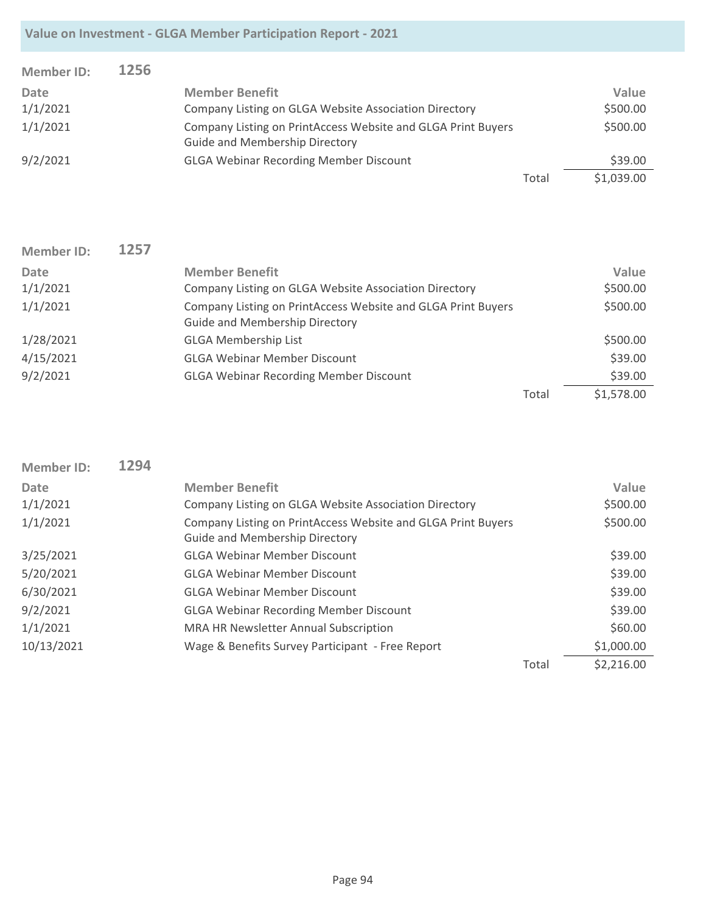## Value on Investment - GLGA Member Participation Report - 2021

**Member ID: 1256**

| Date | Member Benefit | | Value |
|---|---|---|---|
| 1/1/2021 | Company Listing on GLGA Website Association Directory | | $500.00 |
| 1/1/2021 | Company Listing on PrintAccess Website and GLGA Print Buyers Guide and Membership Directory | | $500.00 |
| 9/2/2021 | GLGA Webinar Recording Member Discount | | $39.00 |
| | | Total | $1,039.00 |

**Member ID: 1257**

| Date | Member Benefit | | Value |
|---|---|---|---|
| 1/1/2021 | Company Listing on GLGA Website Association Directory | | $500.00 |
| 1/1/2021 | Company Listing on PrintAccess Website and GLGA Print Buyers Guide and Membership Directory | | $500.00 |
| 1/28/2021 | GLGA Membership List | | $500.00 |
| 4/15/2021 | GLGA Webinar Member Discount | | $39.00 |
| 9/2/2021 | GLGA Webinar Recording Member Discount | | $39.00 |
| | | Total | $1,578.00 |

**Member ID: 1294**

| Date | Member Benefit | | Value |
|---|---|---|---|
| 1/1/2021 | Company Listing on GLGA Website Association Directory | | $500.00 |
| 1/1/2021 | Company Listing on PrintAccess Website and GLGA Print Buyers Guide and Membership Directory | | $500.00 |
| 3/25/2021 | GLGA Webinar Member Discount | | $39.00 |
| 5/20/2021 | GLGA Webinar Member Discount | | $39.00 |
| 6/30/2021 | GLGA Webinar Member Discount | | $39.00 |
| 9/2/2021 | GLGA Webinar Recording Member Discount | | $39.00 |
| 1/1/2021 | MRA HR Newsletter Annual Subscription | | $60.00 |
| 10/13/2021 | Wage & Benefits Survey Participant - Free Report | | $1,000.00 |
| | | Total | $2,216.00 |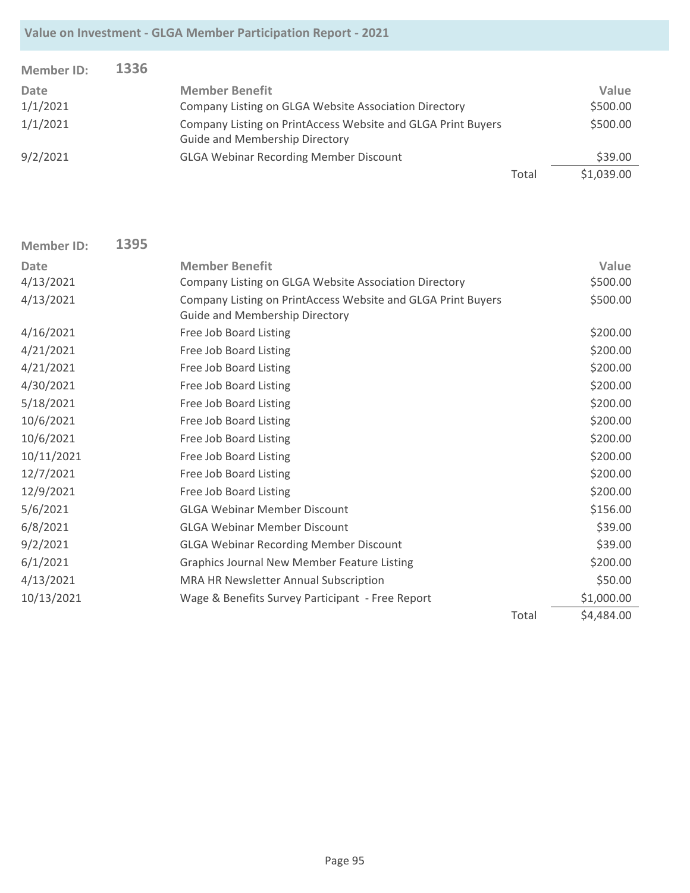## Value on Investment - GLGA Member Participation Report - 2021

**Member ID:** **1336**

| Date | Member Benefit | | Value |
|---|---|---|---|
| 1/1/2021 | Company Listing on GLGA Website Association Directory | | $500.00 |
| 1/1/2021 | Company Listing on PrintAccess Website and GLGA Print Buyers Guide and Membership Directory | | $500.00 |
| 9/2/2021 | GLGA Webinar Recording Member Discount | | $39.00 |
| | | Total | $1,039.00 |

**Member ID:** **1395**

| Date | Member Benefit | | Value |
|---|---|---|---|
| 4/13/2021 | Company Listing on GLGA Website Association Directory | | $500.00 |
| 4/13/2021 | Company Listing on PrintAccess Website and GLGA Print Buyers Guide and Membership Directory | | $500.00 |
| 4/16/2021 | Free Job Board Listing | | $200.00 |
| 4/21/2021 | Free Job Board Listing | | $200.00 |
| 4/21/2021 | Free Job Board Listing | | $200.00 |
| 4/30/2021 | Free Job Board Listing | | $200.00 |
| 5/18/2021 | Free Job Board Listing | | $200.00 |
| 10/6/2021 | Free Job Board Listing | | $200.00 |
| 10/6/2021 | Free Job Board Listing | | $200.00 |
| 10/11/2021 | Free Job Board Listing | | $200.00 |
| 12/7/2021 | Free Job Board Listing | | $200.00 |
| 12/9/2021 | Free Job Board Listing | | $200.00 |
| 5/6/2021 | GLGA Webinar Member Discount | | $156.00 |
| 6/8/2021 | GLGA Webinar Member Discount | | $39.00 |
| 9/2/2021 | GLGA Webinar Recording Member Discount | | $39.00 |
| 6/1/2021 | Graphics Journal New Member Feature Listing | | $200.00 |
| 4/13/2021 | MRA HR Newsletter Annual Subscription | | $50.00 |
| 10/13/2021 | Wage & Benefits Survey Participant - Free Report | | $1,000.00 |
| | | Total | $4,484.00 |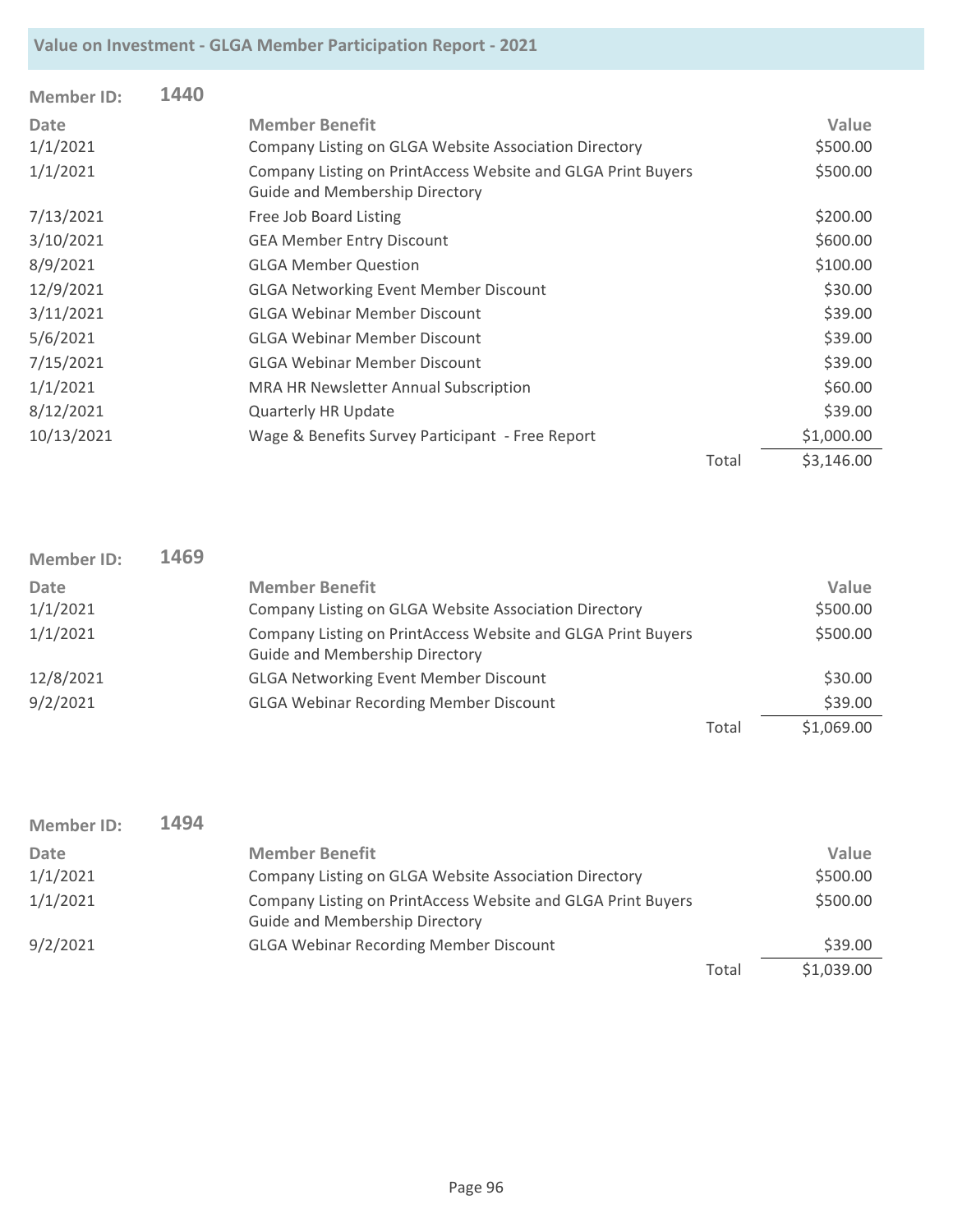## Value on Investment - GLGA Member Participation Report - 2021

**Member ID:** **1440**

| Date | Member Benefit | | Value |
|---|---|---|---|
| 1/1/2021 | Company Listing on GLGA Website Association Directory | | $500.00 |
| 1/1/2021 | Company Listing on PrintAccess Website and GLGA Print Buyers Guide and Membership Directory | | $500.00 |
| 7/13/2021 | Free Job Board Listing | | $200.00 |
| 3/10/2021 | GEA Member Entry Discount | | $600.00 |
| 8/9/2021 | GLGA Member Question | | $100.00 |
| 12/9/2021 | GLGA Networking Event Member Discount | | $30.00 |
| 3/11/2021 | GLGA Webinar Member Discount | | $39.00 |
| 5/6/2021 | GLGA Webinar Member Discount | | $39.00 |
| 7/15/2021 | GLGA Webinar Member Discount | | $39.00 |
| 1/1/2021 | MRA HR Newsletter Annual Subscription | | $60.00 |
| 8/12/2021 | Quarterly HR Update | | $39.00 |
| 10/13/2021 | Wage & Benefits Survey Participant - Free Report | | $1,000.00 |
| | | Total | $3,146.00 |

**Member ID:** **1469**

| Date | Member Benefit | | Value |
|---|---|---|---|
| 1/1/2021 | Company Listing on GLGA Website Association Directory | | $500.00 |
| 1/1/2021 | Company Listing on PrintAccess Website and GLGA Print Buyers Guide and Membership Directory | | $500.00 |
| 12/8/2021 | GLGA Networking Event Member Discount | | $30.00 |
| 9/2/2021 | GLGA Webinar Recording Member Discount | | $39.00 |
| | | Total | $1,069.00 |

**Member ID:** **1494**

| Date | Member Benefit | | Value |
|---|---|---|---|
| 1/1/2021 | Company Listing on GLGA Website Association Directory | | $500.00 |
| 1/1/2021 | Company Listing on PrintAccess Website and GLGA Print Buyers Guide and Membership Directory | | $500.00 |
| 9/2/2021 | GLGA Webinar Recording Member Discount | | $39.00 |
| | | Total | $1,039.00 |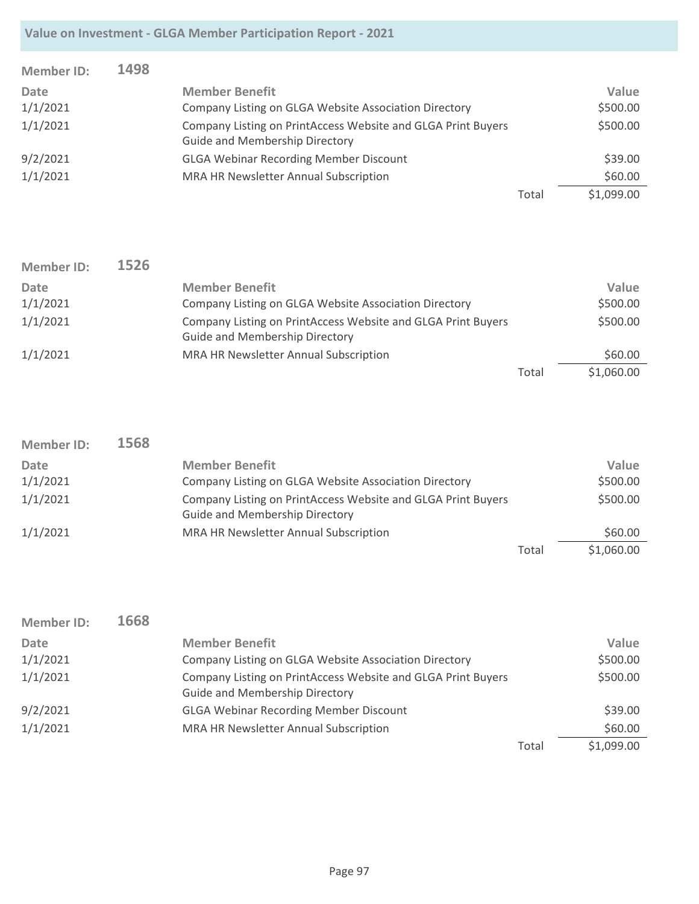## Value on Investment - GLGA Member Participation Report - 2021

**Member ID:** **1498**

| Date | Member Benefit | | Value |
|---|---|---|---|
| 1/1/2021 | Company Listing on GLGA Website Association Directory | | $500.00 |
| 1/1/2021 | Company Listing on PrintAccess Website and GLGA Print Buyers Guide and Membership Directory | | $500.00 |
| 9/2/2021 | GLGA Webinar Recording Member Discount | | $39.00 |
| 1/1/2021 | MRA HR Newsletter Annual Subscription | | $60.00 |
| | | Total | $1,099.00 |

**Member ID:** **1526**

| Date | Member Benefit | | Value |
|---|---|---|---|
| 1/1/2021 | Company Listing on GLGA Website Association Directory | | $500.00 |
| 1/1/2021 | Company Listing on PrintAccess Website and GLGA Print Buyers Guide and Membership Directory | | $500.00 |
| 1/1/2021 | MRA HR Newsletter Annual Subscription | | $60.00 |
| | | Total | $1,060.00 |

**Member ID:** **1568**

| Date | Member Benefit | | Value |
|---|---|---|---|
| 1/1/2021 | Company Listing on GLGA Website Association Directory | | $500.00 |
| 1/1/2021 | Company Listing on PrintAccess Website and GLGA Print Buyers Guide and Membership Directory | | $500.00 |
| 1/1/2021 | MRA HR Newsletter Annual Subscription | | $60.00 |
| | | Total | $1,060.00 |

**Member ID:** **1668**

| Date | Member Benefit | | Value |
|---|---|---|---|
| 1/1/2021 | Company Listing on GLGA Website Association Directory | | $500.00 |
| 1/1/2021 | Company Listing on PrintAccess Website and GLGA Print Buyers Guide and Membership Directory | | $500.00 |
| 9/2/2021 | GLGA Webinar Recording Member Discount | | $39.00 |
| 1/1/2021 | MRA HR Newsletter Annual Subscription | | $60.00 |
| | | Total | $1,099.00 |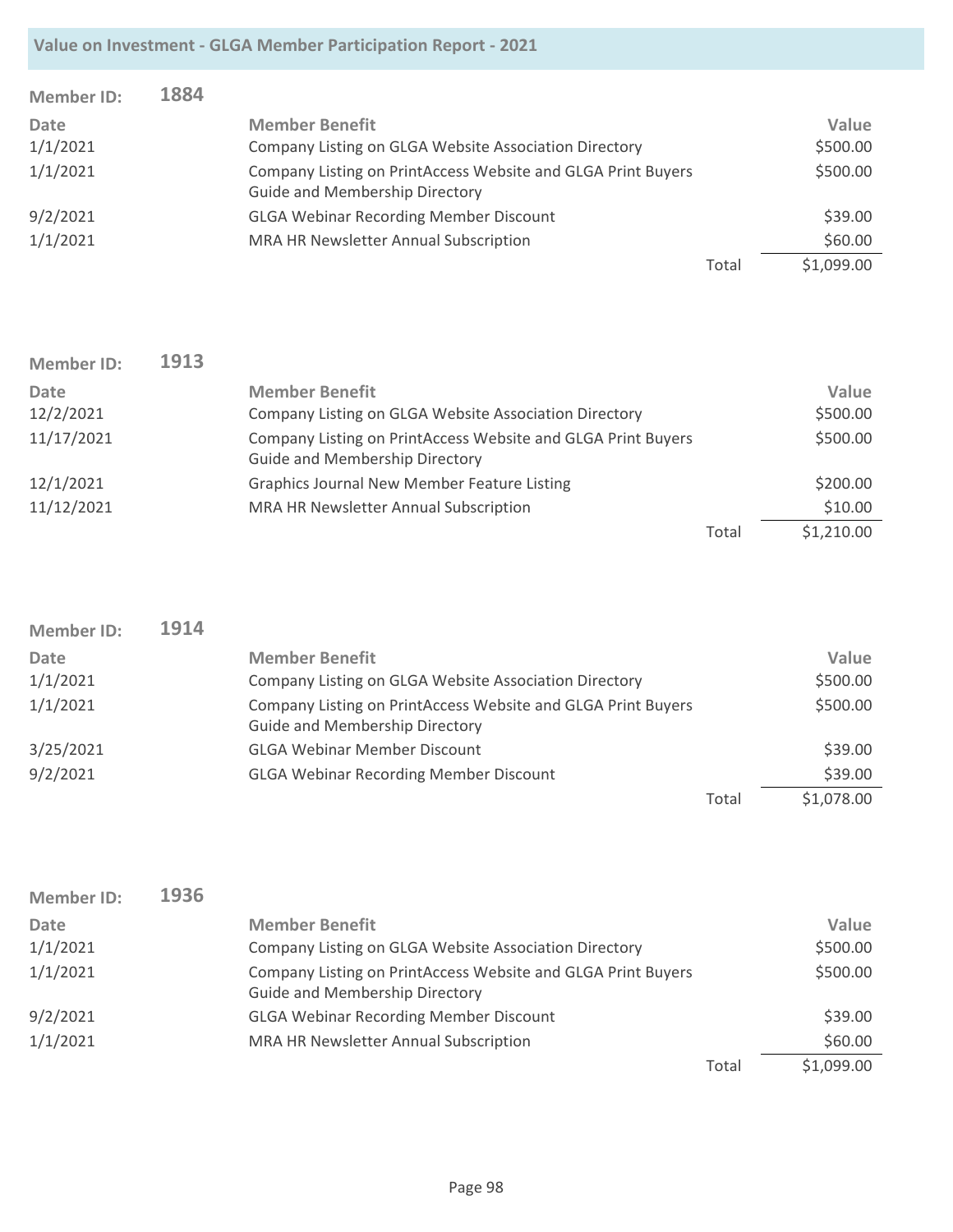## Value on Investment - GLGA Member Participation Report - 2021

**Member ID: 1884**

| Date | Member Benefit | | Value |
|---|---|---|---|
| 1/1/2021 | Company Listing on GLGA Website Association Directory | | $500.00 |
| 1/1/2021 | Company Listing on PrintAccess Website and GLGA Print Buyers Guide and Membership Directory | | $500.00 |
| 9/2/2021 | GLGA Webinar Recording Member Discount | | $39.00 |
| 1/1/2021 | MRA HR Newsletter Annual Subscription | | $60.00 |
| | | Total | $1,099.00 |

**Member ID: 1913**

| Date | Member Benefit | | Value |
|---|---|---|---|
| 12/2/2021 | Company Listing on GLGA Website Association Directory | | $500.00 |
| 11/17/2021 | Company Listing on PrintAccess Website and GLGA Print Buyers Guide and Membership Directory | | $500.00 |
| 12/1/2021 | Graphics Journal New Member Feature Listing | | $200.00 |
| 11/12/2021 | MRA HR Newsletter Annual Subscription | | $10.00 |
| | | Total | $1,210.00 |

**Member ID: 1914**

| Date | Member Benefit | | Value |
|---|---|---|---|
| 1/1/2021 | Company Listing on GLGA Website Association Directory | | $500.00 |
| 1/1/2021 | Company Listing on PrintAccess Website and GLGA Print Buyers Guide and Membership Directory | | $500.00 |
| 3/25/2021 | GLGA Webinar Member Discount | | $39.00 |
| 9/2/2021 | GLGA Webinar Recording Member Discount | | $39.00 |
| | | Total | $1,078.00 |

**Member ID: 1936**

| Date | Member Benefit | | Value |
|---|---|---|---|
| 1/1/2021 | Company Listing on GLGA Website Association Directory | | $500.00 |
| 1/1/2021 | Company Listing on PrintAccess Website and GLGA Print Buyers Guide and Membership Directory | | $500.00 |
| 9/2/2021 | GLGA Webinar Recording Member Discount | | $39.00 |
| 1/1/2021 | MRA HR Newsletter Annual Subscription | | $60.00 |
| | | Total | $1,099.00 |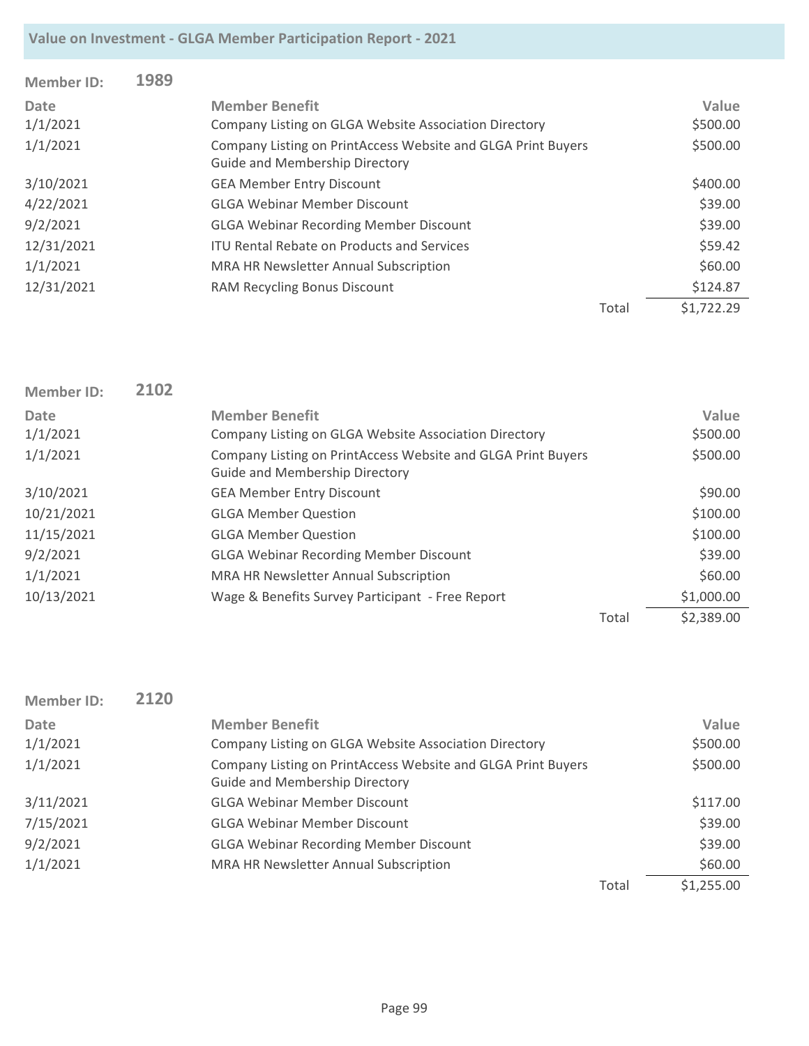## Value on Investment - GLGA Member Participation Report - 2021

**Member ID:** **1989**

| Date | Member Benefit | | Value |
|---|---|---|---|
| 1/1/2021 | Company Listing on GLGA Website Association Directory | | $500.00 |
| 1/1/2021 | Company Listing on PrintAccess Website and GLGA Print Buyers Guide and Membership Directory | | $500.00 |
| 3/10/2021 | GEA Member Entry Discount | | $400.00 |
| 4/22/2021 | GLGA Webinar Member Discount | | $39.00 |
| 9/2/2021 | GLGA Webinar Recording Member Discount | | $39.00 |
| 12/31/2021 | ITU Rental Rebate on Products and Services | | $59.42 |
| 1/1/2021 | MRA HR Newsletter Annual Subscription | | $60.00 |
| 12/31/2021 | RAM Recycling Bonus Discount | | $124.87 |
| | | Total | $1,722.29 |

**Member ID:** **2102**

| Date | Member Benefit | | Value |
|---|---|---|---|
| 1/1/2021 | Company Listing on GLGA Website Association Directory | | $500.00 |
| 1/1/2021 | Company Listing on PrintAccess Website and GLGA Print Buyers Guide and Membership Directory | | $500.00 |
| 3/10/2021 | GEA Member Entry Discount | | $90.00 |
| 10/21/2021 | GLGA Member Question | | $100.00 |
| 11/15/2021 | GLGA Member Question | | $100.00 |
| 9/2/2021 | GLGA Webinar Recording Member Discount | | $39.00 |
| 1/1/2021 | MRA HR Newsletter Annual Subscription | | $60.00 |
| 10/13/2021 | Wage & Benefits Survey Participant - Free Report | | $1,000.00 |
| | | Total | $2,389.00 |

**Member ID:** **2120**

| Date | Member Benefit | | Value |
|---|---|---|---|
| 1/1/2021 | Company Listing on GLGA Website Association Directory | | $500.00 |
| 1/1/2021 | Company Listing on PrintAccess Website and GLGA Print Buyers Guide and Membership Directory | | $500.00 |
| 3/11/2021 | GLGA Webinar Member Discount | | $117.00 |
| 7/15/2021 | GLGA Webinar Member Discount | | $39.00 |
| 9/2/2021 | GLGA Webinar Recording Member Discount | | $39.00 |
| 1/1/2021 | MRA HR Newsletter Annual Subscription | | $60.00 |
| | | Total | $1,255.00 |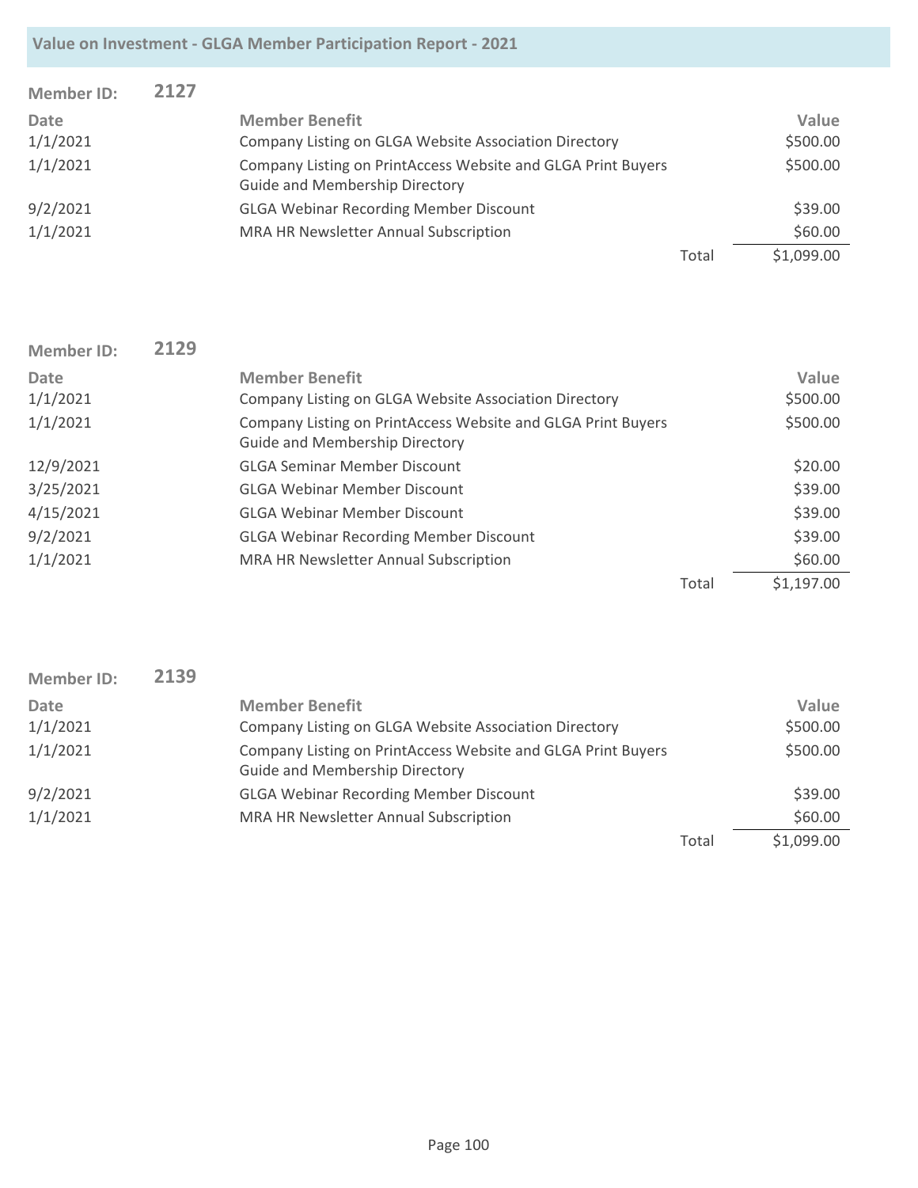## Value on Investment - GLGA Member Participation Report - 2021

**Member ID:** **2127**

| Date | Member Benefit | | Value |
|---|---|---|---|
| 1/1/2021 | Company Listing on GLGA Website Association Directory | | $500.00 |
| 1/1/2021 | Company Listing on PrintAccess Website and GLGA Print Buyers Guide and Membership Directory | | $500.00 |
| 9/2/2021 | GLGA Webinar Recording Member Discount | | $39.00 |
| 1/1/2021 | MRA HR Newsletter Annual Subscription | | $60.00 |
| | | Total | $1,099.00 |

**Member ID:** **2129**

| Date | Member Benefit | | Value |
|---|---|---|---|
| 1/1/2021 | Company Listing on GLGA Website Association Directory | | $500.00 |
| 1/1/2021 | Company Listing on PrintAccess Website and GLGA Print Buyers Guide and Membership Directory | | $500.00 |
| 12/9/2021 | GLGA Seminar Member Discount | | $20.00 |
| 3/25/2021 | GLGA Webinar Member Discount | | $39.00 |
| 4/15/2021 | GLGA Webinar Member Discount | | $39.00 |
| 9/2/2021 | GLGA Webinar Recording Member Discount | | $39.00 |
| 1/1/2021 | MRA HR Newsletter Annual Subscription | | $60.00 |
| | | Total | $1,197.00 |

**Member ID:** **2139**

| Date | Member Benefit | | Value |
|---|---|---|---|
| 1/1/2021 | Company Listing on GLGA Website Association Directory | | $500.00 |
| 1/1/2021 | Company Listing on PrintAccess Website and GLGA Print Buyers Guide and Membership Directory | | $500.00 |
| 9/2/2021 | GLGA Webinar Recording Member Discount | | $39.00 |
| 1/1/2021 | MRA HR Newsletter Annual Subscription | | $60.00 |
| | | Total | $1,099.00 |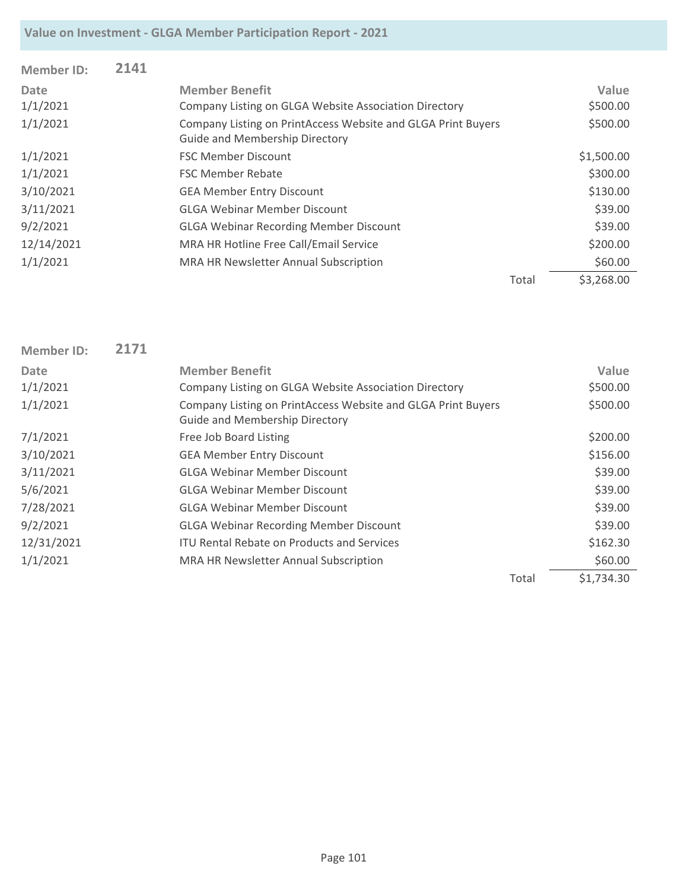## Value on Investment - GLGA Member Participation Report - 2021

**Member ID:** **2141**

| Date | Member Benefit | | Value |
|---|---|---|---|
| 1/1/2021 | Company Listing on GLGA Website Association Directory | | $500.00 |
| 1/1/2021 | Company Listing on PrintAccess Website and GLGA Print Buyers Guide and Membership Directory | | $500.00 |
| 1/1/2021 | FSC Member Discount | | $1,500.00 |
| 1/1/2021 | FSC Member Rebate | | $300.00 |
| 3/10/2021 | GEA Member Entry Discount | | $130.00 |
| 3/11/2021 | GLGA Webinar Member Discount | | $39.00 |
| 9/2/2021 | GLGA Webinar Recording Member Discount | | $39.00 |
| 12/14/2021 | MRA HR Hotline Free Call/Email Service | | $200.00 |
| 1/1/2021 | MRA HR Newsletter Annual Subscription | | $60.00 |
| | | Total | $3,268.00 |

**Member ID:** **2171**

| Date | Member Benefit | | Value |
|---|---|---|---|
| 1/1/2021 | Company Listing on GLGA Website Association Directory | | $500.00 |
| 1/1/2021 | Company Listing on PrintAccess Website and GLGA Print Buyers Guide and Membership Directory | | $500.00 |
| 7/1/2021 | Free Job Board Listing | | $200.00 |
| 3/10/2021 | GEA Member Entry Discount | | $156.00 |
| 3/11/2021 | GLGA Webinar Member Discount | | $39.00 |
| 5/6/2021 | GLGA Webinar Member Discount | | $39.00 |
| 7/28/2021 | GLGA Webinar Member Discount | | $39.00 |
| 9/2/2021 | GLGA Webinar Recording Member Discount | | $39.00 |
| 12/31/2021 | ITU Rental Rebate on Products and Services | | $162.30 |
| 1/1/2021 | MRA HR Newsletter Annual Subscription | | $60.00 |
| | | Total | $1,734.30 |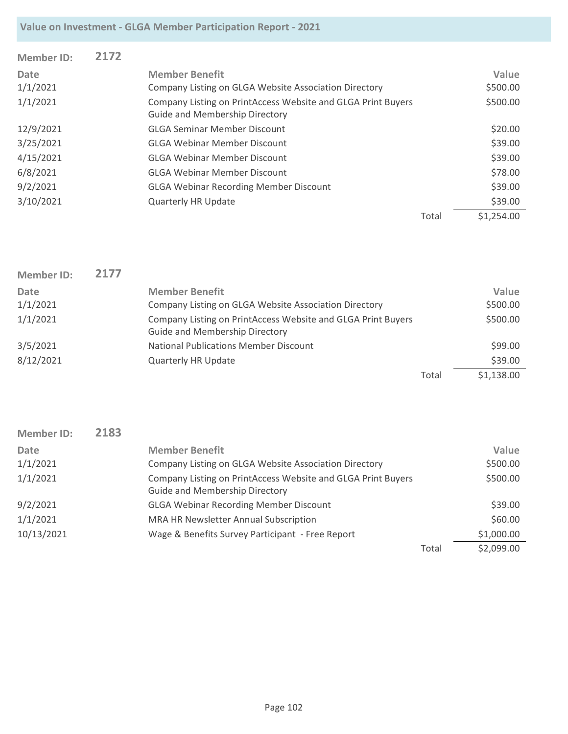## Value on Investment - GLGA Member Participation Report - 2021

**Member ID:** **2172**

| Date | Member Benefit | | Value |
|---|---|---|---|
| 1/1/2021 | Company Listing on GLGA Website Association Directory | | $500.00 |
| 1/1/2021 | Company Listing on PrintAccess Website and GLGA Print Buyers Guide and Membership Directory | | $500.00 |
| 12/9/2021 | GLGA Seminar Member Discount | | $20.00 |
| 3/25/2021 | GLGA Webinar Member Discount | | $39.00 |
| 4/15/2021 | GLGA Webinar Member Discount | | $39.00 |
| 6/8/2021 | GLGA Webinar Member Discount | | $78.00 |
| 9/2/2021 | GLGA Webinar Recording Member Discount | | $39.00 |
| 3/10/2021 | Quarterly HR Update | | $39.00 |
| | | Total | $1,254.00 |

**Member ID:** **2177**

| Date | Member Benefit | | Value |
|---|---|---|---|
| 1/1/2021 | Company Listing on GLGA Website Association Directory | | $500.00 |
| 1/1/2021 | Company Listing on PrintAccess Website and GLGA Print Buyers Guide and Membership Directory | | $500.00 |
| 3/5/2021 | National Publications Member Discount | | $99.00 |
| 8/12/2021 | Quarterly HR Update | | $39.00 |
| | | Total | $1,138.00 |

**Member ID:** **2183**

| Date | Member Benefit | | Value |
|---|---|---|---|
| 1/1/2021 | Company Listing on GLGA Website Association Directory | | $500.00 |
| 1/1/2021 | Company Listing on PrintAccess Website and GLGA Print Buyers Guide and Membership Directory | | $500.00 |
| 9/2/2021 | GLGA Webinar Recording Member Discount | | $39.00 |
| 1/1/2021 | MRA HR Newsletter Annual Subscription | | $60.00 |
| 10/13/2021 | Wage & Benefits Survey Participant - Free Report | | $1,000.00 |
| | | Total | $2,099.00 |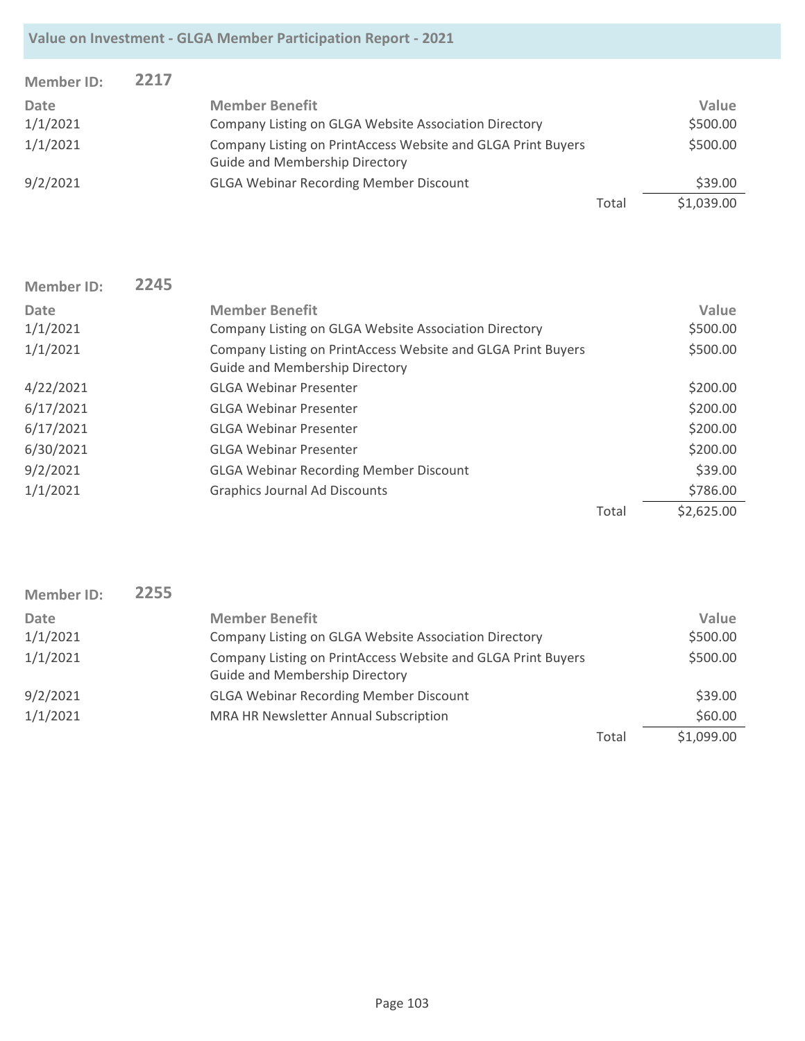## Value on Investment - GLGA Member Participation Report - 2021

**Member ID: 2217**

| Date | Member Benefit | | Value |
|---|---|---|---|
| 1/1/2021 | Company Listing on GLGA Website Association Directory | | $500.00 |
| 1/1/2021 | Company Listing on PrintAccess Website and GLGA Print Buyers Guide and Membership Directory | | $500.00 |
| 9/2/2021 | GLGA Webinar Recording Member Discount | | $39.00 |
| | | Total | $1,039.00 |

**Member ID: 2245**

| Date | Member Benefit | | Value |
|---|---|---|---|
| 1/1/2021 | Company Listing on GLGA Website Association Directory | | $500.00 |
| 1/1/2021 | Company Listing on PrintAccess Website and GLGA Print Buyers Guide and Membership Directory | | $500.00 |
| 4/22/2021 | GLGA Webinar Presenter | | $200.00 |
| 6/17/2021 | GLGA Webinar Presenter | | $200.00 |
| 6/17/2021 | GLGA Webinar Presenter | | $200.00 |
| 6/30/2021 | GLGA Webinar Presenter | | $200.00 |
| 9/2/2021 | GLGA Webinar Recording Member Discount | | $39.00 |
| 1/1/2021 | Graphics Journal Ad Discounts | | $786.00 |
| | | Total | $2,625.00 |

**Member ID: 2255**

| Date | Member Benefit | | Value |
|---|---|---|---|
| 1/1/2021 | Company Listing on GLGA Website Association Directory | | $500.00 |
| 1/1/2021 | Company Listing on PrintAccess Website and GLGA Print Buyers Guide and Membership Directory | | $500.00 |
| 9/2/2021 | GLGA Webinar Recording Member Discount | | $39.00 |
| 1/1/2021 | MRA HR Newsletter Annual Subscription | | $60.00 |
| | | Total | $1,099.00 |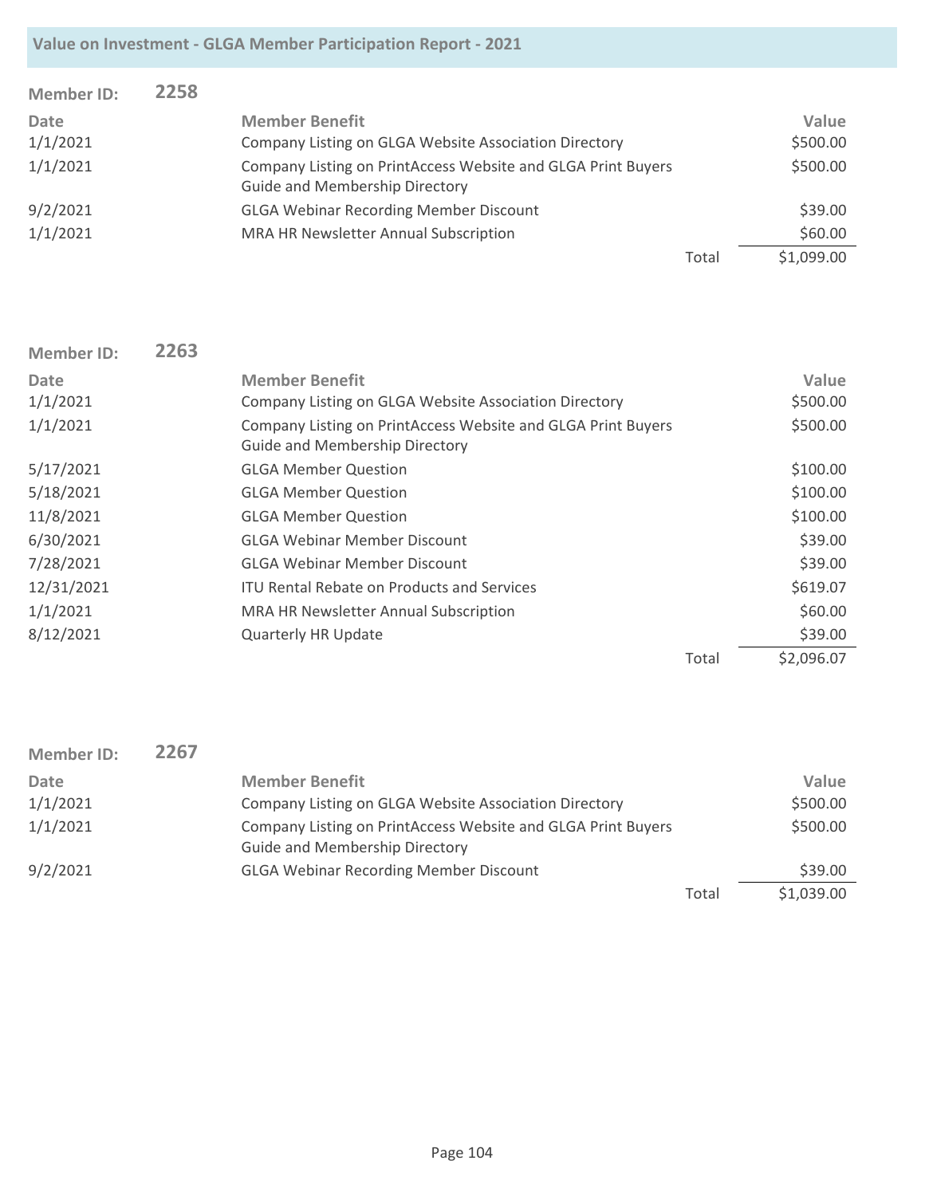## Value on Investment - GLGA Member Participation Report - 2021

**Member ID:** **2258**

| Date | Member Benefit | | Value |
|---|---|---|---|
| 1/1/2021 | Company Listing on GLGA Website Association Directory | | $500.00 |
| 1/1/2021 | Company Listing on PrintAccess Website and GLGA Print Buyers Guide and Membership Directory | | $500.00 |
| 9/2/2021 | GLGA Webinar Recording Member Discount | | $39.00 |
| 1/1/2021 | MRA HR Newsletter Annual Subscription | | $60.00 |
| | | Total | $1,099.00 |

**Member ID:** **2263**

| Date | Member Benefit | | Value |
|---|---|---|---|
| 1/1/2021 | Company Listing on GLGA Website Association Directory | | $500.00 |
| 1/1/2021 | Company Listing on PrintAccess Website and GLGA Print Buyers Guide and Membership Directory | | $500.00 |
| 5/17/2021 | GLGA Member Question | | $100.00 |
| 5/18/2021 | GLGA Member Question | | $100.00 |
| 11/8/2021 | GLGA Member Question | | $100.00 |
| 6/30/2021 | GLGA Webinar Member Discount | | $39.00 |
| 7/28/2021 | GLGA Webinar Member Discount | | $39.00 |
| 12/31/2021 | ITU Rental Rebate on Products and Services | | $619.07 |
| 1/1/2021 | MRA HR Newsletter Annual Subscription | | $60.00 |
| 8/12/2021 | Quarterly HR Update | | $39.00 |
| | | Total | $2,096.07 |

**Member ID:** **2267**

| Date | Member Benefit | | Value |
|---|---|---|---|
| 1/1/2021 | Company Listing on GLGA Website Association Directory | | $500.00 |
| 1/1/2021 | Company Listing on PrintAccess Website and GLGA Print Buyers Guide and Membership Directory | | $500.00 |
| 9/2/2021 | GLGA Webinar Recording Member Discount | | $39.00 |
| | | Total | $1,039.00 |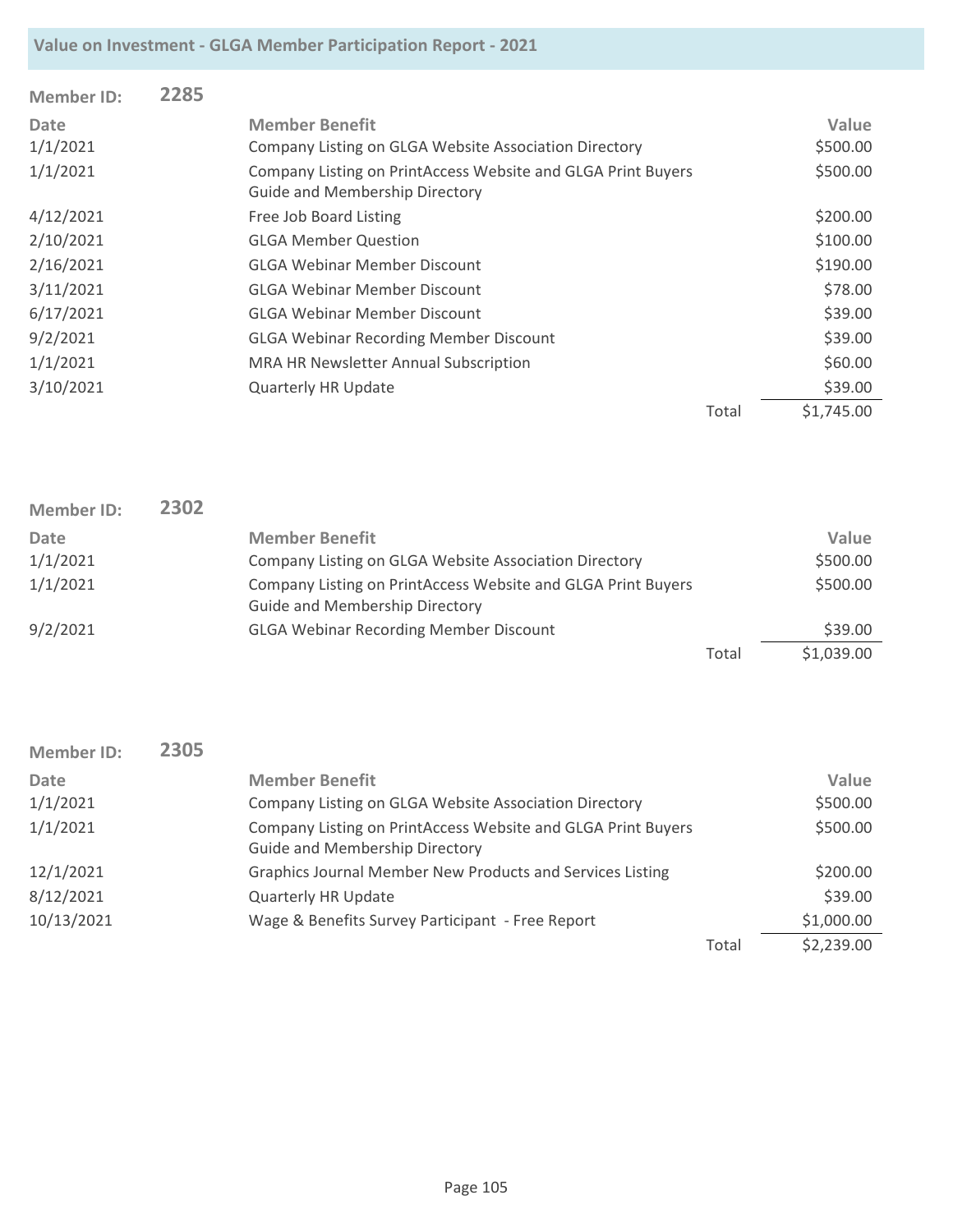## Value on Investment - GLGA Member Participation Report - 2021

**Member ID:** **2285**

| Date | Member Benefit | | Value |
|---|---|---|---|
| 1/1/2021 | Company Listing on GLGA Website Association Directory | | $500.00 |
| 1/1/2021 | Company Listing on PrintAccess Website and GLGA Print Buyers Guide and Membership Directory | | $500.00 |
| 4/12/2021 | Free Job Board Listing | | $200.00 |
| 2/10/2021 | GLGA Member Question | | $100.00 |
| 2/16/2021 | GLGA Webinar Member Discount | | $190.00 |
| 3/11/2021 | GLGA Webinar Member Discount | | $78.00 |
| 6/17/2021 | GLGA Webinar Member Discount | | $39.00 |
| 9/2/2021 | GLGA Webinar Recording Member Discount | | $39.00 |
| 1/1/2021 | MRA HR Newsletter Annual Subscription | | $60.00 |
| 3/10/2021 | Quarterly HR Update | | $39.00 |
| | | Total | $1,745.00 |

**Member ID:** **2302**

| Date | Member Benefit | | Value |
|---|---|---|---|
| 1/1/2021 | Company Listing on GLGA Website Association Directory | | $500.00 |
| 1/1/2021 | Company Listing on PrintAccess Website and GLGA Print Buyers Guide and Membership Directory | | $500.00 |
| 9/2/2021 | GLGA Webinar Recording Member Discount | | $39.00 |
| | | Total | $1,039.00 |

**Member ID:** **2305**

| Date | Member Benefit | | Value |
|---|---|---|---|
| 1/1/2021 | Company Listing on GLGA Website Association Directory | | $500.00 |
| 1/1/2021 | Company Listing on PrintAccess Website and GLGA Print Buyers Guide and Membership Directory | | $500.00 |
| 12/1/2021 | Graphics Journal Member New Products and Services Listing | | $200.00 |
| 8/12/2021 | Quarterly HR Update | | $39.00 |
| 10/13/2021 | Wage & Benefits Survey Participant - Free Report | | $1,000.00 |
| | | Total | $2,239.00 |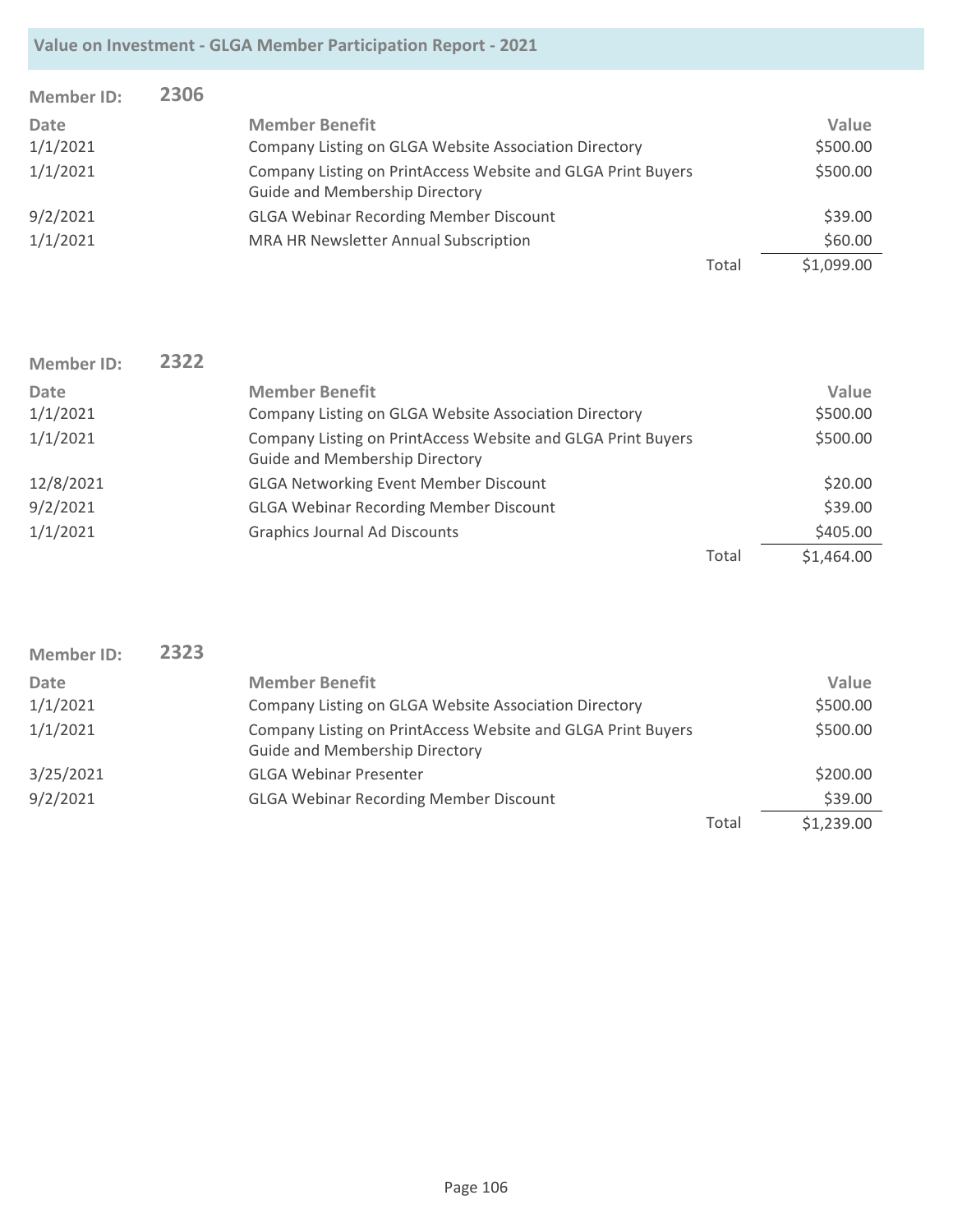## Value on Investment - GLGA Member Participation Report - 2021

**Member ID:** **2306**

| Date | Member Benefit | | Value |
|---|---|---|---|
| 1/1/2021 | Company Listing on GLGA Website Association Directory | | $500.00 |
| 1/1/2021 | Company Listing on PrintAccess Website and GLGA Print Buyers Guide and Membership Directory | | $500.00 |
| 9/2/2021 | GLGA Webinar Recording Member Discount | | $39.00 |
| 1/1/2021 | MRA HR Newsletter Annual Subscription | | $60.00 |
| | | Total | $1,099.00 |

**Member ID:** **2322**

| Date | Member Benefit | | Value |
|---|---|---|---|
| 1/1/2021 | Company Listing on GLGA Website Association Directory | | $500.00 |
| 1/1/2021 | Company Listing on PrintAccess Website and GLGA Print Buyers Guide and Membership Directory | | $500.00 |
| 12/8/2021 | GLGA Networking Event Member Discount | | $20.00 |
| 9/2/2021 | GLGA Webinar Recording Member Discount | | $39.00 |
| 1/1/2021 | Graphics Journal Ad Discounts | | $405.00 |
| | | Total | $1,464.00 |

**Member ID:** **2323**

| Date | Member Benefit | | Value |
|---|---|---|---|
| 1/1/2021 | Company Listing on GLGA Website Association Directory | | $500.00 |
| 1/1/2021 | Company Listing on PrintAccess Website and GLGA Print Buyers Guide and Membership Directory | | $500.00 |
| 3/25/2021 | GLGA Webinar Presenter | | $200.00 |
| 9/2/2021 | GLGA Webinar Recording Member Discount | | $39.00 |
| | | Total | $1,239.00 |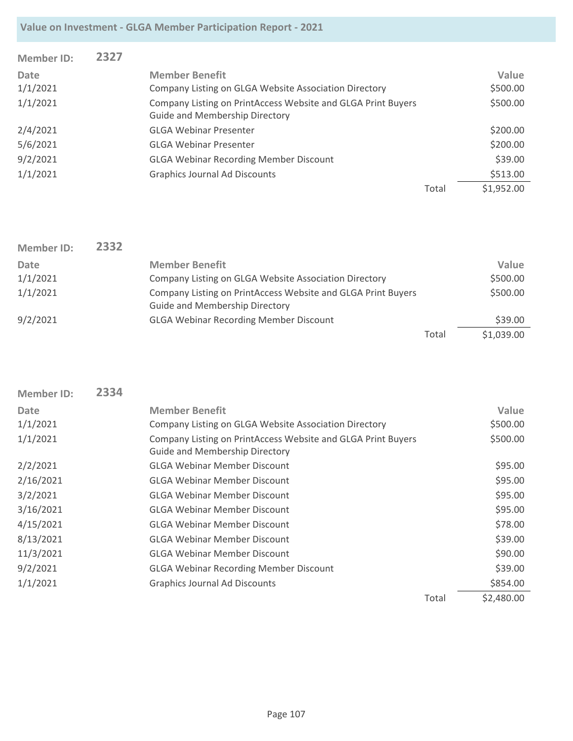## Value on Investment - GLGA Member Participation Report - 2021

**Member ID:** **2327**

| Date | Member Benefit | | Value |
|---|---|---|---|
| 1/1/2021 | Company Listing on GLGA Website Association Directory | | $500.00 |
| 1/1/2021 | Company Listing on PrintAccess Website and GLGA Print Buyers Guide and Membership Directory | | $500.00 |
| 2/4/2021 | GLGA Webinar Presenter | | $200.00 |
| 5/6/2021 | GLGA Webinar Presenter | | $200.00 |
| 9/2/2021 | GLGA Webinar Recording Member Discount | | $39.00 |
| 1/1/2021 | Graphics Journal Ad Discounts | | $513.00 |
| | | Total | $1,952.00 |

**Member ID:** **2332**

| Date | Member Benefit | | Value |
|---|---|---|---|
| 1/1/2021 | Company Listing on GLGA Website Association Directory | | $500.00 |
| 1/1/2021 | Company Listing on PrintAccess Website and GLGA Print Buyers Guide and Membership Directory | | $500.00 |
| 9/2/2021 | GLGA Webinar Recording Member Discount | | $39.00 |
| | | Total | $1,039.00 |

**Member ID:** **2334**

| Date | Member Benefit | | Value |
|---|---|---|---|
| 1/1/2021 | Company Listing on GLGA Website Association Directory | | $500.00 |
| 1/1/2021 | Company Listing on PrintAccess Website and GLGA Print Buyers Guide and Membership Directory | | $500.00 |
| 2/2/2021 | GLGA Webinar Member Discount | | $95.00 |
| 2/16/2021 | GLGA Webinar Member Discount | | $95.00 |
| 3/2/2021 | GLGA Webinar Member Discount | | $95.00 |
| 3/16/2021 | GLGA Webinar Member Discount | | $95.00 |
| 4/15/2021 | GLGA Webinar Member Discount | | $78.00 |
| 8/13/2021 | GLGA Webinar Member Discount | | $39.00 |
| 11/3/2021 | GLGA Webinar Member Discount | | $90.00 |
| 9/2/2021 | GLGA Webinar Recording Member Discount | | $39.00 |
| 1/1/2021 | Graphics Journal Ad Discounts | | $854.00 |
| | | Total | $2,480.00 |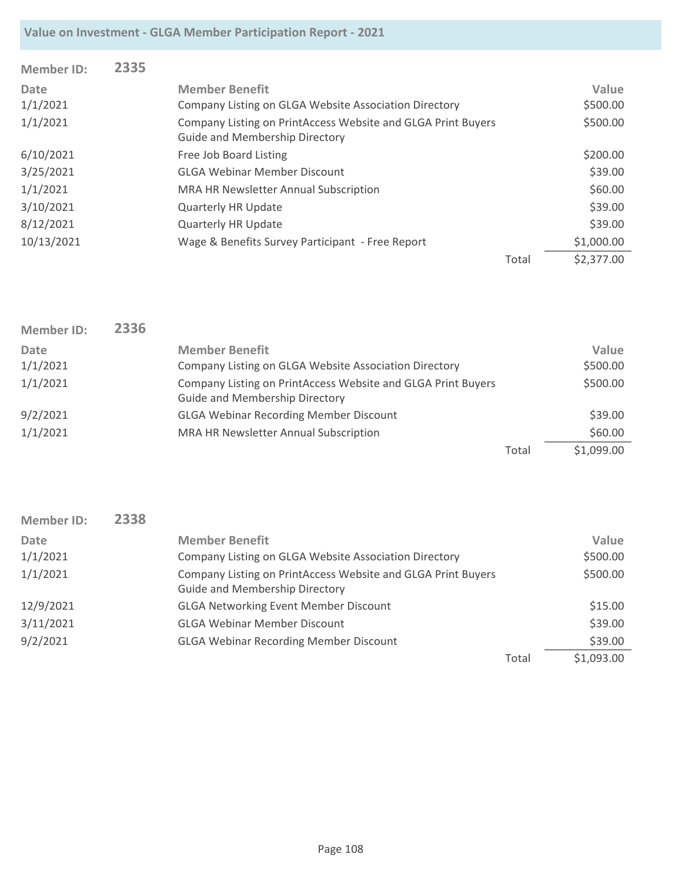## Value on Investment - GLGA Member Participation Report - 2021

**Member ID:** **2335**

| Date | Member Benefit | Value |
|---|---|---|
| 1/1/2021 | Company Listing on GLGA Website Association Directory | $500.00 |
| 1/1/2021 | Company Listing on PrintAccess Website and GLGA Print Buyers Guide and Membership Directory | $500.00 |
| 6/10/2021 | Free Job Board Listing | $200.00 |
| 3/25/2021 | GLGA Webinar Member Discount | $39.00 |
| 1/1/2021 | MRA HR Newsletter Annual Subscription | $60.00 |
| 3/10/2021 | Quarterly HR Update | $39.00 |
| 8/12/2021 | Quarterly HR Update | $39.00 |
| 10/13/2021 | Wage & Benefits Survey Participant - Free Report | $1,000.00 |
| | Total | $2,377.00 |

**Member ID:** **2336**

| Date | Member Benefit | Value |
|---|---|---|
| 1/1/2021 | Company Listing on GLGA Website Association Directory | $500.00 |
| 1/1/2021 | Company Listing on PrintAccess Website and GLGA Print Buyers Guide and Membership Directory | $500.00 |
| 9/2/2021 | GLGA Webinar Recording Member Discount | $39.00 |
| 1/1/2021 | MRA HR Newsletter Annual Subscription | $60.00 |
| | Total | $1,099.00 |

**Member ID:** **2338**

| Date | Member Benefit | Value |
|---|---|---|
| 1/1/2021 | Company Listing on GLGA Website Association Directory | $500.00 |
| 1/1/2021 | Company Listing on PrintAccess Website and GLGA Print Buyers Guide and Membership Directory | $500.00 |
| 12/9/2021 | GLGA Networking Event Member Discount | $15.00 |
| 3/11/2021 | GLGA Webinar Member Discount | $39.00 |
| 9/2/2021 | GLGA Webinar Recording Member Discount | $39.00 |
| | Total | $1,093.00 |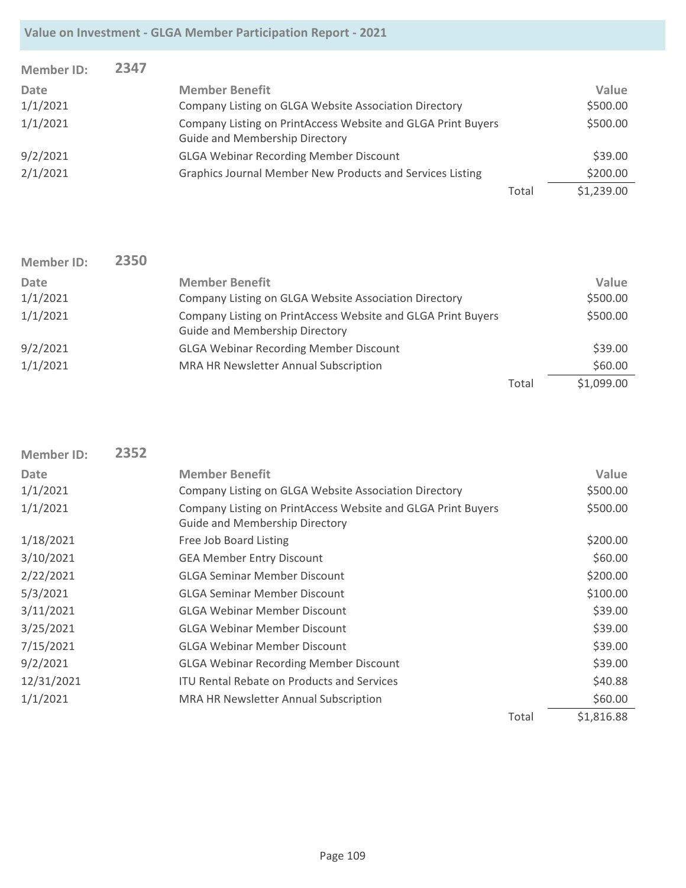## Value on Investment - GLGA Member Participation Report - 2021

**Member ID:** **2347**

| Date | Member Benefit | | Value |
|---|---|---|---|
| 1/1/2021 | Company Listing on GLGA Website Association Directory | | $500.00 |
| 1/1/2021 | Company Listing on PrintAccess Website and GLGA Print Buyers Guide and Membership Directory | | $500.00 |
| 9/2/2021 | GLGA Webinar Recording Member Discount | | $39.00 |
| 2/1/2021 | Graphics Journal Member New Products and Services Listing | | $200.00 |
| | | Total | $1,239.00 |

**Member ID:** **2350**

| Date | Member Benefit | | Value |
|---|---|---|---|
| 1/1/2021 | Company Listing on GLGA Website Association Directory | | $500.00 |
| 1/1/2021 | Company Listing on PrintAccess Website and GLGA Print Buyers Guide and Membership Directory | | $500.00 |
| 9/2/2021 | GLGA Webinar Recording Member Discount | | $39.00 |
| 1/1/2021 | MRA HR Newsletter Annual Subscription | | $60.00 |
| | | Total | $1,099.00 |

**Member ID:** **2352**

| Date | Member Benefit | | Value |
|---|---|---|---|
| 1/1/2021 | Company Listing on GLGA Website Association Directory | | $500.00 |
| 1/1/2021 | Company Listing on PrintAccess Website and GLGA Print Buyers Guide and Membership Directory | | $500.00 |
| 1/18/2021 | Free Job Board Listing | | $200.00 |
| 3/10/2021 | GEA Member Entry Discount | | $60.00 |
| 2/22/2021 | GLGA Seminar Member Discount | | $200.00 |
| 5/3/2021 | GLGA Seminar Member Discount | | $100.00 |
| 3/11/2021 | GLGA Webinar Member Discount | | $39.00 |
| 3/25/2021 | GLGA Webinar Member Discount | | $39.00 |
| 7/15/2021 | GLGA Webinar Member Discount | | $39.00 |
| 9/2/2021 | GLGA Webinar Recording Member Discount | | $39.00 |
| 12/31/2021 | ITU Rental Rebate on Products and Services | | $40.88 |
| 1/1/2021 | MRA HR Newsletter Annual Subscription | | $60.00 |
| | | Total | $1,816.88 |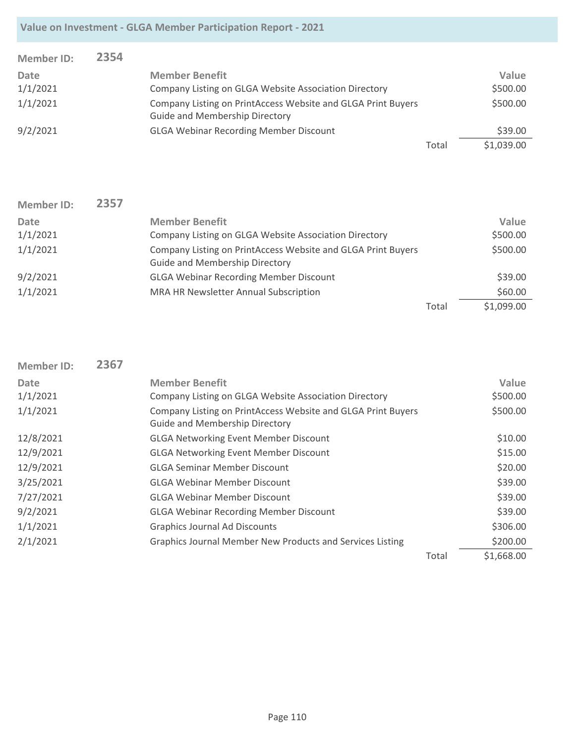## Value on Investment - GLGA Member Participation Report - 2021

**Member ID:** **2354**

| Date | Member Benefit | | Value |
|---|---|---|---|
| 1/1/2021 | Company Listing on GLGA Website Association Directory | | $500.00 |
| 1/1/2021 | Company Listing on PrintAccess Website and GLGA Print Buyers Guide and Membership Directory | | $500.00 |
| 9/2/2021 | GLGA Webinar Recording Member Discount | | $39.00 |
| | | Total | $1,039.00 |

**Member ID:** **2357**

| Date | Member Benefit | | Value |
|---|---|---|---|
| 1/1/2021 | Company Listing on GLGA Website Association Directory | | $500.00 |
| 1/1/2021 | Company Listing on PrintAccess Website and GLGA Print Buyers Guide and Membership Directory | | $500.00 |
| 9/2/2021 | GLGA Webinar Recording Member Discount | | $39.00 |
| 1/1/2021 | MRA HR Newsletter Annual Subscription | | $60.00 |
| | | Total | $1,099.00 |

**Member ID:** **2367**

| Date | Member Benefit | | Value |
|---|---|---|---|
| 1/1/2021 | Company Listing on GLGA Website Association Directory | | $500.00 |
| 1/1/2021 | Company Listing on PrintAccess Website and GLGA Print Buyers Guide and Membership Directory | | $500.00 |
| 12/8/2021 | GLGA Networking Event Member Discount | | $10.00 |
| 12/9/2021 | GLGA Networking Event Member Discount | | $15.00 |
| 12/9/2021 | GLGA Seminar Member Discount | | $20.00 |
| 3/25/2021 | GLGA Webinar Member Discount | | $39.00 |
| 7/27/2021 | GLGA Webinar Member Discount | | $39.00 |
| 9/2/2021 | GLGA Webinar Recording Member Discount | | $39.00 |
| 1/1/2021 | Graphics Journal Ad Discounts | | $306.00 |
| 2/1/2021 | Graphics Journal Member New Products and Services Listing | | $200.00 |
| | | Total | $1,668.00 |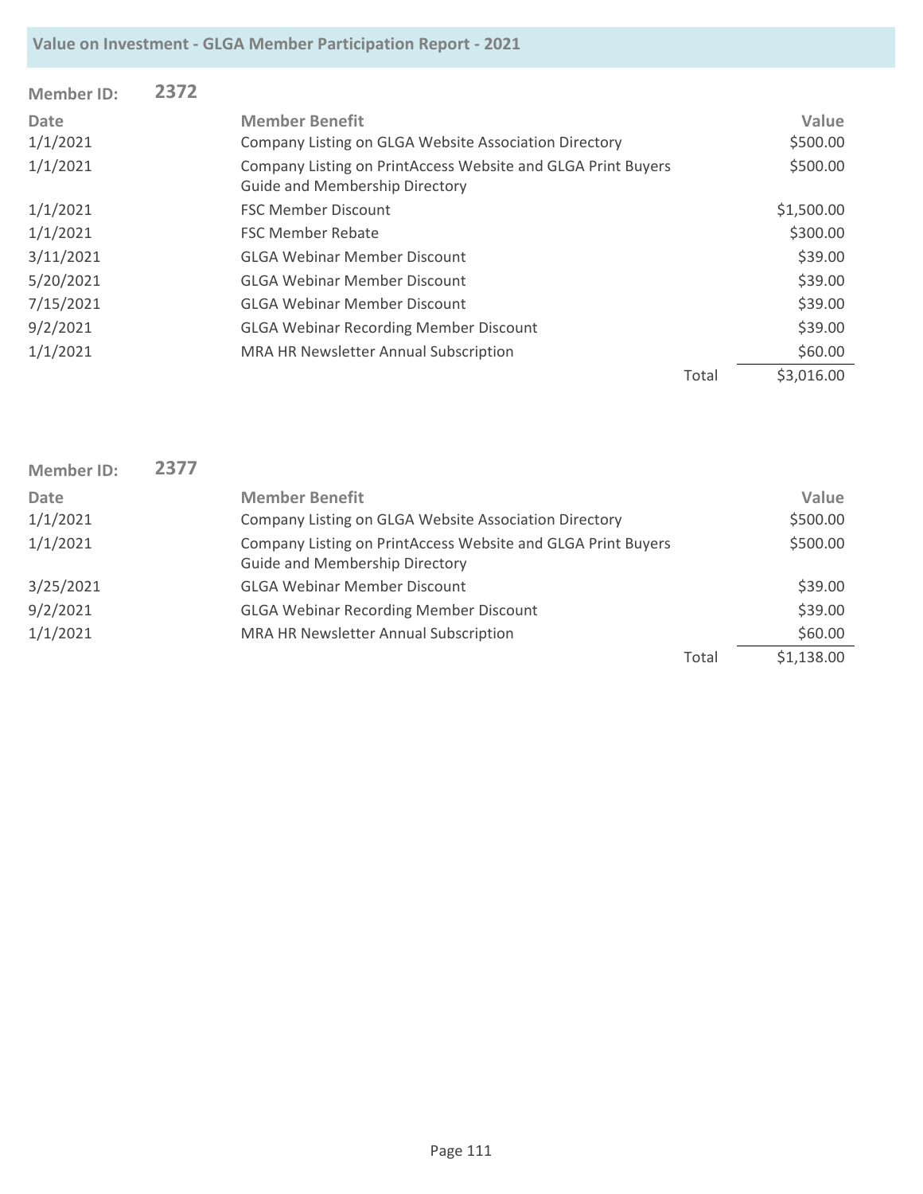## Value on Investment - GLGA Member Participation Report - 2021

**Member ID:** **2372**

| Date | Member Benefit | | Value |
|---|---|---|---|
| 1/1/2021 | Company Listing on GLGA Website Association Directory | | $500.00 |
| 1/1/2021 | Company Listing on PrintAccess Website and GLGA Print Buyers Guide and Membership Directory | | $500.00 |
| 1/1/2021 | FSC Member Discount | | $1,500.00 |
| 1/1/2021 | FSC Member Rebate | | $300.00 |
| 3/11/2021 | GLGA Webinar Member Discount | | $39.00 |
| 5/20/2021 | GLGA Webinar Member Discount | | $39.00 |
| 7/15/2021 | GLGA Webinar Member Discount | | $39.00 |
| 9/2/2021 | GLGA Webinar Recording Member Discount | | $39.00 |
| 1/1/2021 | MRA HR Newsletter Annual Subscription | | $60.00 |
| | | Total | $3,016.00 |

**Member ID:** **2377**

| Date | Member Benefit | | Value |
|---|---|---|---|
| 1/1/2021 | Company Listing on GLGA Website Association Directory | | $500.00 |
| 1/1/2021 | Company Listing on PrintAccess Website and GLGA Print Buyers Guide and Membership Directory | | $500.00 |
| 3/25/2021 | GLGA Webinar Member Discount | | $39.00 |
| 9/2/2021 | GLGA Webinar Recording Member Discount | | $39.00 |
| 1/1/2021 | MRA HR Newsletter Annual Subscription | | $60.00 |
| | | Total | $1,138.00 |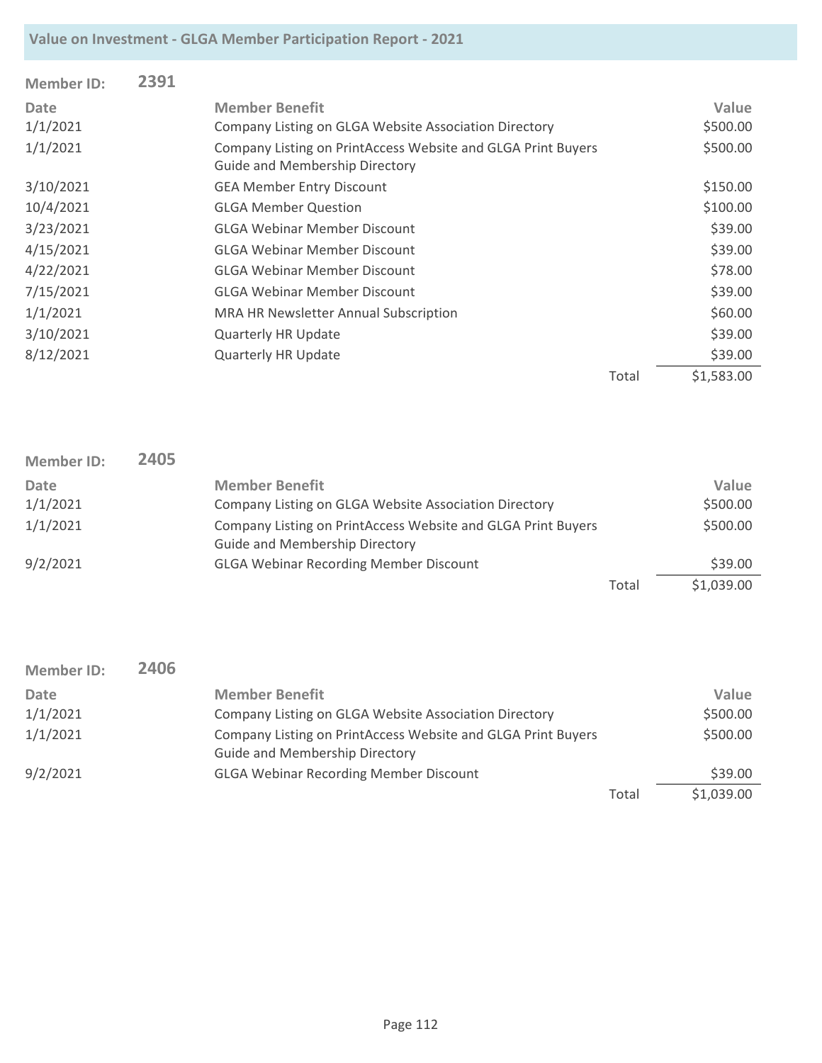## Value on Investment - GLGA Member Participation Report - 2021

**Member ID:** **2391**

| Date | Member Benefit | | Value |
|---|---|---|---|
| 1/1/2021 | Company Listing on GLGA Website Association Directory | | $500.00 |
| 1/1/2021 | Company Listing on PrintAccess Website and GLGA Print Buyers Guide and Membership Directory | | $500.00 |
| 3/10/2021 | GEA Member Entry Discount | | $150.00 |
| 10/4/2021 | GLGA Member Question | | $100.00 |
| 3/23/2021 | GLGA Webinar Member Discount | | $39.00 |
| 4/15/2021 | GLGA Webinar Member Discount | | $39.00 |
| 4/22/2021 | GLGA Webinar Member Discount | | $78.00 |
| 7/15/2021 | GLGA Webinar Member Discount | | $39.00 |
| 1/1/2021 | MRA HR Newsletter Annual Subscription | | $60.00 |
| 3/10/2021 | Quarterly HR Update | | $39.00 |
| 8/12/2021 | Quarterly HR Update | | $39.00 |
| | | Total | $1,583.00 |

**Member ID:** **2405**

| Date | Member Benefit | | Value |
|---|---|---|---|
| 1/1/2021 | Company Listing on GLGA Website Association Directory | | $500.00 |
| 1/1/2021 | Company Listing on PrintAccess Website and GLGA Print Buyers Guide and Membership Directory | | $500.00 |
| 9/2/2021 | GLGA Webinar Recording Member Discount | | $39.00 |
| | | Total | $1,039.00 |

**Member ID:** **2406**

| Date | Member Benefit | | Value |
|---|---|---|---|
| 1/1/2021 | Company Listing on GLGA Website Association Directory | | $500.00 |
| 1/1/2021 | Company Listing on PrintAccess Website and GLGA Print Buyers Guide and Membership Directory | | $500.00 |
| 9/2/2021 | GLGA Webinar Recording Member Discount | | $39.00 |
| | | Total | $1,039.00 |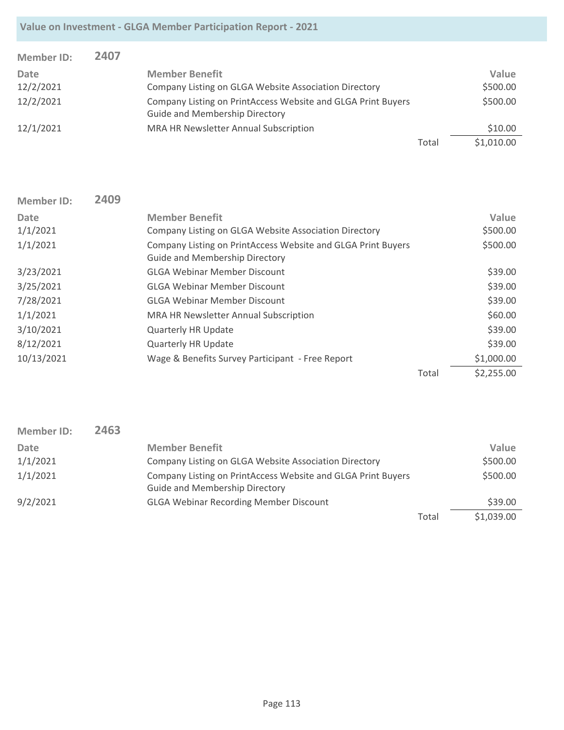## Value on Investment - GLGA Member Participation Report - 2021

**Member ID:** **2407**

| Date | Member Benefit | | Value |
|---|---|---|---|
| 12/2/2021 | Company Listing on GLGA Website Association Directory | | $500.00 |
| 12/2/2021 | Company Listing on PrintAccess Website and GLGA Print Buyers Guide and Membership Directory | | $500.00 |
| 12/1/2021 | MRA HR Newsletter Annual Subscription | | $10.00 |
| | | Total | $1,010.00 |

**Member ID:** **2409**

| Date | Member Benefit | | Value |
|---|---|---|---|
| 1/1/2021 | Company Listing on GLGA Website Association Directory | | $500.00 |
| 1/1/2021 | Company Listing on PrintAccess Website and GLGA Print Buyers Guide and Membership Directory | | $500.00 |
| 3/23/2021 | GLGA Webinar Member Discount | | $39.00 |
| 3/25/2021 | GLGA Webinar Member Discount | | $39.00 |
| 7/28/2021 | GLGA Webinar Member Discount | | $39.00 |
| 1/1/2021 | MRA HR Newsletter Annual Subscription | | $60.00 |
| 3/10/2021 | Quarterly HR Update | | $39.00 |
| 8/12/2021 | Quarterly HR Update | | $39.00 |
| 10/13/2021 | Wage & Benefits Survey Participant - Free Report | | $1,000.00 |
| | | Total | $2,255.00 |

**Member ID:** **2463**

| Date | Member Benefit | | Value |
|---|---|---|---|
| 1/1/2021 | Company Listing on GLGA Website Association Directory | | $500.00 |
| 1/1/2021 | Company Listing on PrintAccess Website and GLGA Print Buyers Guide and Membership Directory | | $500.00 |
| 9/2/2021 | GLGA Webinar Recording Member Discount | | $39.00 |
| | | Total | $1,039.00 |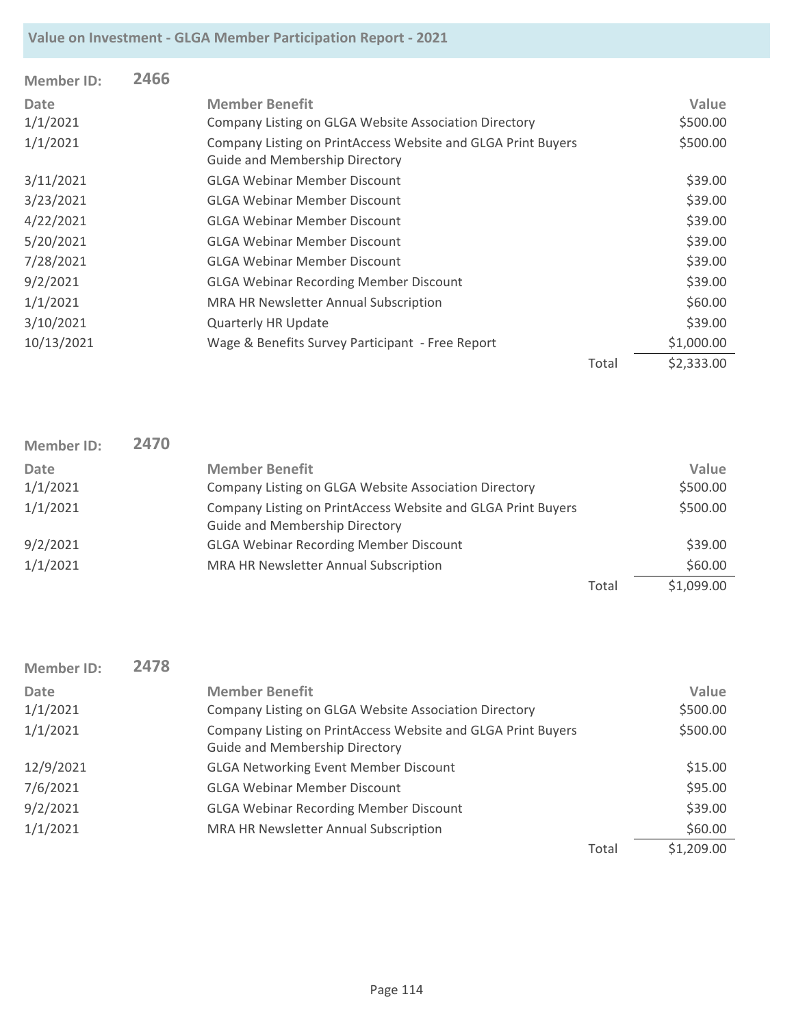## Value on Investment - GLGA Member Participation Report - 2021

**Member ID: 2466**

| Date | Member Benefit | | Value |
|---|---|---|---|
| 1/1/2021 | Company Listing on GLGA Website Association Directory | | $500.00 |
| 1/1/2021 | Company Listing on PrintAccess Website and GLGA Print Buyers Guide and Membership Directory | | $500.00 |
| 3/11/2021 | GLGA Webinar Member Discount | | $39.00 |
| 3/23/2021 | GLGA Webinar Member Discount | | $39.00 |
| 4/22/2021 | GLGA Webinar Member Discount | | $39.00 |
| 5/20/2021 | GLGA Webinar Member Discount | | $39.00 |
| 7/28/2021 | GLGA Webinar Member Discount | | $39.00 |
| 9/2/2021 | GLGA Webinar Recording Member Discount | | $39.00 |
| 1/1/2021 | MRA HR Newsletter Annual Subscription | | $60.00 |
| 3/10/2021 | Quarterly HR Update | | $39.00 |
| 10/13/2021 | Wage & Benefits Survey Participant - Free Report | | $1,000.00 |
| | | Total | $2,333.00 |

**Member ID: 2470**

| Date | Member Benefit | | Value |
|---|---|---|---|
| 1/1/2021 | Company Listing on GLGA Website Association Directory | | $500.00 |
| 1/1/2021 | Company Listing on PrintAccess Website and GLGA Print Buyers Guide and Membership Directory | | $500.00 |
| 9/2/2021 | GLGA Webinar Recording Member Discount | | $39.00 |
| 1/1/2021 | MRA HR Newsletter Annual Subscription | | $60.00 |
| | | Total | $1,099.00 |

**Member ID: 2478**

| Date | Member Benefit | | Value |
|---|---|---|---|
| 1/1/2021 | Company Listing on GLGA Website Association Directory | | $500.00 |
| 1/1/2021 | Company Listing on PrintAccess Website and GLGA Print Buyers Guide and Membership Directory | | $500.00 |
| 12/9/2021 | GLGA Networking Event Member Discount | | $15.00 |
| 7/6/2021 | GLGA Webinar Member Discount | | $95.00 |
| 9/2/2021 | GLGA Webinar Recording Member Discount | | $39.00 |
| 1/1/2021 | MRA HR Newsletter Annual Subscription | | $60.00 |
| | | Total | $1,209.00 |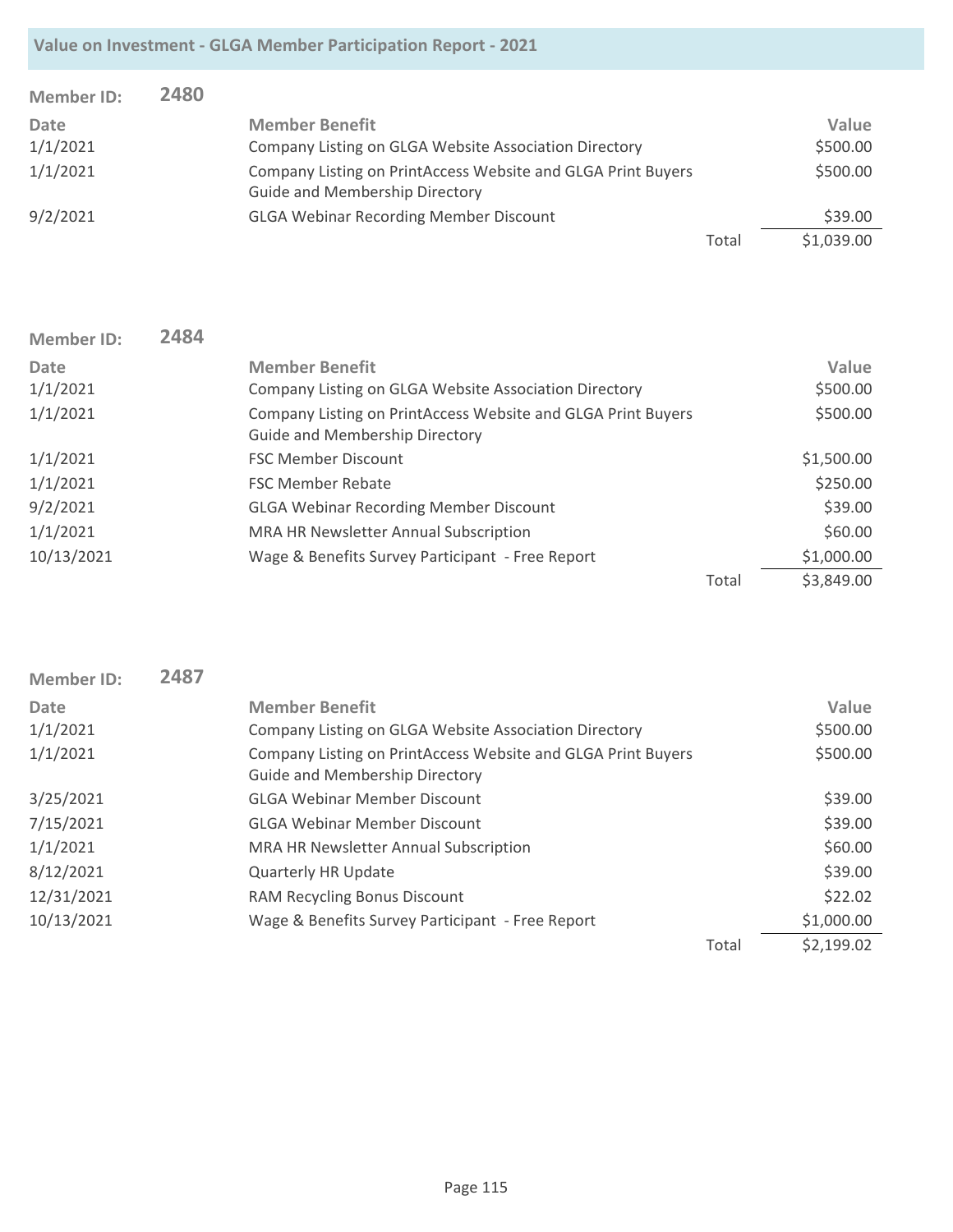## Value on Investment - GLGA Member Participation Report - 2021

**Member ID:** **2480**

| Date | Member Benefit | | Value |
|---|---|---|---|
| 1/1/2021 | Company Listing on GLGA Website Association Directory | | $500.00 |
| 1/1/2021 | Company Listing on PrintAccess Website and GLGA Print Buyers Guide and Membership Directory | | $500.00 |
| 9/2/2021 | GLGA Webinar Recording Member Discount | | $39.00 |
| | | Total | $1,039.00 |

**Member ID:** **2484**

| Date | Member Benefit | | Value |
|---|---|---|---|
| 1/1/2021 | Company Listing on GLGA Website Association Directory | | $500.00 |
| 1/1/2021 | Company Listing on PrintAccess Website and GLGA Print Buyers Guide and Membership Directory | | $500.00 |
| 1/1/2021 | FSC Member Discount | | $1,500.00 |
| 1/1/2021 | FSC Member Rebate | | $250.00 |
| 9/2/2021 | GLGA Webinar Recording Member Discount | | $39.00 |
| 1/1/2021 | MRA HR Newsletter Annual Subscription | | $60.00 |
| 10/13/2021 | Wage & Benefits Survey Participant - Free Report | | $1,000.00 |
| | | Total | $3,849.00 |

**Member ID:** **2487**

| Date | Member Benefit | | Value |
|---|---|---|---|
| 1/1/2021 | Company Listing on GLGA Website Association Directory | | $500.00 |
| 1/1/2021 | Company Listing on PrintAccess Website and GLGA Print Buyers Guide and Membership Directory | | $500.00 |
| 3/25/2021 | GLGA Webinar Member Discount | | $39.00 |
| 7/15/2021 | GLGA Webinar Member Discount | | $39.00 |
| 1/1/2021 | MRA HR Newsletter Annual Subscription | | $60.00 |
| 8/12/2021 | Quarterly HR Update | | $39.00 |
| 12/31/2021 | RAM Recycling Bonus Discount | | $22.02 |
| 10/13/2021 | Wage & Benefits Survey Participant - Free Report | | $1,000.00 |
| | | Total | $2,199.02 |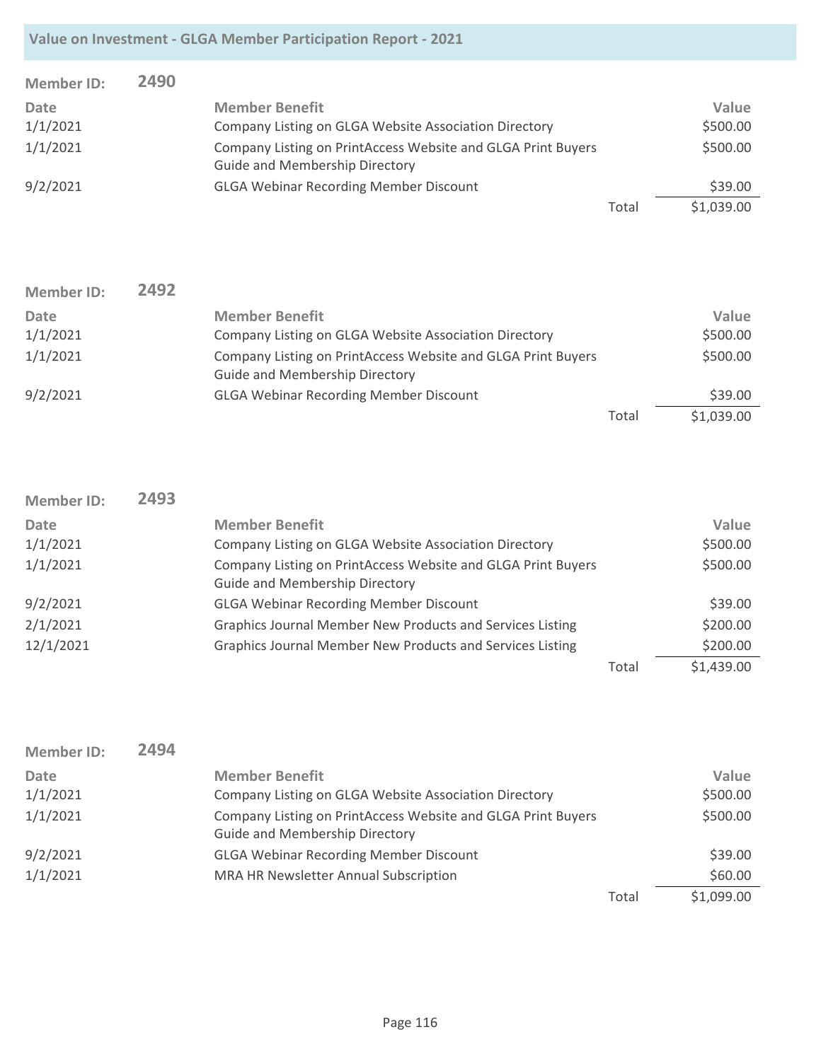## Value on Investment - GLGA Member Participation Report - 2021

**Member ID:** **2490**

| Date | Member Benefit | | Value |
|---|---|---|---|
| 1/1/2021 | Company Listing on GLGA Website Association Directory | | $500.00 |
| 1/1/2021 | Company Listing on PrintAccess Website and GLGA Print Buyers Guide and Membership Directory | | $500.00 |
| 9/2/2021 | GLGA Webinar Recording Member Discount | | $39.00 |
| | | Total | $1,039.00 |

**Member ID:** **2492**

| Date | Member Benefit | | Value |
|---|---|---|---|
| 1/1/2021 | Company Listing on GLGA Website Association Directory | | $500.00 |
| 1/1/2021 | Company Listing on PrintAccess Website and GLGA Print Buyers Guide and Membership Directory | | $500.00 |
| 9/2/2021 | GLGA Webinar Recording Member Discount | | $39.00 |
| | | Total | $1,039.00 |

**Member ID:** **2493**

| Date | Member Benefit | | Value |
|---|---|---|---|
| 1/1/2021 | Company Listing on GLGA Website Association Directory | | $500.00 |
| 1/1/2021 | Company Listing on PrintAccess Website and GLGA Print Buyers Guide and Membership Directory | | $500.00 |
| 9/2/2021 | GLGA Webinar Recording Member Discount | | $39.00 |
| 2/1/2021 | Graphics Journal Member New Products and Services Listing | | $200.00 |
| 12/1/2021 | Graphics Journal Member New Products and Services Listing | | $200.00 |
| | | Total | $1,439.00 |

**Member ID:** **2494**

| Date | Member Benefit | | Value |
|---|---|---|---|
| 1/1/2021 | Company Listing on GLGA Website Association Directory | | $500.00 |
| 1/1/2021 | Company Listing on PrintAccess Website and GLGA Print Buyers Guide and Membership Directory | | $500.00 |
| 9/2/2021 | GLGA Webinar Recording Member Discount | | $39.00 |
| 1/1/2021 | MRA HR Newsletter Annual Subscription | | $60.00 |
| | | Total | $1,099.00 |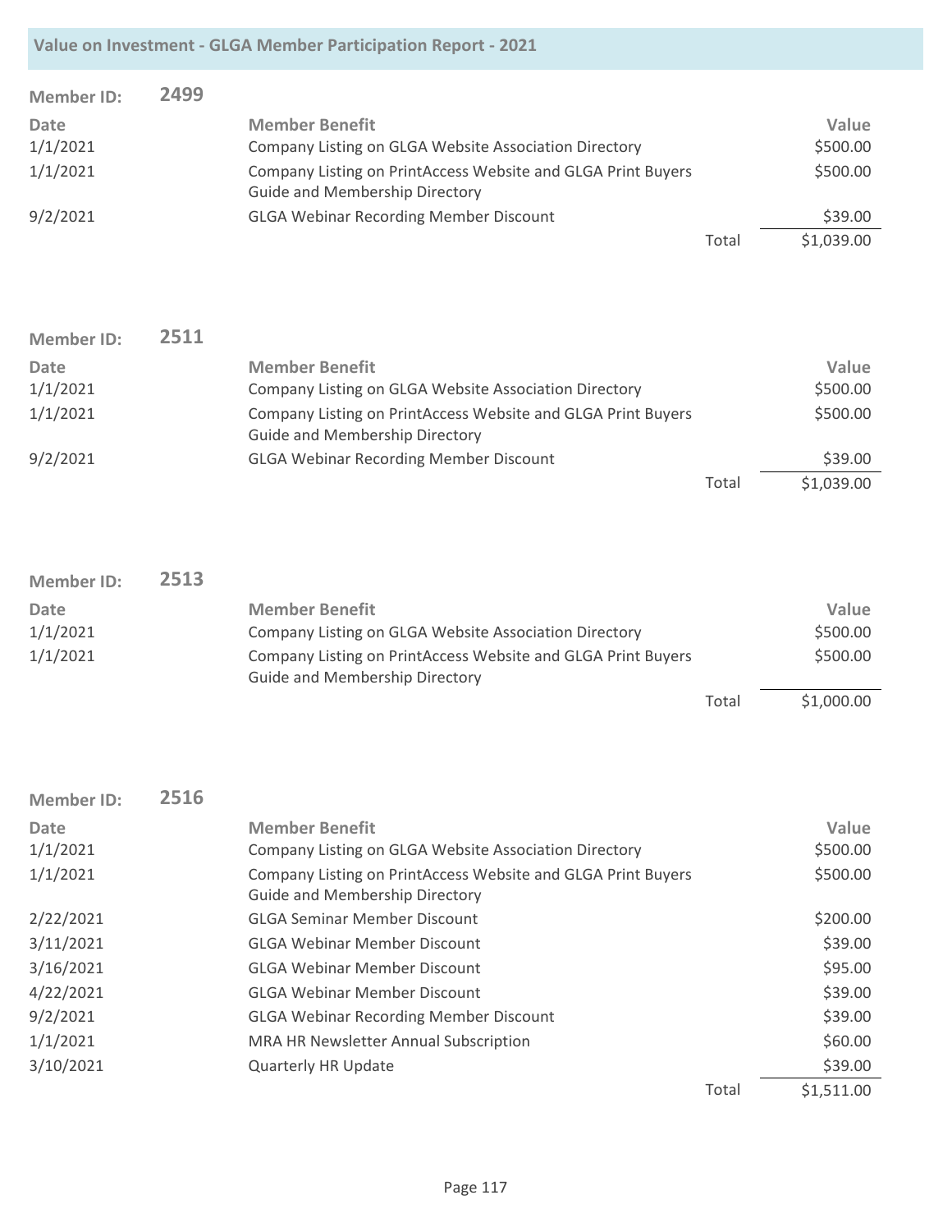## Value on Investment - GLGA Member Participation Report - 2021

**Member ID:** **2499**

| Date | Member Benefit | | Value |
|---|---|---|---|
| 1/1/2021 | Company Listing on GLGA Website Association Directory | | $500.00 |
| 1/1/2021 | Company Listing on PrintAccess Website and GLGA Print Buyers Guide and Membership Directory | | $500.00 |
| 9/2/2021 | GLGA Webinar Recording Member Discount | | $39.00 |
| | | Total | $1,039.00 |

**Member ID:** **2511**

| Date | Member Benefit | | Value |
|---|---|---|---|
| 1/1/2021 | Company Listing on GLGA Website Association Directory | | $500.00 |
| 1/1/2021 | Company Listing on PrintAccess Website and GLGA Print Buyers Guide and Membership Directory | | $500.00 |
| 9/2/2021 | GLGA Webinar Recording Member Discount | | $39.00 |
| | | Total | $1,039.00 |

**Member ID:** **2513**

| Date | Member Benefit | | Value |
|---|---|---|---|
| 1/1/2021 | Company Listing on GLGA Website Association Directory | | $500.00 |
| 1/1/2021 | Company Listing on PrintAccess Website and GLGA Print Buyers Guide and Membership Directory | | $500.00 |
| | | Total | $1,000.00 |

**Member ID:** **2516**

| Date | Member Benefit | | Value |
|---|---|---|---|
| 1/1/2021 | Company Listing on GLGA Website Association Directory | | $500.00 |
| 1/1/2021 | Company Listing on PrintAccess Website and GLGA Print Buyers Guide and Membership Directory | | $500.00 |
| 2/22/2021 | GLGA Seminar Member Discount | | $200.00 |
| 3/11/2021 | GLGA Webinar Member Discount | | $39.00 |
| 3/16/2021 | GLGA Webinar Member Discount | | $95.00 |
| 4/22/2021 | GLGA Webinar Member Discount | | $39.00 |
| 9/2/2021 | GLGA Webinar Recording Member Discount | | $39.00 |
| 1/1/2021 | MRA HR Newsletter Annual Subscription | | $60.00 |
| 3/10/2021 | Quarterly HR Update | | $39.00 |
| | | Total | $1,511.00 |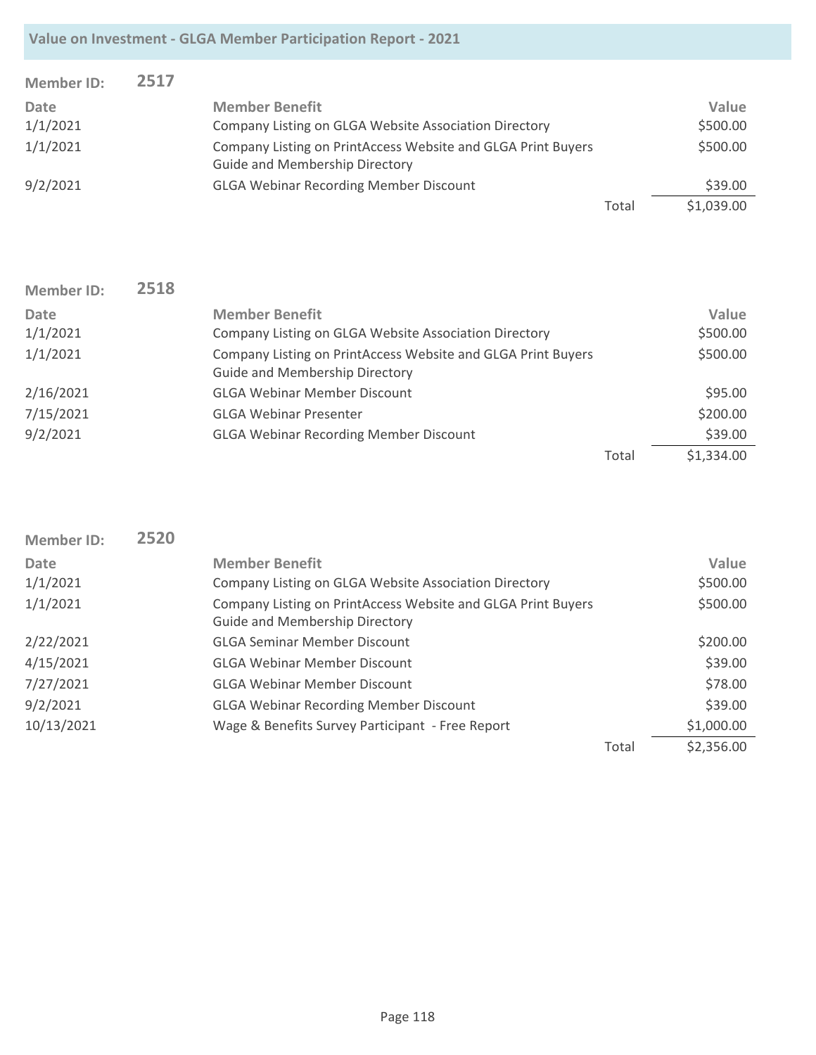## Value on Investment - GLGA Member Participation Report - 2021

**Member ID: 2517**

| Date | Member Benefit | | Value |
|---|---|---|---|
| 1/1/2021 | Company Listing on GLGA Website Association Directory | | $500.00 |
| 1/1/2021 | Company Listing on PrintAccess Website and GLGA Print Buyers Guide and Membership Directory | | $500.00 |
| 9/2/2021 | GLGA Webinar Recording Member Discount | | $39.00 |
| | | Total | $1,039.00 |

**Member ID: 2518**

| Date | Member Benefit | | Value |
|---|---|---|---|
| 1/1/2021 | Company Listing on GLGA Website Association Directory | | $500.00 |
| 1/1/2021 | Company Listing on PrintAccess Website and GLGA Print Buyers Guide and Membership Directory | | $500.00 |
| 2/16/2021 | GLGA Webinar Member Discount | | $95.00 |
| 7/15/2021 | GLGA Webinar Presenter | | $200.00 |
| 9/2/2021 | GLGA Webinar Recording Member Discount | | $39.00 |
| | | Total | $1,334.00 |

**Member ID: 2520**

| Date | Member Benefit | | Value |
|---|---|---|---|
| 1/1/2021 | Company Listing on GLGA Website Association Directory | | $500.00 |
| 1/1/2021 | Company Listing on PrintAccess Website and GLGA Print Buyers Guide and Membership Directory | | $500.00 |
| 2/22/2021 | GLGA Seminar Member Discount | | $200.00 |
| 4/15/2021 | GLGA Webinar Member Discount | | $39.00 |
| 7/27/2021 | GLGA Webinar Member Discount | | $78.00 |
| 9/2/2021 | GLGA Webinar Recording Member Discount | | $39.00 |
| 10/13/2021 | Wage & Benefits Survey Participant - Free Report | | $1,000.00 |
| | | Total | $2,356.00 |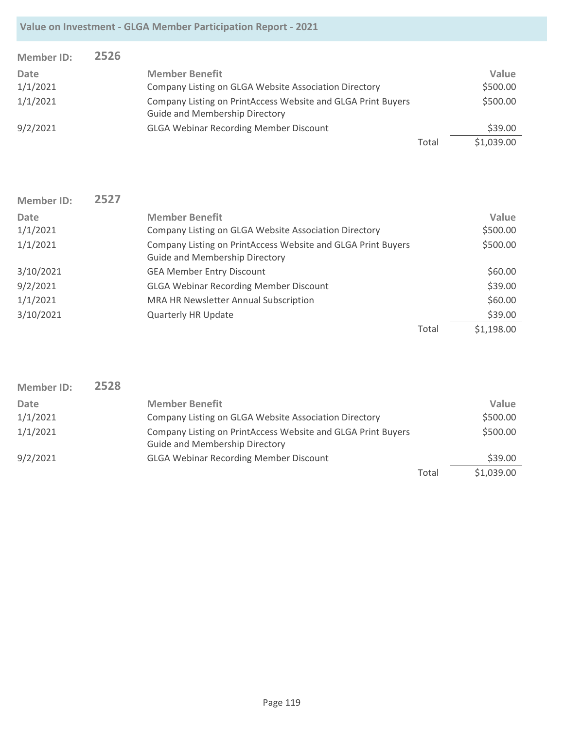## Value on Investment - GLGA Member Participation Report - 2021

**Member ID: 2526**

| Date | Member Benefit | Value |
| --- | --- | --- |
| 1/1/2021 | Company Listing on GLGA Website Association Directory | $500.00 |
| 1/1/2021 | Company Listing on PrintAccess Website and GLGA Print Buyers Guide and Membership Directory | $500.00 |
| 9/2/2021 | GLGA Webinar Recording Member Discount | $39.00 |
| | Total | $1,039.00 |

**Member ID: 2527**

| Date | Member Benefit | Value |
| --- | --- | --- |
| 1/1/2021 | Company Listing on GLGA Website Association Directory | $500.00 |
| 1/1/2021 | Company Listing on PrintAccess Website and GLGA Print Buyers Guide and Membership Directory | $500.00 |
| 3/10/2021 | GEA Member Entry Discount | $60.00 |
| 9/2/2021 | GLGA Webinar Recording Member Discount | $39.00 |
| 1/1/2021 | MRA HR Newsletter Annual Subscription | $60.00 |
| 3/10/2021 | Quarterly HR Update | $39.00 |
| | Total | $1,198.00 |

**Member ID: 2528**

| Date | Member Benefit | Value |
| --- | --- | --- |
| 1/1/2021 | Company Listing on GLGA Website Association Directory | $500.00 |
| 1/1/2021 | Company Listing on PrintAccess Website and GLGA Print Buyers Guide and Membership Directory | $500.00 |
| 9/2/2021 | GLGA Webinar Recording Member Discount | $39.00 |
| | Total | $1,039.00 |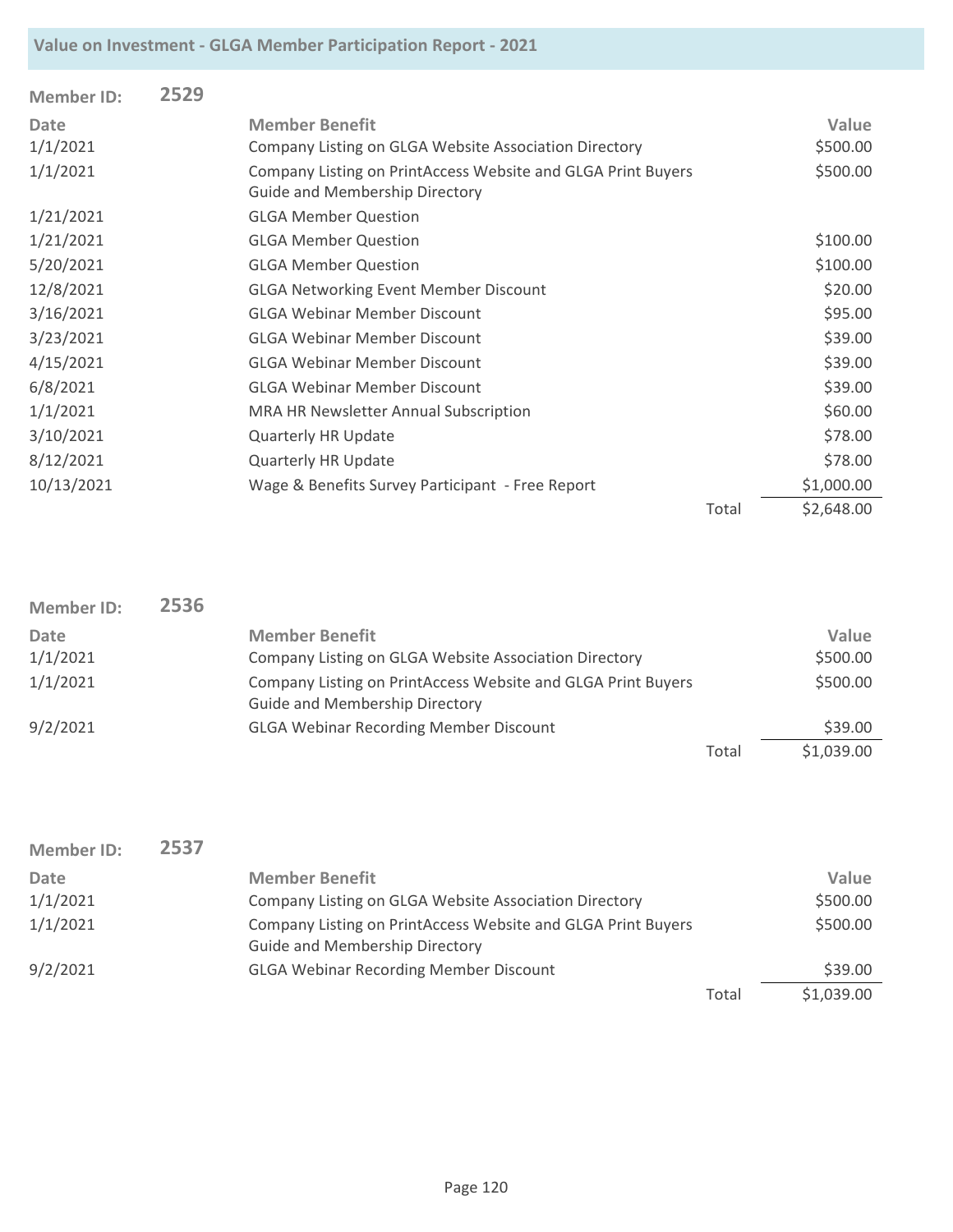## Value on Investment - GLGA Member Participation Report - 2021

**Member ID:** 2529

| Date | Member Benefit | | Value |
|---|---|---|---|
| 1/1/2021 | Company Listing on GLGA Website Association Directory | | $500.00 |
| 1/1/2021 | Company Listing on PrintAccess Website and GLGA Print Buyers Guide and Membership Directory | | $500.00 |
| 1/21/2021 | GLGA Member Question | | |
| 1/21/2021 | GLGA Member Question | | $100.00 |
| 5/20/2021 | GLGA Member Question | | $100.00 |
| 12/8/2021 | GLGA Networking Event Member Discount | | $20.00 |
| 3/16/2021 | GLGA Webinar Member Discount | | $95.00 |
| 3/23/2021 | GLGA Webinar Member Discount | | $39.00 |
| 4/15/2021 | GLGA Webinar Member Discount | | $39.00 |
| 6/8/2021 | GLGA Webinar Member Discount | | $39.00 |
| 1/1/2021 | MRA HR Newsletter Annual Subscription | | $60.00 |
| 3/10/2021 | Quarterly HR Update | | $78.00 |
| 8/12/2021 | Quarterly HR Update | | $78.00 |
| 10/13/2021 | Wage & Benefits Survey Participant - Free Report | | $1,000.00 |
| | | Total | $2,648.00 |

**Member ID:** 2536

| Date | Member Benefit | | Value |
|---|---|---|---|
| 1/1/2021 | Company Listing on GLGA Website Association Directory | | $500.00 |
| 1/1/2021 | Company Listing on PrintAccess Website and GLGA Print Buyers Guide and Membership Directory | | $500.00 |
| 9/2/2021 | GLGA Webinar Recording Member Discount | | $39.00 |
| | | Total | $1,039.00 |

**Member ID:** 2537

| Date | Member Benefit | | Value |
|---|---|---|---|
| 1/1/2021 | Company Listing on GLGA Website Association Directory | | $500.00 |
| 1/1/2021 | Company Listing on PrintAccess Website and GLGA Print Buyers Guide and Membership Directory | | $500.00 |
| 9/2/2021 | GLGA Webinar Recording Member Discount | | $39.00 |
| | | Total | $1,039.00 |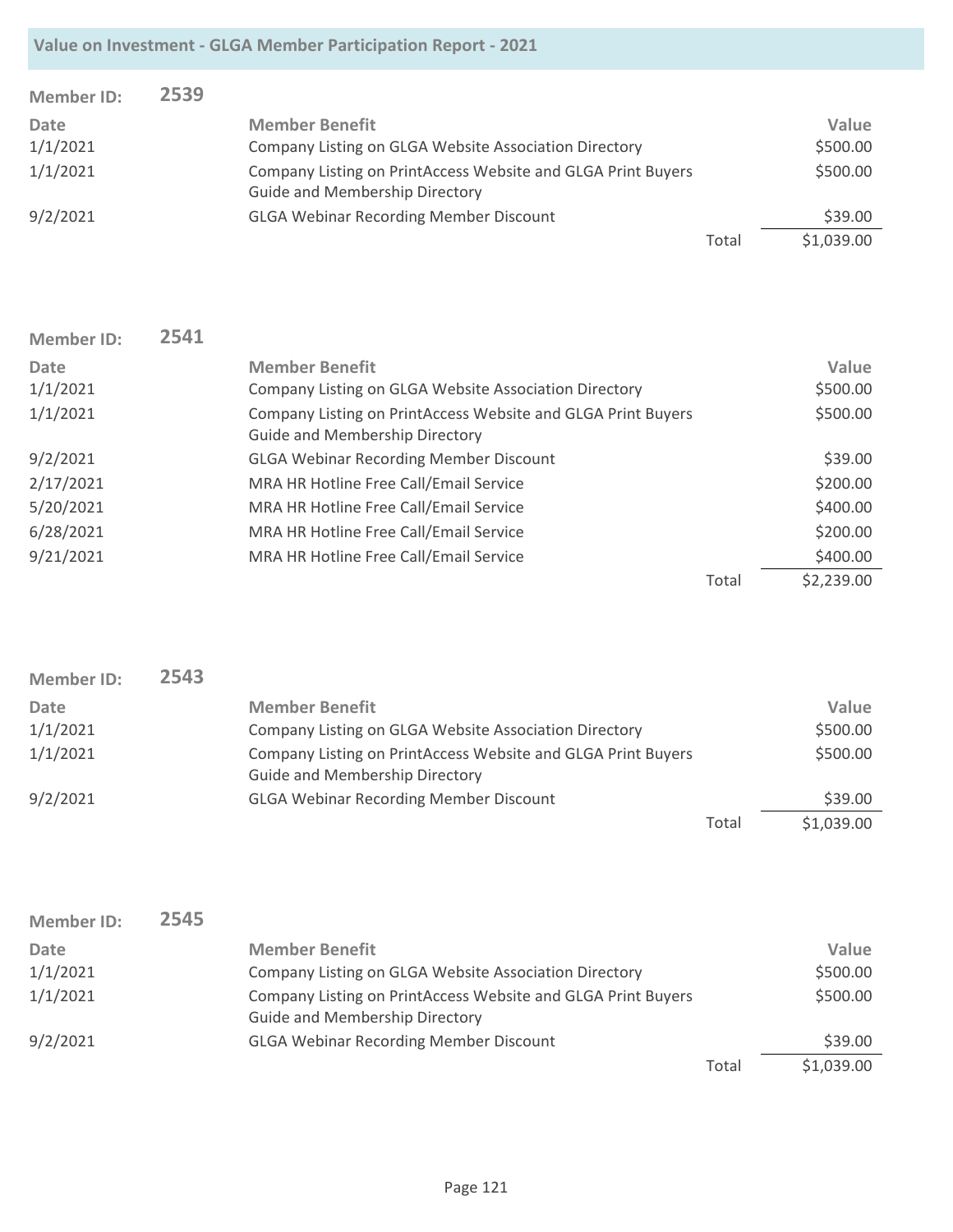## Value on Investment - GLGA Member Participation Report - 2021

**Member ID: 2539**

| Date | Member Benefit | | Value |
|---|---|---|---|
| 1/1/2021 | Company Listing on GLGA Website Association Directory | | $500.00 |
| 1/1/2021 | Company Listing on PrintAccess Website and GLGA Print Buyers Guide and Membership Directory | | $500.00 |
| 9/2/2021 | GLGA Webinar Recording Member Discount | | $39.00 |
| | | Total | $1,039.00 |

**Member ID: 2541**

| Date | Member Benefit | | Value |
|---|---|---|---|
| 1/1/2021 | Company Listing on GLGA Website Association Directory | | $500.00 |
| 1/1/2021 | Company Listing on PrintAccess Website and GLGA Print Buyers Guide and Membership Directory | | $500.00 |
| 9/2/2021 | GLGA Webinar Recording Member Discount | | $39.00 |
| 2/17/2021 | MRA HR Hotline Free Call/Email Service | | $200.00 |
| 5/20/2021 | MRA HR Hotline Free Call/Email Service | | $400.00 |
| 6/28/2021 | MRA HR Hotline Free Call/Email Service | | $200.00 |
| 9/21/2021 | MRA HR Hotline Free Call/Email Service | | $400.00 |
| | | Total | $2,239.00 |

**Member ID: 2543**

| Date | Member Benefit | | Value |
|---|---|---|---|
| 1/1/2021 | Company Listing on GLGA Website Association Directory | | $500.00 |
| 1/1/2021 | Company Listing on PrintAccess Website and GLGA Print Buyers Guide and Membership Directory | | $500.00 |
| 9/2/2021 | GLGA Webinar Recording Member Discount | | $39.00 |
| | | Total | $1,039.00 |

**Member ID: 2545**

| Date | Member Benefit | | Value |
|---|---|---|---|
| 1/1/2021 | Company Listing on GLGA Website Association Directory | | $500.00 |
| 1/1/2021 | Company Listing on PrintAccess Website and GLGA Print Buyers Guide and Membership Directory | | $500.00 |
| 9/2/2021 | GLGA Webinar Recording Member Discount | | $39.00 |
| | | Total | $1,039.00 |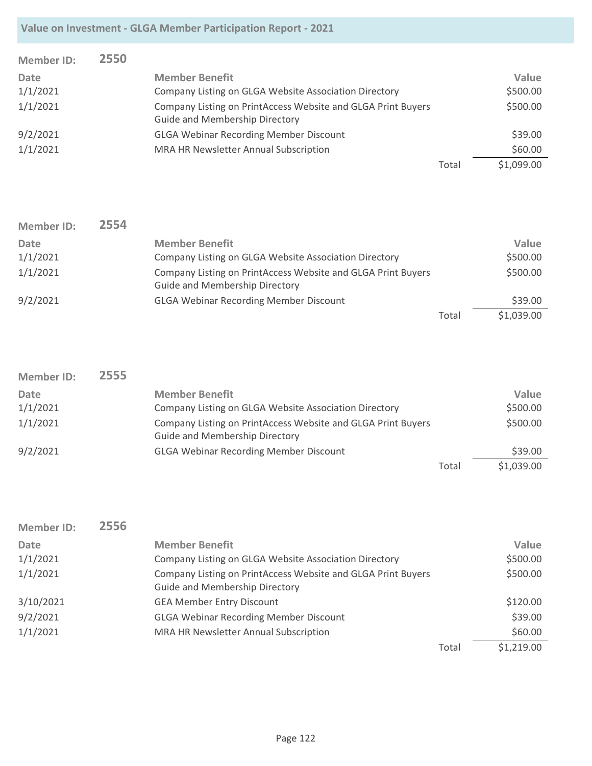## Value on Investment - GLGA Member Participation Report - 2021

**Member ID:** 2550

| Date | Member Benefit | | Value |
|---|---|---|---|
| 1/1/2021 | Company Listing on GLGA Website Association Directory | | $500.00 |
| 1/1/2021 | Company Listing on PrintAccess Website and GLGA Print Buyers Guide and Membership Directory | | $500.00 |
| 9/2/2021 | GLGA Webinar Recording Member Discount | | $39.00 |
| 1/1/2021 | MRA HR Newsletter Annual Subscription | | $60.00 |
| | | Total | $1,099.00 |

**Member ID:** 2554

| Date | Member Benefit | | Value |
|---|---|---|---|
| 1/1/2021 | Company Listing on GLGA Website Association Directory | | $500.00 |
| 1/1/2021 | Company Listing on PrintAccess Website and GLGA Print Buyers Guide and Membership Directory | | $500.00 |
| 9/2/2021 | GLGA Webinar Recording Member Discount | | $39.00 |
| | | Total | $1,039.00 |

**Member ID:** 2555

| Date | Member Benefit | | Value |
|---|---|---|---|
| 1/1/2021 | Company Listing on GLGA Website Association Directory | | $500.00 |
| 1/1/2021 | Company Listing on PrintAccess Website and GLGA Print Buyers Guide and Membership Directory | | $500.00 |
| 9/2/2021 | GLGA Webinar Recording Member Discount | | $39.00 |
| | | Total | $1,039.00 |

**Member ID:** 2556

| Date | Member Benefit | | Value |
|---|---|---|---|
| 1/1/2021 | Company Listing on GLGA Website Association Directory | | $500.00 |
| 1/1/2021 | Company Listing on PrintAccess Website and GLGA Print Buyers Guide and Membership Directory | | $500.00 |
| 3/10/2021 | GEA Member Entry Discount | | $120.00 |
| 9/2/2021 | GLGA Webinar Recording Member Discount | | $39.00 |
| 1/1/2021 | MRA HR Newsletter Annual Subscription | | $60.00 |
| | | Total | $1,219.00 |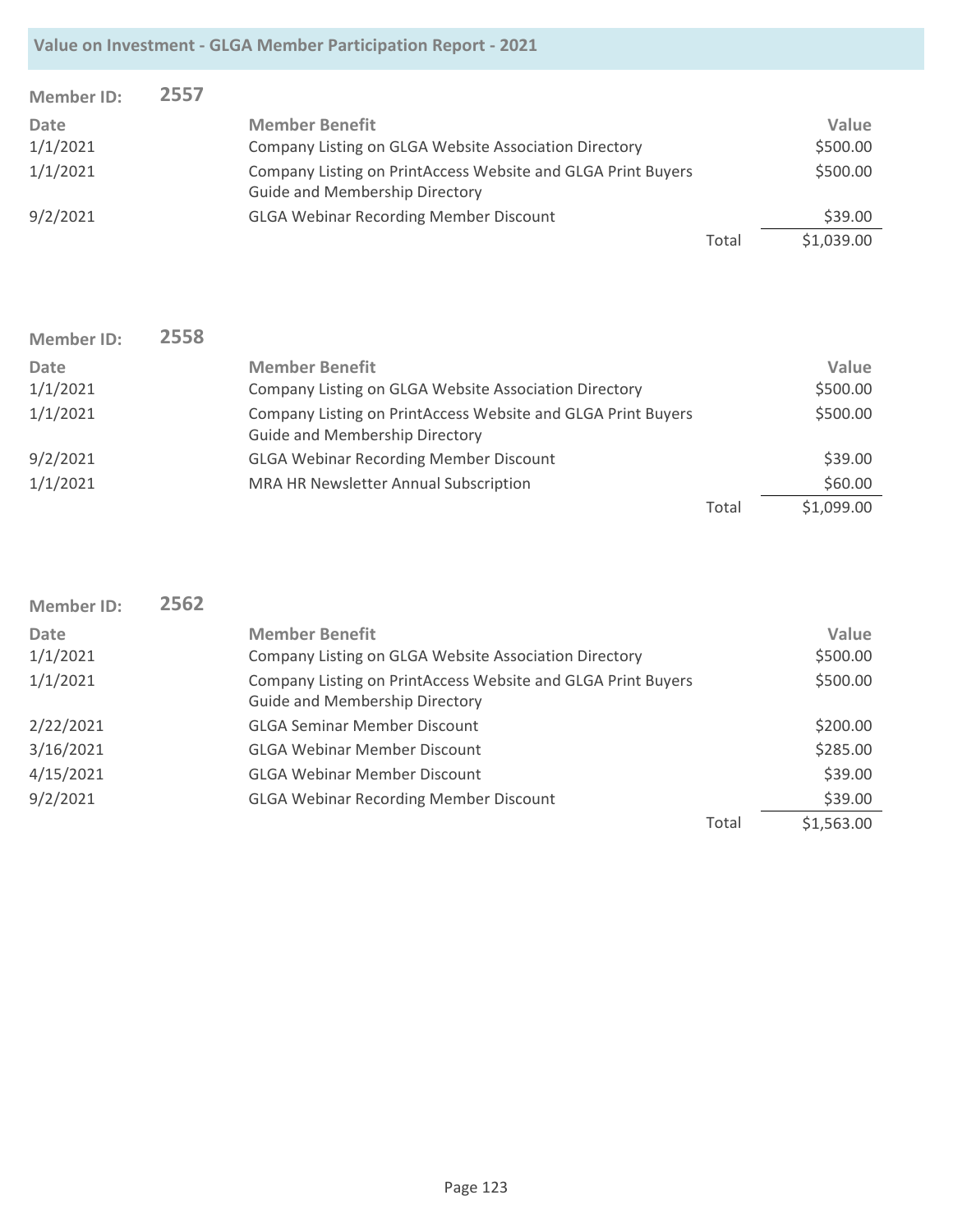## Value on Investment - GLGA Member Participation Report - 2021

**Member ID:** **2557**

| Date | Member Benefit | | Value |
|---|---|---|---|
| 1/1/2021 | Company Listing on GLGA Website Association Directory | | $500.00 |
| 1/1/2021 | Company Listing on PrintAccess Website and GLGA Print Buyers Guide and Membership Directory | | $500.00 |
| 9/2/2021 | GLGA Webinar Recording Member Discount | | $39.00 |
| | | Total | $1,039.00 |

**Member ID:** **2558**

| Date | Member Benefit | | Value |
|---|---|---|---|
| 1/1/2021 | Company Listing on GLGA Website Association Directory | | $500.00 |
| 1/1/2021 | Company Listing on PrintAccess Website and GLGA Print Buyers Guide and Membership Directory | | $500.00 |
| 9/2/2021 | GLGA Webinar Recording Member Discount | | $39.00 |
| 1/1/2021 | MRA HR Newsletter Annual Subscription | | $60.00 |
| | | Total | $1,099.00 |

**Member ID:** **2562**

| Date | Member Benefit | | Value |
|---|---|---|---|
| 1/1/2021 | Company Listing on GLGA Website Association Directory | | $500.00 |
| 1/1/2021 | Company Listing on PrintAccess Website and GLGA Print Buyers Guide and Membership Directory | | $500.00 |
| 2/22/2021 | GLGA Seminar Member Discount | | $200.00 |
| 3/16/2021 | GLGA Webinar Member Discount | | $285.00 |
| 4/15/2021 | GLGA Webinar Member Discount | | $39.00 |
| 9/2/2021 | GLGA Webinar Recording Member Discount | | $39.00 |
| | | Total | $1,563.00 |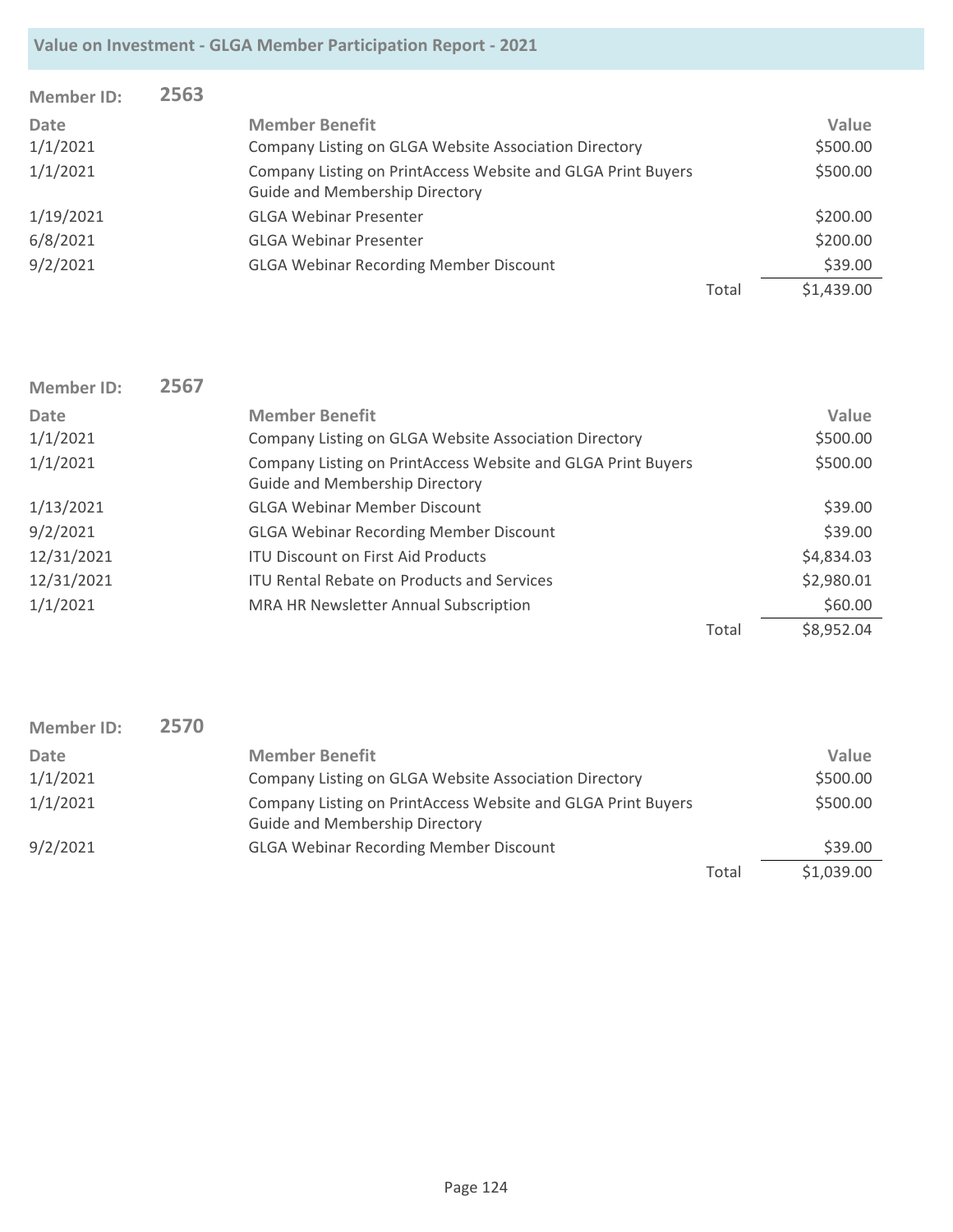## Value on Investment - GLGA Member Participation Report - 2021

**Member ID:** **2563**

| Date | Member Benefit | | Value |
|---|---|---|---|
| 1/1/2021 | Company Listing on GLGA Website Association Directory | | $500.00 |
| 1/1/2021 | Company Listing on PrintAccess Website and GLGA Print Buyers Guide and Membership Directory | | $500.00 |
| 1/19/2021 | GLGA Webinar Presenter | | $200.00 |
| 6/8/2021 | GLGA Webinar Presenter | | $200.00 |
| 9/2/2021 | GLGA Webinar Recording Member Discount | | $39.00 |
| | | Total | $1,439.00 |

**Member ID:** **2567**

| Date | Member Benefit | | Value |
|---|---|---|---|
| 1/1/2021 | Company Listing on GLGA Website Association Directory | | $500.00 |
| 1/1/2021 | Company Listing on PrintAccess Website and GLGA Print Buyers Guide and Membership Directory | | $500.00 |
| 1/13/2021 | GLGA Webinar Member Discount | | $39.00 |
| 9/2/2021 | GLGA Webinar Recording Member Discount | | $39.00 |
| 12/31/2021 | ITU Discount on First Aid Products | | $4,834.03 |
| 12/31/2021 | ITU Rental Rebate on Products and Services | | $2,980.01 |
| 1/1/2021 | MRA HR Newsletter Annual Subscription | | $60.00 |
| | | Total | $8,952.04 |

**Member ID:** **2570**

| Date | Member Benefit | | Value |
|---|---|---|---|
| 1/1/2021 | Company Listing on GLGA Website Association Directory | | $500.00 |
| 1/1/2021 | Company Listing on PrintAccess Website and GLGA Print Buyers Guide and Membership Directory | | $500.00 |
| 9/2/2021 | GLGA Webinar Recording Member Discount | | $39.00 |
| | | Total | $1,039.00 |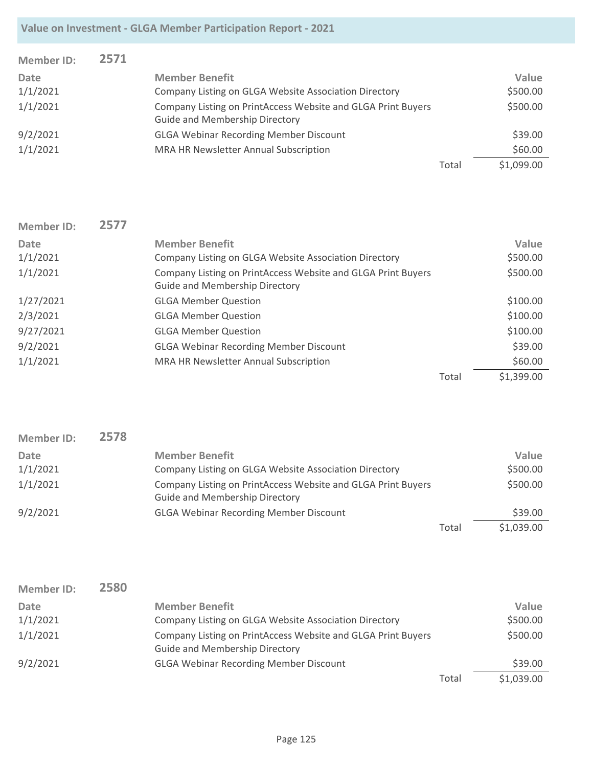## Value on Investment - GLGA Member Participation Report - 2021

**Member ID: 2571**

| Date | Member Benefit | | Value |
|---|---|---|---|
| 1/1/2021 | Company Listing on GLGA Website Association Directory | | $500.00 |
| 1/1/2021 | Company Listing on PrintAccess Website and GLGA Print Buyers Guide and Membership Directory | | $500.00 |
| 9/2/2021 | GLGA Webinar Recording Member Discount | | $39.00 |
| 1/1/2021 | MRA HR Newsletter Annual Subscription | | $60.00 |
| | | Total | $1,099.00 |

**Member ID: 2577**

| Date | Member Benefit | | Value |
|---|---|---|---|
| 1/1/2021 | Company Listing on GLGA Website Association Directory | | $500.00 |
| 1/1/2021 | Company Listing on PrintAccess Website and GLGA Print Buyers Guide and Membership Directory | | $500.00 |
| 1/27/2021 | GLGA Member Question | | $100.00 |
| 2/3/2021 | GLGA Member Question | | $100.00 |
| 9/27/2021 | GLGA Member Question | | $100.00 |
| 9/2/2021 | GLGA Webinar Recording Member Discount | | $39.00 |
| 1/1/2021 | MRA HR Newsletter Annual Subscription | | $60.00 |
| | | Total | $1,399.00 |

**Member ID: 2578**

| Date | Member Benefit | | Value |
|---|---|---|---|
| 1/1/2021 | Company Listing on GLGA Website Association Directory | | $500.00 |
| 1/1/2021 | Company Listing on PrintAccess Website and GLGA Print Buyers Guide and Membership Directory | | $500.00 |
| 9/2/2021 | GLGA Webinar Recording Member Discount | | $39.00 |
| | | Total | $1,039.00 |

**Member ID: 2580**

| Date | Member Benefit | | Value |
|---|---|---|---|
| 1/1/2021 | Company Listing on GLGA Website Association Directory | | $500.00 |
| 1/1/2021 | Company Listing on PrintAccess Website and GLGA Print Buyers Guide and Membership Directory | | $500.00 |
| 9/2/2021 | GLGA Webinar Recording Member Discount | | $39.00 |
| | | Total | $1,039.00 |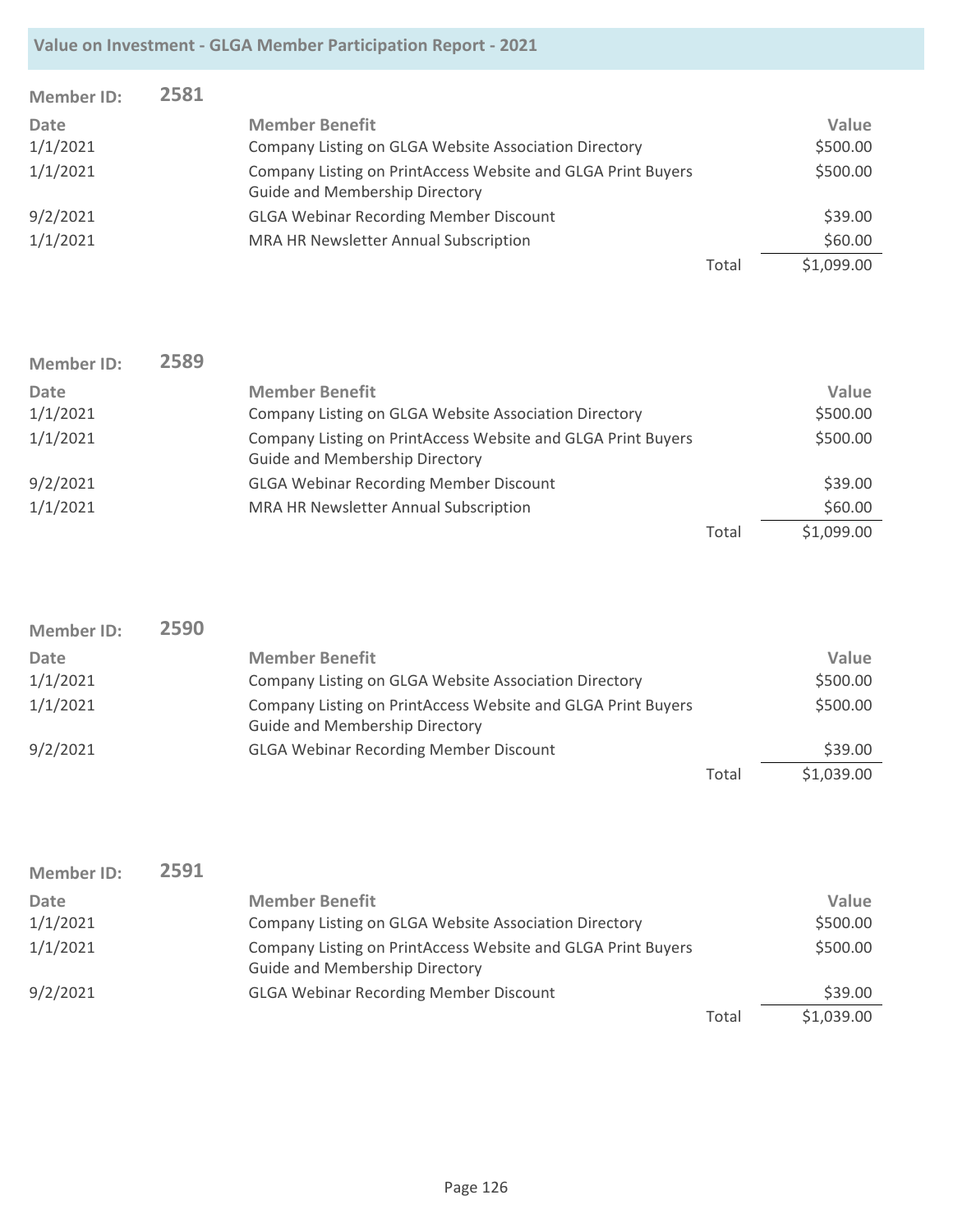## Value on Investment - GLGA Member Participation Report - 2021

**Member ID:** **2581**

| Date | Member Benefit | | Value |
|---|---|---|---|
| 1/1/2021 | Company Listing on GLGA Website Association Directory | | $500.00 |
| 1/1/2021 | Company Listing on PrintAccess Website and GLGA Print Buyers Guide and Membership Directory | | $500.00 |
| 9/2/2021 | GLGA Webinar Recording Member Discount | | $39.00 |
| 1/1/2021 | MRA HR Newsletter Annual Subscription | | $60.00 |
| | | Total | $1,099.00 |

**Member ID:** **2589**

| Date | Member Benefit | | Value |
|---|---|---|---|
| 1/1/2021 | Company Listing on GLGA Website Association Directory | | $500.00 |
| 1/1/2021 | Company Listing on PrintAccess Website and GLGA Print Buyers Guide and Membership Directory | | $500.00 |
| 9/2/2021 | GLGA Webinar Recording Member Discount | | $39.00 |
| 1/1/2021 | MRA HR Newsletter Annual Subscription | | $60.00 |
| | | Total | $1,099.00 |

**Member ID:** **2590**

| Date | Member Benefit | | Value |
|---|---|---|---|
| 1/1/2021 | Company Listing on GLGA Website Association Directory | | $500.00 |
| 1/1/2021 | Company Listing on PrintAccess Website and GLGA Print Buyers Guide and Membership Directory | | $500.00 |
| 9/2/2021 | GLGA Webinar Recording Member Discount | | $39.00 |
| | | Total | $1,039.00 |

**Member ID:** **2591**

| Date | Member Benefit | | Value |
|---|---|---|---|
| 1/1/2021 | Company Listing on GLGA Website Association Directory | | $500.00 |
| 1/1/2021 | Company Listing on PrintAccess Website and GLGA Print Buyers Guide and Membership Directory | | $500.00 |
| 9/2/2021 | GLGA Webinar Recording Member Discount | | $39.00 |
| | | Total | $1,039.00 |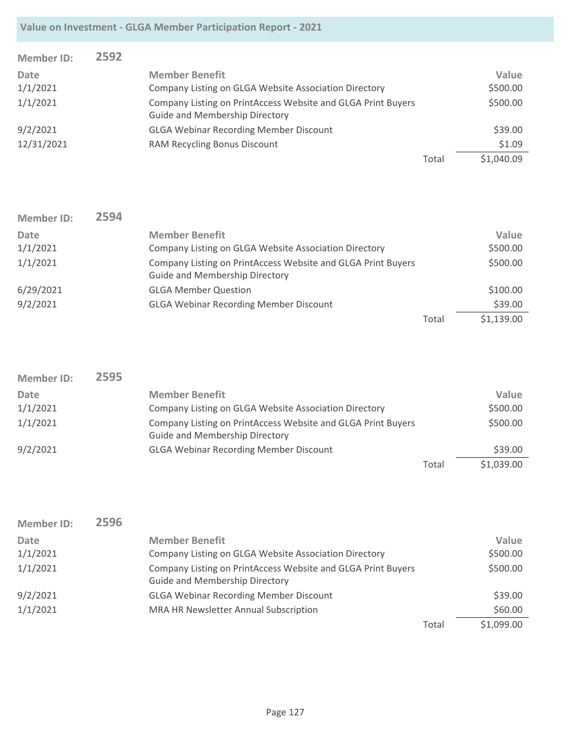## Value on Investment - GLGA Member Participation Report - 2021

**Member ID: 2592**

| Date | Member Benefit | | Value |
|---|---|---|---|
| 1/1/2021 | Company Listing on GLGA Website Association Directory | | $500.00 |
| 1/1/2021 | Company Listing on PrintAccess Website and GLGA Print Buyers Guide and Membership Directory | | $500.00 |
| 9/2/2021 | GLGA Webinar Recording Member Discount | | $39.00 |
| 12/31/2021 | RAM Recycling Bonus Discount | | $1.09 |
| | | Total | $1,040.09 |

**Member ID: 2594**

| Date | Member Benefit | | Value |
|---|---|---|---|
| 1/1/2021 | Company Listing on GLGA Website Association Directory | | $500.00 |
| 1/1/2021 | Company Listing on PrintAccess Website and GLGA Print Buyers Guide and Membership Directory | | $500.00 |
| 6/29/2021 | GLGA Member Question | | $100.00 |
| 9/2/2021 | GLGA Webinar Recording Member Discount | | $39.00 |
| | | Total | $1,139.00 |

**Member ID: 2595**

| Date | Member Benefit | | Value |
|---|---|---|---|
| 1/1/2021 | Company Listing on GLGA Website Association Directory | | $500.00 |
| 1/1/2021 | Company Listing on PrintAccess Website and GLGA Print Buyers Guide and Membership Directory | | $500.00 |
| 9/2/2021 | GLGA Webinar Recording Member Discount | | $39.00 |
| | | Total | $1,039.00 |

**Member ID: 2596**

| Date | Member Benefit | | Value |
|---|---|---|---|
| 1/1/2021 | Company Listing on GLGA Website Association Directory | | $500.00 |
| 1/1/2021 | Company Listing on PrintAccess Website and GLGA Print Buyers Guide and Membership Directory | | $500.00 |
| 9/2/2021 | GLGA Webinar Recording Member Discount | | $39.00 |
| 1/1/2021 | MRA HR Newsletter Annual Subscription | | $60.00 |
| | | Total | $1,099.00 |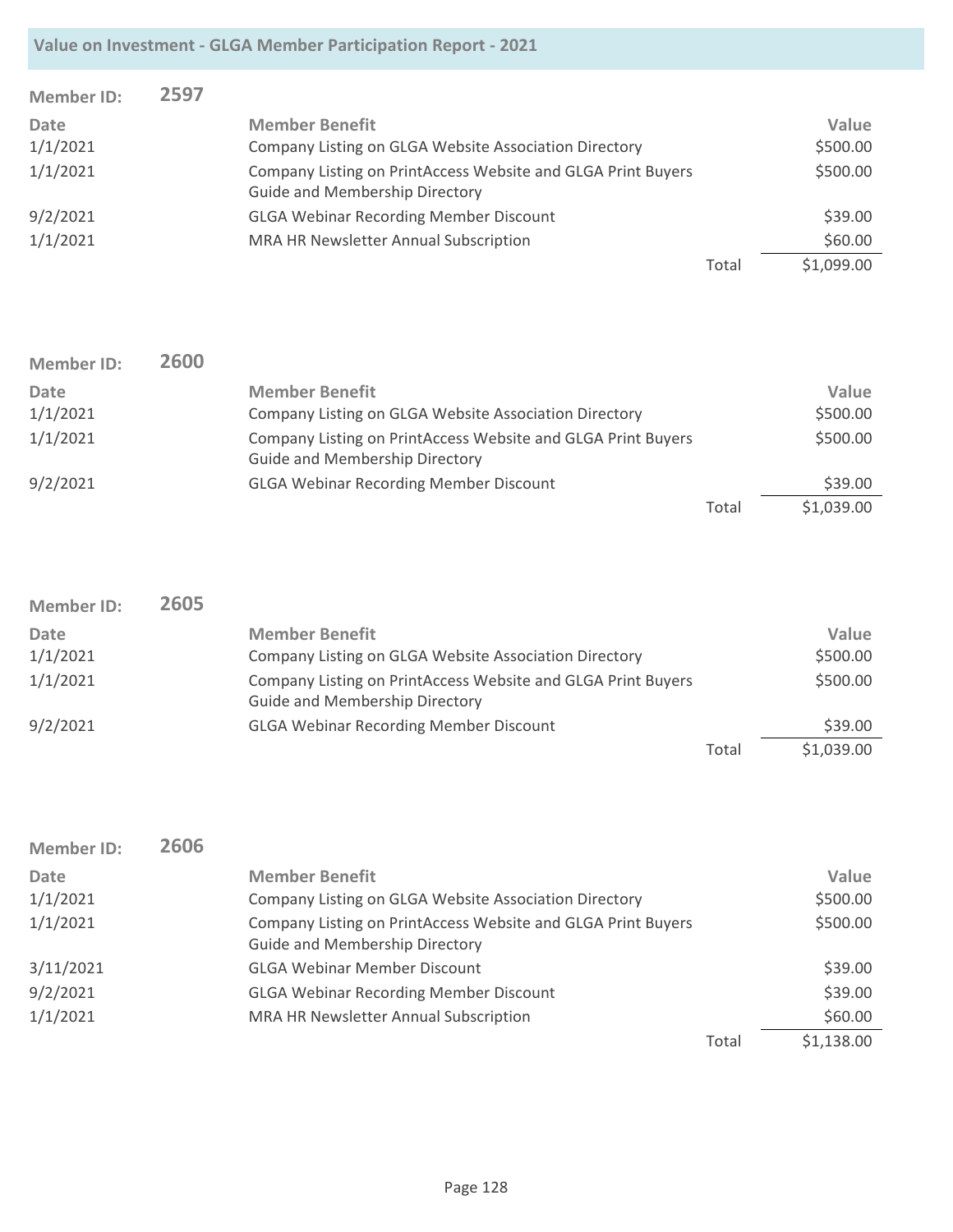## Value on Investment - GLGA Member Participation Report - 2021

**Member ID:** **2597**

| Date | Member Benefit | | Value |
|---|---|---|---|
| 1/1/2021 | Company Listing on GLGA Website Association Directory | | $500.00 |
| 1/1/2021 | Company Listing on PrintAccess Website and GLGA Print Buyers Guide and Membership Directory | | $500.00 |
| 9/2/2021 | GLGA Webinar Recording Member Discount | | $39.00 |
| 1/1/2021 | MRA HR Newsletter Annual Subscription | | $60.00 |
| | | Total | $1,099.00 |

**Member ID:** **2600**

| Date | Member Benefit | | Value |
|---|---|---|---|
| 1/1/2021 | Company Listing on GLGA Website Association Directory | | $500.00 |
| 1/1/2021 | Company Listing on PrintAccess Website and GLGA Print Buyers Guide and Membership Directory | | $500.00 |
| 9/2/2021 | GLGA Webinar Recording Member Discount | | $39.00 |
| | | Total | $1,039.00 |

**Member ID:** **2605**

| Date | Member Benefit | | Value |
|---|---|---|---|
| 1/1/2021 | Company Listing on GLGA Website Association Directory | | $500.00 |
| 1/1/2021 | Company Listing on PrintAccess Website and GLGA Print Buyers Guide and Membership Directory | | $500.00 |
| 9/2/2021 | GLGA Webinar Recording Member Discount | | $39.00 |
| | | Total | $1,039.00 |

**Member ID:** **2606**

| Date | Member Benefit | | Value |
|---|---|---|---|
| 1/1/2021 | Company Listing on GLGA Website Association Directory | | $500.00 |
| 1/1/2021 | Company Listing on PrintAccess Website and GLGA Print Buyers Guide and Membership Directory | | $500.00 |
| 3/11/2021 | GLGA Webinar Member Discount | | $39.00 |
| 9/2/2021 | GLGA Webinar Recording Member Discount | | $39.00 |
| 1/1/2021 | MRA HR Newsletter Annual Subscription | | $60.00 |
| | | Total | $1,138.00 |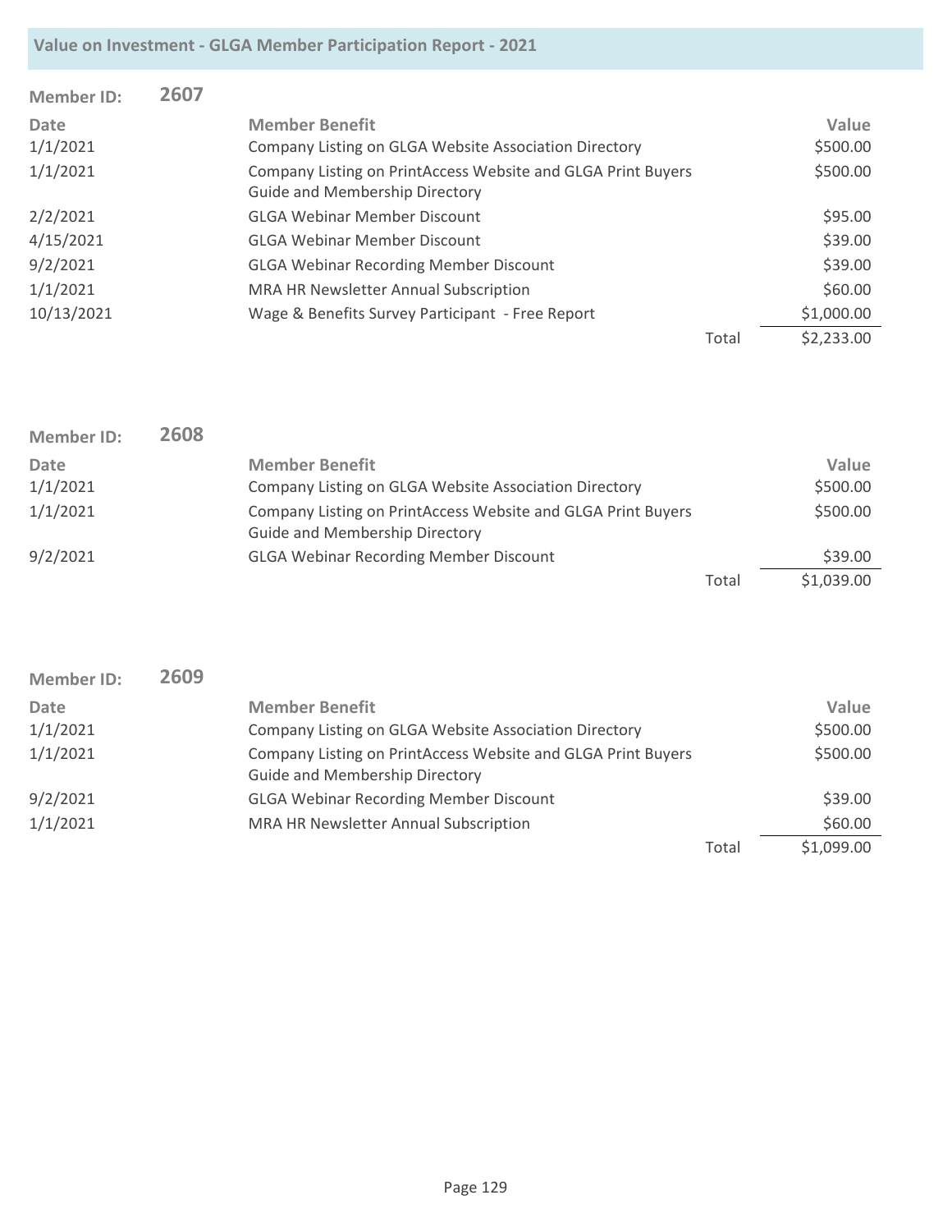## Value on Investment - GLGA Member Participation Report - 2021

**Member ID:** **2607**

| Date | Member Benefit | | Value |
|---|---|---|---|
| 1/1/2021 | Company Listing on GLGA Website Association Directory | | $500.00 |
| 1/1/2021 | Company Listing on PrintAccess Website and GLGA Print Buyers Guide and Membership Directory | | $500.00 |
| 2/2/2021 | GLGA Webinar Member Discount | | $95.00 |
| 4/15/2021 | GLGA Webinar Member Discount | | $39.00 |
| 9/2/2021 | GLGA Webinar Recording Member Discount | | $39.00 |
| 1/1/2021 | MRA HR Newsletter Annual Subscription | | $60.00 |
| 10/13/2021 | Wage & Benefits Survey Participant - Free Report | | $1,000.00 |
| | | Total | $2,233.00 |

**Member ID:** **2608**

| Date | Member Benefit | | Value |
|---|---|---|---|
| 1/1/2021 | Company Listing on GLGA Website Association Directory | | $500.00 |
| 1/1/2021 | Company Listing on PrintAccess Website and GLGA Print Buyers Guide and Membership Directory | | $500.00 |
| 9/2/2021 | GLGA Webinar Recording Member Discount | | $39.00 |
| | | Total | $1,039.00 |

**Member ID:** **2609**

| Date | Member Benefit | | Value |
|---|---|---|---|
| 1/1/2021 | Company Listing on GLGA Website Association Directory | | $500.00 |
| 1/1/2021 | Company Listing on PrintAccess Website and GLGA Print Buyers Guide and Membership Directory | | $500.00 |
| 9/2/2021 | GLGA Webinar Recording Member Discount | | $39.00 |
| 1/1/2021 | MRA HR Newsletter Annual Subscription | | $60.00 |
| | | Total | $1,099.00 |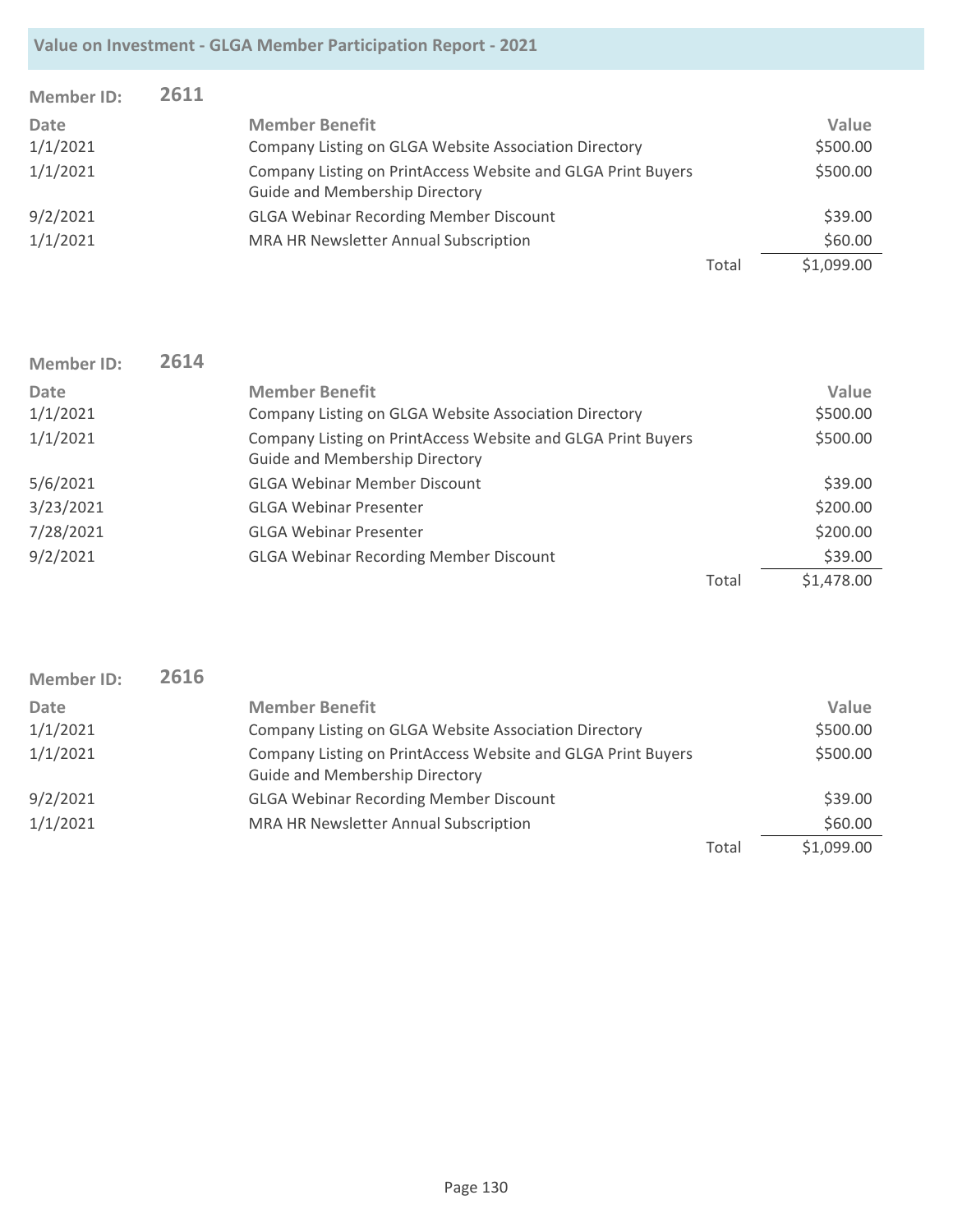## Value on Investment - GLGA Member Participation Report - 2021

**Member ID:** **2611**

| Date | Member Benefit | | Value |
|---|---|---|---|
| 1/1/2021 | Company Listing on GLGA Website Association Directory | | $500.00 |
| 1/1/2021 | Company Listing on PrintAccess Website and GLGA Print Buyers Guide and Membership Directory | | $500.00 |
| 9/2/2021 | GLGA Webinar Recording Member Discount | | $39.00 |
| 1/1/2021 | MRA HR Newsletter Annual Subscription | | $60.00 |
| | | Total | $1,099.00 |

**Member ID:** **2614**

| Date | Member Benefit | | Value |
|---|---|---|---|
| 1/1/2021 | Company Listing on GLGA Website Association Directory | | $500.00 |
| 1/1/2021 | Company Listing on PrintAccess Website and GLGA Print Buyers Guide and Membership Directory | | $500.00 |
| 5/6/2021 | GLGA Webinar Member Discount | | $39.00 |
| 3/23/2021 | GLGA Webinar Presenter | | $200.00 |
| 7/28/2021 | GLGA Webinar Presenter | | $200.00 |
| 9/2/2021 | GLGA Webinar Recording Member Discount | | $39.00 |
| | | Total | $1,478.00 |

**Member ID:** **2616**

| Date | Member Benefit | | Value |
|---|---|---|---|
| 1/1/2021 | Company Listing on GLGA Website Association Directory | | $500.00 |
| 1/1/2021 | Company Listing on PrintAccess Website and GLGA Print Buyers Guide and Membership Directory | | $500.00 |
| 9/2/2021 | GLGA Webinar Recording Member Discount | | $39.00 |
| 1/1/2021 | MRA HR Newsletter Annual Subscription | | $60.00 |
| | | Total | $1,099.00 |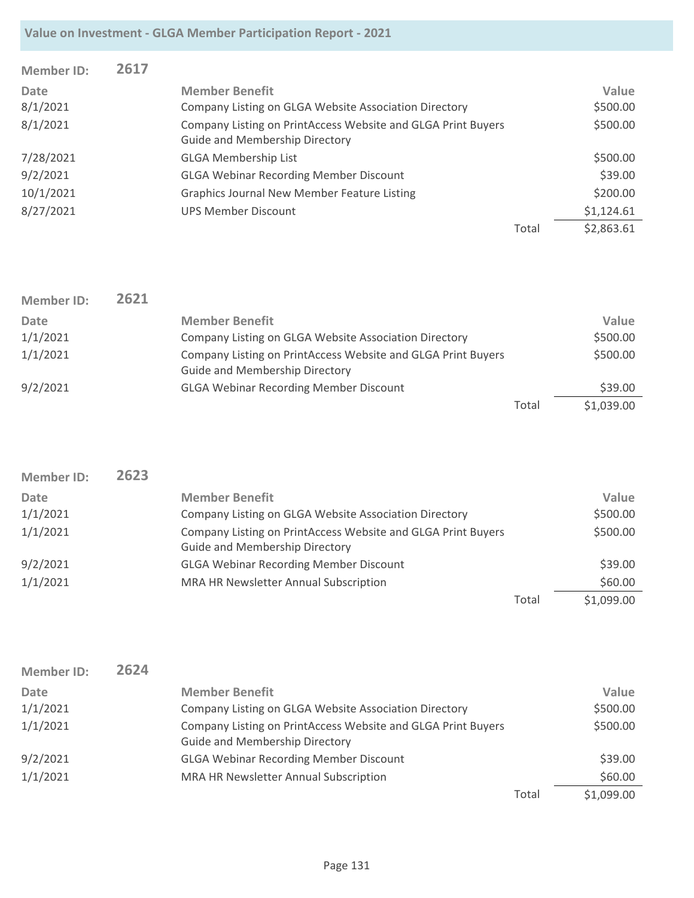## Value on Investment - GLGA Member Participation Report - 2021

**Member ID: 2617**

| Date | Member Benefit | | Value |
|---|---|---|---|
| 8/1/2021 | Company Listing on GLGA Website Association Directory | | $500.00 |
| 8/1/2021 | Company Listing on PrintAccess Website and GLGA Print Buyers Guide and Membership Directory | | $500.00 |
| 7/28/2021 | GLGA Membership List | | $500.00 |
| 9/2/2021 | GLGA Webinar Recording Member Discount | | $39.00 |
| 10/1/2021 | Graphics Journal New Member Feature Listing | | $200.00 |
| 8/27/2021 | UPS Member Discount | | $1,124.61 |
| | | Total | $2,863.61 |

**Member ID: 2621**

| Date | Member Benefit | | Value |
|---|---|---|---|
| 1/1/2021 | Company Listing on GLGA Website Association Directory | | $500.00 |
| 1/1/2021 | Company Listing on PrintAccess Website and GLGA Print Buyers Guide and Membership Directory | | $500.00 |
| 9/2/2021 | GLGA Webinar Recording Member Discount | | $39.00 |
| | | Total | $1,039.00 |

**Member ID: 2623**

| Date | Member Benefit | | Value |
|---|---|---|---|
| 1/1/2021 | Company Listing on GLGA Website Association Directory | | $500.00 |
| 1/1/2021 | Company Listing on PrintAccess Website and GLGA Print Buyers Guide and Membership Directory | | $500.00 |
| 9/2/2021 | GLGA Webinar Recording Member Discount | | $39.00 |
| 1/1/2021 | MRA HR Newsletter Annual Subscription | | $60.00 |
| | | Total | $1,099.00 |

**Member ID: 2624**

| Date | Member Benefit | | Value |
|---|---|---|---|
| 1/1/2021 | Company Listing on GLGA Website Association Directory | | $500.00 |
| 1/1/2021 | Company Listing on PrintAccess Website and GLGA Print Buyers Guide and Membership Directory | | $500.00 |
| 9/2/2021 | GLGA Webinar Recording Member Discount | | $39.00 |
| 1/1/2021 | MRA HR Newsletter Annual Subscription | | $60.00 |
| | | Total | $1,099.00 |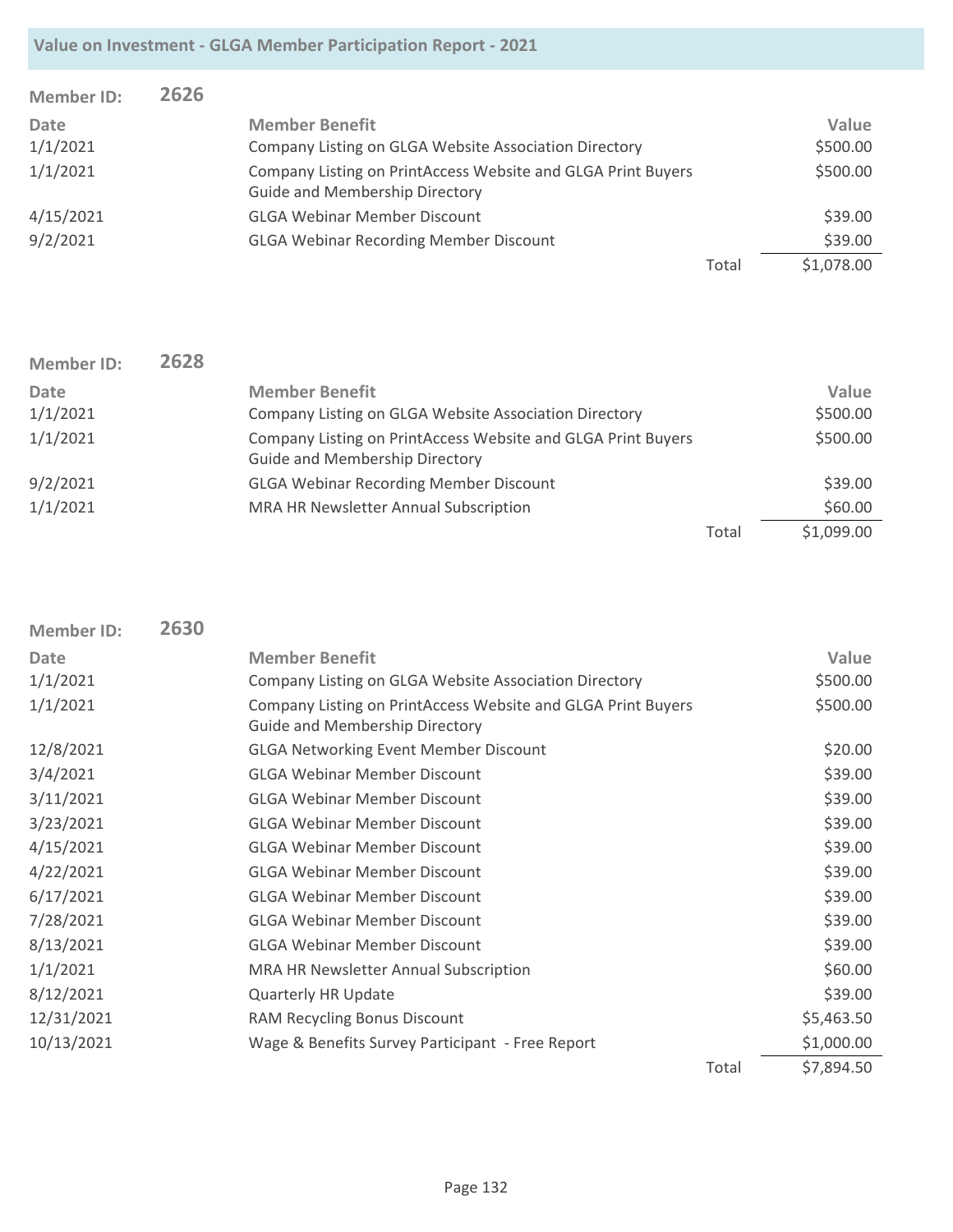## Value on Investment - GLGA Member Participation Report - 2021

**Member ID: 2626**

| Date | Member Benefit | | Value |
|---|---|---|---|
| 1/1/2021 | Company Listing on GLGA Website Association Directory | | $500.00 |
| 1/1/2021 | Company Listing on PrintAccess Website and GLGA Print Buyers Guide and Membership Directory | | $500.00 |
| 4/15/2021 | GLGA Webinar Member Discount | | $39.00 |
| 9/2/2021 | GLGA Webinar Recording Member Discount | | $39.00 |
| | | Total | $1,078.00 |

**Member ID: 2628**

| Date | Member Benefit | | Value |
|---|---|---|---|
| 1/1/2021 | Company Listing on GLGA Website Association Directory | | $500.00 |
| 1/1/2021 | Company Listing on PrintAccess Website and GLGA Print Buyers Guide and Membership Directory | | $500.00 |
| 9/2/2021 | GLGA Webinar Recording Member Discount | | $39.00 |
| 1/1/2021 | MRA HR Newsletter Annual Subscription | | $60.00 |
| | | Total | $1,099.00 |

**Member ID: 2630**

| Date | Member Benefit | | Value |
|---|---|---|---|
| 1/1/2021 | Company Listing on GLGA Website Association Directory | | $500.00 |
| 1/1/2021 | Company Listing on PrintAccess Website and GLGA Print Buyers Guide and Membership Directory | | $500.00 |
| 12/8/2021 | GLGA Networking Event Member Discount | | $20.00 |
| 3/4/2021 | GLGA Webinar Member Discount | | $39.00 |
| 3/11/2021 | GLGA Webinar Member Discount | | $39.00 |
| 3/23/2021 | GLGA Webinar Member Discount | | $39.00 |
| 4/15/2021 | GLGA Webinar Member Discount | | $39.00 |
| 4/22/2021 | GLGA Webinar Member Discount | | $39.00 |
| 6/17/2021 | GLGA Webinar Member Discount | | $39.00 |
| 7/28/2021 | GLGA Webinar Member Discount | | $39.00 |
| 8/13/2021 | GLGA Webinar Member Discount | | $39.00 |
| 1/1/2021 | MRA HR Newsletter Annual Subscription | | $60.00 |
| 8/12/2021 | Quarterly HR Update | | $39.00 |
| 12/31/2021 | RAM Recycling Bonus Discount | | $5,463.50 |
| 10/13/2021 | Wage & Benefits Survey Participant - Free Report | | $1,000.00 |
| | | Total | $7,894.50 |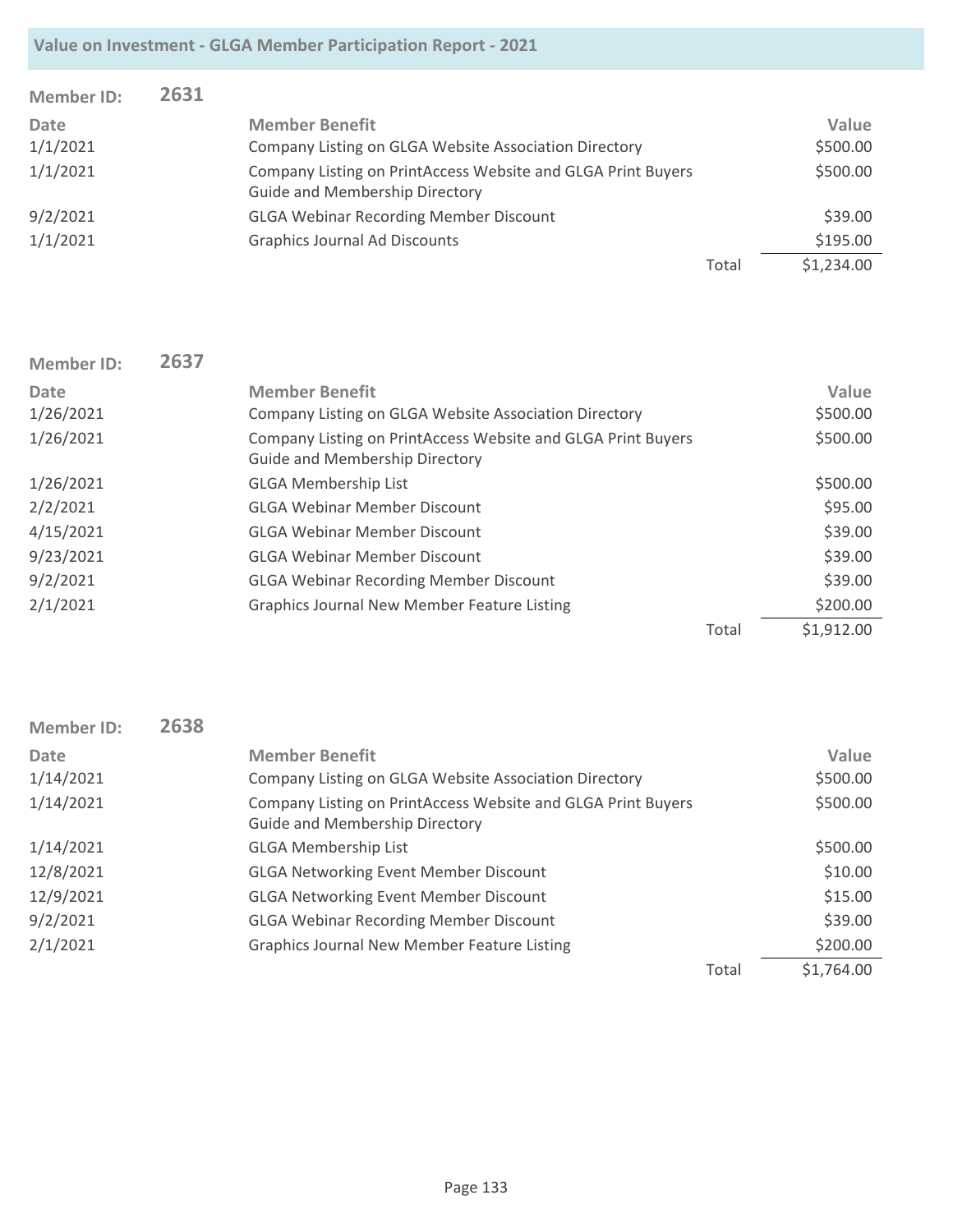## Value on Investment - GLGA Member Participation Report - 2021

**Member ID:** **2631**

| Date | Member Benefit | | Value |
|---|---|---|---|
| 1/1/2021 | Company Listing on GLGA Website Association Directory | | $500.00 |
| 1/1/2021 | Company Listing on PrintAccess Website and GLGA Print Buyers Guide and Membership Directory | | $500.00 |
| 9/2/2021 | GLGA Webinar Recording Member Discount | | $39.00 |
| 1/1/2021 | Graphics Journal Ad Discounts | | $195.00 |
| | | Total | $1,234.00 |

**Member ID:** **2637**

| Date | Member Benefit | | Value |
|---|---|---|---|
| 1/26/2021 | Company Listing on GLGA Website Association Directory | | $500.00 |
| 1/26/2021 | Company Listing on PrintAccess Website and GLGA Print Buyers Guide and Membership Directory | | $500.00 |
| 1/26/2021 | GLGA Membership List | | $500.00 |
| 2/2/2021 | GLGA Webinar Member Discount | | $95.00 |
| 4/15/2021 | GLGA Webinar Member Discount | | $39.00 |
| 9/23/2021 | GLGA Webinar Member Discount | | $39.00 |
| 9/2/2021 | GLGA Webinar Recording Member Discount | | $39.00 |
| 2/1/2021 | Graphics Journal New Member Feature Listing | | $200.00 |
| | | Total | $1,912.00 |

**Member ID:** **2638**

| Date | Member Benefit | | Value |
|---|---|---|---|
| 1/14/2021 | Company Listing on GLGA Website Association Directory | | $500.00 |
| 1/14/2021 | Company Listing on PrintAccess Website and GLGA Print Buyers Guide and Membership Directory | | $500.00 |
| 1/14/2021 | GLGA Membership List | | $500.00 |
| 12/8/2021 | GLGA Networking Event Member Discount | | $10.00 |
| 12/9/2021 | GLGA Networking Event Member Discount | | $15.00 |
| 9/2/2021 | GLGA Webinar Recording Member Discount | | $39.00 |
| 2/1/2021 | Graphics Journal New Member Feature Listing | | $200.00 |
| | | Total | $1,764.00 |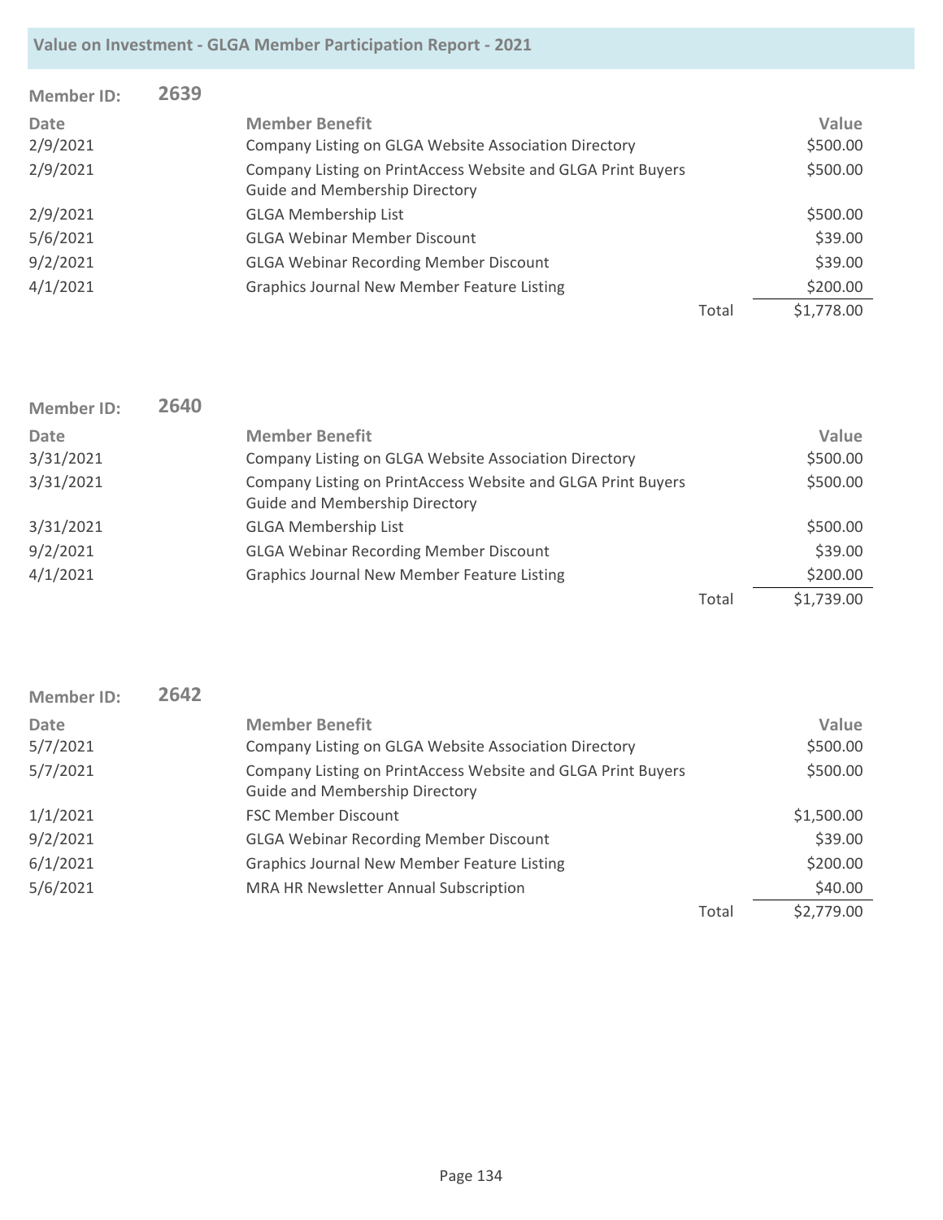## Value on Investment - GLGA Member Participation Report - 2021

**Member ID:** **2639**

| Date | Member Benefit | | Value |
|---|---|---|---|
| 2/9/2021 | Company Listing on GLGA Website Association Directory | | $500.00 |
| 2/9/2021 | Company Listing on PrintAccess Website and GLGA Print Buyers Guide and Membership Directory | | $500.00 |
| 2/9/2021 | GLGA Membership List | | $500.00 |
| 5/6/2021 | GLGA Webinar Member Discount | | $39.00 |
| 9/2/2021 | GLGA Webinar Recording Member Discount | | $39.00 |
| 4/1/2021 | Graphics Journal New Member Feature Listing | | $200.00 |
| | | Total | $1,778.00 |

**Member ID:** **2640**

| Date | Member Benefit | | Value |
|---|---|---|---|
| 3/31/2021 | Company Listing on GLGA Website Association Directory | | $500.00 |
| 3/31/2021 | Company Listing on PrintAccess Website and GLGA Print Buyers Guide and Membership Directory | | $500.00 |
| 3/31/2021 | GLGA Membership List | | $500.00 |
| 9/2/2021 | GLGA Webinar Recording Member Discount | | $39.00 |
| 4/1/2021 | Graphics Journal New Member Feature Listing | | $200.00 |
| | | Total | $1,739.00 |

**Member ID:** **2642**

| Date | Member Benefit | | Value |
|---|---|---|---|
| 5/7/2021 | Company Listing on GLGA Website Association Directory | | $500.00 |
| 5/7/2021 | Company Listing on PrintAccess Website and GLGA Print Buyers Guide and Membership Directory | | $500.00 |
| 1/1/2021 | FSC Member Discount | | $1,500.00 |
| 9/2/2021 | GLGA Webinar Recording Member Discount | | $39.00 |
| 6/1/2021 | Graphics Journal New Member Feature Listing | | $200.00 |
| 5/6/2021 | MRA HR Newsletter Annual Subscription | | $40.00 |
| | | Total | $2,779.00 |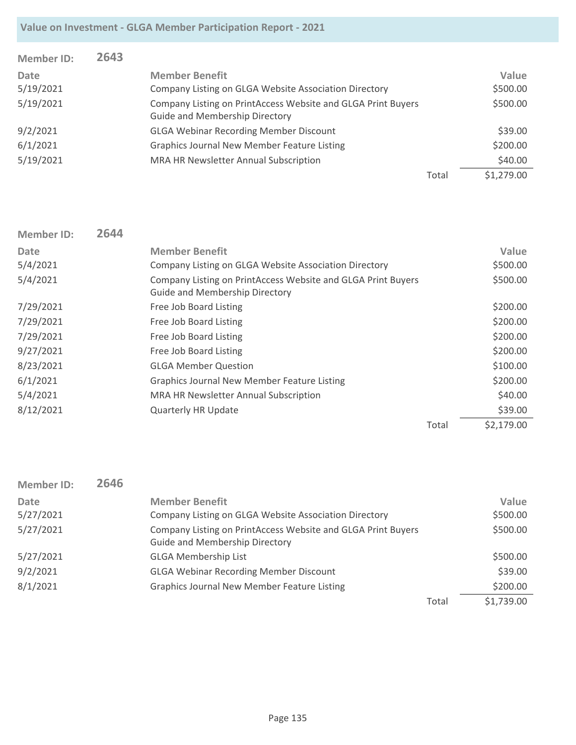## Value on Investment - GLGA Member Participation Report - 2021

**Member ID:** **2643**

| Date | Member Benefit | | Value |
|---|---|---|---|
| 5/19/2021 | Company Listing on GLGA Website Association Directory | | $500.00 |
| 5/19/2021 | Company Listing on PrintAccess Website and GLGA Print Buyers Guide and Membership Directory | | $500.00 |
| 9/2/2021 | GLGA Webinar Recording Member Discount | | $39.00 |
| 6/1/2021 | Graphics Journal New Member Feature Listing | | $200.00 |
| 5/19/2021 | MRA HR Newsletter Annual Subscription | | $40.00 |
| | | Total | $1,279.00 |

**Member ID:** **2644**

| Date | Member Benefit | | Value |
|---|---|---|---|
| 5/4/2021 | Company Listing on GLGA Website Association Directory | | $500.00 |
| 5/4/2021 | Company Listing on PrintAccess Website and GLGA Print Buyers Guide and Membership Directory | | $500.00 |
| 7/29/2021 | Free Job Board Listing | | $200.00 |
| 7/29/2021 | Free Job Board Listing | | $200.00 |
| 7/29/2021 | Free Job Board Listing | | $200.00 |
| 9/27/2021 | Free Job Board Listing | | $200.00 |
| 8/23/2021 | GLGA Member Question | | $100.00 |
| 6/1/2021 | Graphics Journal New Member Feature Listing | | $200.00 |
| 5/4/2021 | MRA HR Newsletter Annual Subscription | | $40.00 |
| 8/12/2021 | Quarterly HR Update | | $39.00 |
| | | Total | $2,179.00 |

**Member ID:** **2646**

| Date | Member Benefit | | Value |
|---|---|---|---|
| 5/27/2021 | Company Listing on GLGA Website Association Directory | | $500.00 |
| 5/27/2021 | Company Listing on PrintAccess Website and GLGA Print Buyers Guide and Membership Directory | | $500.00 |
| 5/27/2021 | GLGA Membership List | | $500.00 |
| 9/2/2021 | GLGA Webinar Recording Member Discount | | $39.00 |
| 8/1/2021 | Graphics Journal New Member Feature Listing | | $200.00 |
| | | Total | $1,739.00 |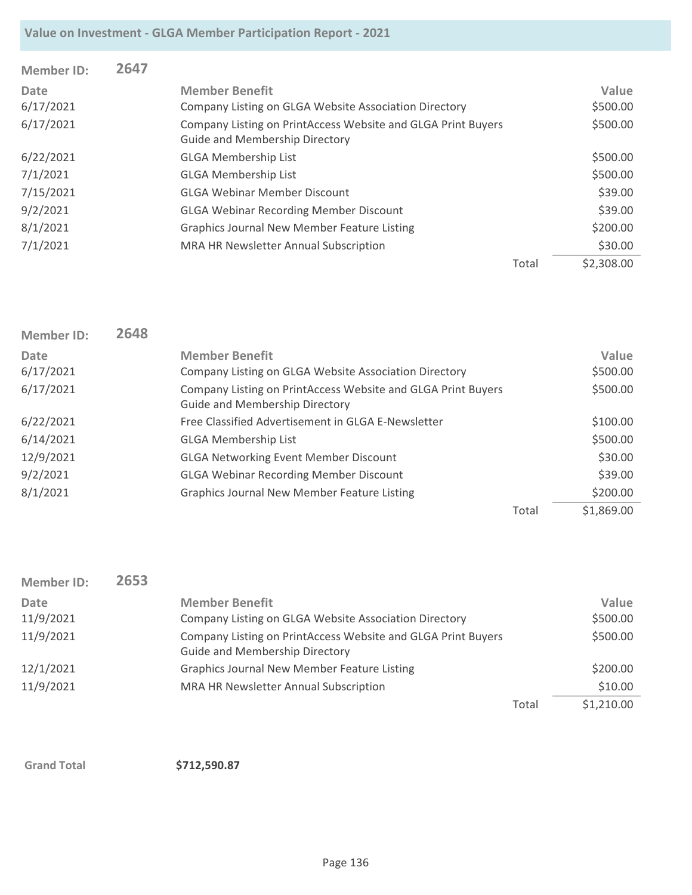## Value on Investment - GLGA Member Participation Report - 2021

**Member ID:** **2647**

| Date | Member Benefit | | Value |
|---|---|---|---|
| 6/17/2021 | Company Listing on GLGA Website Association Directory | | $500.00 |
| 6/17/2021 | Company Listing on PrintAccess Website and GLGA Print Buyers Guide and Membership Directory | | $500.00 |
| 6/22/2021 | GLGA Membership List | | $500.00 |
| 7/1/2021 | GLGA Membership List | | $500.00 |
| 7/15/2021 | GLGA Webinar Member Discount | | $39.00 |
| 9/2/2021 | GLGA Webinar Recording Member Discount | | $39.00 |
| 8/1/2021 | Graphics Journal New Member Feature Listing | | $200.00 |
| 7/1/2021 | MRA HR Newsletter Annual Subscription | | $30.00 |
| | | Total | $2,308.00 |

**Member ID:** **2648**

| Date | Member Benefit | | Value |
|---|---|---|---|
| 6/17/2021 | Company Listing on GLGA Website Association Directory | | $500.00 |
| 6/17/2021 | Company Listing on PrintAccess Website and GLGA Print Buyers Guide and Membership Directory | | $500.00 |
| 6/22/2021 | Free Classified Advertisement in GLGA E-Newsletter | | $100.00 |
| 6/14/2021 | GLGA Membership List | | $500.00 |
| 12/9/2021 | GLGA Networking Event Member Discount | | $30.00 |
| 9/2/2021 | GLGA Webinar Recording Member Discount | | $39.00 |
| 8/1/2021 | Graphics Journal New Member Feature Listing | | $200.00 |
| | | Total | $1,869.00 |

**Member ID:** **2653**

| Date | Member Benefit | | Value |
|---|---|---|---|
| 11/9/2021 | Company Listing on GLGA Website Association Directory | | $500.00 |
| 11/9/2021 | Company Listing on PrintAccess Website and GLGA Print Buyers Guide and Membership Directory | | $500.00 |
| 12/1/2021 | Graphics Journal New Member Feature Listing | | $200.00 |
| 11/9/2021 | MRA HR Newsletter Annual Subscription | | $10.00 |
| | | Total | $1,210.00 |

**Grand Total** **$712,590.87**